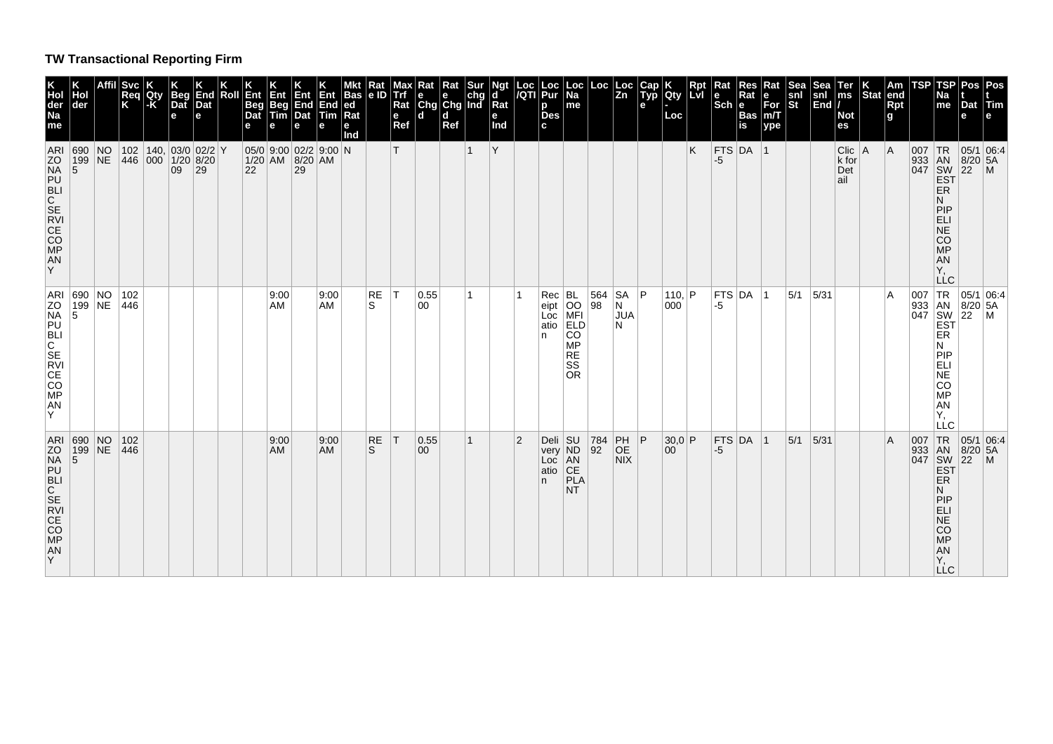## TW Transactional Reporting Firm

| K Holder Name | K Holder | Affil | Svc Req K | K Qty-K | K Beg Date | K End Date | K Roll | K Ent Beg Date | K Ent Beg Time | K Ent End Date | K Ent End Time | Mkt Based Rate Ind | Rate ID | Max Trf Rate Ref | Rate Chgd | Rate Chgd Ref | Surchg Ind | Ngtd Rate Ind | Loc/QTI | Loc Purp Desc | Loc Name | Loc | Loc Zn | Cap Type | K Qty-Loc | Rpt Lvl | Rate Sch | Res Rate Basis | Rate Form/Type | Seasnl St | Seasnl End | Terms/Notes | K Stat | Amend Rptg | TSP | TSP Name | Post Date | Post Time |
|---|---|---|---|---|---|---|---|---|---|---|---|---|---|---|---|---|---|---|---|---|---|---|---|---|---|---|---|---|---|---|---|---|---|---|---|---|---|---|
| ARIZONA PUBLIC SERVICE COMPANY | 6901995 | NONE | 102446 | 140,000 | 03/01/2009 | 02/28/2029 | Y | 05/01/2022 | 9:00 AM | 02/28/2029 | 9:00 AM | N | | T | | | 1 | Y | | | | | | | | K | FTS-5 | DA | 1 | | | Click for Detail | A | A | 007933047 | TRANSWESTERN PIPELINE COMPANY, LLC | 05/18/2022 | 06:45AM |
| ARIZONA PUBLIC SERVICE COMPANY | 6901995 | NONE | 102446 | | | | | | 9:00 AM | | 9:00 AM | | RES | T | 0.5500 | | 1 | | 1 | Receipt Location | BLOOMFIELD COMPRESSOR | 56498 | SAN JUAN | P | 110,000 | P | FTS-5 | DA | 1 | 5/1 | 5/31 | | | A | 007933047 | TRANSWESTERN PIPELINE COMPANY, LLC | 05/18/2022 | 06:45AM |
| ARIZONA PUBLIC SERVICE COMPANY | 6901995 | NONE | 102446 | | | | | | 9:00 AM | | 9:00 AM | | RES | T | 0.5500 | | 1 | | 2 | Delivery Location | SUNDANCE PLANT | 78492 | PHOENIX | P | 30,000 | P | FTS-5 | DA | 1 | 5/1 | 5/31 | | | A | 007933047 | TRANSWESTERN PIPELINE COMPANY, LLC | 05/18/2022 | 06:45AM |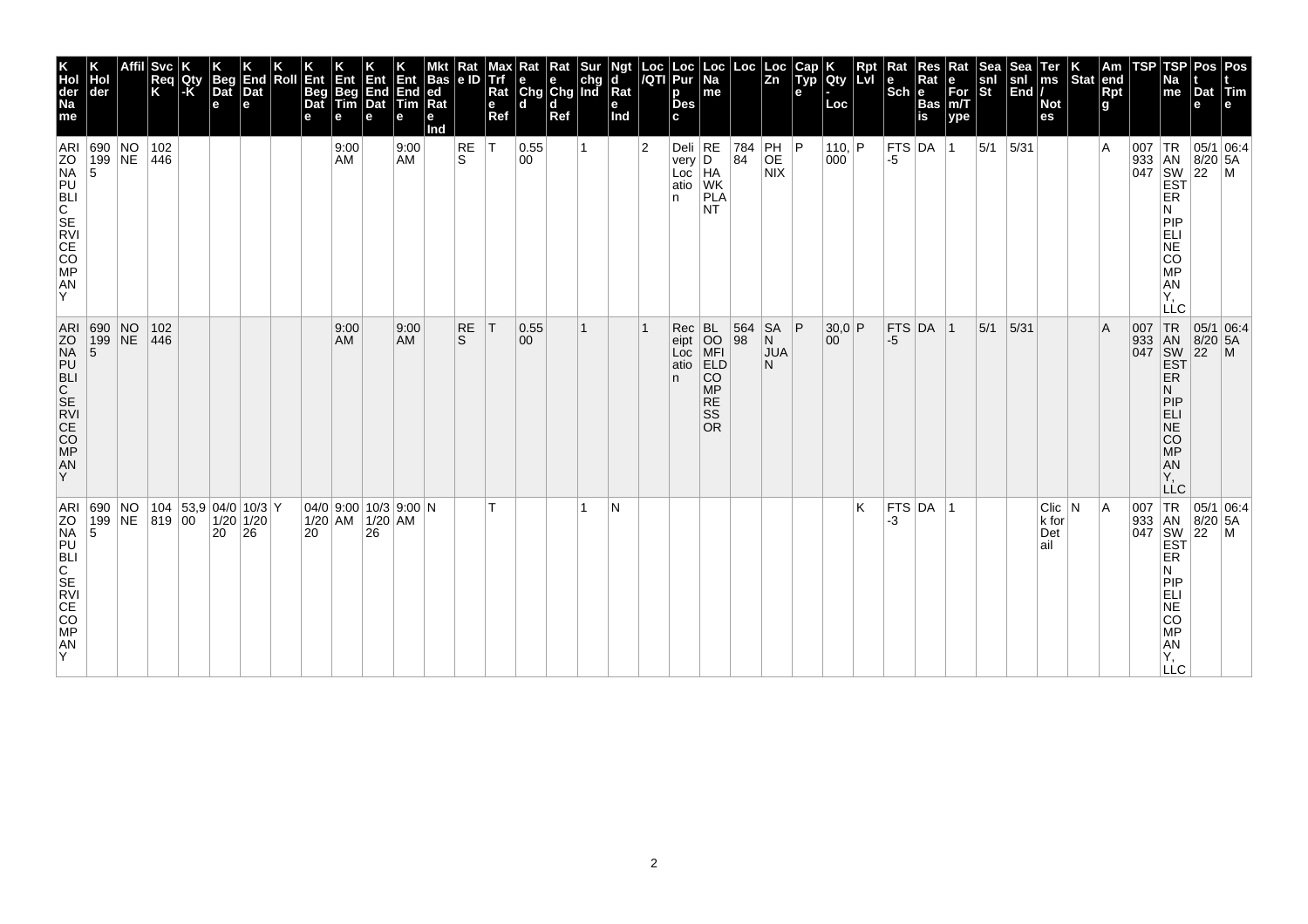| K Hol der Na me | K Hol der | Affil | Svc Req K | K Qty -K | K Beg Dat e | K End Dat e | K Roll | K Ent Beg Dat e | K Ent Beg Tim e | K Ent End Dat e | K Ent End Tim e | Mkt Bas ed Rat e Ind | Rat e ID | Max Trf Rat e Ref | Rat e Chg d | Rat e Chg d Ref | Sur chg Ind | Ngt d Rat e Ind | Loc /QTI | Loc Pur p Des c | Loc Na me | Loc | Loc Zn | Cap Typ e | K Qty - Loc | Rpt Lvl | Rat e Sch | Res Rat e Bas is | Rat e For m/T ype | Sea snl St | Sea snl End | Ter ms / Not es | K Stat | Am end Rpt g | TSP | TSP Na me | Pos t Dat e | Pos t Tim e |
|---|---|---|---|---|---|---|---|---|---|---|---|---|---|---|---|---|---|---|---|---|---|---|---|---|---|---|---|---|---|---|---|---|---|---|---|---|---|---|
| ARIZONA PUBLIC SERVICE COMPANY | 6901995 | NONE | 102446 | | | | | | 9:00 AM | | 9:00 AM | | RES | T | 0.5500 | | 1 | | 2 | Delivery Location | REDHAWK PLANT | 78484 | PHOENIX | P | 110,000 | P | FTS-5 | DA | 1 | 5/1 | 5/31 | | | A | 007933047 | TRANSWESTERN PIPELINE COMPANY, LLC | 05/18/2022 | 06:45AM |
| ARIZONA PUBLIC SERVICE COMPANY | 6901995 | NONE | 102446 | | | | | | 9:00 AM | | 9:00 AM | | RES | T | 0.5500 | | 1 | | 1 | Receipt Location | BLOOMFIELD COMPRESSOR | 56498 | SAN JUAN | P | 30,000 | P | FTS-5 | DA | 1 | 5/1 | 5/31 | | | A | 007933047 | TRANSWESTERN PIPELINE COMPANY, LLC | 05/18/2022 | 06:45AM |
| ARIZONA PUBLIC SERVICE COMPANY | 6901995 | NONE | 104819 | 53,900 | 04/01/2020 | 10/31/2026 | Y | 04/01/2020 | 9:00 AM | 10/31/2026 | 9:00 AM | N | | T | | | 1 | N | | | | | | | | K | FTS-3 | DA | 1 | | | Click for Detail | N | A | 007933047 | TRANSWESTERN PIPELINE COMPANY, LLC | 05/18/2022 | 06:45AM |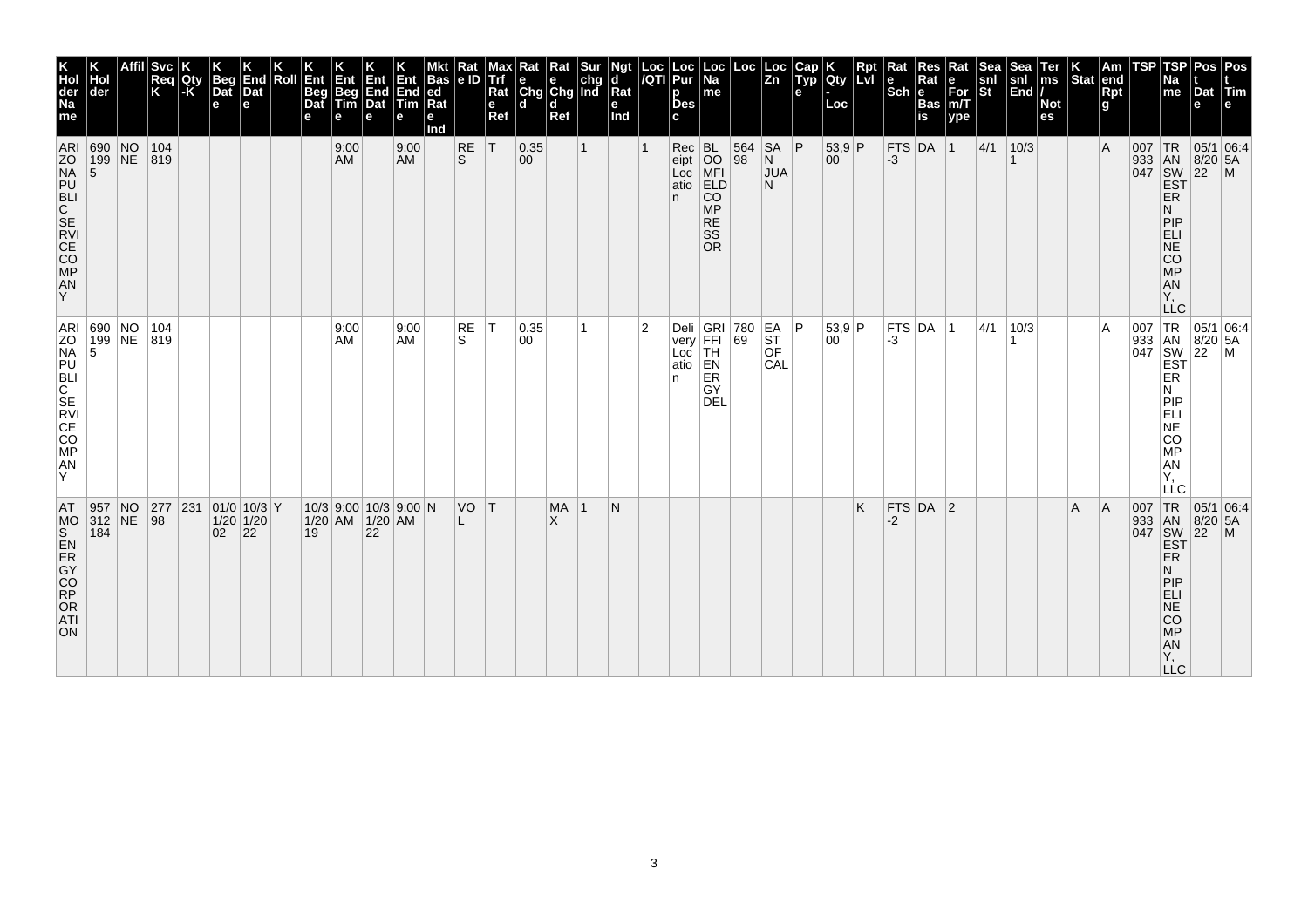| K Holder Name | K Holder | Affil | Svc Req K | K Qty-K | K Beg Date | K End Date | K Roll | K Ent Beg Date | K Ent Beg Time | K Ent End Date | K Ent End Time | Mkt Based Rate Ind | Rate ID | Max Trf Rate Ref | Rate Chgd | Rate Chgd Ref | Surchg Ind | Ngtd Rate Ind | Loc/QTI | Loc Purp Desc | Loc Name | Loc | Loc Zn | Cap Type | K Qty-Loc | Rpt Lvl | Rate Sch | Res Rate Basis | Rate Form/Type | Seasnl St | Seasnl End | Terms/Notes | K Stat | Amend Rptg | TSP | TSP Name | Post Date | Post Time |
|---|---|---|---|---|---|---|---|---|---|---|---|---|---|---|---|---|---|---|---|---|---|---|---|---|---|---|---|---|---|---|---|---|---|---|---|---|---|---|
| ARIZONA PUBLIC SERVICE COMPANY | 6901995 | NONE | 104819 | | | | | | 9:00 AM | | 9:00 AM | | RES | T | 0.3500 | | 1 | | 1 | Receipt Location | BLOOMFIELD COMPRESSOR | 56498 | SAN JUAN | P | 53,900 | P | FTS-3 | DA | 1 | 4/1 | 10/31 | | | A | 007933047 | TRANSWESTERN PIPELINE COMPANY, LLC | 05/18/2022 | 06:45 AM |
| ARIZONA PUBLIC SERVICE COMPANY | 6901995 | NONE | 104819 | | | | | | 9:00 AM | | 9:00 AM | | RES | T | 0.3500 | | 1 | | 2 | Delivery Location | GRIFFITH ENERGY DEL | 78069 | EAST OF CAL | P | 53,900 | P | FTS-3 | DA | 1 | 4/1 | 10/31 | | | A | 007933047 | TRANSWESTERN PIPELINE COMPANY, LLC | 05/18/2022 | 06:45 AM |
| ATMOS ENERGY CORPORATION | 957312184 | NONE | 27798 | 231 | 01/01/2002 | 10/31/2022 | Y | 10/31/2019 | 9:00 AM | 10/31/2022 | 9:00 AM | N | VOL | T | | MAX | 1 | N | | | | | | | | K | FTS-2 | DA | 2 | | | | A | A | 007933047 | TRANSWESTERN PIPELINE COMPANY, LLC | 05/18/2022 | 06:45 AM |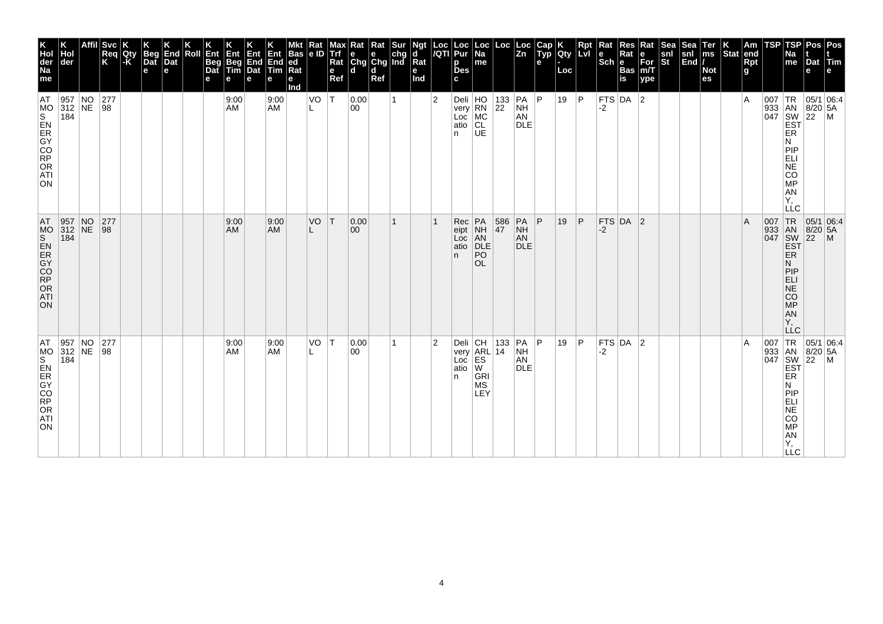| K Holder Name | K Holder | Affil | Svc Req K | K Qty-K | K Beg Date | K End Date | K Roll | K Ent Beg Date | K Ent Beg Time | K Ent End Date | K Ent End Time | Mkt Based Rate Ind | Rate ID | Max Trf Rate Ref | Rate Chgd | Rate Chgd Ref | Sur chg Ind | Ngtd Rate Ind | Loc/QTI | Loc Purp Desc | Loc Name | Loc | Loc Zn | Cap Type | K Qty-Loc | Rpt Lvl | Rate Sch | Res Rate Basis | Rate Form/Type | Seasnl St | Seasnl End | Terms/Notes | K Stat | Amend Rptg | TSP | TSP Name | Post Date | Post Time |
|---|---|---|---|---|---|---|---|---|---|---|---|---|---|---|---|---|---|---|---|---|---|---|---|---|---|---|---|---|---|---|---|---|---|---|---|---|---|---|
| ATMOS ENERGY CORPORATION | 957312184 | NONE | 27798 | | | | | | 9:00 AM | | 9:00 AM | | VOL | T | 0.0000 | | 1 | | 2 | Delivery Location | HORN MCCLUE | 13322 | PANHANDLE | P | 19 | P | FTS-2 | DA | 2 | | | | | A | 007933047 | TRANSWESTERN PIPELINE COMPANY, LLC | 05/18/2022 | 06:45AM |
| ATMOS ENERGY CORPORATION | 957312184 | NONE | 27798 | | | | | | 9:00 AM | | 9:00 AM | | VOL | T | 0.0000 | | 1 | | 1 | Receipt Location | PANHANDLE POOL | 58647 | PANHANDLE | P | 19 | P | FTS-2 | DA | 2 | | | | | A | 007933047 | TRANSWESTERN PIPELINE COMPANY, LLC | 05/18/2022 | 06:45AM |
| ATMOS ENERGY CORPORATION | 957312184 | NONE | 27798 | | | | | | 9:00 AM | | 9:00 AM | | VOL | T | 0.0000 | | 1 | | 2 | Delivery Location | CHARLES W GRIMSLEY | 13314 | PANHANDLE | P | 19 | P | FTS-2 | DA | 2 | | | | | A | 007933047 | TRANSWESTERN PIPELINE COMPANY, LLC | 05/18/2022 | 06:45AM |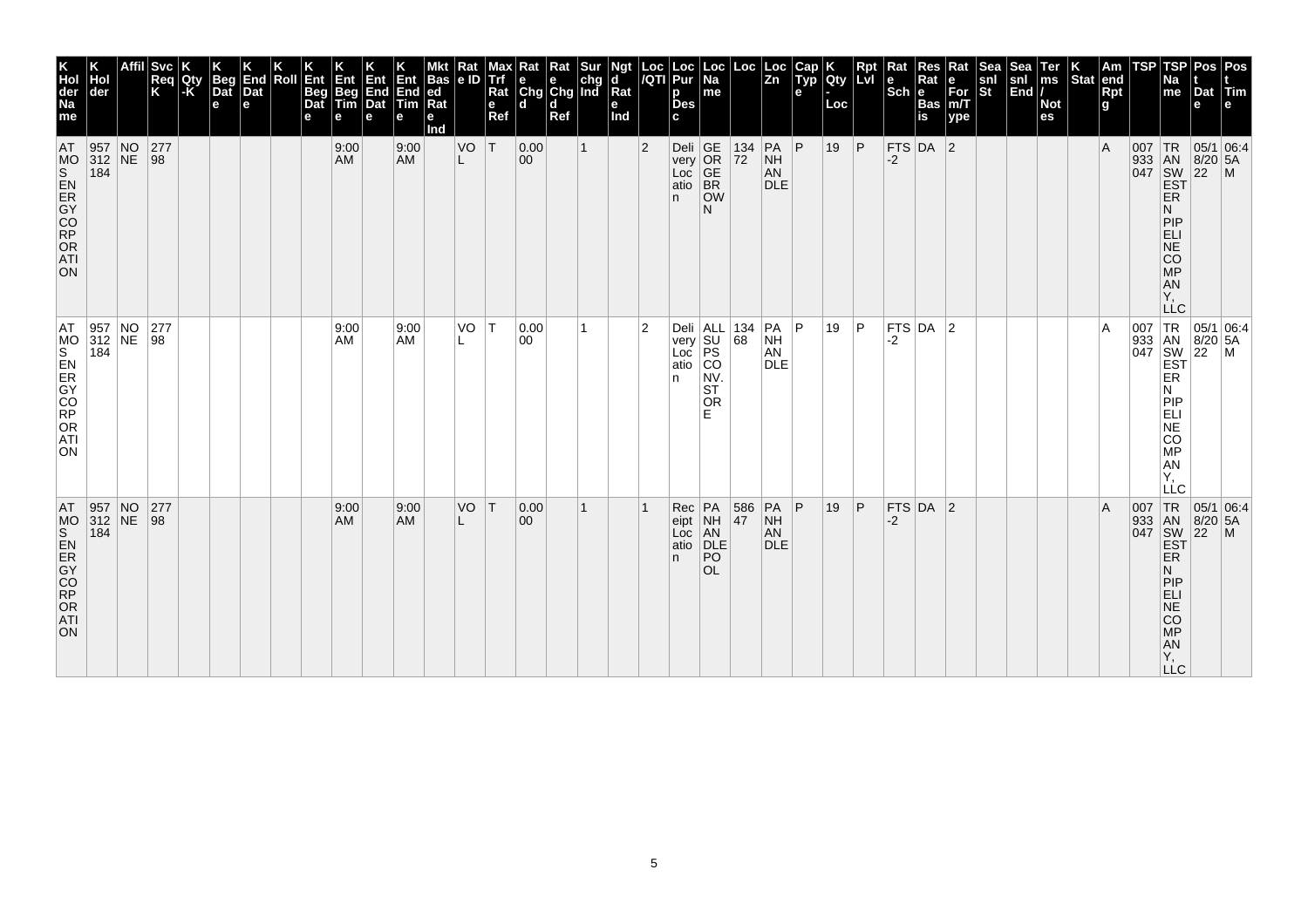| K Holder Name | K Holder | Affil | Svc Req K | K Qty-K | K Beg Date | K End Date | K Roll | K Ent Beg Date | K Ent Beg Time | K Ent End Date | K Ent End Time | Mkt Based Rate Ind | Rate ID | Max Trf Rate Ref | Rate Chgd | Rate Chgd Ref | Surchg Ind | Ngtd Rate Ind | Loc/QTI | Loc Purp Desc | Loc Name | Loc | Loc Zn | Cap Type | K Qty-Loc | Rpt Lvl | Rate Sch | Res Rate Basis | Rate Form/Type | Seasnl St | Seasnl End | Terms/Notes | K Stat | Amend Rptg | TSP | TSP Name | Post Date | Post Time |
|---|---|---|---|---|---|---|---|---|---|---|---|---|---|---|---|---|---|---|---|---|---|---|---|---|---|---|---|---|---|---|---|---|---|---|---|---|---|---|
| ATMOS ENERGY CORPORATION | 957312184 | NONE | 27798 | | | | | | 9:00 AM | | 9:00 AM | | VOL | T | 0.0000 | | 1 | | 2 | Delivery Location | GEORGE BROWN | 13472 | PANHANDLE | P | 19 | P | FTS-2 | DA | 2 | | | | | A | 007933047 | TRANSWESTERN PIPELINE COMPANY, LLC | 05/18/2022 | 06:45AM |
| ATMOS ENERGY CORPORATION | 957312184 | NONE | 27798 | | | | | | 9:00 AM | | 9:00 AM | | VOL | T | 0.0000 | | 1 | | 2 | Delivery Location | ALLSUPS CONV. STORE | 13468 | PANHANDLE | P | 19 | P | FTS-2 | DA | 2 | | | | | A | 007933047 | TRANSWESTERN PIPELINE COMPANY, LLC | 05/18/2022 | 06:45AM |
| ATMOS ENERGY CORPORATION | 957312184 | NONE | 27798 | | | | | | 9:00 AM | | 9:00 AM | | VOL | T | 0.0000 | | 1 | | 1 | Receipt Location | PANHANDLE POOL | 58647 | PANHANDLE | P | 19 | P | FTS-2 | DA | 2 | | | | | A | 007933047 | TRANSWESTERN PIPELINE COMPANY, LLC | 05/18/2022 | 06:45AM |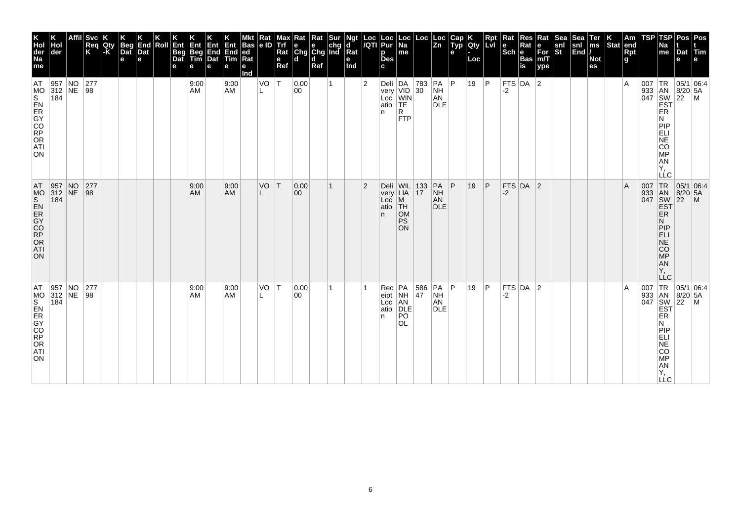| K Hol der Na me | K Hol der | Affil | Svc Req K | K Qty -K | K Beg Dat e | K End Dat e | K Roll | K Ent Beg Dat e | K Ent Beg Tim e | K Ent End Dat e | K Ent End Tim e | Mkt Bas ed Rat e Ind | Rat e ID | Max Trf Rat e Ref | Rat e Chg d | Rat e Chg d Ref | Sur chg Ind | Ngt d Rat e Ind | Loc /QTI | Loc Pur p Des c | Loc Na me | Loc | Loc Zn | Cap Typ e | K Qty - Loc | Rpt Lvl | Rat e Sch | Res Rat e Bas is | Rat e For m/T ype | Sea snl St | Sea snl End | Ter ms / Not es | K Stat | Am end Rpt g | TSP | TSP Na me | Pos t Dat e | Pos t Tim e |
|---|---|---|---|---|---|---|---|---|---|---|---|---|---|---|---|---|---|---|---|---|---|---|---|---|---|---|---|---|---|---|---|---|---|---|---|---|---|---|
| ATMOS ENERGY CORPORATION | 957312184 | NONE | 27798 | | | | | | 9:00 AM | | 9:00 AM | | VOL | T | 0.0000 | | 1 | | 2 | Delivery Location | DAVID WINTER FTP | 78330 | PANHANDLE | P | 19 | P | FTS-2 | DA | 2 | | | | | A | 007933047 | TRANSWESTERN PIPELINE COMPANY, LLC | 05/18/2022 | 06:45AM |
| ATMOS ENERGY CORPORATION | 957312184 | NONE | 27798 | | | | | | 9:00 AM | | 9:00 AM | | VOL | T | 0.0000 | | 1 | | 2 | Delivery Location | WILLIAM THOMPSON | 13317 | PANHANDLE | P | 19 | P | FTS-2 | DA | 2 | | | | | A | 007933047 | TRANSWESTERN PIPELINE COMPANY, LLC | 05/18/2022 | 06:45AM |
| ATMOS ENERGY CORPORATION | 957312184 | NONE | 27798 | | | | | | 9:00 AM | | 9:00 AM | | VOL | T | 0.0000 | | 1 | | 1 | Receipt Location | PANHANDLE POOL | 58647 | PANHANDLE | P | 19 | P | FTS-2 | DA | 2 | | | | | A | 007933047 | TRANSWESTERN PIPELINE COMPANY, LLC | 05/18/2022 | 06:45AM |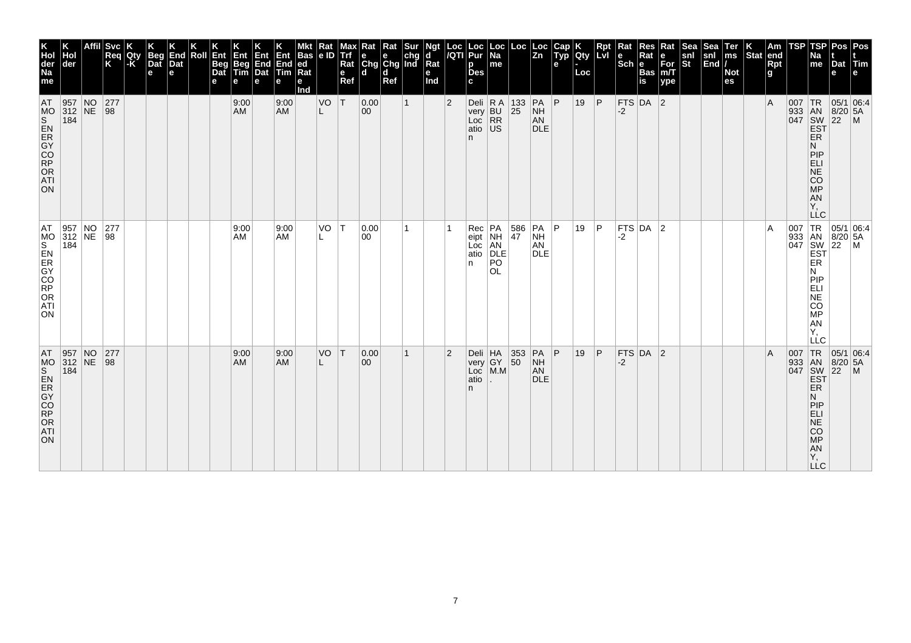| K Hol der Na me | K Hol der | Affil | Svc Req K | K Qty -K | K Beg Dat e | K End Dat e | K Roll | K Ent Beg Dat e | K Ent Beg Tim e | K Ent End Dat e | K Ent End Tim e | Mkt Bas ed Rat e Ind | Rat e ID | Max Trf Rat e Ref | Rat e Chg d | Rat e Chg d Ref | Sur chg Ind | Ngt d Rat e Ind | Loc /QTI | Loc Pur p Des c | Loc Na me | Loc | Loc Zn | Cap Typ e | K Qty - Loc | Rpt Lvl | Rat e Sch | Res Rat e Bas is | Rat e For m/T ype | Sea snl St | Sea snl End | Ter ms / Not es | K Stat | Am end Rpt g | TSP | TSP Na me | Pos t Dat e | Pos t Tim e |
|---|---|---|---|---|---|---|---|---|---|---|---|---|---|---|---|---|---|---|---|---|---|---|---|---|---|---|---|---|---|---|---|---|---|---|---|---|---|---|
| ATMOS ENERGY CORPORATION | 957 312 184 | NONE | 27798 | | | | | | 9:00 AM | | 9:00 AM | | VOL | T | 0.00 00 | | 1 | | 2 | Delivery Location | R A BURRUS | 133 25 | PANHANDLE | P | 19 | P | FTS-2 | DA | 2 | | | | | A | 007 933 047 | TRANSWESTERN PIPELINE COMPANY, LLC | 05/18/2022 | 06:45AM |
| ATMOS ENERGY CORPORATION | 957 312 184 | NONE | 27798 | | | | | | 9:00 AM | | 9:00 AM | | VOL | T | 0.00 00 | | 1 | | 1 | Receipt Location | PANHANDLE POOL | 586 47 | PANHANDLE | P | 19 | P | FTS-2 | DA | 2 | | | | | A | 007 933 047 | TRANSWESTERN PIPELINE COMPANY, LLC | 05/18/2022 | 06:45AM |
| ATMOS ENERGY CORPORATION | 957 312 184 | NONE | 27798 | | | | | | 9:00 AM | | 9:00 AM | | VOL | T | 0.00 00 | | 1 | | 2 | Delivery Location | HAGY M.M. | 353 50 | PANHANDLE | P | 19 | P | FTS-2 | DA | 2 | | | | | A | 007 933 047 | TRANSWESTERN PIPELINE COMPANY, LLC | 05/18/2022 | 06:45AM |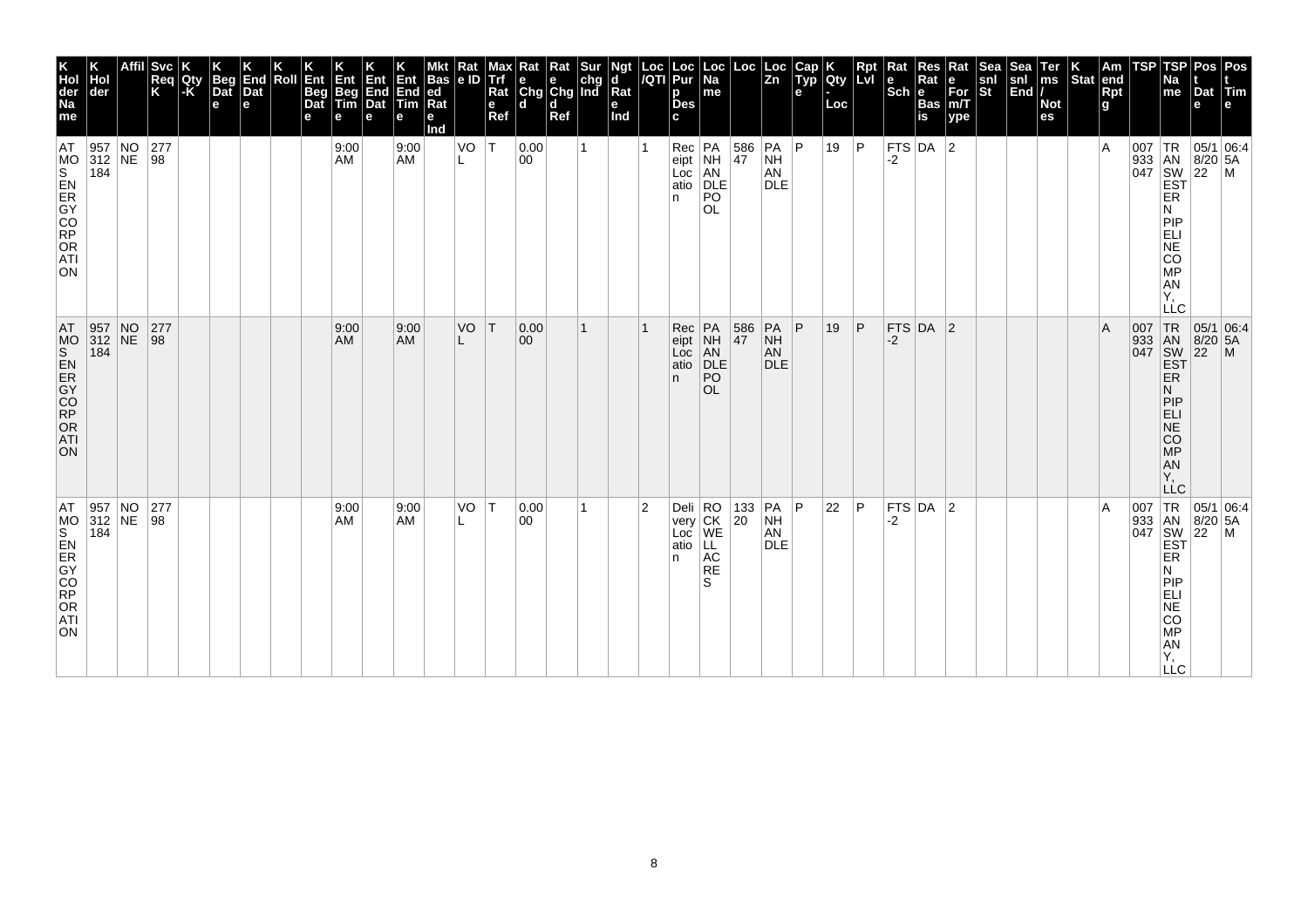| K Hol der Na me | K Hol der | Affil | Svc Req K | K Qty -K | K Beg Dat e | K End Dat e | K Roll | K Ent Beg Dat e | K Ent Beg Tim e | K Ent End Dat e | K Ent End Tim e | Mkt Bas ed Rat e Ind | Rat e ID | Max Trf Rat e Ref | Rat e Chg d | Rat e Chg d Ref | Sur chg Ind | Ngt d Rat e Ind | Loc /QTI | Loc Pur p Des c | Loc Na me | Loc | Loc Zn | Cap Typ e | K Qty - Loc | Rpt Lvl | Rat e Sch | Res Rat e Bas is | Rat e For m/T ype | Sea snl St | Sea snl End | Ter ms / Not es | K Stat | Am end Rpt g | TSP | TSP Na me | Pos t Dat e | Pos t Tim e |
|---|---|---|---|---|---|---|---|---|---|---|---|---|---|---|---|---|---|---|---|---|---|---|---|---|---|---|---|---|---|---|---|---|---|---|---|---|---|---|
| ATMOS ENERGY CORPORATION | 957312184 | NONE | 27798 | | | | | | 9:00 AM | | 9:00 AM | | VOL | T | 0.0000 | | 1 | | 1 | Receipt Location | PANHANDLE POOL | 58647 | PANHANDLE | P | 19 | P | FTS-2 | DA | 2 | | | | | A | 007933047 | TRANSWESTERN PIPELINE COMPANY, LLC | 05/18/2022 | 06:45AM |
| ATMOS ENERGY CORPORATION | 957312184 | NONE | 27798 | | | | | | 9:00 AM | | 9:00 AM | | VOL | T | 0.0000 | | 1 | | 1 | Receipt Location | PANHANDLE POOL | 58647 | PANHANDLE | P | 19 | P | FTS-2 | DA | 2 | | | | | A | 007933047 | TRANSWESTERN PIPELINE COMPANY, LLC | 05/18/2022 | 06:45AM |
| ATMOS ENERGY CORPORATION | 957312184 | NONE | 27798 | | | | | | 9:00 AM | | 9:00 AM | | VOL | T | 0.0000 | | 1 | | 2 | Delivery Location | ROCKWELL ACRES | 13320 | PANHANDLE | P | 22 | P | FTS-2 | DA | 2 | | | | | A | 007933047 | TRANSWESTERN PIPELINE COMPANY, LLC | 05/18/2022 | 06:45AM |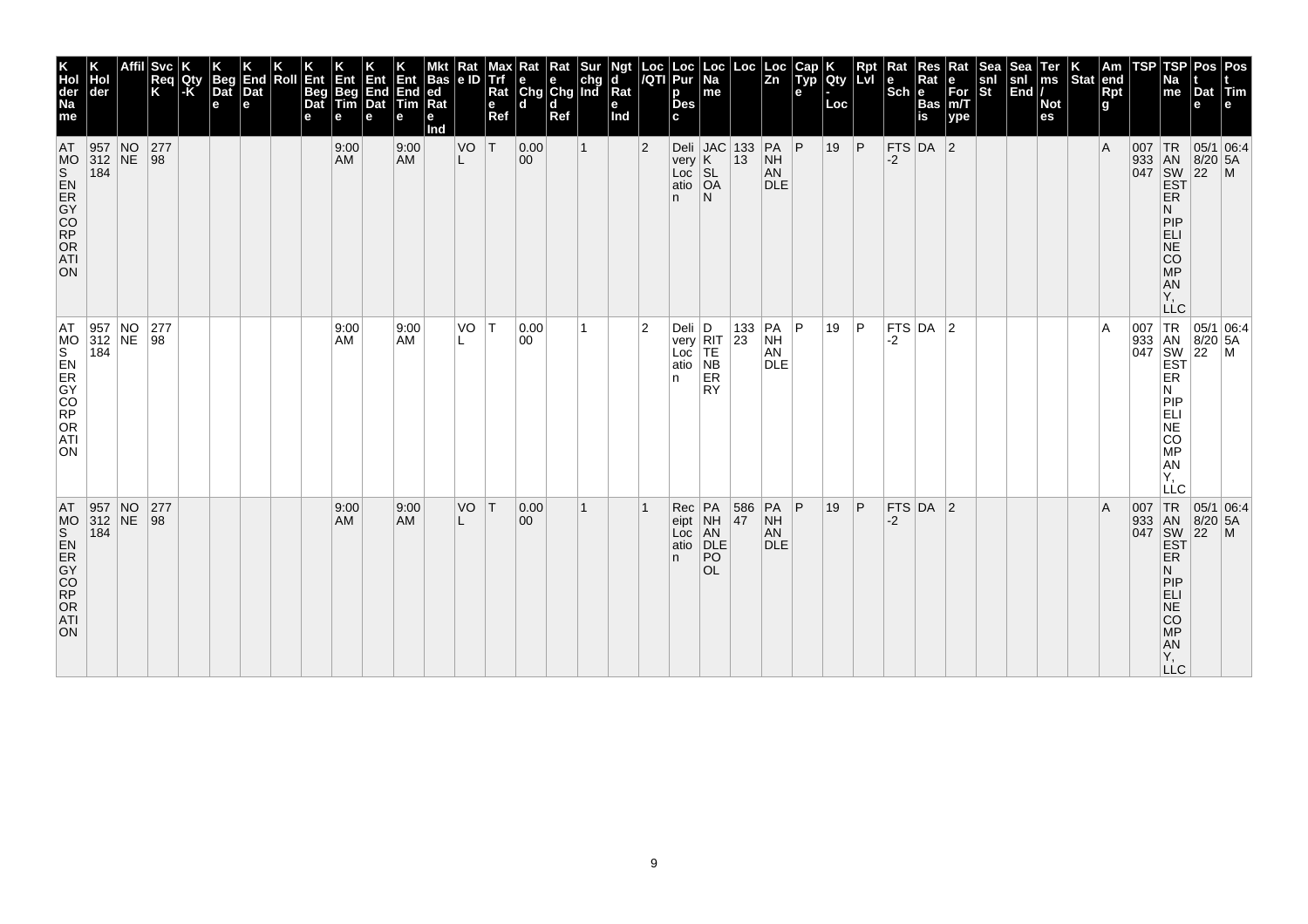| K Hol der Na me | K Hol der | Affil | Svc Req K | K Qty -K | K Beg Dat e | K End Dat e | K Roll | K Ent Beg Dat e | K Ent Beg Tim e | K Ent End Dat e | K Ent End Tim e | Mkt Bas ed Rat e Ind | Rat e ID | Max Trf Rat e Ref | Rat e Chg d | Rat e Chg d Ref | Sur chg Ind | Ngt d Rat e Ind | Loc /QTI | Loc Pur p Des c | Loc Na me | Loc | Loc Zn | Cap Typ e | K Qty - Loc | Rpt Lvl | Rat e Sch | Res Rat e Bas is | Rat e For m/T ype | Sea snl St | Sea snl End | Ter ms / Not es | K Stat | Am end Rpt g | TSP | TSP Na me | Pos t Dat e | Pos t Tim e |
|---|---|---|---|---|---|---|---|---|---|---|---|---|---|---|---|---|---|---|---|---|---|---|---|---|---|---|---|---|---|---|---|---|---|---|---|---|---|---|
| ATMOS ENERGY CORPORATION | 957312184 | NONE | 27798 | | | | | | 9:00 AM | | 9:00 AM | | VOL | T | 0.0000 | | 1 | | 2 | Delivery Location | JACKSLOAN | 13313 | PANHANDLE | P | 19 | P | FTS-2 | DA | 2 | | | | | A | 007933047 | TRANSWESTERN PIPELINE COMPANY, LLC | 05/18/2022 | 06:45AM |
| ATMOS ENERGY CORPORATION | 957312184 | NONE | 27798 | | | | | | 9:00 AM | | 9:00 AM | | VOL | T | 0.0000 | | 1 | | 2 | Delivery Location | DRITTENBERRY | 13323 | PANHANDLE | P | 19 | P | FTS-2 | DA | 2 | | | | | A | 007933047 | TRANSWESTERN PIPELINE COMPANY, LLC | 05/18/2022 | 06:45AM |
| ATMOS ENERGY CORPORATION | 957312184 | NONE | 27798 | | | | | | 9:00 AM | | 9:00 AM | | VOL | T | 0.0000 | | 1 | | 1 | Receipt Location | PANHANDLEPOOL | 58647 | PANHANDLE | P | 19 | P | FTS-2 | DA | 2 | | | | | A | 007933047 | TRANSWESTERN PIPELINE COMPANY, LLC | 05/18/2022 | 06:45AM |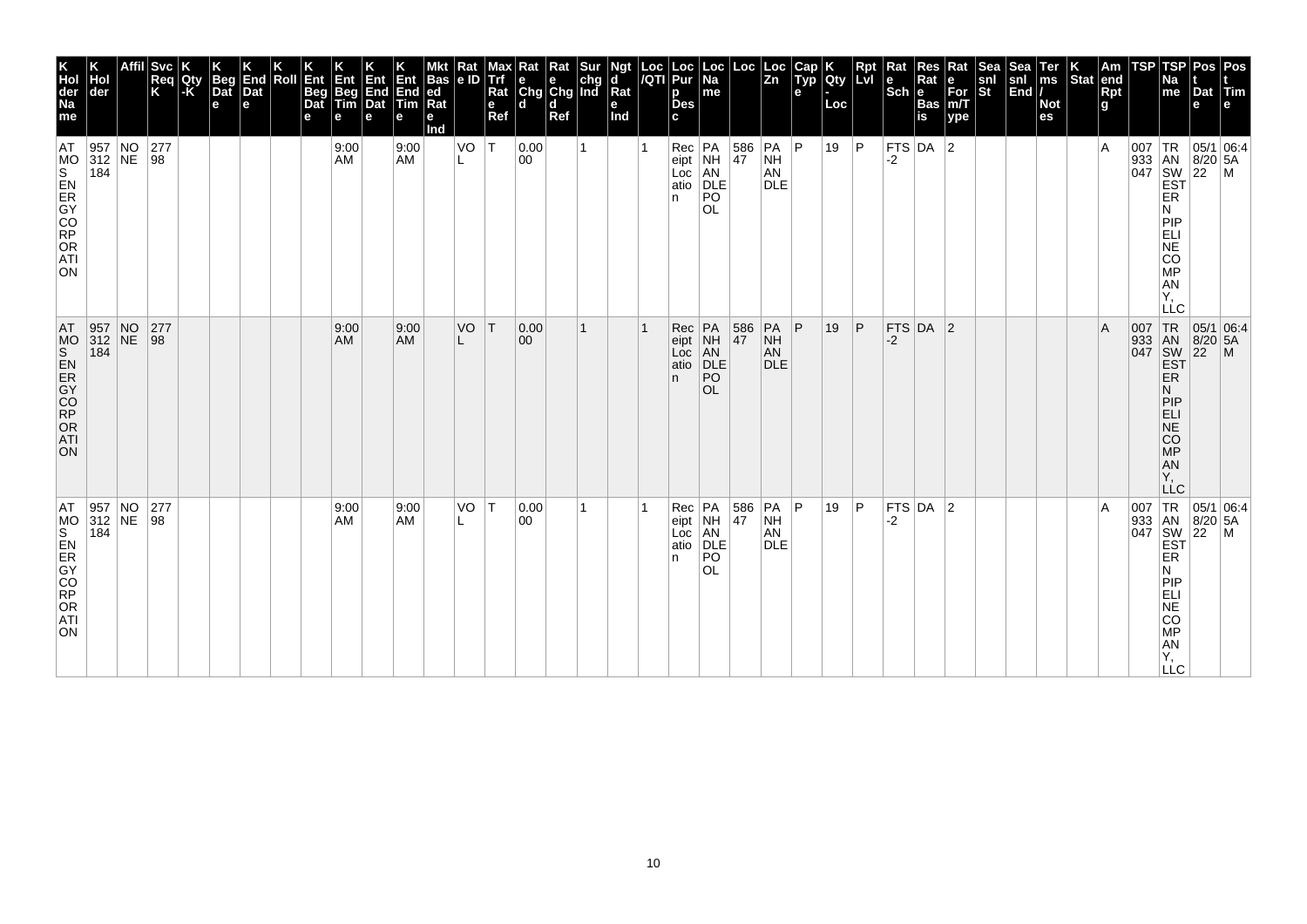| K Holder Name | K Holder | Affil | Svc Req K | K Qty-K | K Beg Date | K End Date | K Roll | K Ent Beg Date | K Ent Beg Time | K Ent End Date | K Ent End Time | Mkt Based Rate Ind | Rate ID | Max Trf Rate Ref | Rate Chgd | Rate Chgd Ref | Sur chg Ind | Ngtd Rate Ind | Loc/QTI | Loc Purp Desc | Loc Name | Loc | Loc Zn | Cap Type | K Qty-Loc | Rpt Lvl | Rate Sch | Res Rate Basis | Rate Form/Type | Seasnl St | Seasnl End | Terms/Notes | K Stat | Amend Rptg | TSP | TSP Name | Post Date | Post Time |
|---|---|---|---|---|---|---|---|---|---|---|---|---|---|---|---|---|---|---|---|---|---|---|---|---|---|---|---|---|---|---|---|---|---|---|---|---|---|---|
| ATMOS ENERGY CORPORATION | 957312184 | NONE | 27798 | | | | | | 9:00 AM | | 9:00 AM | | VOL | T | 0.0000 | | 1 | | 1 | Receipt Location | PANHANDLE POOL | 58647 | PANHANDLE | P | 19 | P | FTS-2 | DA | 2 | | | | | A | 007933047 | TRANSWESTERN PIPELINE COMPANY, LLC | 05/18/2022 | 06:45AM |
| ATMOS ENERGY CORPORATION | 957312184 | NONE | 27798 | | | | | | 9:00 AM | | 9:00 AM | | VOL | T | 0.0000 | | 1 | | 1 | Receipt Location | PANHANDLE POOL | 58647 | PANHANDLE | P | 19 | P | FTS-2 | DA | 2 | | | | | A | 007933047 | TRANSWESTERN PIPELINE COMPANY, LLC | 05/18/2022 | 06:45AM |
| ATMOS ENERGY CORPORATION | 957312184 | NONE | 27798 | | | | | | 9:00 AM | | 9:00 AM | | VOL | T | 0.0000 | | 1 | | 1 | Receipt Location | PANHANDLE POOL | 58647 | PANHANDLE | P | 19 | P | FTS-2 | DA | 2 | | | | | A | 007933047 | TRANSWESTERN PIPELINE COMPANY, LLC | 05/18/2022 | 06:45AM |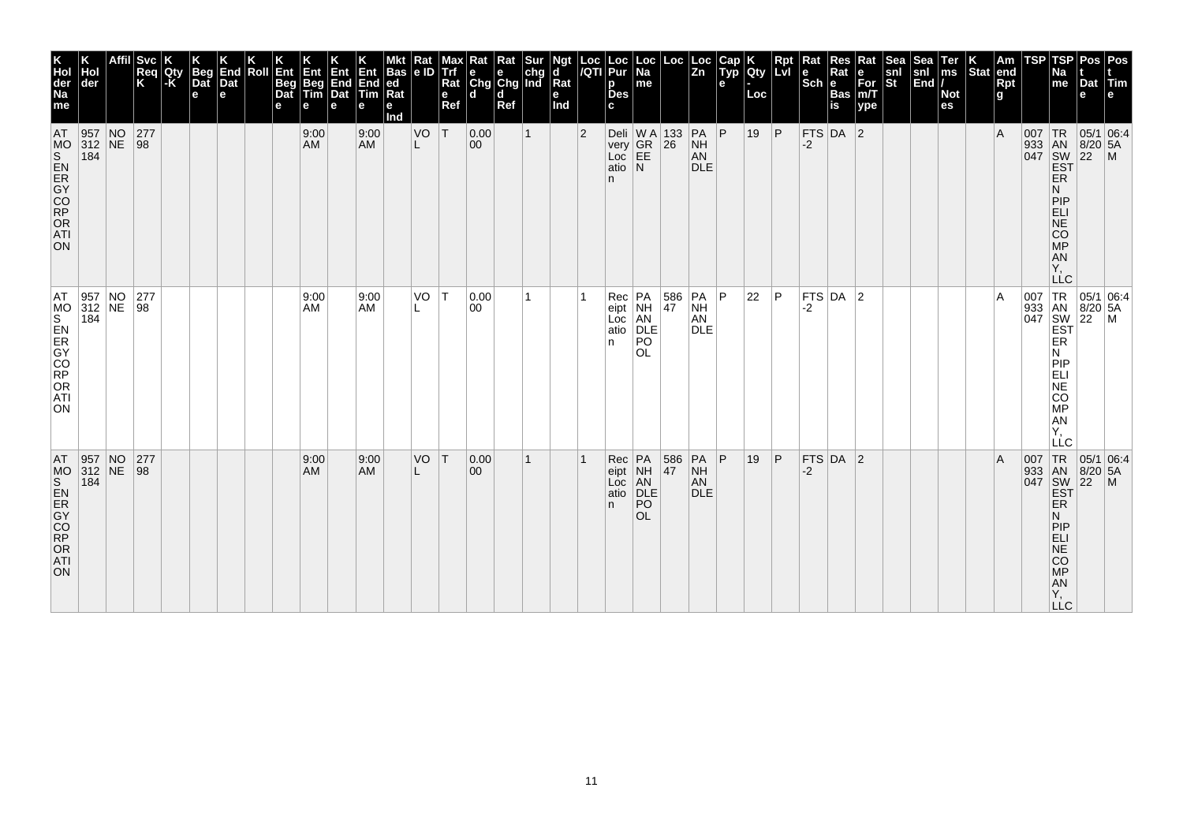| K Hol der Na me | K Hol der | Affil | Svc Req K | K Qty -K | K Beg Dat e | K End Dat e | K Roll | K Ent Beg Dat e | K Ent Beg Tim e | K Ent End Dat e | K Ent End Tim e | Mkt Bas ed Rat e Ind | Rat e ID | Max Trf Rat e Ref | Rat e Chg d | Rat e Chg d Ref | Sur chg Ind | Ngt d Rat e Ind | Loc /QTI | Loc Pur p Des c | Loc Na me | Loc | Loc Zn | Cap Typ e | K Qty - Loc | Rpt Lvl | Rat e Sch | Res Rat e Bas is | Rat e For m/T ype | Sea snl St | Sea snl End | Ter ms / Not es | K Stat | Am end Rpt g | TSP | TSP Na me | Pos t Dat e | Pos t Tim e |
|---|---|---|---|---|---|---|---|---|---|---|---|---|---|---|---|---|---|---|---|---|---|---|---|---|---|---|---|---|---|---|---|---|---|---|---|---|---|---|
| ATMOS ENERGY CORPORATION | 957312184 | NONE | 27798 | | | | | | 9:00 AM | | 9:00 AM | | VOL | T | 0.0000 | | 1 | | 2 | Delivery Location | W A GREEN | 13326 | PANHANDLE | P | 19 | P | FTS-2 | DA | 2 | | | | | A | 007933047 | TRANSWESTERN PIPELINE COMPANY, LLC | 05/18/2022 | 06:45AM |
| ATMOS ENERGY CORPORATION | 957312184 | NONE | 27798 | | | | | | 9:00 AM | | 9:00 AM | | VOL | T | 0.0000 | | 1 | | 1 | Receipt Location | PANHANDLE POOL | 58647 | PANHANDLE | P | 22 | P | FTS-2 | DA | 2 | | | | | A | 007933047 | TRANSWESTERN PIPELINE COMPANY, LLC | 05/18/2022 | 06:45AM |
| ATMOS ENERGY CORPORATION | 957312184 | NONE | 27798 | | | | | | 9:00 AM | | 9:00 AM | | VOL | T | 0.0000 | | 1 | | 1 | Receipt Location | PANHANDLE POOL | 58647 | PANHANDLE | P | 19 | P | FTS-2 | DA | 2 | | | | | A | 007933047 | TRANSWESTERN PIPELINE COMPANY, LLC | 05/18/2022 | 06:45AM |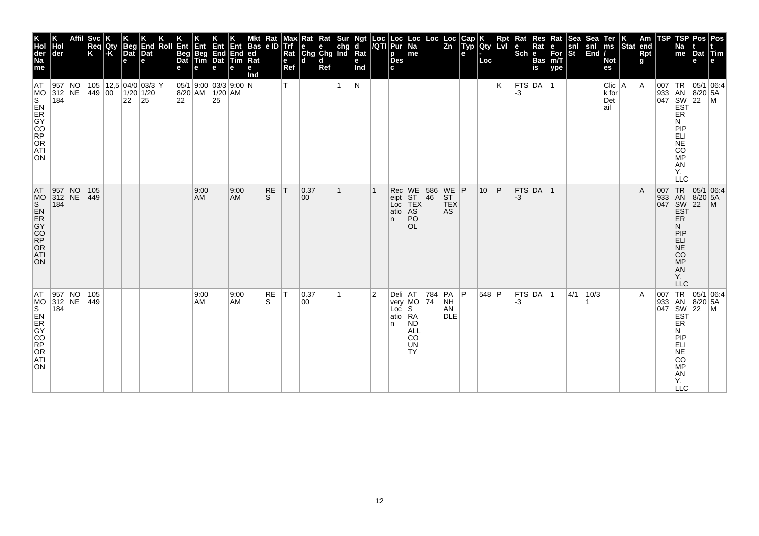| K Holder Name | K Holder | Affil | Svc Req K | K Qty-K | K Beg Date | K End Date | K Roll | K Ent Beg Date | K Ent Beg Time | K Ent End Date | K Ent End Time | Mkt Based Rate Ind | Rate ID | Max Trf Rate Ref | Rate Chgd | Rate Chgd Ref | Sur chg Ind | Ngtd Rate Ind | Loc/QTI | Loc Purp Desc | Loc Name | Loc | Loc Zn | Cap Type | K Qty-Loc | Rpt Lvl | Rate Sch | Res Rate Basis | Rate Form/Type | Seasnl St | Seasnl End | Terms/Notes | K Stat | Amend Rpt | TSP | TSP Name | Post Date | Post Time |
|---|---|---|---|---|---|---|---|---|---|---|---|---|---|---|---|---|---|---|---|---|---|---|---|---|---|---|---|---|---|---|---|---|---|---|---|---|---|---|
| ATMOS ENERGY CORPORATION | 957312184 | NONE | 105449 | 12,500 | 04/01/2022 | 03/31/2025 | Y | 05/18/2022 | 9:00 AM | 03/31/2025 | 9:00 AM | N | | T | | | 1 | N | | | | | | | | K | FTS-3 | DA | 1 | | | Click for Detail | A | A | 007933047 | TRANSWESTERN PIPELINE COMPANY, LLC | 05/18/2022 | 06:45AM |
| ATMOS ENERGY CORPORATION | 957312184 | NONE | 105449 | | | | | | 9:00 AM | | 9:00 AM | | RES | T | 0.3700 | | 1 | | 1 | Receipt Location | WEST TEXAS POOL | 58646 | WEST TEXAS | P | 10 | P | FTS-3 | DA | 1 | | | | | A | 007933047 | TRANSWESTERN PIPELINE COMPANY, LLC | 05/18/2022 | 06:45AM |
| ATMOS ENERGY CORPORATION | 957312184 | NONE | 105449 | | | | | | 9:00 AM | | 9:00 AM | | RES | T | 0.3700 | | 1 | | 2 | Delivery Location | ATMOS RANDALL COUNTY | 78474 | PANHANDLE | P | 548 | P | FTS-3 | DA | 1 | 4/1 | 10/31 | | | A | 007933047 | TRANSWESTERN PIPELINE COMPANY, LLC | 05/18/2022 | 06:45AM |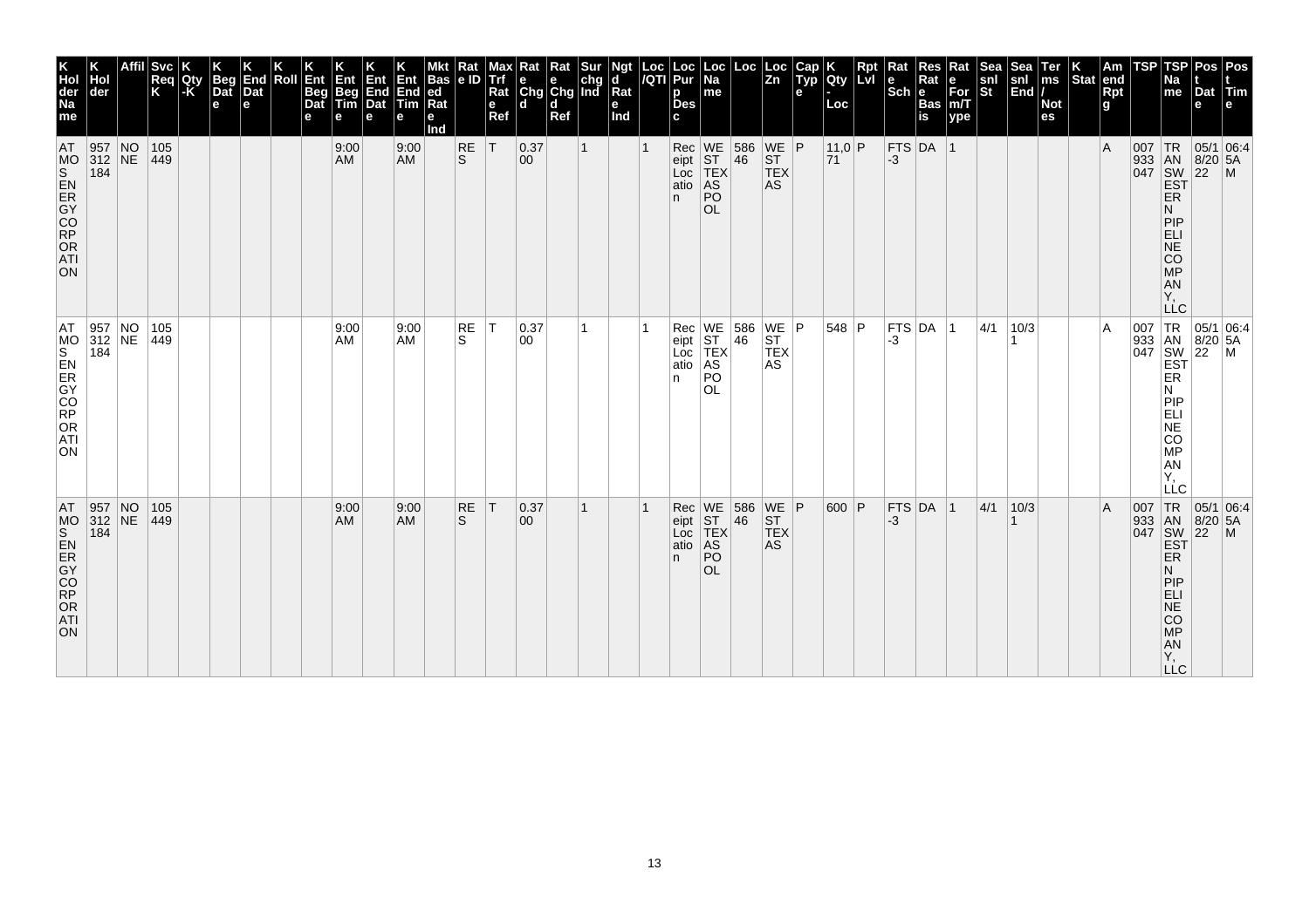| K Hol der Na me | K Hol der | Affil | Svc Req K | K Qty -K | K Beg Dat e | K End Dat e | K Roll | K Ent Beg Dat e | K Ent Beg Tim e | K Ent End Dat e | K Ent End Tim e | Mkt Bas ed Rat e Ind | Rat e ID | Max Trf Rat e Ref | Rat e Chg d | Rat e Chg d Ref | Sur chg Ind | Ngt d Rat e Ind | Loc /QTI | Loc Pur p Des c | Loc Na me | Loc | Loc Zn | Cap Typ e | K Qty - Loc | Rpt Lvl | Rat e Sch | Res Rat e Bas is | Rat e For m/T ype | Sea snl St | Sea snl End | Ter ms / Not es | K Stat | Am end Rpt g | TSP | TSP Na me | Pos t Dat e | Pos t Tim e |
|---|---|---|---|---|---|---|---|---|---|---|---|---|---|---|---|---|---|---|---|---|---|---|---|---|---|---|---|---|---|---|---|---|---|---|---|---|---|---|
| ATMOS ENERGY CORPORATION | 957312184 | NONE | 105449 | | | | | | 9:00 AM | | 9:00 AM | | RES | T | 0.3700 | | 1 | | 1 | Receipt Location | WEST TEXAS POOL | 58646 | WEST TEXAS | P | 11,071 | P | FTS-3 | DA | 1 | | | | | A | 007933047 | TRANSWESTERN PIPELINE COMPANY, LLC | 05/18/2022 | 06:45AM |
| ATMOS ENERGY CORPORATION | 957312184 | NONE | 105449 | | | | | | 9:00 AM | | 9:00 AM | | RES | T | 0.3700 | | 1 | | 1 | Receipt Location | WEST TEXAS POOL | 58646 | WEST TEXAS | P | 548 | P | FTS-3 | DA | 1 | 4/1 | 10/31 | | | A | 007933047 | TRANSWESTERN PIPELINE COMPANY, LLC | 05/18/2022 | 06:45AM |
| ATMOS ENERGY CORPORATION | 957312184 | NONE | 105449 | | | | | | 9:00 AM | | 9:00 AM | | RES | T | 0.3700 | | 1 | | 1 | Receipt Location | WEST TEXAS POOL | 58646 | WEST TEXAS | P | 600 | P | FTS-3 | DA | 1 | 4/1 | 10/31 | | | A | 007933047 | TRANSWESTERN PIPELINE COMPANY, LLC | 05/18/2022 | 06:45AM |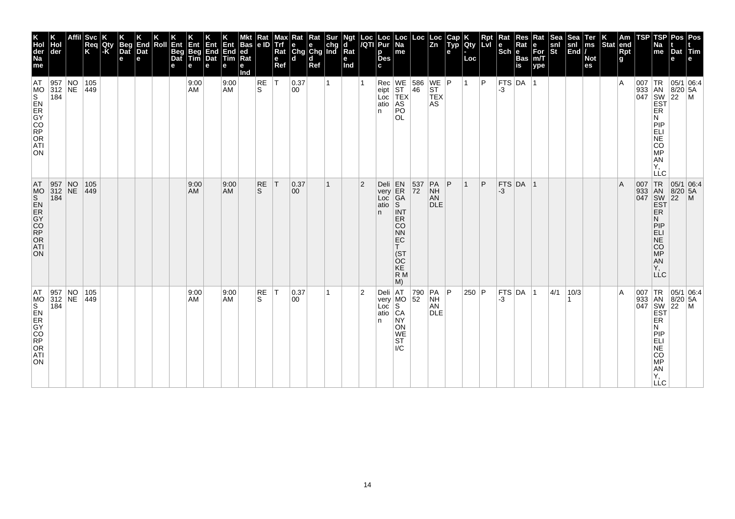| K Hol der Na me | K Hol der | Affil | Svc Req K | K Qty -K | K Beg Dat e | K End Dat e | K Roll | K Ent Beg Dat e | K Ent Beg Tim e | K Ent End Dat e | K Ent End Tim e | Mkt Bas ed Rat e Ind | Rat e ID | Max Trf Rat e Ref | Rat e Chg d | Rat e Chg d Ref | Sur chg Ind | Ngt d Rat e Ind | Loc /QTI | Loc Pur p Des c | Loc Na me | Loc | Loc Zn | Cap Typ e | K Qty - Loc | Rpt Lvl | Rat e Sch | Res Rat e Bas is | Rat e For m/T ype | Sea snl St | Sea snl End | Ter ms / Not es | K Stat | Am end Rpt g | TSP | TSP Na me | Pos t Dat e | Pos t Tim e |
|---|---|---|---|---|---|---|---|---|---|---|---|---|---|---|---|---|---|---|---|---|---|---|---|---|---|---|---|---|---|---|---|---|---|---|---|---|---|---|
| ATMOS ENERGY CORPORATION | 957312184 | NONE | 105449 | | | | | | 9:00 AM | | 9:00 AM | | RES | T | 0.3700 | | 1 | | 1 | Receipt Location | WEST TEXAS POOL | 58646 | WEST TEXAS | P | 1 | P | FTS-3 | DA | 1 | | | | | A | 007933047 | TRANSWESTERN PIPELINE COMPANY, LLC | 05/18/2022 | 06:45AM |
| ATMOS ENERGY CORPORATION | 957312184 | NONE | 105449 | | | | | | 9:00 AM | | 9:00 AM | | RES | T | 0.3700 | | 1 | | 2 | Delivery Location | ENERGAS INTERCONNECT (STOCKER M) | 53772 | PANHANDLE | P | 1 | P | FTS-3 | DA | 1 | | | | | A | 007933047 | TRANSWESTERN PIPELINE COMPANY, LLC | 05/18/2022 | 06:45AM |
| ATMOS ENERGY CORPORATION | 957312184 | NONE | 105449 | | | | | | 9:00 AM | | 9:00 AM | | RES | T | 0.3700 | | 1 | | 2 | Delivery Location | ATMOS CANYON WEST I/C | 79052 | PANHANDLE | P | 250 | P | FTS-3 | DA | 1 | 4/1 | 10/31 | | | A | 007933047 | TRANSWESTERN PIPELINE COMPANY, LLC | 05/18/2022 | 06:45AM |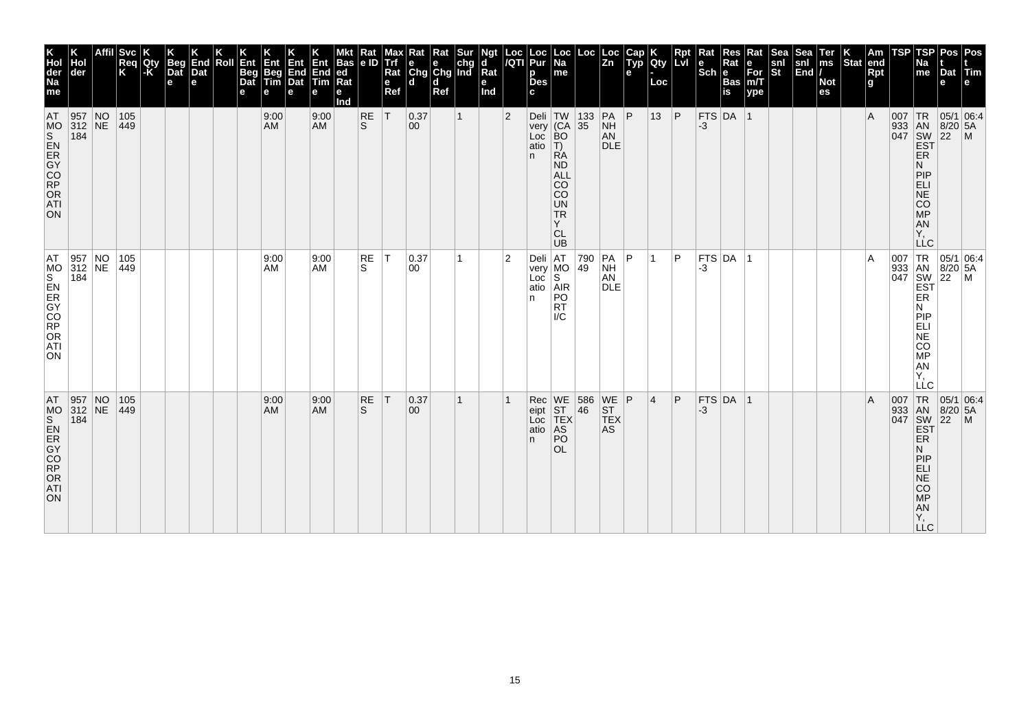| K Hol der Na me | K Hol der | Affil | Svc Req K | K Qty -K | K Beg Dat e | K End Dat e | K Roll | K Ent Beg Dat e | K Ent Beg Tim e | K Ent End Dat e | K Ent End Tim e | Mkt Bas ed Rat e Ind | Rat e ID | Max Trf Rat e Ref | Rat e Chg d | Rat e Chg d Ref | Sur chg Ind | Ngt d Rat e Ind | Loc /QTI | Loc Pur p Des c | Loc Na me | Loc | Loc Zn | Cap Typ e | K Qty - Loc | Rpt Lvl | Rat e Sch | Res Rat e Bas is | Rat e For m/T ype | Sea snl St | Sea snl End | Ter ms / Not es | K Stat | Am end Rpt g | TSP | TSP Na me | Pos t Dat e | Pos t Tim e |
|---|---|---|---|---|---|---|---|---|---|---|---|---|---|---|---|---|---|---|---|---|---|---|---|---|---|---|---|---|---|---|---|---|---|---|---|---|---|---|
| ATMOS ENERGY CORPORATION | 957312184 | NONE | 105449 | | | | | | 9:00 AM | | 9:00 AM | | RES | T | 0.3700 | | 1 | | 2 | Delivery Location | TW (CABOT) RANDALL COCOUNTRY CLUB | 13335 | PANHANDLE | P | 13 | P | FTS-3 | DA | 1 | | | | | A | 007933047 | TRANSWESTERN PIPELINE COMPANY, LLC | 05/18/2022 | 06:45AM |
| ATMOS ENERGY CORPORATION | 957312184 | NONE | 105449 | | | | | | 9:00 AM | | 9:00 AM | | RES | T | 0.3700 | | 1 | | 2 | Delivery Location | ATMOS AIRPORT I/C | 79049 | PANHANDLE | P | 1 | P | FTS-3 | DA | 1 | | | | | A | 007933047 | TRANSWESTERN PIPELINE COMPANY, LLC | 05/18/2022 | 06:45AM |
| ATMOS ENERGY CORPORATION | 957312184 | NONE | 105449 | | | | | | 9:00 AM | | 9:00 AM | | RES | T | 0.3700 | | 1 | | 1 | Receipt Location | WEST TEXAS POOL | 58646 | WEST TEXAS | P | 4 | P | FTS-3 | DA | 1 | | | | | A | 007933047 | TRANSWESTERN PIPELINE COMPANY, LLC | 05/18/2022 | 06:45AM |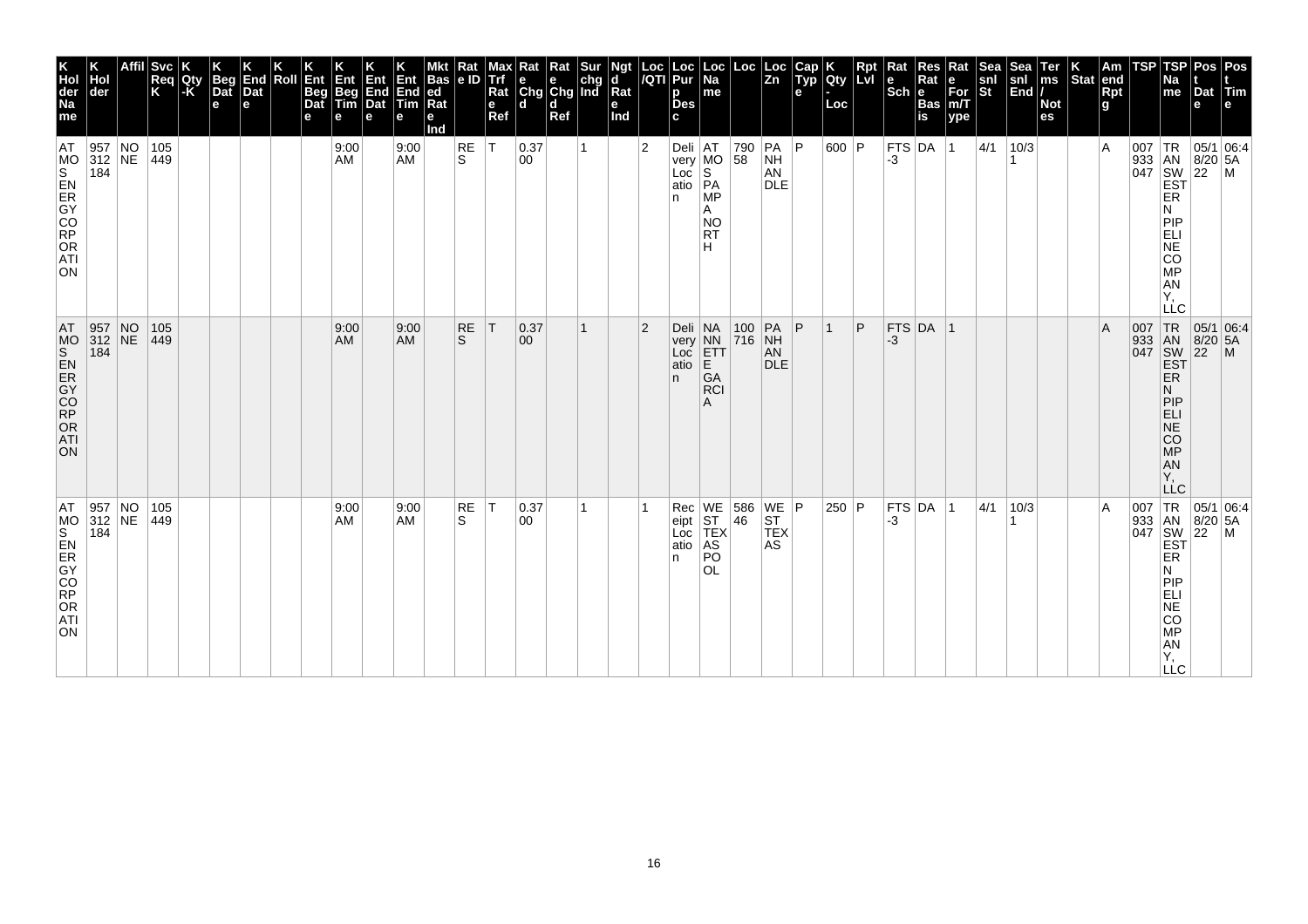| K Hol der Na me | K Hol der | Affil | Svc Req K | K Qty -K | K Beg Dat e | K End Dat e | K Roll | K Ent Beg Dat e | K Ent Beg Tim e | K Ent End Dat e | K Ent End Tim e | Mkt Bas ed Rat e Ind | Rat e ID | Max Trf Rat e Ref | Rat e Chg d | Rat e Chg d Ref | Sur chg Ind | Ngt d Rat e Ind | Loc /QTI | Loc Pur p Des c | Loc Na me | Loc | Loc Zn | Cap Typ e | K Qty - Loc | Rpt Lvl | Rat e Sch | Res Rat e Bas is | Rat e For m/T ype | Sea snl St | Sea snl End | Ter ms / Not es | K Stat | Am end Rpt g | TSP | TSP Na me | Pos t Dat e | Pos t Tim e |
|---|---|---|---|---|---|---|---|---|---|---|---|---|---|---|---|---|---|---|---|---|---|---|---|---|---|---|---|---|---|---|---|---|---|---|---|---|---|---|
| ATMOS ENERGY CORPORATION | 957312184 | NONE | 105449 | | | | | | 9:00 AM | | 9:00 AM | | RES | T | 0.3700 | | 1 | | 2 | Delivery Location | ATMOS PAMPA NORTH | 79058 | PANHANDLE | P | 600 | P | FTS-3 | DA | 1 | 4/1 | 10/31 | | | A | 007933047 | TRANSWESTERN PIPELINE COMPANY, LLC | 05/18/2022 | 06:45AM |
| ATMOS ENERGY CORPORATION | 957312184 | NONE | 105449 | | | | | | 9:00 AM | | 9:00 AM | | RES | T | 0.3700 | | 1 | | 2 | Delivery Location | NANNETTE GARCIA | 100716 | PANHANDLE | P | 1 | P | FTS-3 | DA | 1 | | | | | A | 007933047 | TRANSWESTERN PIPELINE COMPANY, LLC | 05/18/2022 | 06:45AM |
| ATMOS ENERGY CORPORATION | 957312184 | NONE | 105449 | | | | | | 9:00 AM | | 9:00 AM | | RES | T | 0.3700 | | 1 | | 1 | Receipt Location | WEST TEXAS POOL | 58646 | WEST TEXAS | P | 250 | P | FTS-3 | DA | 1 | 4/1 | 10/31 | | | A | 007933047 | TRANSWESTERN PIPELINE COMPANY, LLC | 05/18/2022 | 06:45AM |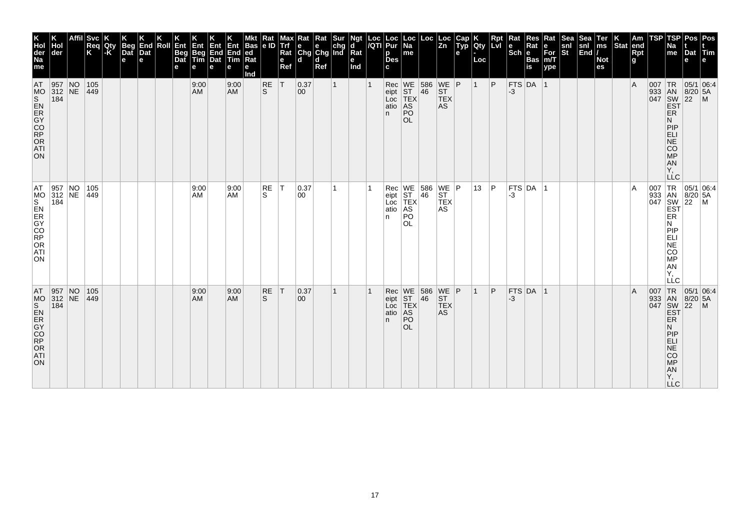| K Hol der Na me | K Hol der | Affil | Svc Req K | K Qty -K | K Beg Dat e | K End Dat e | K Roll | K Ent Beg Dat e | K Ent Beg Tim e | K Ent End Dat e | K Ent End Tim e | Mkt Bas ed Rat e Ind | Rat e ID | Max Trf Rat e Ref | Rat e Chg d | Rat e Chg d Ref | Sur chg Ind | Ngt d Rat e Ind | Loc /QTI | Loc Pur p Des c | Loc Na me | Loc | Loc Zn | Cap Typ e | K Qty - Loc | Rpt Lvl | Rat e Sch | Res Rat e Bas is | Rat e For m/T ype | Sea snl St | Sea snl End | Ter ms / Not es | K Stat | Am end Rpt g | TSP | TSP Na me | Pos t Dat e | Pos t Tim e |
|---|---|---|---|---|---|---|---|---|---|---|---|---|---|---|---|---|---|---|---|---|---|---|---|---|---|---|---|---|---|---|---|---|---|---|---|---|---|---|
| ATMOS ENERGY CORPORATION | 957312184 | NONE | 105449 | | | | | | 9:00 AM | | 9:00 AM | | RES | T | 0.3700 | | 1 | | 1 | Receipt Location | WEST TEXAS POOL | 58646 | WEST TEXAS | P | 1 | P | FTS-3 | DA | 1 | | | | | A | 007933047 | TRANSWESTERN PIPELINE COMPANY, LLC | 05/18/2022 | 06:45AM |
| ATMOS ENERGY CORPORATION | 957312184 | NONE | 105449 | | | | | | 9:00 AM | | 9:00 AM | | RES | T | 0.3700 | | 1 | | 1 | Receipt Location | WEST TEXAS POOL | 58646 | WEST TEXAS | P | 13 | P | FTS-3 | DA | 1 | | | | | A | 007933047 | TRANSWESTERN PIPELINE COMPANY, LLC | 05/18/2022 | 06:45AM |
| ATMOS ENERGY CORPORATION | 957312184 | NONE | 105449 | | | | | | 9:00 AM | | 9:00 AM | | RES | T | 0.3700 | | 1 | | 1 | Receipt Location | WEST TEXAS POOL | 58646 | WEST TEXAS | P | 1 | P | FTS-3 | DA | 1 | | | | | A | 007933047 | TRANSWESTERN PIPELINE COMPANY, LLC | 05/18/2022 | 06:45AM |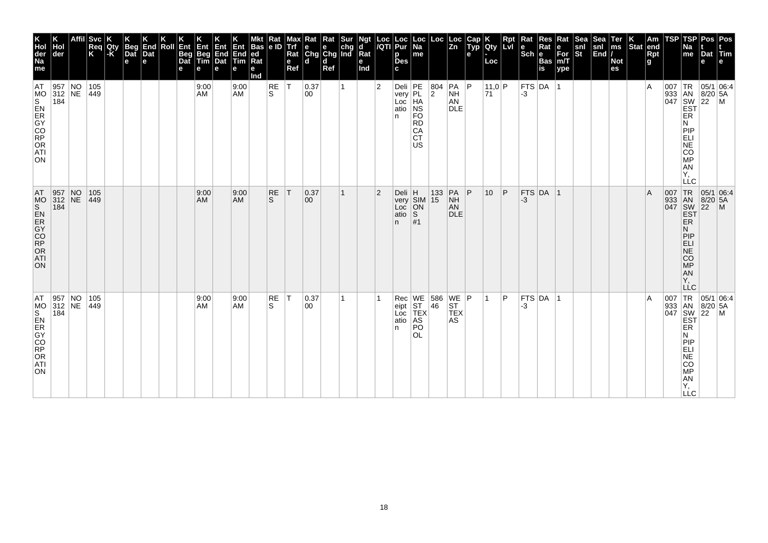| K Hol der Na me | K Hol der | Affil | Svc Req K | K Qty -K | K Beg Dat e | K End Dat e | K Roll | K Ent Beg Dat e | K Ent Beg Tim e | K Ent End Dat e | K Ent End Tim e | Mkt Bas ed Rat e Ind | Rat e ID | Max Trf Rat e Ref | Rat e Chg d | Rat e Chg d Ref | Sur chg Ind | Ngt d Rat e Ind | Loc /QTI | Loc Pur p Des c | Loc Na me | Loc | Loc Zn | Cap Typ e | K Qty - Loc | Rpt Lvl | Rat e Sch | Res Rat e Bas is | Rat e For m/T ype | Sea snl St | Sea snl End | Ter ms / Not es | K Stat | Am end Rpt g | TSP | TSP Na me | Pos t Dat e | Pos t Tim e |
|---|---|---|---|---|---|---|---|---|---|---|---|---|---|---|---|---|---|---|---|---|---|---|---|---|---|---|---|---|---|---|---|---|---|---|---|---|---|---|
| ATMOS ENERGY CORPORATION | 957312184 | NONE | 105449 | | | | | | 9:00 AM | | 9:00 AM | | RES | T | 0.3700 | | 1 | | 2 | Delivery Location | PEPL HANSFORD CACTUS | 8042 | PANHANDLE | P | 11,071 | P | FTS-3 | DA | 1 | | | | | A | 007933047 | TRANSWESTERN PIPELINE COMPANY, LLC | 05/18/2022 | 06:45AM |
| ATMOS ENERGY CORPORATION | 957312184 | NONE | 105449 | | | | | | 9:00 AM | | 9:00 AM | | RES | T | 0.3700 | | 1 | | 2 | Delivery Location | H SIMONS #1 | 13315 | PANHANDLE | P | 10 | P | FTS-3 | DA | 1 | | | | | A | 007933047 | TRANSWESTERN PIPELINE COMPANY, LLC | 05/18/2022 | 06:45AM |
| ATMOS ENERGY CORPORATION | 957312184 | NONE | 105449 | | | | | | 9:00 AM | | 9:00 AM | | RES | T | 0.3700 | | 1 | | 1 | Receipt Location | WEST TEXAS POOL | 58646 | WEST TEXAS | P | 1 | P | FTS-3 | DA | 1 | | | | | A | 007933047 | TRANSWESTERN PIPELINE COMPANY, LLC | 05/18/2022 | 06:45AM |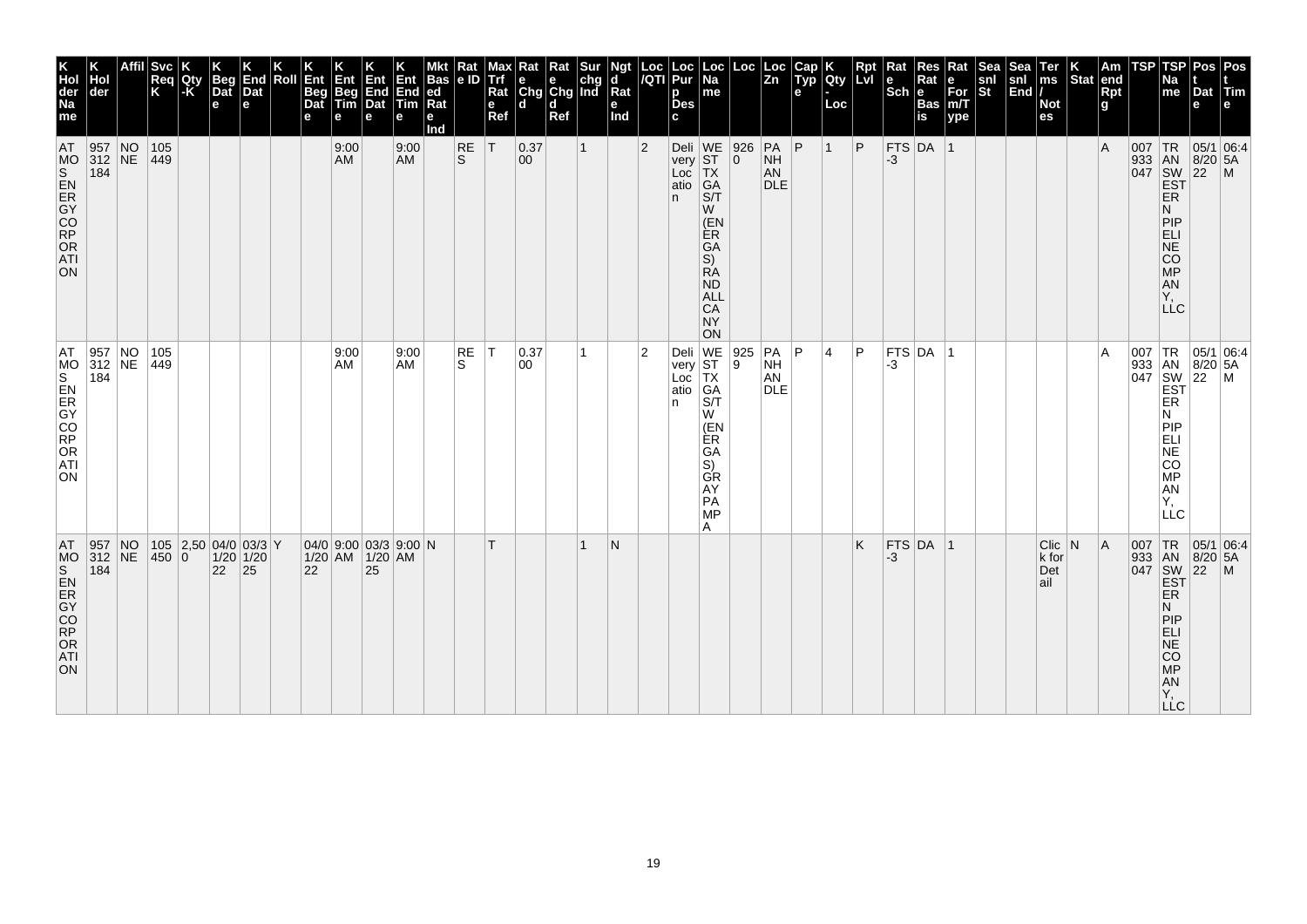| K Hol der Na me | K Hol der | Affil | Svc Req K | K Qty -K | K Beg Dat e | K End Dat e | K Roll | K Ent Beg Dat e | K Ent Beg Tim e | K Ent End Dat e | K Ent End Tim e | Mkt Bas ed Rat e Ind | Rat e ID | Max Trf Rat e Ref | Rat e Chg d | Rat e Chg d Ref | Sur chg Ind | Ngt d Rat e Ind | Loc /QTI | Loc Pur p Des c | Loc Na me | Loc | Loc Zn | Cap Typ e | K Qty - Loc | Rpt Lvl | Rat e Sch | Res Rat e Bas is | Rat e For m/T ype | Sea snl St | Sea snl End | Ter ms / Not es | K Stat | Am end Rpt g | TSP | TSP Na me | Pos t Dat e | Pos t Tim e |
|---|---|---|---|---|---|---|---|---|---|---|---|---|---|---|---|---|---|---|---|---|---|---|---|---|---|---|---|---|---|---|---|---|---|---|---|---|---|---|
| ATMOS ENERGY CORPORATION | 957312184 | NONE | 105449 | | | | | | 9:00 AM | | 9:00 AM | | RES | T | 0.3700 | | 1 | | 2 | Delivery Location | WEST TX GAS/TW (ENERGAS) RANDALL CANYON | 9260 | PANHANDLE | P | 1 | P | FTS-3 | DA | 1 | | | | | A | 007933047 | TRANSWESTERN PIPELINE COMPANY, LLC | 05/18/2022 | 06:45AM |
| ATMOS ENERGY CORPORATION | 957312184 | NONE | 105449 | | | | | | 9:00 AM | | 9:00 AM | | RES | T | 0.3700 | | 1 | | 2 | Delivery Location | WEST TX GAS/TW (ENERGAS) GRAY PAMPA | 9259 | PANHANDLE | P | 4 | P | FTS-3 | DA | 1 | | | | | A | 007933047 | TRANSWESTERN PIPELINE COMPANY, LLC | 05/18/2022 | 06:45AM |
| ATMOS ENERGY CORPORATION | 957312184 | NONE | 105450 | 2,500 | 04/01/2022 | 03/31/2025 | Y | 04/01/2022 | 9:00 AM | 03/31/2025 | 9:00 AM | N | | T | | | 1 | N | | | | | | | | K | FTS-3 | DA | 1 | | | Click for Detail | N | A | 007933047 | TRANSWESTERN PIPELINE COMPANY, LLC | 05/18/2022 | 06:45AM |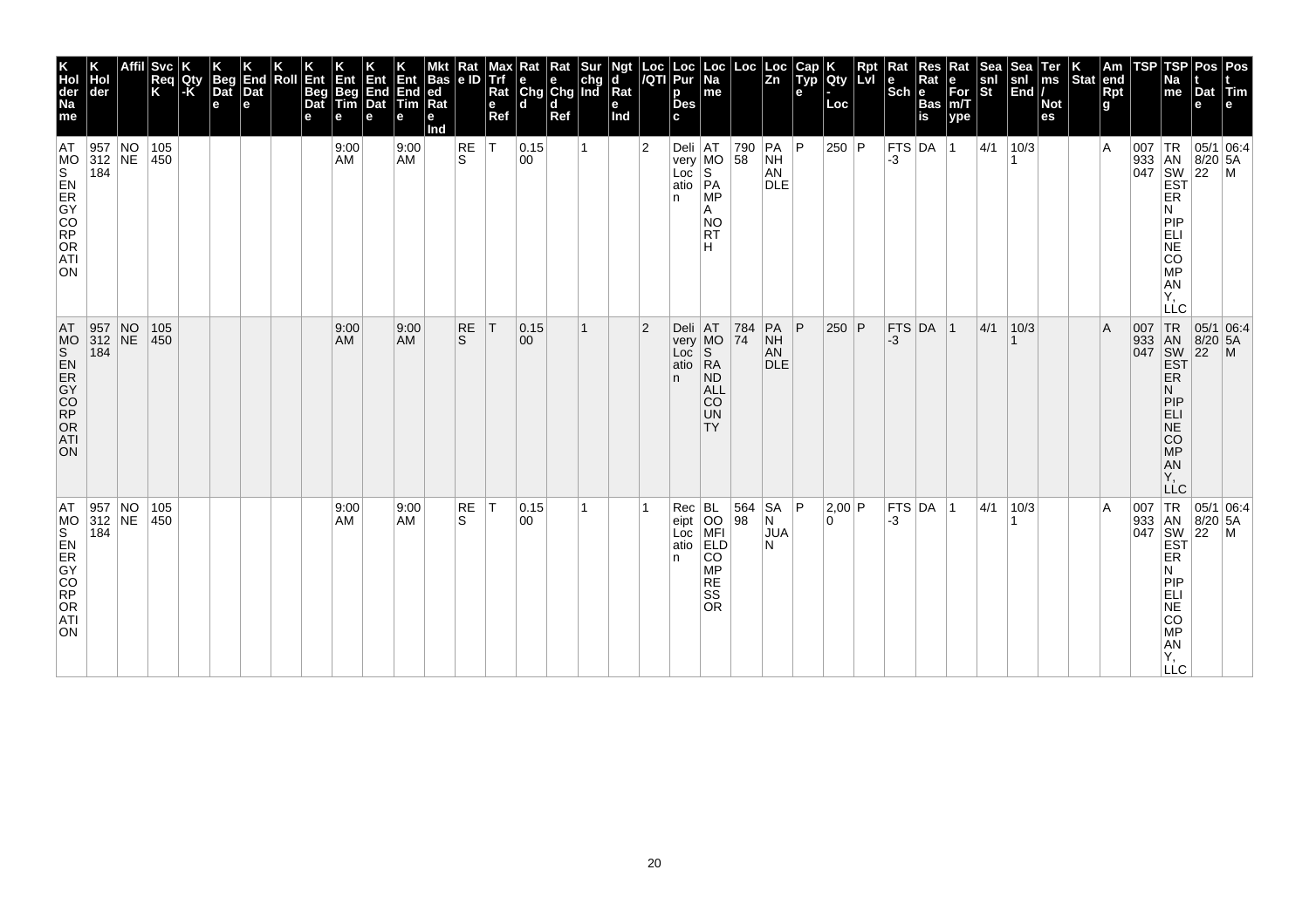| K Holder Name | K Holder | Affil | Svc Req K | K Qty-K | K Beg Date | K End Date | K Roll | K Ent Beg Date | K Ent Beg Time | K Ent End Date | K Ent End Time | Mkt Based Rate Ind | Rate ID | Max Trf Rate Ref | Rate Chgd | Rate Chgd Ref | Sur chg Ind | Ngtd Rate Ind | Loc/QTI | Loc Purp Desc | Loc Name | Loc | Loc Zn | Cap Type | K Qty-Loc | Rpt Lvl | Rate Sch | Res Rate Basis | Rate For m/Type | Seasnl St | Seasnl End | Terms/Notes | K Stat | Amend Rptg | TSP | TSP Name | Post Date | Post Time |
|---|---|---|---|---|---|---|---|---|---|---|---|---|---|---|---|---|---|---|---|---|---|---|---|---|---|---|---|---|---|---|---|---|---|---|---|---|---|---|
| ATMOS ENERGY CORPORATION | 957312184 | NONE | 105450 | | | | | | 9:00 AM | | 9:00 AM | | RES | T | 0.1500 | | 1 | | 2 | Delivery Location | ATMOS PAMPA NORTH | 79058 | PANHANDLE | P | 250 | P | FTS-3 | DA | 1 | 4/1 | 10/31 | | | A | 007933047 | TRANSWESTERN PIPELINE COMPANY, LLC | 05/18/2022 | 06:45AM |
| ATMOS ENERGY CORPORATION | 957312184 | NONE | 105450 | | | | | | 9:00 AM | | 9:00 AM | | RES | T | 0.1500 | | 1 | | 2 | Delivery Location | ATMOS RANDALL COUNTY | 78474 | PANHANDLE | P | 250 | P | FTS-3 | DA | 1 | 4/1 | 10/31 | | | A | 007933047 | TRANSWESTERN PIPELINE COMPANY, LLC | 05/18/2022 | 06:45AM |
| ATMOS ENERGY CORPORATION | 957312184 | NONE | 105450 | | | | | | 9:00 AM | | 9:00 AM | | RES | T | 0.1500 | | 1 | | 1 | Receipt Location | BLOOMFIELD COMPRESSOR | 56498 | SAN JUAN | P | 2,000 | P | FTS-3 | DA | 1 | 4/1 | 10/31 | | | A | 007933047 | TRANSWESTERN PIPELINE COMPANY, LLC | 05/18/2022 | 06:45AM |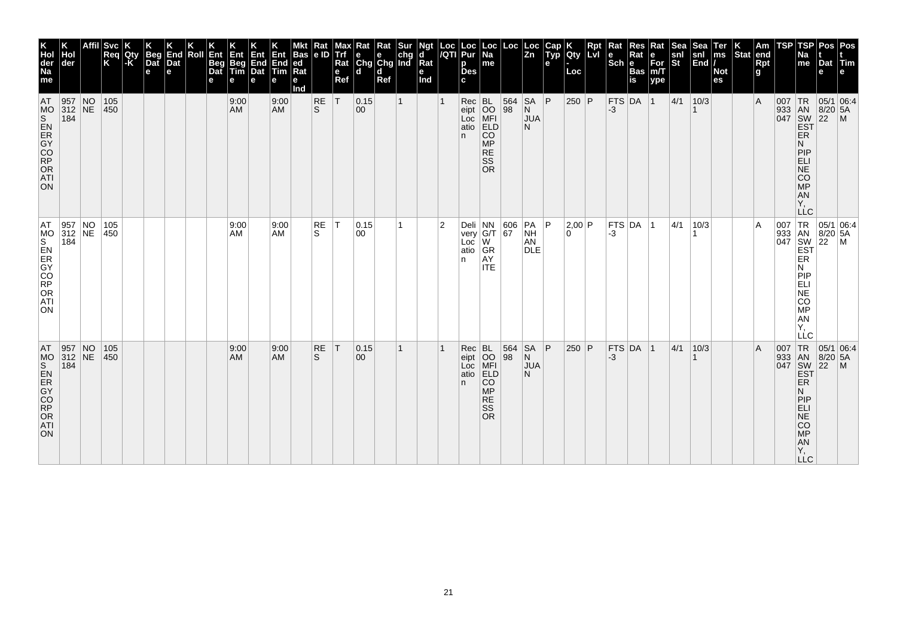| K Hol der Na me | K Hol der | Affil | Svc Req K | K Qty -K | K Beg Dat e | K End Dat e | K Roll | K Ent Beg Dat e | K Ent Beg Tim e | K Ent End Dat e | K Ent End Tim e | Mkt Bas ed Rat e Ind | Rat e ID | Max Trf Rat e Ref | Rat e Chg d | Rat e Chg d Ref | Sur chg Ind | Ngt d Rat e Ind | Loc /QTI | Loc Pur p Des c | Loc Na me | Loc | Loc Zn | Cap Typ e | K Qty - Loc | Rpt Lvl | Rat e Sch | Res Rat e Bas is | Rat e For m/T ype | Sea snl St | Sea snl End | Ter ms / Not es | K Stat | Am end Rpt g | TSP | TSP Na me | Pos t Dat e | Pos t Tim e |
|---|---|---|---|---|---|---|---|---|---|---|---|---|---|---|---|---|---|---|---|---|---|---|---|---|---|---|---|---|---|---|---|---|---|---|---|---|---|---|
| ATMOS ENERGY CORPORATION | 957312184 | NONE | 105450 | | | | | | 9:00 AM | | 9:00 AM | | RES | T | 0.1500 | | 1 | | 1 | Receipt Location | BLOOMFIELD COMPRESSOR | 56498 | SAN JUAN | P | 250 | P | FTS-3 | DA | 1 | 4/1 | 10/31 | | | A | 007933047 | TRANSWESTERN PIPELINE COMPANY, LLC | 05/18/2022 | 06:45AM |
| ATMOS ENERGY CORPORATION | 957312184 | NONE | 105450 | | | | | | 9:00 AM | | 9:00 AM | | RES | T | 0.1500 | | 1 | | 2 | Delivery Location | NNG/TW GRAYITE | 60667 | PANHANDLE | P | 2,000 | P | FTS-3 | DA | 1 | 4/1 | 10/31 | | | A | 007933047 | TRANSWESTERN PIPELINE COMPANY, LLC | 05/18/2022 | 06:45AM |
| ATMOS ENERGY CORPORATION | 957312184 | NONE | 105450 | | | | | | 9:00 AM | | 9:00 AM | | RES | T | 0.1500 | | 1 | | 1 | Receipt Location | BLOOMFIELD COMPRESSOR | 56498 | SAN JUAN | P | 250 | P | FTS-3 | DA | 1 | 4/1 | 10/31 | | | A | 007933047 | TRANSWESTERN PIPELINE COMPANY, LLC | 05/18/2022 | 06:45AM |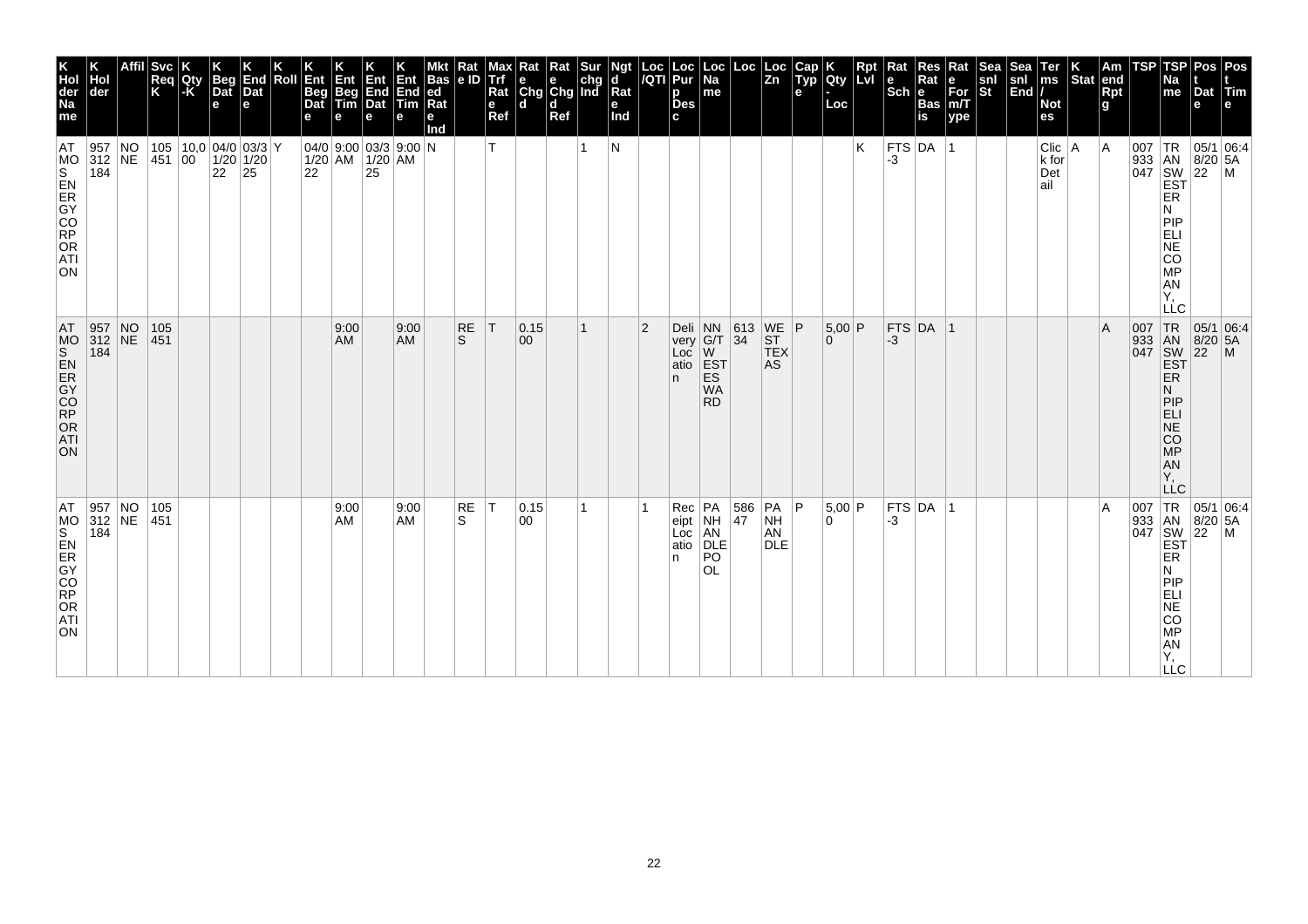| K Hol der Na me | K Hol der | Affil | Svc Req K | K Qty -K | K Beg Dat e | K End Dat e | K Roll | K Ent Beg Dat e | K Ent Beg Tim e | K Ent End Dat e | K Ent End Tim e | Mkt Bas ed Rat e Ind | Rat e ID | Max Trf Rat e Ref | Rat e Chg d | Rat e Chg d Ref | Sur chg Ind | Ngt d Rat e Ind | Loc /QTI | Loc Pur p Des c | Loc Na me | Loc | Loc Zn | Cap Typ e | K Qty - Loc | Rpt Lvl | Rat e Sch | Res Rat e Bas is | Rat e For m/T ype | Sea snl St | Sea snl End | Ter ms / Not es | K Stat | Am end Rpt g | TSP | TSP Na me | Pos t Dat e | Pos t Tim e |
|---|---|---|---|---|---|---|---|---|---|---|---|---|---|---|---|---|---|---|---|---|---|---|---|---|---|---|---|---|---|---|---|---|---|---|---|---|---|---|
| ATMOS ENERGY CORPORATION | 957312184 | NONE | 105451 | 10,000 | 04/01/2022 | 03/31/2025 | Y | 04/01/2022 | 9:00 AM | 03/31/2025 | 9:00 AM | N | | T | | | 1 | N | | | | | | | | K | FTS-3 | DA | 1 | | | Click for Detail | A | A | 007933047 | TRANSWESTERN PIPELINE COMPANY, LLC | 05/18/2022 | 06:45AM |
| ATMOS ENERGY CORPORATION | 957312184 | NONE | 105451 | | | | | | 9:00 AM | | 9:00 AM | | RES | T | 0.1500 | | 1 | | 2 | Delivery Location | NNG/TWESTESWARD | 61334 | WEST TEXAS | P | 5,000 | P | FTS-3 | DA | 1 | | | | | A | 007933047 | TRANSWESTERN PIPELINE COMPANY, LLC | 05/18/2022 | 06:45AM |
| ATMOS ENERGY CORPORATION | 957312184 | NONE | 105451 | | | | | | 9:00 AM | | 9:00 AM | | RES | T | 0.1500 | | 1 | | 1 | Receipt Location | PANHANDLEPOOL | 58647 | PANHANDLE | P | 5,000 | P | FTS-3 | DA | 1 | | | | | A | 007933047 | TRANSWESTERN PIPELINE COMPANY, LLC | 05/18/2022 | 06:45AM |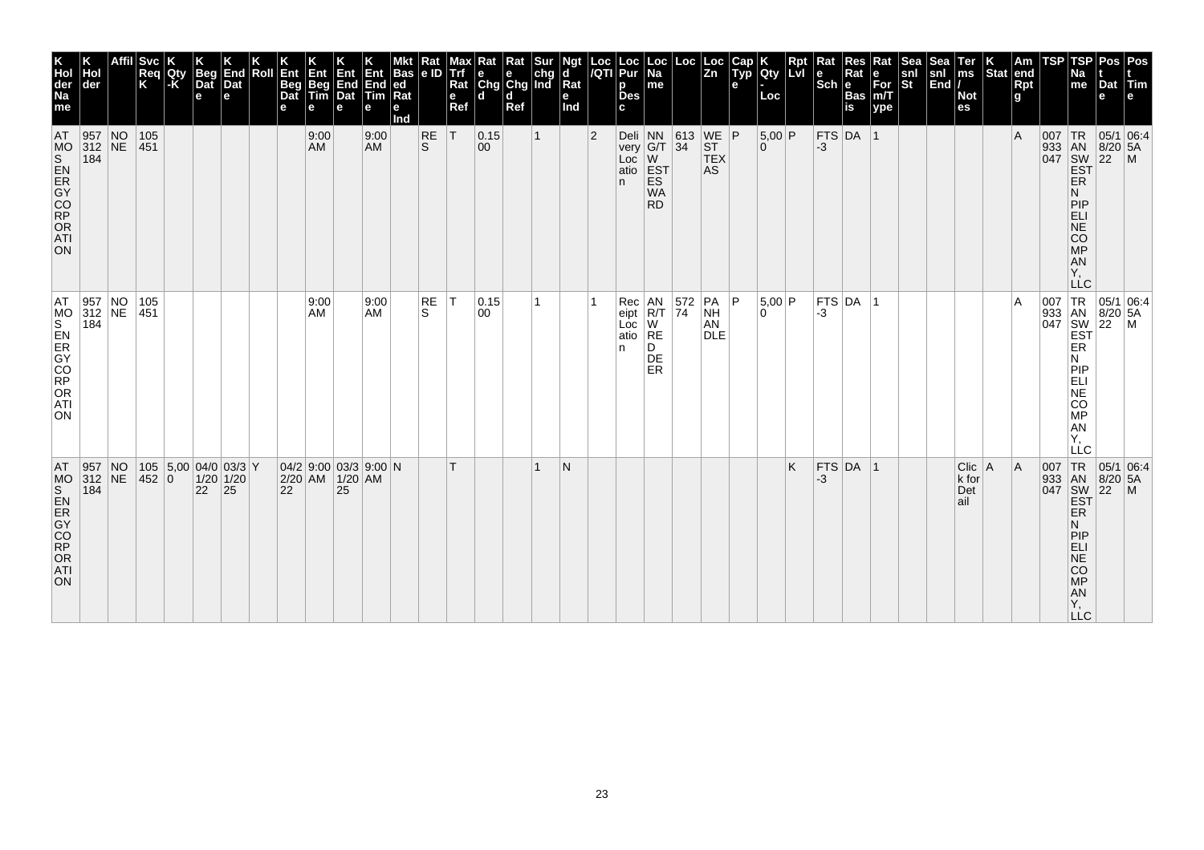| K Hol der Na me | K Hol der | Affil | Svc Req K | K Qty -K | K Beg Dat e | K End Dat e | K Roll | K Ent Beg Dat e | K Ent Beg Tim e | K Ent End Dat e | K Ent End Tim e | Mkt Bas ed Rat e Ind | Rat e ID | Max Trf Rat e Ref | Rat e Chg d | Rat e Chg d Ref | Sur chg Ind | Ngt d Rat e Ind | Loc /QTI | Loc Pur p Des c | Loc Na me | Loc | Loc Zn | Cap Typ e | K Qty - Loc | Rpt Lvl | Rat e Sch | Res Rat e Bas is | Rat e For m/T ype | Sea snl St | Sea snl End | Ter ms / Not es | K Stat | Am end Rpt g | TSP | TSP Na me | Pos t Dat e | Pos t Tim e |
|---|---|---|---|---|---|---|---|---|---|---|---|---|---|---|---|---|---|---|---|---|---|---|---|---|---|---|---|---|---|---|---|---|---|---|---|---|---|---|
| ATMOS ENERGY CORPORATION | 957312184 | NONE | 105451 | | | | | | 9:00 AM | | 9:00 AM | | RES | T | 0.1500 | | 1 | | 2 | Delivery Location | NNG/T WESTES WARD | 61334 | WEST TEXAS | P | 5,000 | P | FTS-3 | DA | 1 | | | | | A | 007933047 | TRANSWESTERN PIPELINE COMPANY, LLC | 05/18/2022 | 06:45AM |
| ATMOS ENERGY CORPORATION | 957312184 | NONE | 105451 | | | | | | 9:00 AM | | 9:00 AM | | RES | T | 0.1500 | | 1 | | 1 | Receipt Location | ANR/T W RED DEER | 57274 | PANHANDLE | P | 5,000 | P | FTS-3 | DA | 1 | | | | | A | 007933047 | TRANSWESTERN PIPELINE COMPANY, LLC | 05/18/2022 | 06:45AM |
| ATMOS ENERGY CORPORATION | 957312184 | NONE | 105452 | 5,000 | 04/01/2022 | 03/31/2025 | Y | 04/22/2022 | 9:00 AM | 03/31/2025 | 9:00 AM | N | | T | | | 1 | N | | | | | | | | K | FTS-3 | DA | 1 | | | Click for Detail | A | A | 007933047 | TRANSWESTERN PIPELINE COMPANY, LLC | 05/18/2022 | 06:45AM |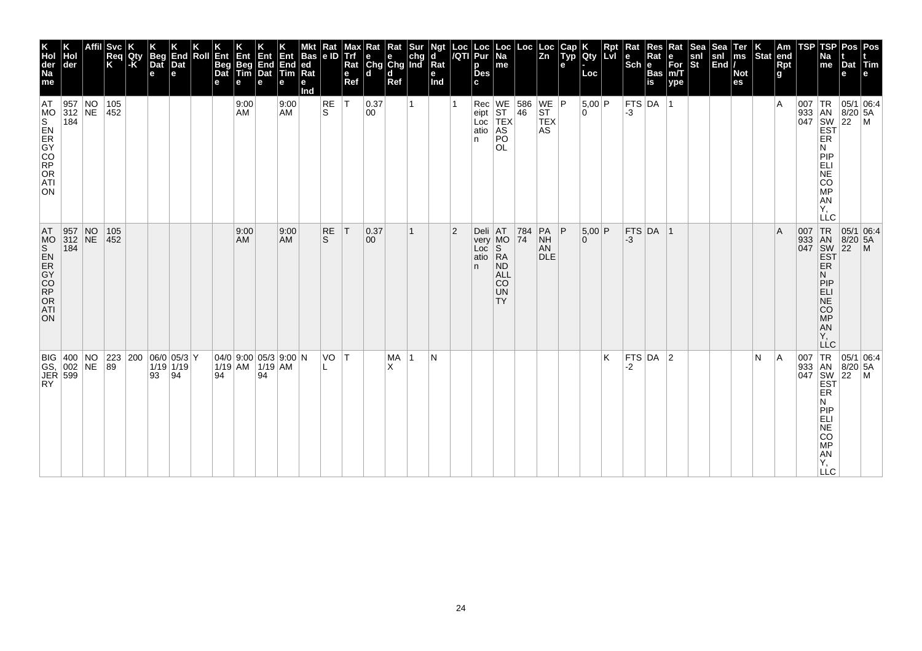| K Holder Name | K Holder | Affil | Svc Req K | K Qty-K | K Beg Date | K End Date | K Roll | K Ent Beg Date | K Ent Beg Time | K Ent End Date | K Ent End Time | Mkt Based Rate Ind | Rate ID | Max Trf Rate Ref | Rate Chgd | Rate Chgd Ref | Sur chg Ind | Ngtd Rate Ind | Loc/QTI | Loc Purp Desc | Loc Name | Loc | Loc Zn | Cap Type | K Qty-Loc | Rpt Lvl | Rate Sch | Res Rate Basis | Rate Form/Type | Seasnl St | Seasnl End | Terms/Notes | K Stat | Amend Rptg | TSP | TSP Name | Post Date | Post Time |
|---|---|---|---|---|---|---|---|---|---|---|---|---|---|---|---|---|---|---|---|---|---|---|---|---|---|---|---|---|---|---|---|---|---|---|---|---|---|---|
| ATMOS ENERGY CORPORATION | 957312184 | NONE | 105452 | | | | | | 9:00 AM | | 9:00 AM | | RES | T | 0.3700 | | 1 | | 1 | Receipt Location | WEST TEXAS POOL | 58646 | WEST TEXAS | P | 5,000 | P | FTS-3 | DA | 1 | | | | | A | 007933047 | TRANSWESTERN PIPELINE COMPANY, LLC | 05/18/2022 | 06:45AM |
| ATMOS ENERGY CORPORATION | 957312184 | NONE | 105452 | | | | | | 9:00 AM | | 9:00 AM | | RES | T | 0.3700 | | 1 | | 2 | Delivery Location | ATMOS RANDALL COUNTY | 78474 | PANHANDLE | P | 5,000 | P | FTS-3 | DA | 1 | | | | | A | 007933047 | TRANSWESTERN PIPELINE COMPANY, LLC | 05/18/2022 | 06:45AM |
| BIGGS, JERRY | 400002599 | NONE | 22389 | 200 | 06/01/1993 | 05/31/1994 | Y | 04/01/1994 | 9:00 AM | 05/31/1994 | 9:00 AM | N | VOL | T | | MAX | 1 | N | | | | | | | | K | FTS-2 | DA | 2 | | | | N | A | 007933047 | TRANSWESTERN PIPELINE COMPANY, LLC | 05/18/2022 | 06:45AM |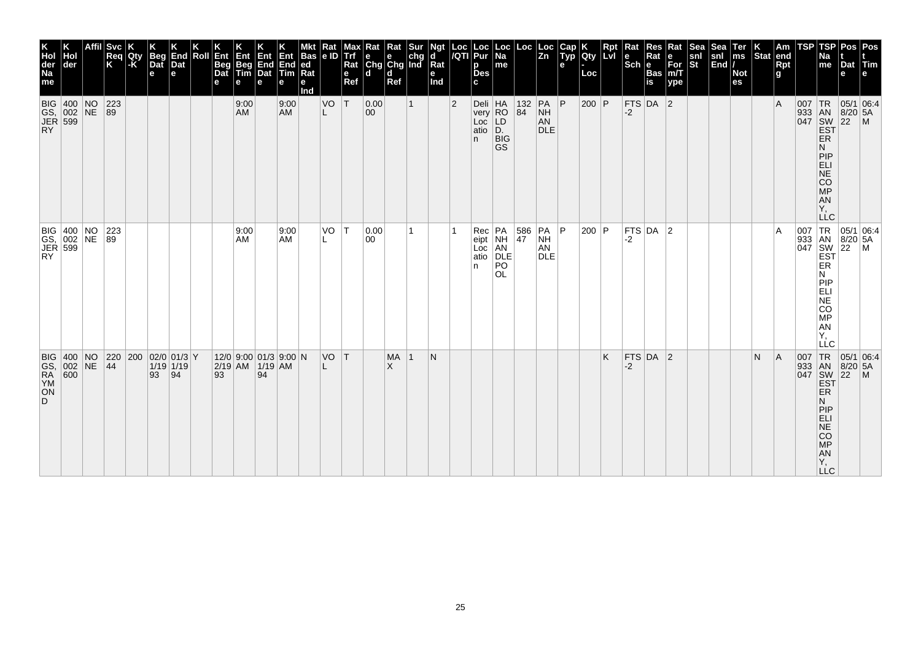| K Holder Name | K Holder | Affil | Svc Req K | K Qty -K | K Beg Date | K End Date | K Roll | K Ent Beg Date | K Ent Beg Time | K Ent End Date | K Ent End Time | Mkt Based Rate Ind | Rate ID | Max Trf Rate Ref | Rate Chgd | Rate Chgd Ref | Surchg Ind | Ngtd Rate Ind | Loc /QTI | Loc Purp Desc | Loc Name | Loc | Loc Zn | Cap Type | K Qty - Loc | Rpt Lvl | Rate Sch | Res Rate Basis | Rate For m/Type | Seasnl St | Seasnl End | Terms / Notes | K Stat | Amend Rptg | TSP | TSP Name | Post Date | Post Time |
|---|---|---|---|---|---|---|---|---|---|---|---|---|---|---|---|---|---|---|---|---|---|---|---|---|---|---|---|---|---|---|---|---|---|---|---|---|---|---|
| BIGGS, JERRY | 400002599 | NONE | 22389 | | | | | | 9:00 AM | | 9:00 AM | | VOL | T | 0.0000 | | 1 | | 2 | Delivery Location | HAROLD D. BIGGS | 13284 | PANHANDLE | P | 200 | P | FTS-2 | DA | 2 | | | | | A | 007933047 | TRANSWESTERN PIPELINE COMPANY, LLC | 05/18/2022 | 06:45AM |
| BIGGS, JERRY | 400002599 | NONE | 22389 | | | | | | 9:00 AM | | 9:00 AM | | VOL | T | 0.0000 | | 1 | | 1 | Receipt Location | PANHANDLE POOL | 58647 | PANHANDLE | P | 200 | P | FTS-2 | DA | 2 | | | | | A | 007933047 | TRANSWESTERN PIPELINE COMPANY, LLC | 05/18/2022 | 06:45AM |
| BIGGS, RAYMOND | 400002600 | NONE | 22044 | 200 | 02/01/1993 | 01/31/1994 | Y | 12/02/1993 | 9:00 AM | 01/31/1994 | 9:00 AM | N | VOL | T | | MAX | 1 | N | | | | | | | | K | FTS-2 | DA | 2 | | | | N | A | 007933047 | TRANSWESTERN PIPELINE COMPANY, LLC | 05/18/2022 | 06:45AM |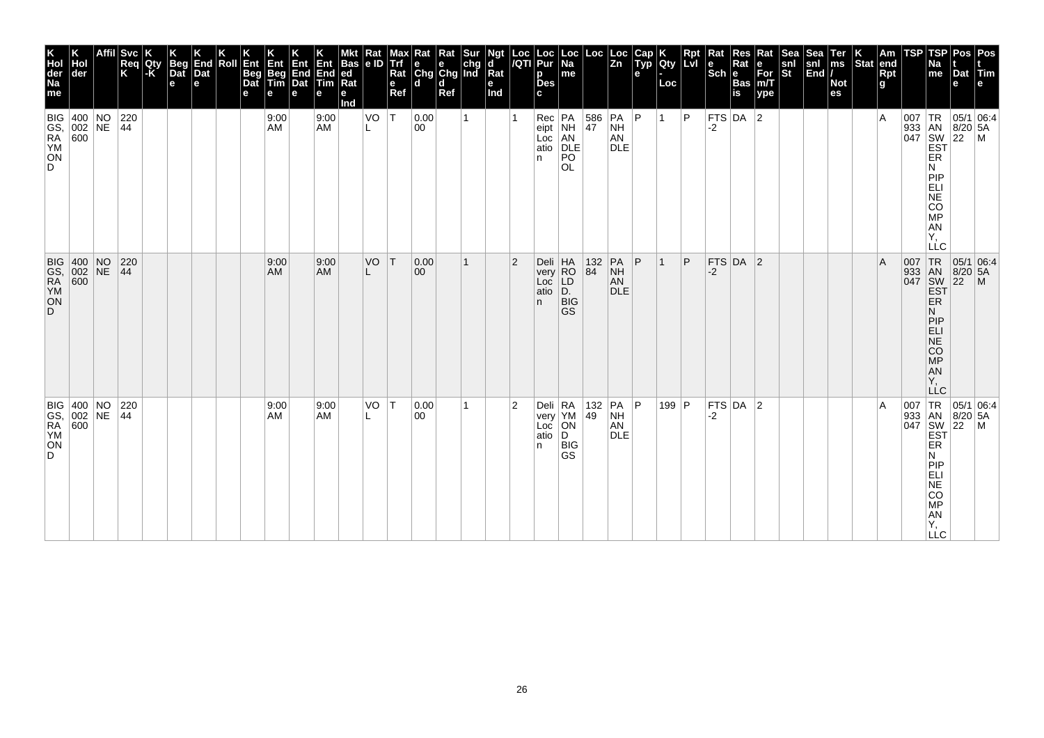| K Holder Name | K Holder | Affil | Svc Req K | K Qty-K | K Beg Date | K End Date | K Roll | K Ent Beg Date | K Ent Beg Time | K Ent End Date | K Ent End Time | Mkt Based Rate Ind | Rate ID | Max Trf Rate Ref | Rate Chgd | Rate Chgd Ref | Sur chg Ind | Ngtd Rate Ind | Loc/QTI | Loc Purp Desc | Loc Name | Loc | Loc Zn | Cap Type | K Qty-Loc | Rpt Lvl | Rate Sch | Res Rate Basis | Rate Form/Type | Seasnl St | Seasnl End | Terms/Notes | K Stat | Amend Rptg | TSP | TSP Name | Post Date | Post Time |
|---|---|---|---|---|---|---|---|---|---|---|---|---|---|---|---|---|---|---|---|---|---|---|---|---|---|---|---|---|---|---|---|---|---|---|---|---|---|---|
| BIGGS, RAYMOND | 400002600 | NONE | 22044 | | | | | | 9:00 AM | | 9:00 AM | | VOL | T | 0.0000 | | 1 | | 1 | Receipt Location | PANHANDLE POOL | 58647 | PANHANDLE | P | 1 | P | FTS-2 | DA | 2 | | | | | A | 007933047 | TRANSWESTERN PIPELINE COMPANY, LLC | 05/18/2022 | 06:45AM |
| BIGGS, RAYMOND | 400002600 | NONE | 22044 | | | | | | 9:00 AM | | 9:00 AM | | VOL | T | 0.0000 | | 1 | | 2 | Delivery Location | HAROLD D. BIGGS | 13284 | PANHANDLE | P | 1 | P | FTS-2 | DA | 2 | | | | | A | 007933047 | TRANSWESTERN PIPELINE COMPANY, LLC | 05/18/2022 | 06:45AM |
| BIGGS, RAYMOND | 400002600 | NONE | 22044 | | | | | | 9:00 AM | | 9:00 AM | | VOL | T | 0.0000 | | 1 | | 2 | Delivery Location | RAYMOND BIGGS | 13249 | PANHANDLE | P | 199 | P | FTS-2 | DA | 2 | | | | | A | 007933047 | TRANSWESTERN PIPELINE COMPANY, LLC | 05/18/2022 | 06:45AM |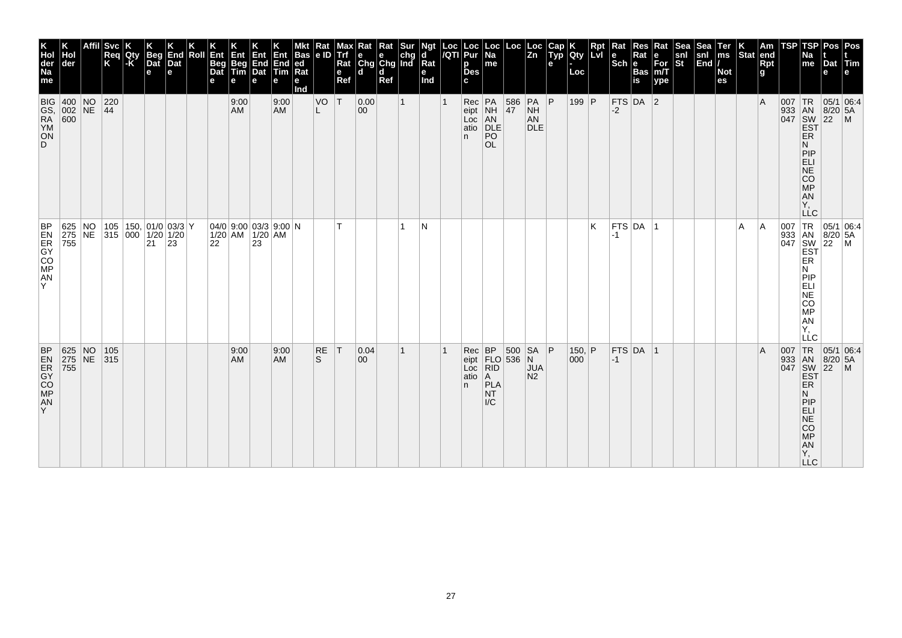| K Hol der Na me | K Hol der | Affil | Svc Req K | K Qty -K | K Beg Dat e | K End Dat e | K Roll | K Ent Beg Dat e | K Ent Beg Tim e | K Ent End Dat e | K Ent End Tim e | Mkt Bas ed Rat e Ind | Rat e ID | Max Trf Rat e Ref | Rat e Chg d | Rat e Chg d Ref | Sur chg Ind | Ngt d Rat e Ind | Loc /QTI | Loc Pur p Des c | Loc Na me | Loc | Loc Zn | Cap Typ e | K Qty - Loc | Rpt Lvl | Rat e Sch | Res Rat e Bas is | Rat e For m/T ype | Sea snl St | Sea snl End | Ter ms / Not es | K Stat | Am end Rpt g | TSP | TSP Na me | Pos t Dat e | Pos t Tim e |
|---|---|---|---|---|---|---|---|---|---|---|---|---|---|---|---|---|---|---|---|---|---|---|---|---|---|---|---|---|---|---|---|---|---|---|---|---|---|---|
| BIGGS, RAYMOND | 400002600 | NONE | 22044 | | | | | | 9:00 AM | | 9:00 AM | | VOL | T | 0.0000 | | 1 | | 1 | Receipt Location | PANHANDLE POOL | 58647 | PANHANDLE | P | 199 | P | FTS-2 | DA | 2 | | | | | A | 007933047 | TRANSWESTERN PIPELINE COMPANY, LLC | 05/18/2022 | 06:45AM |
| BP ENERGY COMPANY | 625275755 | NONE | 105315 | 150,000 | 01/01/2021 | 03/31/2023 | Y | 04/01/2022 | 9:00 AM | 03/31/2023 | 9:00 AM | N | | T | | | 1 | N | | | | | | | | K | FTS-1 | DA | 1 | | | | A | A | 007933047 | TRANSWESTERN PIPELINE COMPANY, LLC | 05/18/2022 | 06:45AM |
| BP ENERGY COMPANY | 625275755 | NONE | 105315 | | | | | | 9:00 AM | | 9:00 AM | | RES | T | 0.0400 | | 1 | | 1 | Receipt Location | BP FLORIDA PLANT I/C | 500536 | SAN JUAN N2 | P | 150,000 | P | FTS-1 | DA | 1 | | | | | A | 007933047 | TRANSWESTERN PIPELINE COMPANY, LLC | 05/18/2022 | 06:45AM |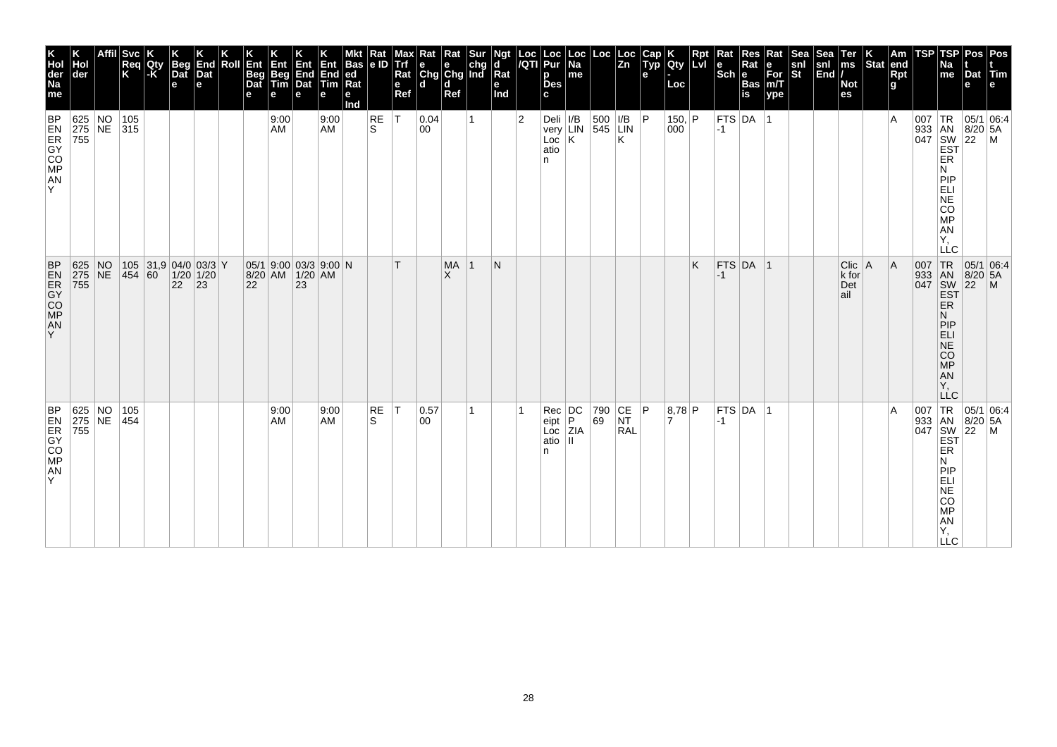| K Holder Name | K Holder | Affil | Svc Req K | K Qty-K | K Beg Date | K End Date | K Roll | K Ent Beg Date | K Ent Beg Time | K Ent End Date | K Ent End Time | Mkt Based Rate Ind | Rate ID | Max Trf Rate Ref | Rate Chgd | Rate Chgd Ref | Surchg Ind | Ngtd Rate Ind | Loc/QTI | Loc Purp Desc | Loc Name | Loc | Loc Zn | Cap Type | K Qty-Loc | Rpt Lvl | Rate Sch | Res Rate Basis | Rate Form/Type | Seasnl St | Seasnl End | Terms/Notes | K Stat | Amend Rpt | TSP | TSP Name | Post Date | Post Time |
|---|---|---|---|---|---|---|---|---|---|---|---|---|---|---|---|---|---|---|---|---|---|---|---|---|---|---|---|---|---|---|---|---|---|---|---|---|---|---|
| BP ENERGY COMPANY | 625275755 | NONE | 105315 | | | | | | 9:00 AM | | 9:00 AM | | RES | T | 0.0400 | | 1 | | 2 | Delivery Location | I/B LINK | 500545 | I/B LINK | P | 150,000 | P | FTS-1 | DA | 1 | | | | | A | 007933047 | TRANSWESTERN PIPELINE COMPANY, LLC | 05/18/2022 | 06:45AM |
| BP ENERGY COMPANY | 625275755 | NONE | 105454 | 31,960 | 04/01/2022 | 03/31/2023 | Y | 05/18/2022 | 9:00 AM | 03/31/2023 | 9:00 AM | N | | T | | MAX | 1 | N | | | | | | | | K | FTS-1 | DA | 1 | | | Click for Detail | A | A | 007933047 | TRANSWESTERN PIPELINE COMPANY, LLC | 05/18/2022 | 06:45AM |
| BP ENERGY COMPANY | 625275755 | NONE | 105454 | | | | | | 9:00 AM | | 9:00 AM | | RES | T | 0.5700 | | 1 | | 1 | Receipt Location | DCP ZIA II | 79069 | CENTRAL | P | 8,787 | P | FTS-1 | DA | 1 | | | | | A | 007933047 | TRANSWESTERN PIPELINE COMPANY, LLC | 05/18/2022 | 06:45AM |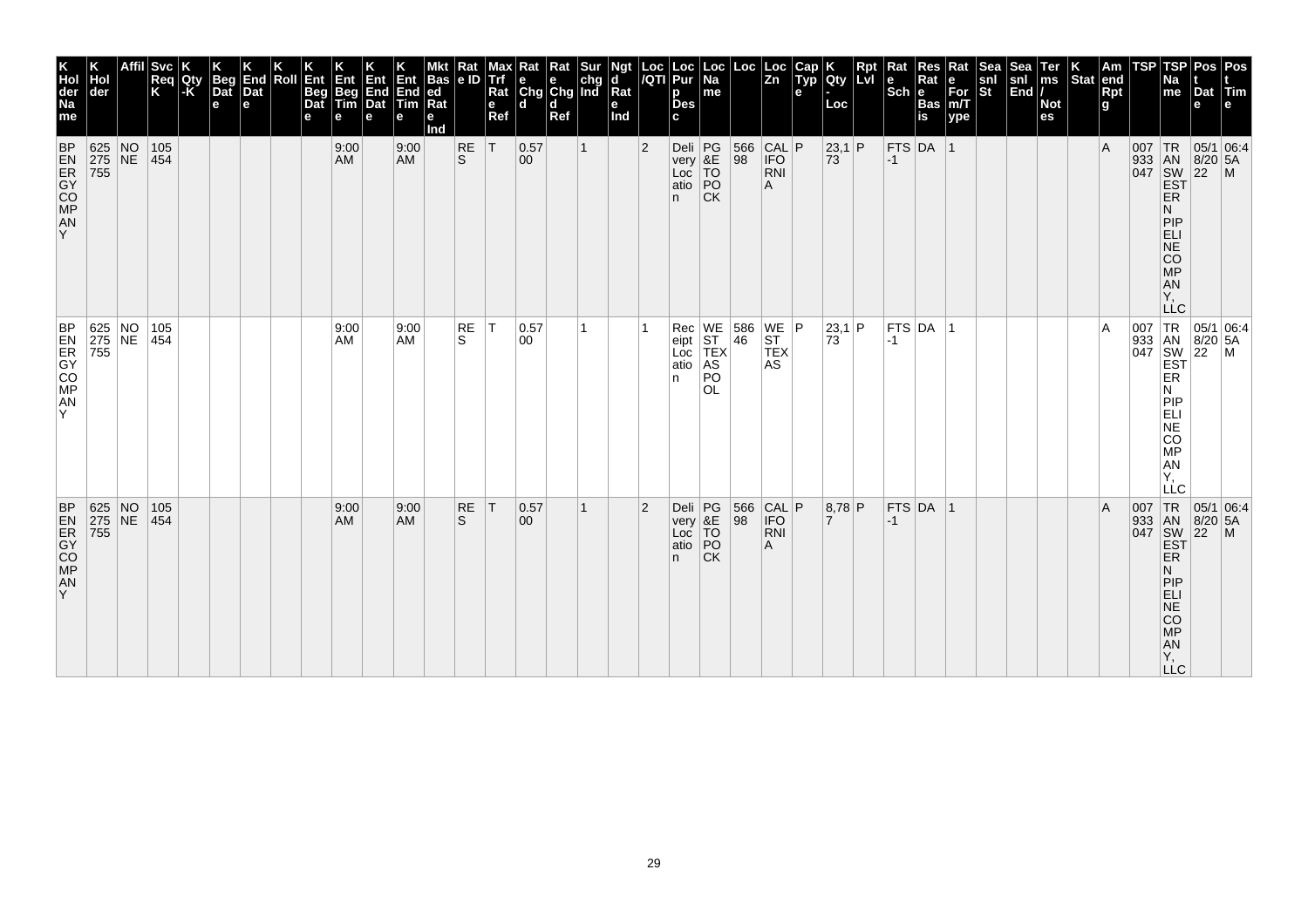| K Holder Name | K Holder | Affil | Svc Req K | K Qty -K | K Beg Date | K End Date | K Roll | K Ent Beg Date | K Ent Beg Time | K Ent End Date | K Ent End Time | Mkt Based Rate Ind | Rate ID | Max Trf Rate Ref | Rate Chgd | Rate Chgd Ref | Surchg Ind | Ngtd Rate Ind | Loc/QTI | Loc Purp Desc | Loc Name | Loc | Loc Zn | Cap Type | K Qty - Loc | Rpt Lvl | Rate Sch | Res Rate Basis | Rate Form/Type | Seasnl St | Seasnl End | Terms/Notes | K Stat | Amend Rptg | TSP | TSP Name | Post Date | Post Time |
|---|---|---|---|---|---|---|---|---|---|---|---|---|---|---|---|---|---|---|---|---|---|---|---|---|---|---|---|---|---|---|---|---|---|---|---|---|---|---|
| BP ENERGY COMPANY | 625275755 | NONE | 105454 | | | | | | 9:00 AM | | 9:00 AM | | RES | T | 0.5700 | | 1 | | 2 | Delivery Location | PG&E TOPOCK | 56698 | CALIFORNIA | P | 23,173 | P | FTS-1 | DA | 1 | | | | | A | 007933047 | TRANSWESTERN PIPELINE COMPANY, LLC | 05/18/2022 | 06:45AM |
| BP ENERGY COMPANY | 625275755 | NONE | 105454 | | | | | | 9:00 AM | | 9:00 AM | | RES | T | 0.5700 | | 1 | | 1 | Receipt Location | WEST TEXAS POOL | 58646 | WEST TEXAS | P | 23,173 | P | FTS-1 | DA | 1 | | | | | A | 007933047 | TRANSWESTERN PIPELINE COMPANY, LLC | 05/18/2022 | 06:45AM |
| BP ENERGY COMPANY | 625275755 | NONE | 105454 | | | | | | 9:00 AM | | 9:00 AM | | RES | T | 0.5700 | | 1 | | 2 | Delivery Location | PG&E TOPOCK | 56698 | CALIFORNIA | P | 8,787 | P | FTS-1 | DA | 1 | | | | | A | 007933047 | TRANSWESTERN PIPELINE COMPANY, LLC | 05/18/2022 | 06:45AM |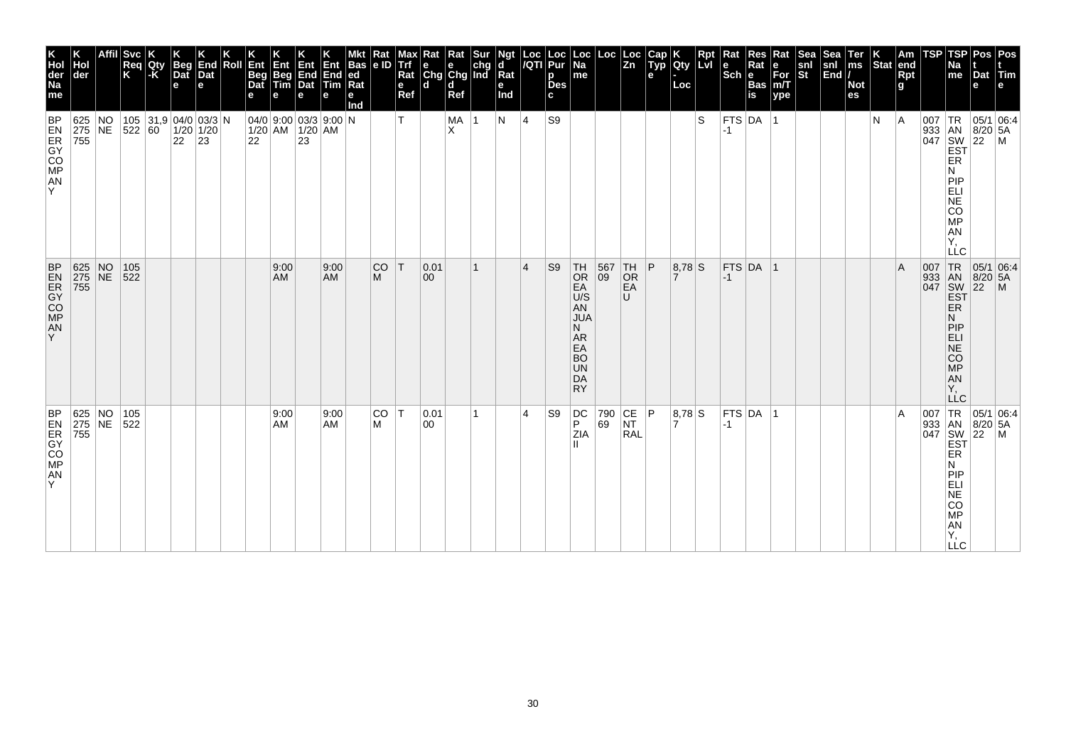| K Holder Name | K Holder | Affil | Svc Req K | K Qty -K | K Beg Date | K End Date | K Roll | K Ent Beg Date | K Ent Beg Time | K Ent End Date | K Ent End Time | Mkt Based Rate Ind | Rate ID | Max Trf Rate Ref | Rate Chgd | Rate Chgd Ref | Surchg Ind | Ngtd Rate Ind | Loc/QTI | Loc Purp Desc | Loc Name | Loc | Loc Zn | Cap Type | K Qty - Loc | Rpt Lvl | Rate Sch | Res Rate Basis | Rate Form/Type | Seasnl St | Seasnl End | Terms/Notes | K Stat | Amend Rpt | TSP | TSP Name | Post Date | Post Time |
|---|---|---|---|---|---|---|---|---|---|---|---|---|---|---|---|---|---|---|---|---|---|---|---|---|---|---|---|---|---|---|---|---|---|---|---|---|---|---|
| BP ENERGY COMPANY | 625275755 | NONE | 105522 | 31,960 | 04/01/2022 | 03/31/2023 | N | 04/01/2022 | 9:00 AM | 03/31/2023 | 9:00 AM | N | | T | | MAX | 1 | N | 4 | S9 | | | | | | S | FTS-1 | DA | 1 | | | | N | A | 007933047 | TRANSWESTERN PIPELINE COMPANY, LLC | 05/18/2022 | 06:45AM |
| BP ENERGY COMPANY | 625275755 | NONE | 105522 | | | | | | 9:00 AM | | 9:00 AM | | COM | T | 0.0100 | | 1 | | 4 | S9 | THOREAU/SAN JUAN AREA BOUNDARY | 56709 | THOREAU | P | 8,787 | S | FTS-1 | DA | 1 | | | | | A | 007933047 | TRANSWESTERN PIPELINE COMPANY, LLC | 05/18/2022 | 06:45AM |
| BP ENERGY COMPANY | 625275755 | NONE | 105522 | | | | | | 9:00 AM | | 9:00 AM | | COM | T | 0.0100 | | 1 | | 4 | S9 | DCP ZIA II | 79069 | CENTRAL | P | 8,787 | S | FTS-1 | DA | 1 | | | | | A | 007933047 | TRANSWESTERN PIPELINE COMPANY, LLC | 05/18/2022 | 06:45AM |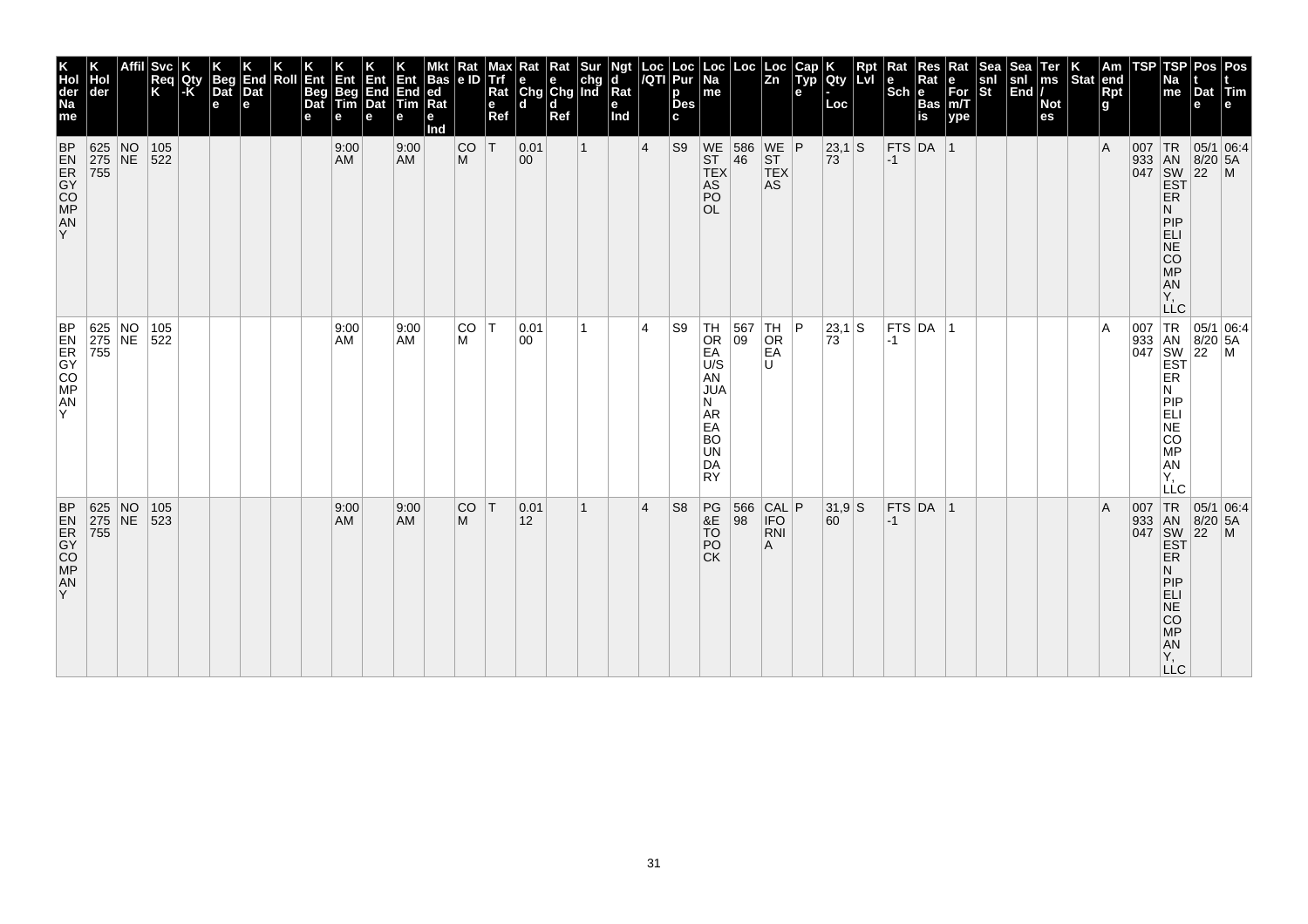| K Holder Name | K Holder | Affil | Svc Req K | K Qty -K | K Beg Date | K End Date | K Roll | K Ent Beg Date | K Ent Beg Time | K Ent End Date | K Ent End Time | Mkt Based Rate Ind | Rate ID | Max Trf Rate Ref | Rate Chgd | Rate Chgd Ref | Surchg Ind | Ngtd Rate Ind | Loc /QTI | Loc Purp Desc | Loc Name | Loc | Loc Zn | Cap Type | K Qty - Loc | Rpt Lvl | Rate Sch | Res Rate Basis | Rate For m/Type | Seasnl St | Seasnl End | Terms / Notes | K Stat | Amend Rptg | TSP | TSP Name | Post Date | Post Time |
|---|---|---|---|---|---|---|---|---|---|---|---|---|---|---|---|---|---|---|---|---|---|---|---|---|---|---|---|---|---|---|---|---|---|---|---|---|---|---|
| BP ENERGY COMPANY | 625275755 | NONE | 105522 | | | | | | 9:00 AM | | 9:00 AM | | COM | T | 0.0100 | | 1 | | 4 | S9 | WEST TEXAS POOL | 58646 | WEST TEXAS | P | 23,173 | S | FTS-1 | DA | 1 | | | | | A | 007933047 | TRANSWESTERN PIPELINE COMPANY, LLC | 05/18/2022 | 06:45AM |
| BP ENERGY COMPANY | 625275755 | NONE | 105522 | | | | | | 9:00 AM | | 9:00 AM | | COM | T | 0.0100 | | 1 | | 4 | S9 | THOREAU/SAN JUAN AREA BOUNDARY | 56709 | THOREAU | P | 23,173 | S | FTS-1 | DA | 1 | | | | | A | 007933047 | TRANSWESTERN PIPELINE COMPANY, LLC | 05/18/2022 | 06:45AM |
| BP ENERGY COMPANY | 625275755 | NONE | 105523 | | | | | | 9:00 AM | | 9:00 AM | | COM | T | 0.0112 | | 1 | | 4 | S8 | PG&E TOPOCK | 56698 | CALIFORNIA | P | 31,960 | S | FTS-1 | DA | 1 | | | | | A | 007933047 | TRANSWESTERN PIPELINE COMPANY, LLC | 05/18/2022 | 06:45AM |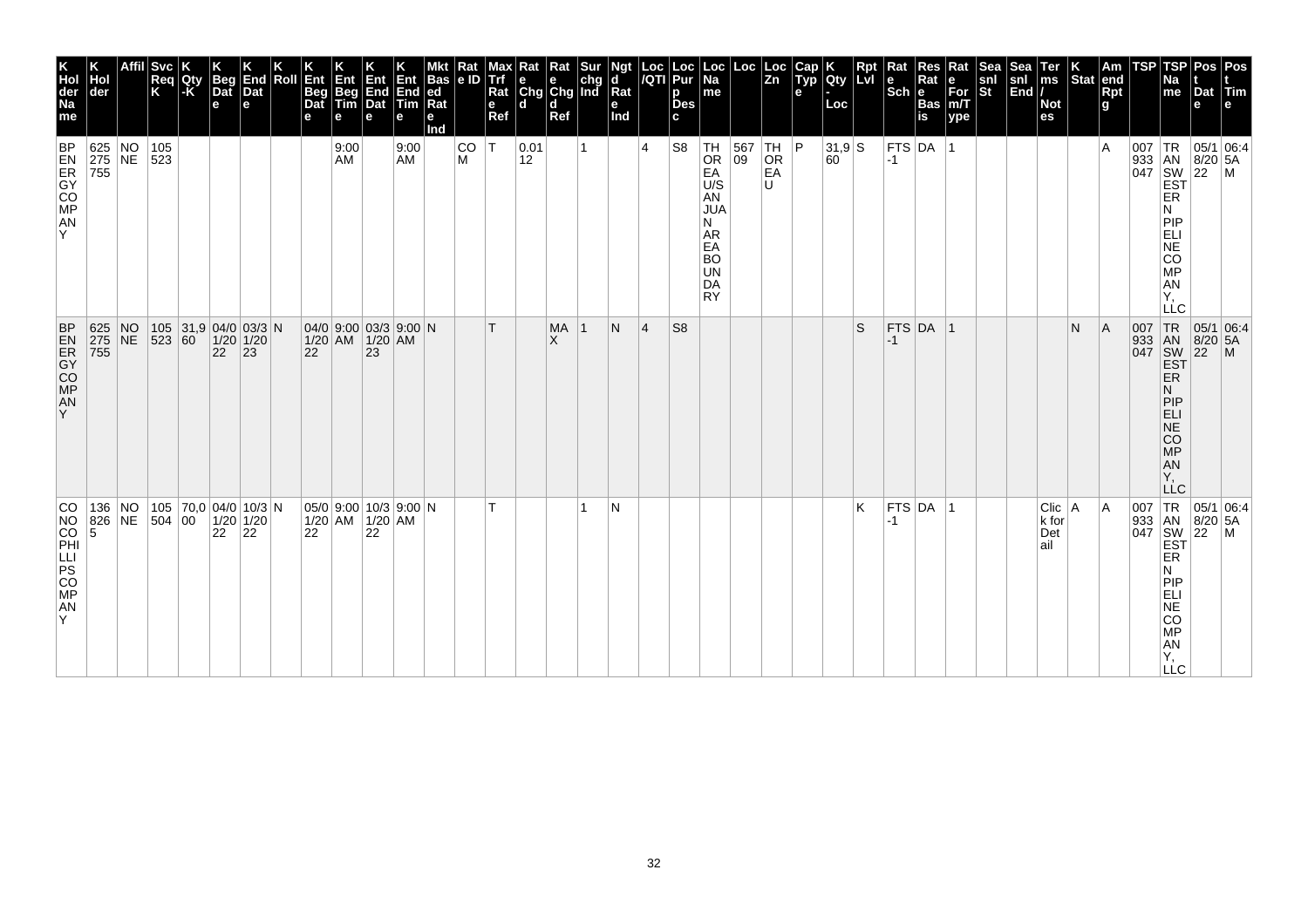| K Holder Name | K Holder | Affil | Svc Req K | K Qty-K | K Beg Date | K End Date | K Roll | K Ent Beg Date | K Ent Beg Time | K Ent End Date | K Ent End Time | Mkt Based Rate Ind | Rate ID | Max Trf Rate Ref | Rate Chgd | Rate Chgd Ref | Surchg Ind | Ngtd Rate Ind | Loc/QTI | Loc Purp Desc | Loc Name | Loc | Loc Zn | Cap Type | K Qty-Loc | Rpt Lvl | Rate Sch | Res Rate Basis | Rate Form/Type | Seasnl St | Seasnl End | Terms/Notes | K Stat | Amend Rpt | TSP | TSP Name | Post Date | Post Time |
|---|---|---|---|---|---|---|---|---|---|---|---|---|---|---|---|---|---|---|---|---|---|---|---|---|---|---|---|---|---|---|---|---|---|---|---|---|---|---|
| BP ENERGY COMPANY | 625275755 | NONE | 105523 | | | | | | 9:00 AM | | 9:00 AM | | COM | T | 0.0112 | | 1 | | 4 | S8 | THOREAU/SAN JUAN AREA BOUNDARY | 56709 | THOREAU | P | 31,960 | S | FTS-1 | DA | 1 | | | | | A | 007933047 | TRANSWESTERN PIPELINE COMPANY, LLC | 05/18/2022 | 06:45AM |
| BP ENERGY COMPANY | 625275755 | NONE | 105523 | 31,960 | 04/01/2022 | 03/31/2023 | N | 04/01/2022 | 9:00 AM | 03/31/2023 | 9:00 AM | N | | T | | MAX | 1 | N | 4 | S8 | | | | | | S | FTS-1 | DA | 1 | | | | N | A | 007933047 | TRANSWESTERN PIPELINE COMPANY, LLC | 05/18/2022 | 06:45AM |
| CONOCOPHILLIPS COMPANY | 1368265 | NONE | 105504 | 70,000 | 04/01/2022 | 10/31/2022 | N | 05/01/2022 | 9:00 AM | 10/31/2022 | 9:00 AM | N | | T | | | 1 | N | | | | | | | | K | FTS-1 | DA | 1 | | | Click for Detail | A | A | 007933047 | TRANSWESTERN PIPELINE COMPANY, LLC | 05/18/2022 | 06:45AM |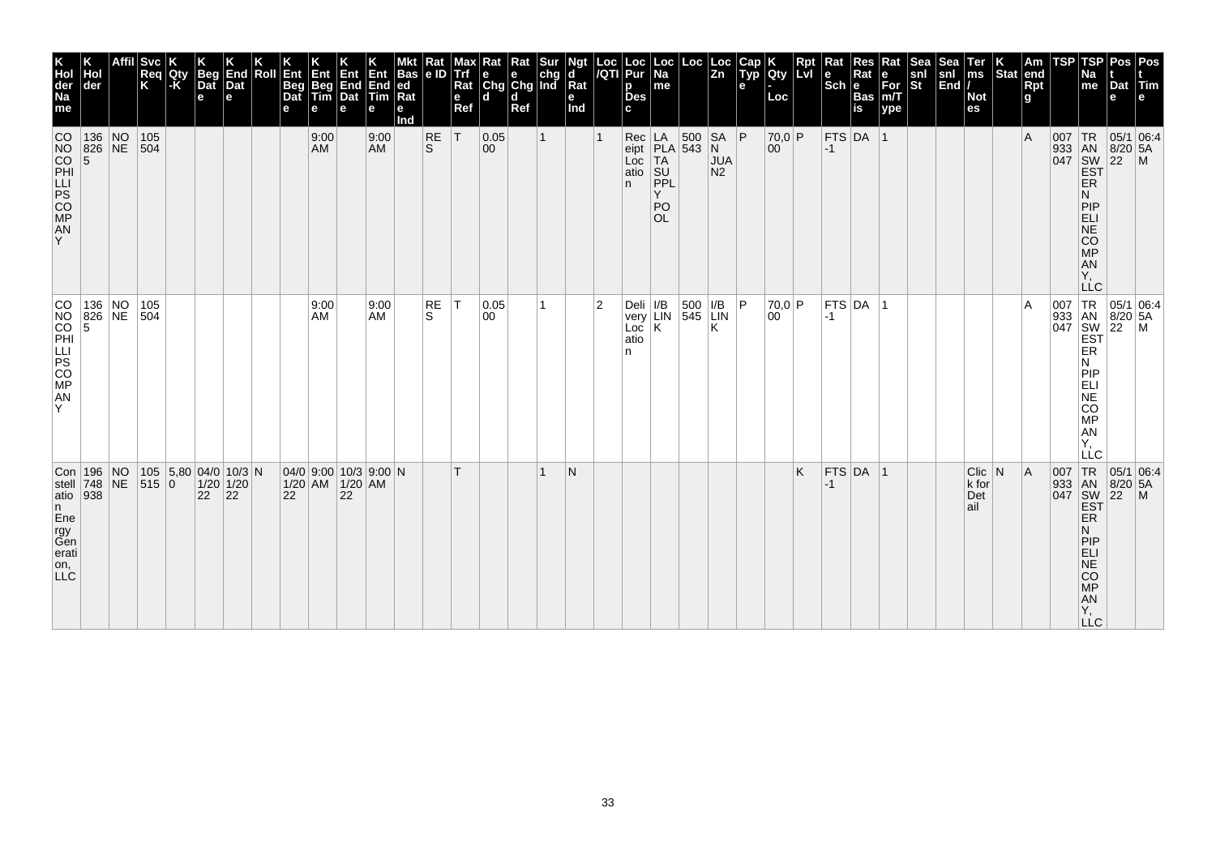| K Hol der Na me | K Hol der | Affil | Svc Req K | K Qty -K | K Beg Dat e | K End Dat e | K Roll | K Ent Beg Dat e | K Ent Beg Tim e | K Ent End Dat e | K Ent End Tim e | Mkt Bas ed Rat e Ind | Rat e ID | Max Trf Rat e Ref | Rat e Chg d | Rat e Chg d Ref | Sur chg Ind | Ngt d Rat e Ind | Loc /QTI | Loc Pur p Des c | Loc Na me | Loc | Loc Zn | Cap Typ e | K Qty - Loc | Rpt Lvl | Rat e Sch | Res Rat e Bas is | Rat e For m/T ype | Sea snl St | Sea snl End | Ter ms / Not es | K Stat | Am end Rpt g | TSP | TSP Na me | Pos t Dat e | Pos t Tim e |
|---|---|---|---|---|---|---|---|---|---|---|---|---|---|---|---|---|---|---|---|---|---|---|---|---|---|---|---|---|---|---|---|---|---|---|---|---|---|---|
| CONOCOPHILLIPS COMPANY | 1368265 | NONE | 105504 | | | | | | 9:00 AM | | 9:00 AM | | RES | T | 0.0500 | | 1 | | 1 | Receipt Location | LA PLATA SUPPLY POOL | 500543 | SAN JUAN2 | P | 70,000 | P | FTS-1 | DA | 1 | | | | | A | 007933047 | TRANSWESTERN PIPELINE COMPANY, LLC | 05/18/2022 | 06:45AM |
| CONOCOPHILLIPS COMPANY | 1368265 | NONE | 105504 | | | | | | 9:00 AM | | 9:00 AM | | RES | T | 0.0500 | | 1 | | 2 | Delivery Location | I/B LINK | 500545 | I/B LINK | P | 70,000 | P | FTS-1 | DA | 1 | | | | | A | 007933047 | TRANSWESTERN PIPELINE COMPANY, LLC | 05/18/2022 | 06:45AM |
| Constellation Energy Generation, LLC | 196748938 | NONE | 105515 | 5,800 | 04/01/2022 | 10/31/2022 | N | 04/01/2022 | 9:00 AM | 10/31/2022 | 9:00 AM | N | | T | | | 1 | N | | | | | | | | K | FTS-1 | DA | 1 | | | Click for Detail | N | A | 007933047 | TRANSWESTERN PIPELINE COMPANY, LLC | 05/18/2022 | 06:45AM |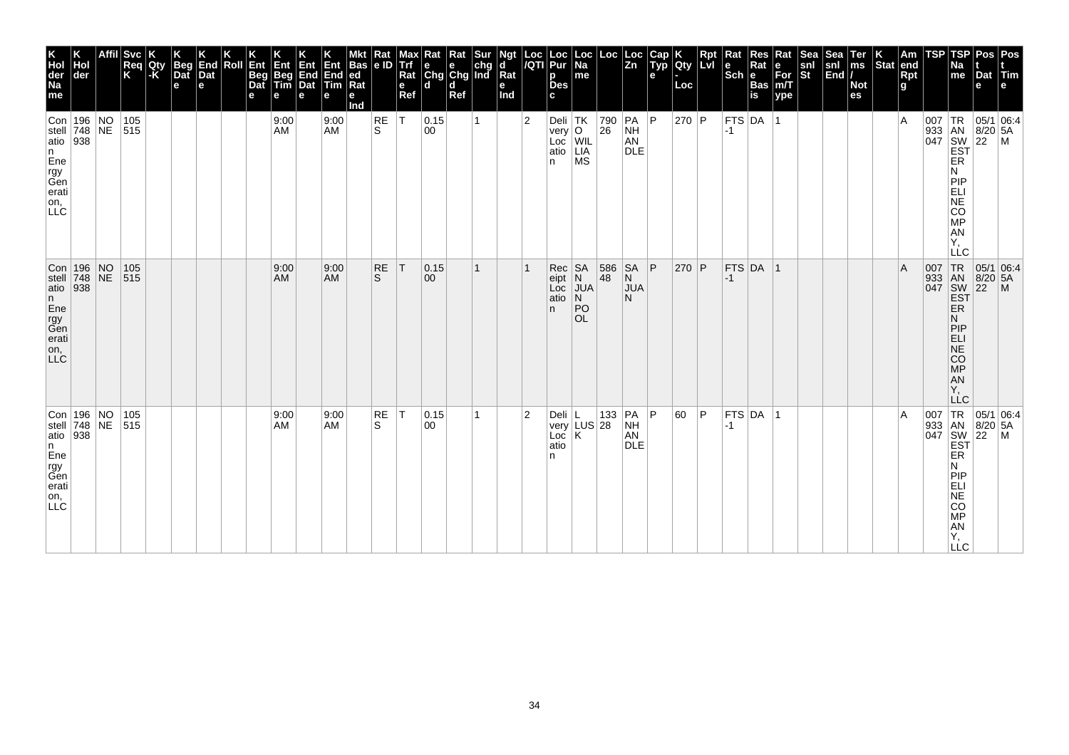| K Hol der Na me | K Hol der | Affil | Svc Req K | K Qty -K | K Beg Dat e | K End Dat e | K Roll | K Ent Beg Dat e | K Ent Beg Tim e | K Ent End Dat e | K Ent End Tim e | Mkt Bas ed Rat e Ind | Rat e ID | Max Trf Rat e Ref | Rat e Chg d | Rat e Chg d Ref | Sur chg Ind | Ngt d Rat e Ind | Loc /QTI | Loc Pur p Des c | Loc Na me | Loc | Loc Zn | Cap Typ e | K Qty - Loc | Rpt Lvl | Rat e Sch | Res Rat e Bas is | Rat e For m/T ype | Sea snl St | Sea snl End | Ter ms / Not es | K Stat | Am end Rpt g | TSP | TSP Na me | Pos t Dat e | Pos t Tim e |
|---|---|---|---|---|---|---|---|---|---|---|---|---|---|---|---|---|---|---|---|---|---|---|---|---|---|---|---|---|---|---|---|---|---|---|---|---|---|---|
| Constellation Energy Generation, LLC | 196748938 | NONE | 105515 | | | | | | 9:00 AM | | 9:00 AM | | RES | T | 0.1500 | | 1 | | 2 | Delivery Location | TOWILLIAMS | 79026 | PANHANDLE | P | 270 | P | FTS-1 | DA | 1 | | | | | A | 007933047 | TRANSWESTERN PIPELINE COMPANY, LLC | 05/18/2022 | 06:45AM |
| Constellation Energy Generation, LLC | 196748938 | NONE | 105515 | | | | | | 9:00 AM | | 9:00 AM | | RES | T | 0.1500 | | 1 | | 1 | Receipt Location | SAN JUAN POOL | 58648 | SAN JUAN | P | 270 | P | FTS-1 | DA | 1 | | | | | A | 007933047 | TRANSWESTERN PIPELINE COMPANY, LLC | 05/18/2022 | 06:45AM |
| Constellation Energy Generation, LLC | 196748938 | NONE | 105515 | | | | | | 9:00 AM | | 9:00 AM | | RES | T | 0.1500 | | 1 | | 2 | Delivery Location | LUSK | 13328 | PANHANDLE | P | 60 | P | FTS-1 | DA | 1 | | | | | A | 007933047 | TRANSWESTERN PIPELINE COMPANY, LLC | 05/18/2022 | 06:45AM |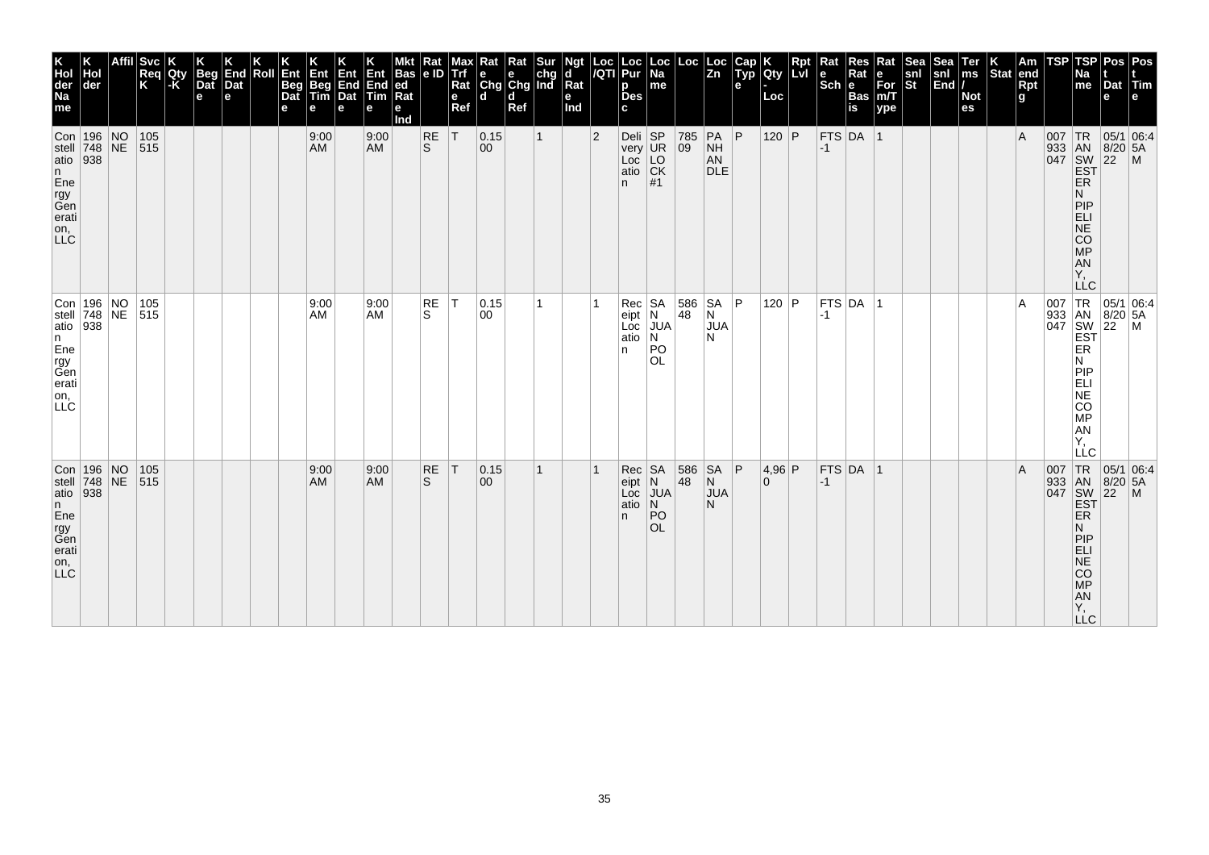| K Holder Name | K Holder | Affil | Svc Req K | K Qty-K | K Beg Date | K End Date | K Roll | K Ent Beg Date | K Ent Beg Time | K Ent End Date | K Ent End Time | Mkt Based Rate Ind | Rate ID | Max Trf Rate Ref | Rate Chgd | Rate Chgd Ref | Surchg Ind | Ngtd Rate Ind | Loc/QTI | Loc Purp Desc | Loc Name | Loc | Loc Zn | Cap Type | K Qty-Loc | Rpt Lvl | Rate Sch | Res Rate Basis | Rate For m/Type | Seasnl St | Seasnl End | Terms/Notes | K Stat | Amend Rptg | TSP | TSP Name | Post Date | Post Time |
|---|---|---|---|---|---|---|---|---|---|---|---|---|---|---|---|---|---|---|---|---|---|---|---|---|---|---|---|---|---|---|---|---|---|---|---|---|---|---|
| Constellation Energy Generation, LLC | 196748938 | NONE | 105515 | | | | | | 9:00 AM | | 9:00 AM | | RES | T | 0.1500 | | 1 | | 2 | Delivery Location | SPURLOCK #1 | 78509 | PANHANDLE | P | 120 | P | FTS-1 | DA | 1 | | | | | A | 007933047 | TRANSWESTERN PIPELINE COMPANY, LLC | 05/18/2022 | 06:45AM |
| Constellation Energy Generation, LLC | 196748938 | NONE | 105515 | | | | | | 9:00 AM | | 9:00 AM | | RES | T | 0.1500 | | 1 | | 1 | Receipt Location | SAN JUAN POOL | 58648 | SAN JUAN | P | 120 | P | FTS-1 | DA | 1 | | | | | A | 007933047 | TRANSWESTERN PIPELINE COMPANY, LLC | 05/18/2022 | 06:45AM |
| Constellation Energy Generation, LLC | 196748938 | NONE | 105515 | | | | | | 9:00 AM | | 9:00 AM | | RES | T | 0.1500 | | 1 | | 1 | Receipt Location | SAN JUAN POOL | 58648 | SAN JUAN | P | 4,960 | P | FTS-1 | DA | 1 | | | | | A | 007933047 | TRANSWESTERN PIPELINE COMPANY, LLC | 05/18/2022 | 06:45AM |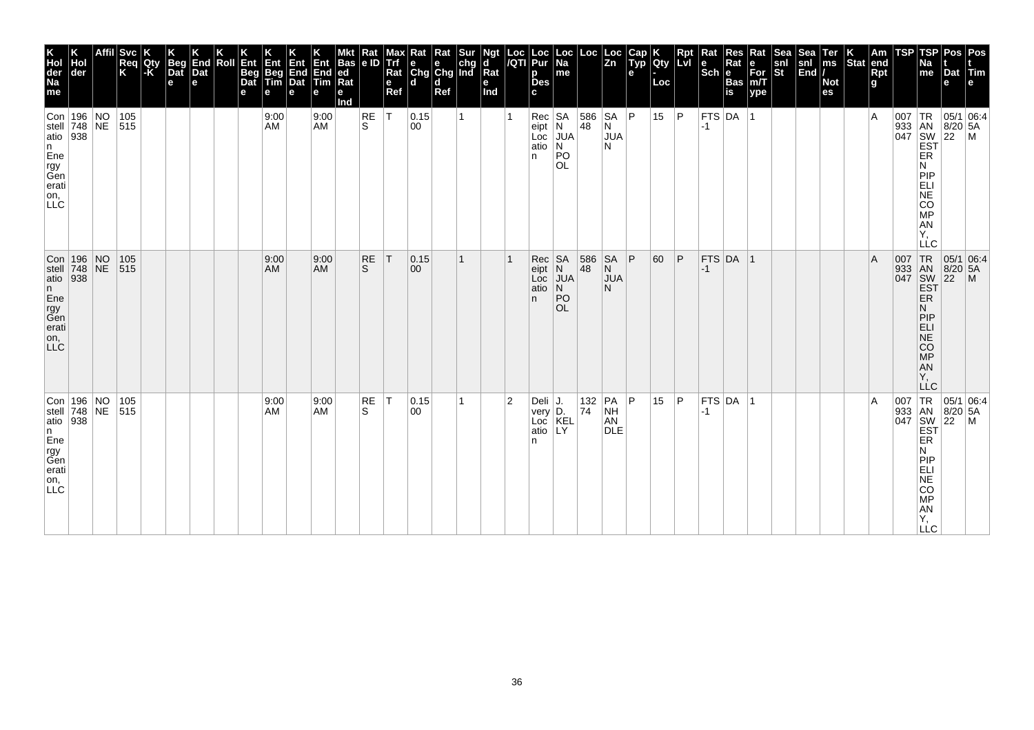| K Hol der Na me | K Hol der | Affil | Svc Req K | K Qty -K | K Beg Dat e | K End Dat e | K Roll | K Ent Beg Dat e | K Ent Beg Tim e | K Ent End Dat e | K Ent End Tim e | Mkt Bas ed Rat e Ind | Rat e ID | Max Trf Rat e Ref | Rat e Chg d | Rat e Chg d Ref | Sur chg Ind | Ngt d Rat e Ind | Loc /QTI | Loc Pur p Des c | Loc Na me | Loc | Loc Zn | Cap Typ e | K Qty - Loc | Rpt Lvl | Rat e Sch | Res Rat e Bas is | Rat e For m/T ype | Sea snl St | Sea snl End | Ter ms / Not es | K Stat | Am end Rpt g | TSP | TSP Na me | Pos t Dat e | Pos t Tim e |
|---|---|---|---|---|---|---|---|---|---|---|---|---|---|---|---|---|---|---|---|---|---|---|---|---|---|---|---|---|---|---|---|---|---|---|---|---|---|---|
| Constellation Energy Generation, LLC | 196748938 | NONE | 105515 | | | | | | 9:00 AM | | 9:00 AM | | RES | T | 0.1500 | | 1 | | 1 | Receipt Location | SAN JUAN POOL | 58648 | SAN JUAN | P | 15 | P | FTS-1 | DA | 1 | | | | | A | 007933047 | TRANSWESTERN PIPELINE COMPANY, LLC | 05/18/2022 | 06:45AM |
| Constellation Energy Generation, LLC | 196748938 | NONE | 105515 | | | | | | 9:00 AM | | 9:00 AM | | RES | T | 0.1500 | | 1 | | 1 | Receipt Location | SAN JUAN POOL | 58648 | SAN JUAN | P | 60 | P | FTS-1 | DA | 1 | | | | | A | 007933047 | TRANSWESTERN PIPELINE COMPANY, LLC | 05/18/2022 | 06:45AM |
| Constellation Energy Generation, LLC | 196748938 | NONE | 105515 | | | | | | 9:00 AM | | 9:00 AM | | RES | T | 0.1500 | | 1 | | 2 | Delivery Location | J. D. KELLY | 13274 | PANHANDLE | P | 15 | P | FTS-1 | DA | 1 | | | | | A | 007933047 | TRANSWESTERN PIPELINE COMPANY, LLC | 05/18/2022 | 06:45AM |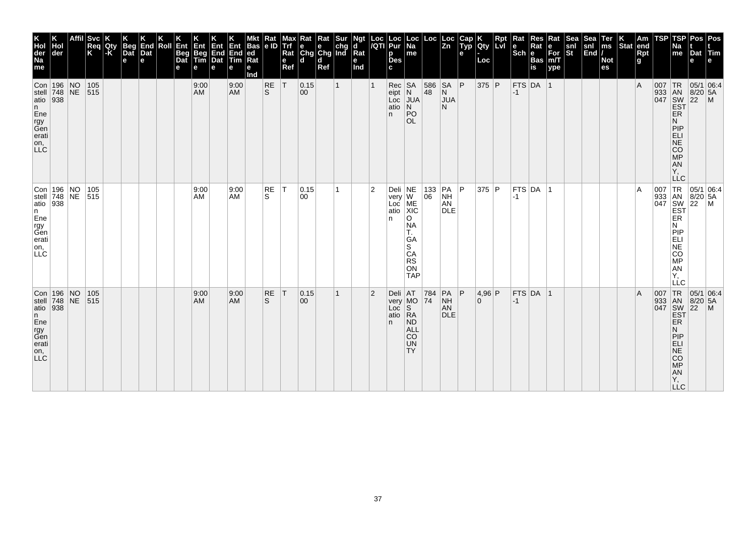| K Hol der Na me | K Hol der | Affil | Svc Req K | K Qty -K | K Beg Dat e | K End Dat e | K Roll | K Ent Beg Dat e | K Ent Beg Tim e | K Ent End Dat e | K Ent End Tim e | Mkt Bas ed Rat e Ind | Rat e ID | Max Trf Rat e Ref | Rat e Chg d | Rat e Chg d Ref | Sur chg Ind | Ngt d Rat e Ind | Loc /QTI | Loc Pur p Des c | Loc Na me | Loc | Loc Zn | Cap Typ e | K Qty - Loc | Rpt Lvl | Rat e Sch | Res Rat e Bas is | Rat e For m/T ype | Sea snl St | Sea snl End | Ter ms / Not es | K Stat | Am end Rpt g | TSP | TSP Na me | Pos t Dat e | Pos t Tim e |
|---|---|---|---|---|---|---|---|---|---|---|---|---|---|---|---|---|---|---|---|---|---|---|---|---|---|---|---|---|---|---|---|---|---|---|---|---|---|---|
| Constellation Energy Generation, LLC | 196748938 | NONE | 105515 | | | | | | 9:00 AM | | 9:00 AM | | RES | T | 0.1500 | | 1 | | 1 | Receipt Location | SAN JUAN POOL | 58648 | SAN JUAN | P | 375 | P | FTS-1 | DA | 1 | | | | | A | 007933047 | TRANSWESTERN PIPELINE COMPANY, LLC | 05/18/2022 | 06:45AM |
| Constellation Energy Generation, LLC | 196748938 | NONE | 105515 | | | | | | 9:00 AM | | 9:00 AM | | RES | T | 0.1500 | | 1 | | 2 | Delivery Location | NEW MEXICO NAT. GAS CARSONTAP | 13306 | PANHANDLE | P | 375 | P | FTS-1 | DA | 1 | | | | | A | 007933047 | TRANSWESTERN PIPELINE COMPANY, LLC | 05/18/2022 | 06:45AM |
| Constellation Energy Generation, LLC | 196748938 | NONE | 105515 | | | | | | 9:00 AM | | 9:00 AM | | RES | T | 0.1500 | | 1 | | 2 | Delivery Location | ATMOS RANDALL COUNTY | 78474 | PANHANDLE | P | 4,960 | P | FTS-1 | DA | 1 | | | | | A | 007933047 | TRANSWESTERN PIPELINE COMPANY, LLC | 05/18/2022 | 06:45AM |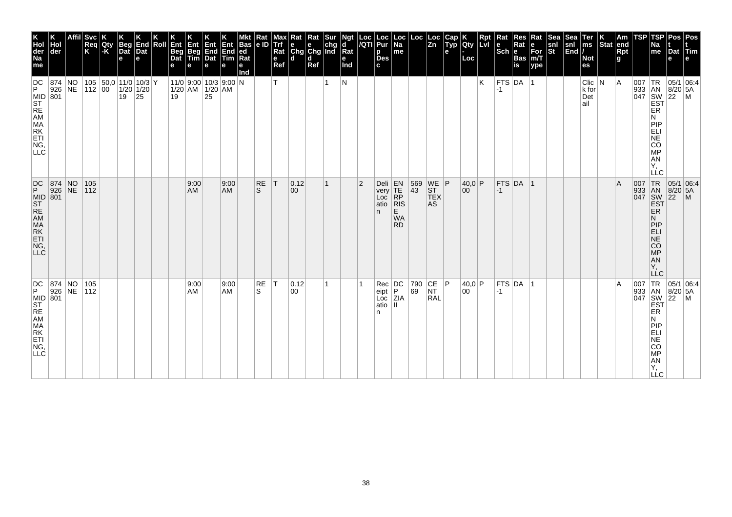| K Holder Name | K Holder | Affil | Svc Req K | K Qty -K | K Beg Date | K End Date | K Roll | K Ent Beg Date | K Ent Beg Time | K Ent End Date | K Ent End Time | Mkt Based Rate Ind | Rate ID | Max Trf Rate Ref | Rate Chgd | Rate Chgd Ref | Surchg Ind | Ngtd Rate Ind | Loc /QTI | Loc Purp Desc | Loc Name | Loc | Loc Zn | Cap Type | K Qty - Loc | Rpt Lvl | Rate Sch | Res Rate Basis | Rate Form/Type | Seasnl St | Seasnl End | Terms / Notes | K Stat | Amend Rpt | TSP | TSP Name | Post Date | Post Time |
|---|---|---|---|---|---|---|---|---|---|---|---|---|---|---|---|---|---|---|---|---|---|---|---|---|---|---|---|---|---|---|---|---|---|---|---|---|---|---|
| DCP MIDSTREAM MARKETING, LLC | 874926801 | NONE | 105112 | 50,000 | 11/01/2019 | 10/31/2025 | Y | 11/01/2019 | 9:00 AM | 10/31/2025 | 9:00 AM | N | | T | | | 1 | N | | | | | | | | K | FTS-1 | DA | 1 | | | Click for Detail | N | A | 007933047 | TRANSWESTERN PIPELINE COMPANY, LLC | 05/18/2022 | 06:45AM |
| DCP MIDSTREAM MARKETING, LLC | 874926801 | NONE | 105112 | | | | | | 9:00 AM | | 9:00 AM | | RES | T | 0.1200 | | 1 | | 2 | Delivery Location | ENTERPRISE WARD | 56943 | WEST TEXAS | P | 40,000 | P | FTS-1 | DA | 1 | | | | | A | 007933047 | TRANSWESTERN PIPELINE COMPANY, LLC | 05/18/2022 | 06:45AM |
| DCP MIDSTREAM MARKETING, LLC | 874926801 | NONE | 105112 | | | | | | 9:00 AM | | 9:00 AM | | RES | T | 0.1200 | | 1 | | 1 | Receipt Location | DCP ZIA II | 79069 | CENTRAL | P | 40,000 | P | FTS-1 | DA | 1 | | | | | A | 007933047 | TRANSWESTERN PIPELINE COMPANY, LLC | 05/18/2022 | 06:45AM |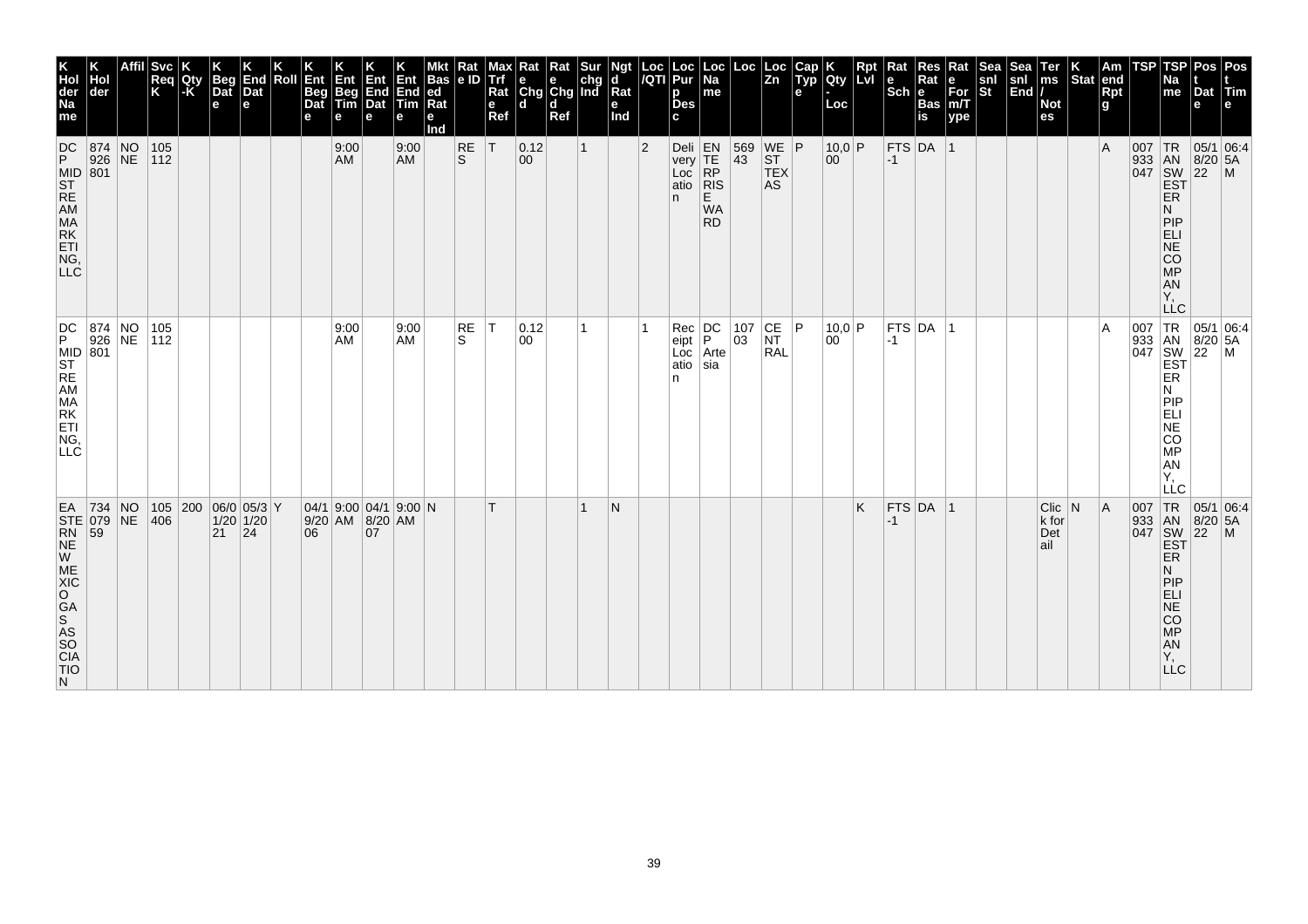| K Holder Name | K Holder | Affil | Svc Req K | K Qty-K | K Beg Date | K End Date | K Roll | K Ent Beg Date | K Ent Beg Time | K Ent End Date | K Ent End Time | Mkt Based Rate Ind | Rate ID | Max Trf Rate Ref | Rate Chgd | Rate Chgd Ref | Surchg Ind | Ngtd Rate Ind | Loc/QTI | Loc Purp Desc | Loc Name | Loc | Loc Zn | Cap Type | K Qty-Loc | Rpt Lvl | Rate Sch | Res Rate Basis | Rate Form/Type | Seasnl St | Seasnl End | Terms/Notes | K Stat | Amend Rptg | TSP | TSP Name | Post Date | Post Time |
|---|---|---|---|---|---|---|---|---|---|---|---|---|---|---|---|---|---|---|---|---|---|---|---|---|---|---|---|---|---|---|---|---|---|---|---|---|---|---|
| DCP MIDSTREAM MARKETING, LLC | 874926801 | NONE | 105112 | | | | | | 9:00 AM | | 9:00 AM | | RES | T | 0.1200 | | 1 | | 2 | Delivery Location | ENTERPRISE WARD | 56943 | WEST TEXAS | P | 10,000 | P | FTS-1 | DA | 1 | | | | | A | 007933047 | TRANSWESTERN PIPELINE COMPANY, LLC | 05/18/2022 | 06:45AM |
| DCP MIDSTREAM MARKETING, LLC | 874926801 | NONE | 105112 | | | | | | 9:00 AM | | 9:00 AM | | RES | T | 0.1200 | | 1 | | 1 | Receipt Location | DCP Artesia | 10703 | CENTRAL | P | 10,000 | P | FTS-1 | DA | 1 | | | | | A | 007933047 | TRANSWESTERN PIPELINE COMPANY, LLC | 05/18/2022 | 06:45AM |
| EASTERN NEW MEXICO GAS ASSOCIATION | 73407959 | NONE | 105406 | 200 | 06/01/2021 | 05/31/2024 | Y | 04/19/2006 | 9:00 AM | 04/18/2007 | 9:00 AM | N | | T | | | 1 | N | | | | | | | | K | FTS-1 | DA | 1 | | | Click for Detail | N | A | 007933047 | TRANSWESTERN PIPELINE COMPANY, LLC | 05/18/2022 | 06:45AM |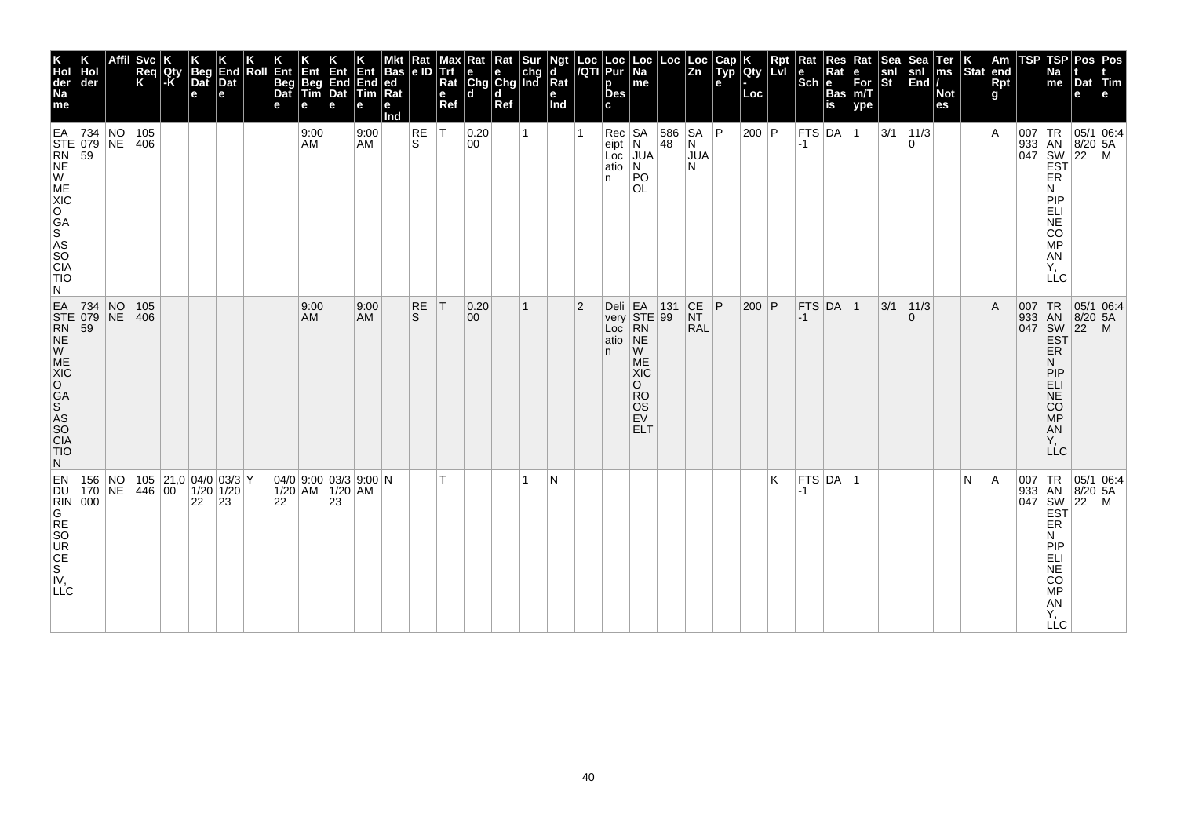| K Holder Name | K Holder | Affil | Svc Req K | K Qty -K | K Beg Date | K End Date | K Roll | K Ent Beg Date | K Ent Beg Time | K Ent End Date | K Ent End Time | Mkt Based Rate Ind | Rate ID | Max Trf Rate Ref | Rate Chgd | Rate Chgd Ref | Surchg Ind | Ngtd Rate Ind | Loc /QTI | Loc Purp Desc | Loc Name | Loc | Loc Zn | Cap Type | K Qty - Loc | Rpt Lvl | Rate Sch | Res Rate Basis | Rate Form/Type | Seasnl St | Seasnl End | Terms / Notes | K Stat | Amend Rptg | TSP | TSP Name | Post Date | Post Time |
|---|---|---|---|---|---|---|---|---|---|---|---|---|---|---|---|---|---|---|---|---|---|---|---|---|---|---|---|---|---|---|---|---|---|---|---|---|---|---|
| EASTERN NEW MEXICO GAS ASSOCIATION | 734079 59 | NONE | 105406 | | | | | | 9:00 AM | | 9:00 AM | | RES | T | 0.2000 | | 1 | | 1 | Receipt Location | SAN JUAN POOL | 58648 | SAN JUAN | P | 200 | P | FTS-1 | DA | 1 | 3/1 | 11/30 | | | A | 007933 047 | TRANSWESTERN PIPELINE COMPANY, LLC | 05/18/2022 | 06:45AM |
| EASTERN NEW MEXICO GAS ASSOCIATION | 734079 59 | NONE | 105406 | | | | | | 9:00 AM | | 9:00 AM | | RES | T | 0.2000 | | 1 | | 2 | Delivery Location | EASTERN NEW MEXICO ROOSEVELT | 13199 | CENTRAL | P | 200 | P | FTS-1 | DA | 1 | 3/1 | 11/30 | | | A | 007933 047 | TRANSWESTERN PIPELINE COMPANY, LLC | 05/18/2022 | 06:45AM |
| ENDURING RESOURCES IV, LLC | 156170 000 | NONE | 105446 | 21,000 | 04/01/2022 | 03/31/2023 | Y | 04/01/2022 | 9:00 AM | 03/31/2023 | 9:00 AM | N | | T | | | 1 | N | | | | | | | | K | FTS-1 | DA | 1 | | | | N | A | 007933 047 | TRANSWESTERN PIPELINE COMPANY, LLC | 05/18/2022 | 06:45AM |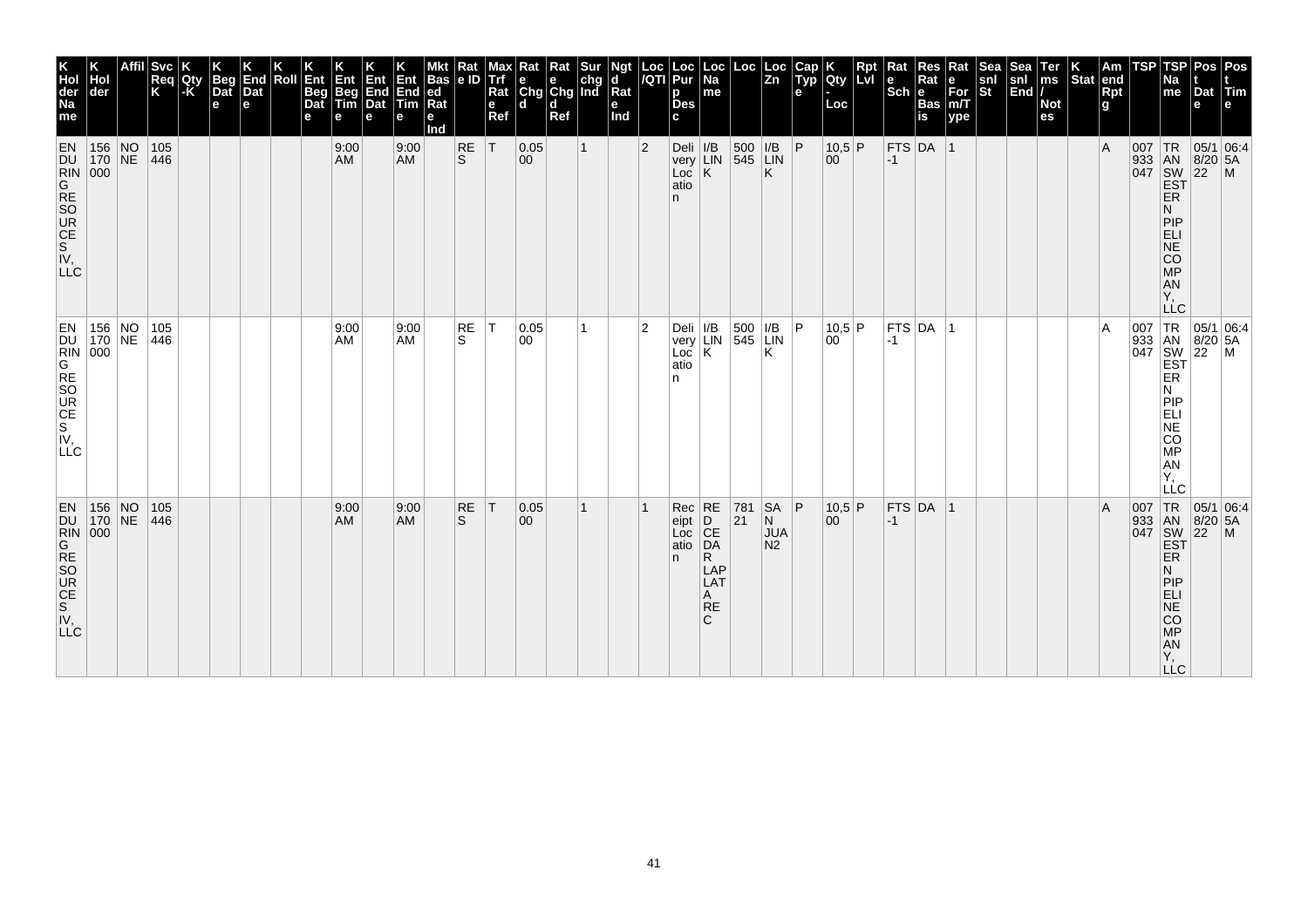| K Holder Name | K Holder | Affil | Svc Req K | K Qty-K | K Beg Date | K End Date | K Roll | K Ent Beg Date | K Ent Beg Time | K Ent End Date | K Ent End Time | Mkt Based Rate Ind | Rate ID | Max Trf Rate Ref | Rate Chgd | Rate Chgd Ref | Sur chg Ind | Ngtd Rate Ind | Loc/QTI | Loc Purp Desc | Loc Name | Loc | Loc Zn | Cap Type | K Qty-Loc | Rpt Lvl | Rate Sch | Res Rate Basis | Rate Form/Type | Seasnl St | Seasnl End | Terms/Notes | K Stat | Amend Rptg | TSP | TSP Name | Post Date | Post Time |
|---|---|---|---|---|---|---|---|---|---|---|---|---|---|---|---|---|---|---|---|---|---|---|---|---|---|---|---|---|---|---|---|---|---|---|---|---|---|---|
| ENDURING RESOURCES IV, LLC | 156170000 | NONE | 105446 | | | | | | 9:00 AM | | 9:00 AM | | RES | T | 0.0500 | | 1 | | 2 | Delivery Location | I/B LINK | 500545 | I/B LINK | P | 10,500 | P | FTS-1 | DA | 1 | | | | | A | 007933047 | TRANSWESTERN PIPELINE COMPANY, LLC | 05/18/2022 | 06:45AM |
| ENDURING RESOURCES IV, LLC | 156170000 | NONE | 105446 | | | | | | 9:00 AM | | 9:00 AM | | RES | T | 0.0500 | | 1 | | 2 | Delivery Location | I/B LINK | 500545 | I/B LINK | P | 10,500 | P | FTS-1 | DA | 1 | | | | | A | 007933047 | TRANSWESTERN PIPELINE COMPANY, LLC | 05/18/2022 | 06:45AM |
| ENDURING RESOURCES IV, LLC | 156170000 | NONE | 105446 | | | | | | 9:00 AM | | 9:00 AM | | RES | T | 0.0500 | | 1 | | 1 | Receipt Location | REDCEDAR LAPLATA REC | 78121 | SAN JUAN2 | P | 10,500 | P | FTS-1 | DA | 1 | | | | | A | 007933047 | TRANSWESTERN PIPELINE COMPANY, LLC | 05/18/2022 | 06:45AM |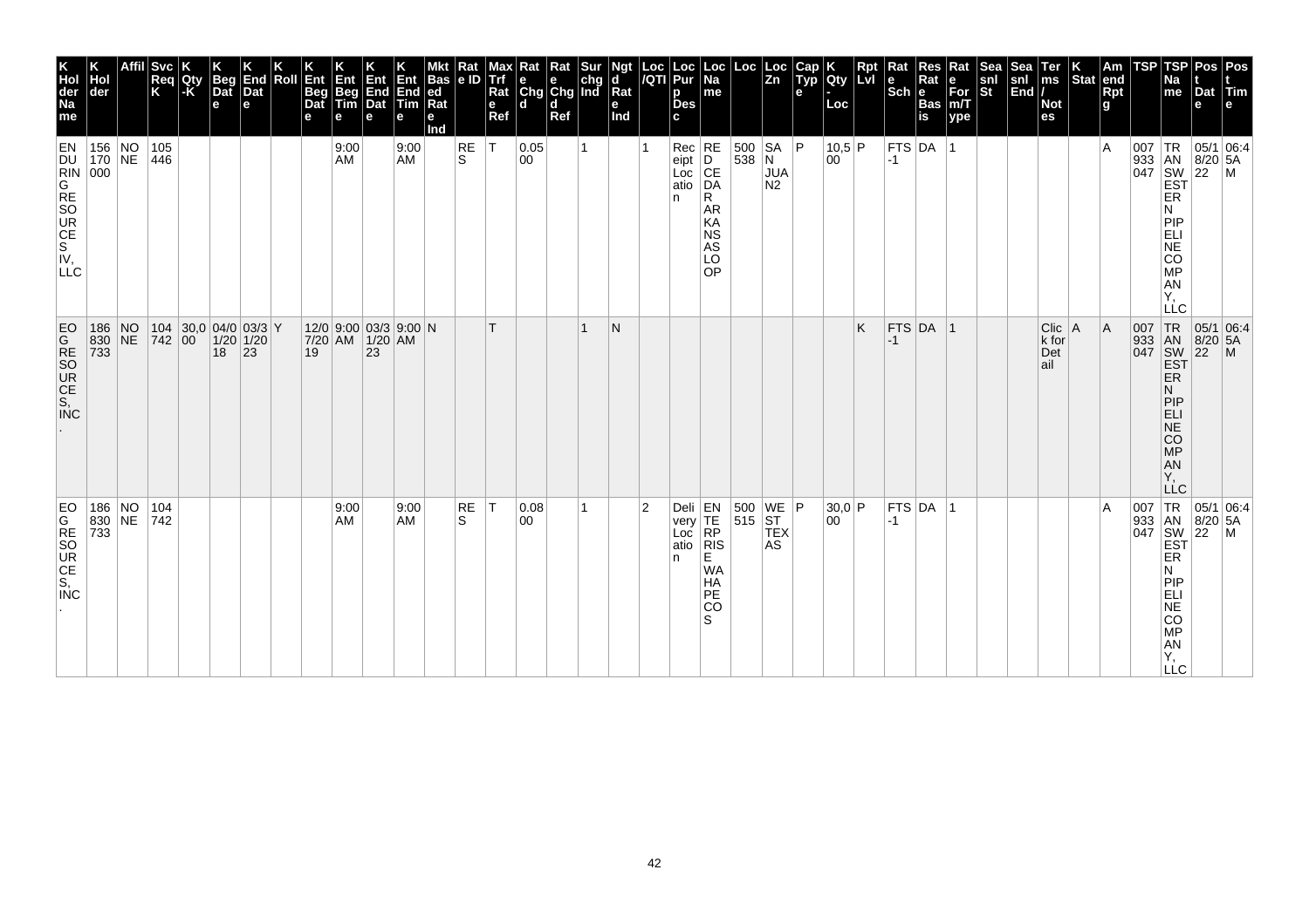| K Holder Name | K Holder | Affil | Svc Req K | K Qty-K | K Beg Date | K End Date | K Roll | K Ent Beg Date | K Ent Beg Time | K Ent End Date | K Ent End Time | Mkt Based Rate Ind | Rate ID | Max Trf Rate Ref | Rate Chgd | Rate Chgd Ref | Surchg Ind | Ngtd Rate Ind | Loc/QTI | Loc Purp Desc | Loc Name | Loc | Loc Zn | Cap Type | K Qty-Loc | Rpt Lvl | Rate Sch | Res Rate Basis | Rate Form/Type | Seasnl St | Seasnl End | Terms/Notes | K Stat | Amend Rpt | TSP | TSP Name | Post Date | Post Time |
|---|---|---|---|---|---|---|---|---|---|---|---|---|---|---|---|---|---|---|---|---|---|---|---|---|---|---|---|---|---|---|---|---|---|---|---|---|---|---|
| ENDURING RESOURCES IV, LLC | 156170000 | NONE | 105446 | | | | | | 9:00 AM | | 9:00 AM | | RES | T | 0.0500 | | 1 | | 1 | Receipt Location | RED CEDAR ARKANSAS LOOP | 500538 | SAN JUAN2 | P | 10,500 | P | FTS-1 | DA | 1 | | | | | A | 007933047 | TRANSWESTERN PIPELINE COMPANY, LLC | 05/18/2022 | 06:45AM |
| EOG RESOURCES, INC. | 186830733 | NONE | 104742 | 30,000 | 04/01/2018 | 03/31/2023 | Y | 12/07/2019 | 9:00 AM | 03/31/2023 | 9:00 AM | N | | T | | | 1 | N | | | | | | | | K | FTS-1 | DA | 1 | | | Click for Detail | A | A | 007933047 | TRANSWESTERN PIPELINE COMPANY, LLC | 05/18/2022 | 06:45AM |
| EOG RESOURCES, INC. | 186830733 | NONE | 104742 | | | | | | 9:00 AM | | 9:00 AM | | RES | T | 0.0800 | | 1 | | 2 | Delivery Location | ENTERPRISE WAHA PECOS | 500515 | WEST TEXAS | P | 30,000 | P | FTS-1 | DA | 1 | | | | | A | 007933047 | TRANSWESTERN PIPELINE COMPANY, LLC | 05/18/2022 | 06:45AM |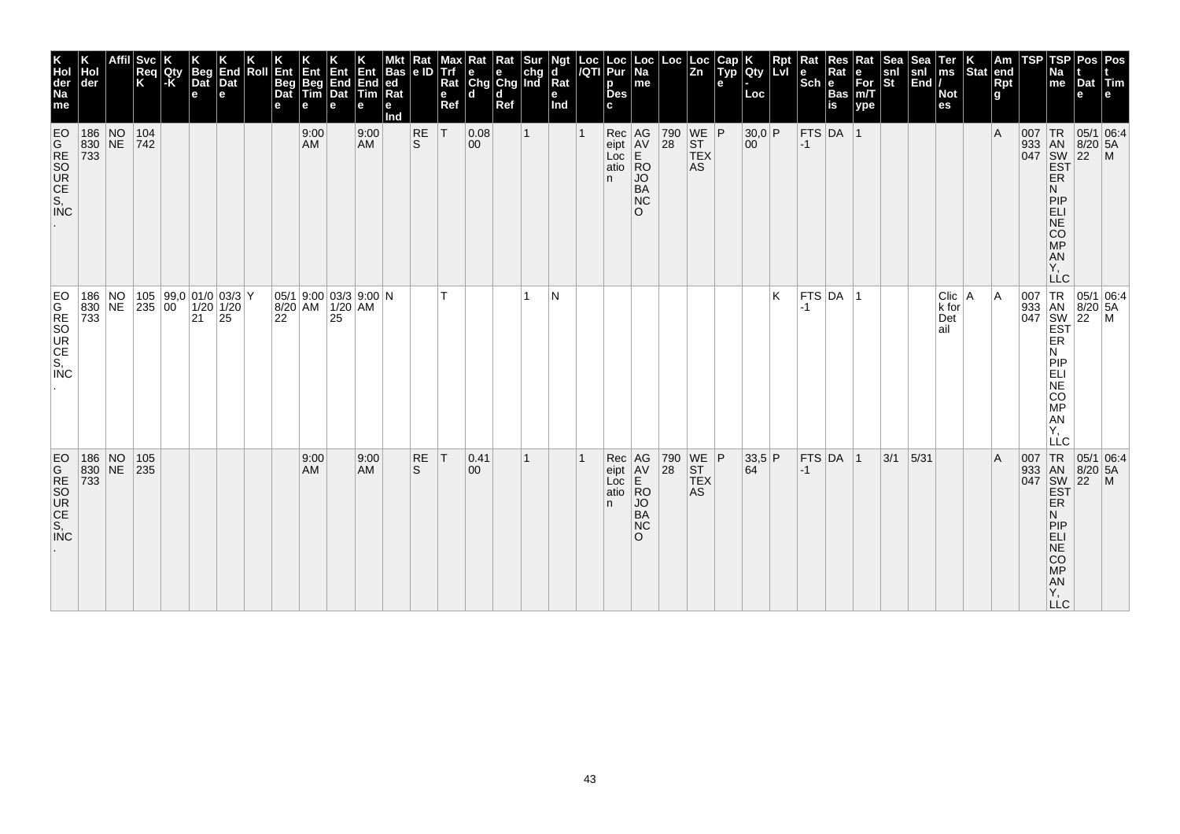| K Hol der Na me | K Hol der | Affil | Svc Req K | K Qty -K | K Beg Dat e | K End Dat e | K Roll | K Ent Beg Dat e | K Ent Beg Tim e | K Ent End Dat e | K Ent End Tim e | Mkt Bas ed Rat e Ind | Rat e ID | Max Trf Rat e Ref | Rat e Chg d | Rat e Chg d Ref | Sur chg Ind | Ngt d Rat e Ind | Loc /QTI | Loc Pur p Des c | Loc Na me | Loc | Loc Zn | Cap Typ e | K Qty - Loc | Rpt Lvl | Rat e Sch | Res Rat e Bas is | Rat e For m/T ype | Sea snl St | Sea snl End | Ter ms / Not es | K Stat | Am end Rpt g | TSP | TSP Na me | Pos t Dat e | Pos t Tim e |
|---|---|---|---|---|---|---|---|---|---|---|---|---|---|---|---|---|---|---|---|---|---|---|---|---|---|---|---|---|---|---|---|---|---|---|---|---|---|---|
| EOG RESOURCES, INC. | 186830733 | NONE | 104742 | | | | | | 9:00 AM | | 9:00 AM | | RES | T | 0.0800 | | 1 | | 1 | Receipt Location | AGAVE ROJO BANCO | 79028 | WEST TEXAS | P | 30,000 | P | FTS-1 | DA | 1 | | | | | A | 007933047 | TRANSWESTERN PIPELINE COMPANY, LLC | 05/18/2022 | 06:45AM |
| EOG RESOURCES, INC. | 186830733 | NONE | 105235 | 99,000 | 01/01/2021 | 03/31/2025 | Y | 05/18/2022 | 9:00 AM | 03/31/2025 | 9:00 AM | N | | T | | | 1 | N | | | | | | | | K | FTS-1 | DA | 1 | | | Click for Detail | A | A | 007933047 | TRANSWESTERN PIPELINE COMPANY, LLC | 05/18/2022 | 06:45AM |
| EOG RESOURCES, INC. | 186830733 | NONE | 105235 | | | | | | 9:00 AM | | 9:00 AM | | RES | T | 0.4100 | | 1 | | 1 | Receipt Location | AGAVE ROJO BANCO | 79028 | WEST TEXAS | P | 33,564 | P | FTS-1 | DA | 1 | 3/1 | 5/31 | | | A | 007933047 | TRANSWESTERN PIPELINE COMPANY, LLC | 05/18/2022 | 06:45AM |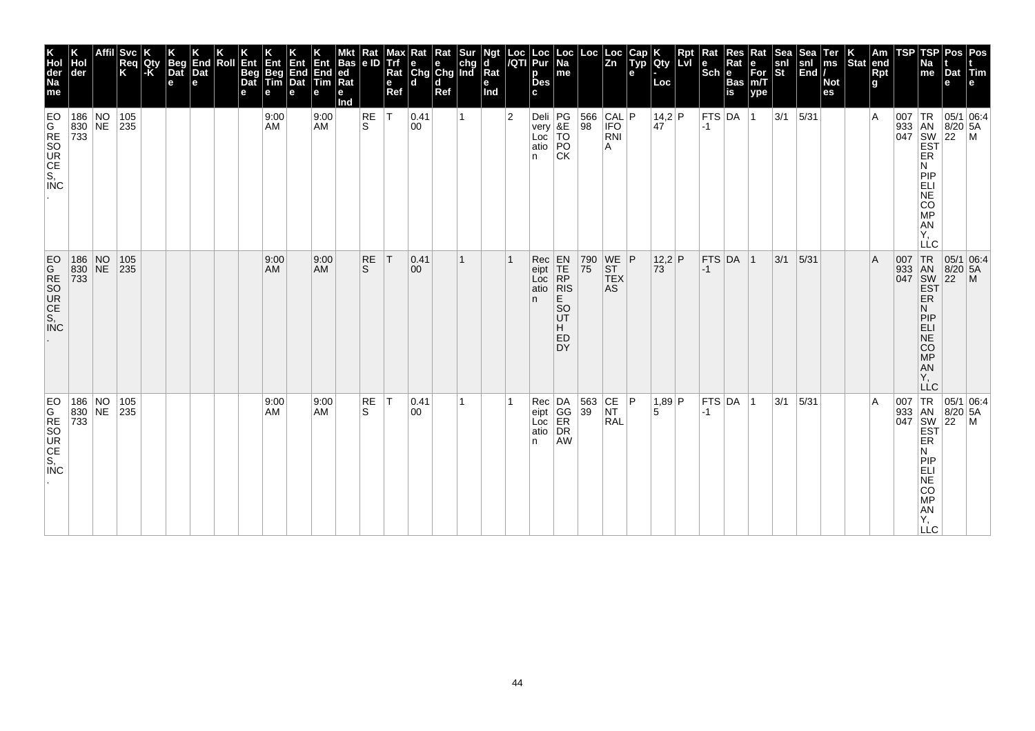| K Holder Name | K Holder | Affil | Svc Req K | K Qty-K | K Beg Date | K End Date | K Roll | K Ent Beg Date | K Ent Beg Time | K Ent End Date | K Ent End Time | Mkt Based Rate Ind | Rate ID | Max Trf Rate Ref | Rate Chgd | Rate Chgd Ref | Sur chg Ind | Ngtd Rate Ind | Loc/QTI | Loc Purp Desc | Loc Name | Loc | Loc Zn | Cap Type | K Qty-Loc | Rpt Lvl | Rate Sch | Res Rate Basis | Rate Form/Type | Seasnl St | Seasnl End | Terms/Notes | K Stat | Amend Rptg | TSP | TSP Name | Post Date | Post Time |
|---|---|---|---|---|---|---|---|---|---|---|---|---|---|---|---|---|---|---|---|---|---|---|---|---|---|---|---|---|---|---|---|---|---|---|---|---|---|---|
| EOG RESOURCES, INC. | 186830733 | NONE | 105235 | | | | | | 9:00 AM | | 9:00 AM | | RES | T | 0.4100 | | 1 | | 2 | Delivery Location | PG&E TOPOCK | 56698 | CALIFORNIA | P | 14,247 | P | FTS-1 | DA | 1 | 3/1 | 5/31 | | | A | 007933047 | TRANSWESTERN PIPELINE COMPANY, LLC | 05/18/2022 | 06:45AM |
| EOG RESOURCES, INC. | 186830733 | NONE | 105235 | | | | | | 9:00 AM | | 9:00 AM | | RES | T | 0.4100 | | 1 | | 1 | Receipt Location | ENTERPRISE SOUTH HEDDY | 79075 | WEST TEXAS | P | 12,273 | P | FTS-1 | DA | 1 | 3/1 | 5/31 | | | A | 007933047 | TRANSWESTERN PIPELINE COMPANY, LLC | 05/18/2022 | 06:45AM |
| EOG RESOURCES, INC. | 186830733 | NONE | 105235 | | | | | | 9:00 AM | | 9:00 AM | | RES | T | 0.4100 | | 1 | | 1 | Receipt Location | DAGGERDRAW | 56339 | CENTRAL | P | 1,895 | P | FTS-1 | DA | 1 | 3/1 | 5/31 | | | A | 007933047 | TRANSWESTERN PIPELINE COMPANY, LLC | 05/18/2022 | 06:45AM |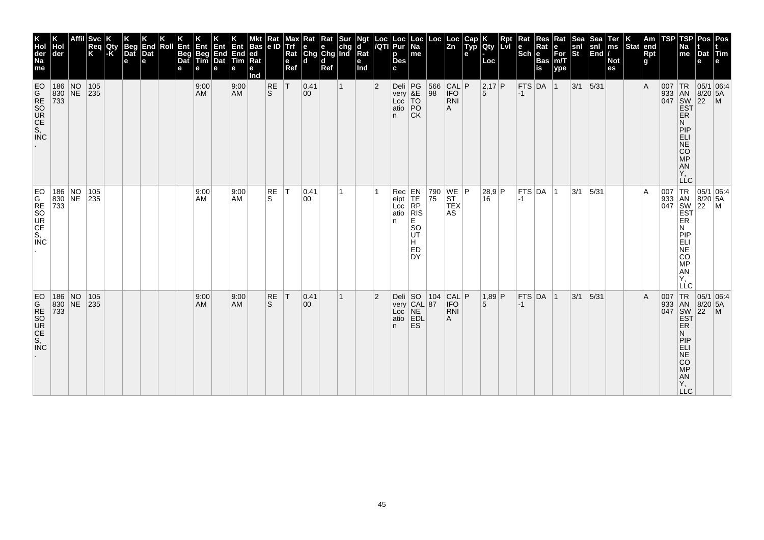| K Holder Name | K Holder | Affil | Svc Req K | K Qty-K | K Beg Date | K End Date | K Roll | K Ent Beg Date | K Ent Beg Time | K Ent End Date | K Ent End Time | Mkt Based Rate Ind | Rate ID | Max Trf Rate Ref | Rate Chgd | Rate Chgd Ref | Surchg Ind | Ngtd Rate Ind | Loc/QTI | Loc Purp Desc | Loc Name | Loc | Loc Zn | Cap Type | K Qty-Loc | Rpt Lvl | Rate Sch | Res Rate Basis | Rate For m/Type | Seasnl St | Seasnl End | Terms/Notes | K Stat | Amend Rptg | TSP | TSP Name | Post Date | Post Time |
|---|---|---|---|---|---|---|---|---|---|---|---|---|---|---|---|---|---|---|---|---|---|---|---|---|---|---|---|---|---|---|---|---|---|---|---|---|---|---|
| EOG RESOURCES, INC. | 186830733 | NONE | 105235 | | | | | | 9:00 AM | | 9:00 AM | | RES | T | 0.4100 | | 1 | | 2 | Delivery Location | PG&E TOPOCK | 56698 | CALIFORNIA | P | 2,175 | P | FTS-1 | DA | 1 | 3/1 | 5/31 | | | A | 007933047 | TRANSWESTERN PIPELINE COMPANY, LLC | 05/18/2022 | 06:45AM |
| EOG RESOURCES, INC. | 186830733 | NONE | 105235 | | | | | | 9:00 AM | | 9:00 AM | | RES | T | 0.4100 | | 1 | | 1 | Receipt Location | ENTERPRISE SOUTH EDDY | 79075 | WEST TEXAS | P | 28,916 | P | FTS-1 | DA | 1 | 3/1 | 5/31 | | | A | 007933047 | TRANSWESTERN PIPELINE COMPANY, LLC | 05/18/2022 | 06:45AM |
| EOG RESOURCES, INC. | 186830733 | NONE | 105235 | | | | | | 9:00 AM | | 9:00 AM | | RES | T | 0.4100 | | 1 | | 2 | Delivery Location | SOCAL NEEDLES | 10487 | CALIFORNIA | P | 1,895 | P | FTS-1 | DA | 1 | 3/1 | 5/31 | | | A | 007933047 | TRANSWESTERN PIPELINE COMPANY, LLC | 05/18/2022 | 06:45AM |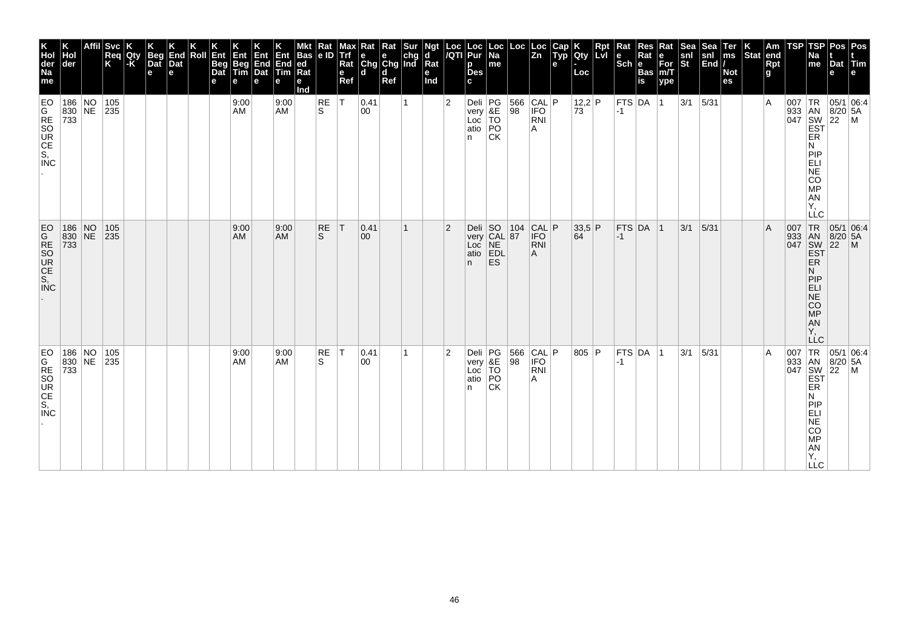| K Holder Name | K Holder | Affil | Svc Req K | K Qty-K | K Beg Date | K End Date | K Roll | K Ent Beg Date | K Ent Beg Time | K Ent End Date | K Ent End Time | Mkt Based Rate Ind | Rate ID | Max Trf Rate Ref | Rate Chgd | Rate Chgd Ref | Sur chg Ind | Ngtd Rate Ind | Loc /QTI | Loc Purp Desc | Loc Name | Loc | Loc Zn | Cap Type | K Qty-Loc | Rpt Lvl | Rate Sch | Res Rate Basis | Rate For m/Type | Seasnl St | Seasnl End | Terms / Notes | K Stat | Amend Rptg | TSP | TSP Name | Post Date | Post Time |
|---|---|---|---|---|---|---|---|---|---|---|---|---|---|---|---|---|---|---|---|---|---|---|---|---|---|---|---|---|---|---|---|---|---|---|---|---|---|---|
| EOG RESOURCES, INC. | 186830733 | NONE | 105235 | | | | | | 9:00 AM | | 9:00 AM | | RES | T | 0.4100 | | 1 | | 2 | Delivery Location | PG&E TOPOCK | 56698 | CALIFORNIA | P | 12,273 | P | FTS-1 | DA | 1 | 3/1 | 5/31 | | | A | 007933047 | TRANSWESTERN PIPELINE COMPANY, LLC | 05/18/2022 | 06:45AM |
| EOG RESOURCES, INC. | 186830733 | NONE | 105235 | | | | | | 9:00 AM | | 9:00 AM | | RES | T | 0.4100 | | 1 | | 2 | Delivery Location | SOCAL NEEDLES | 10487 | CALIFORNIA | P | 33,564 | P | FTS-1 | DA | 1 | 3/1 | 5/31 | | | A | 007933047 | TRANSWESTERN PIPELINE COMPANY, LLC | 05/18/2022 | 06:45AM |
| EOG RESOURCES, INC. | 186830733 | NONE | 105235 | | | | | | 9:00 AM | | 9:00 AM | | RES | T | 0.4100 | | 1 | | 2 | Delivery Location | PG&E TOPOCK | 56698 | CALIFORNIA | P | 805 | P | FTS-1 | DA | 1 | 3/1 | 5/31 | | | A | 007933047 | TRANSWESTERN PIPELINE COMPANY, LLC | 05/18/2022 | 06:45AM |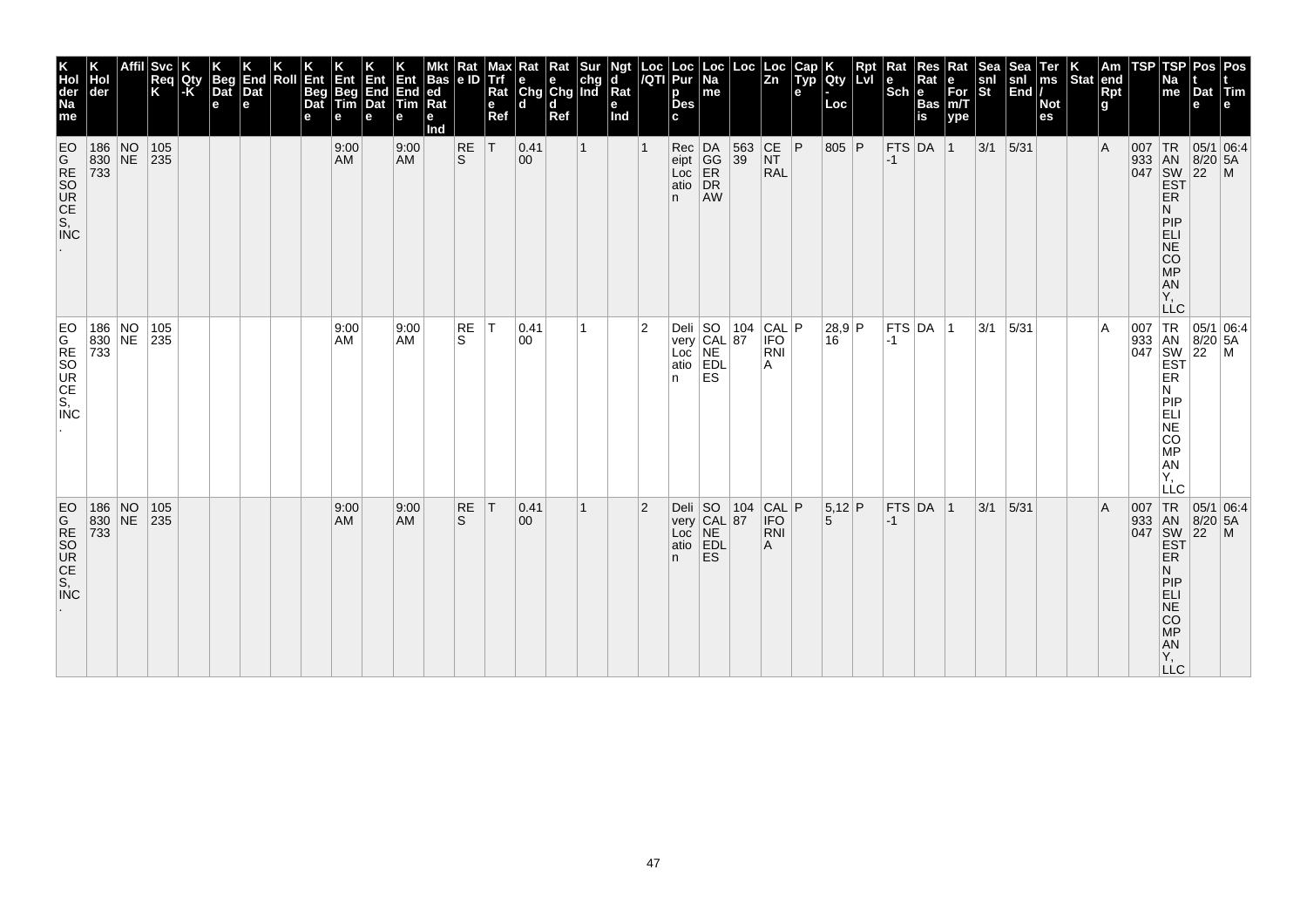| K Hol der Na me | K Hol der | Affil | Svc Req K | K Qty -K | K Beg Dat e | K End Dat e | K Roll | K Ent Beg Dat e | K Ent Beg Tim e | K Ent End Dat e | K Ent End Tim e | Mkt Bas ed Rat e Ind | Rat e ID | Max Trf Rat e Ref | Rat e Chg d | Rat e Chg d Ref | Sur chg Ind | Ngt d Rat e Ind | Loc /QTI | Loc Pur p Des c | Loc Na me | Loc | Loc Zn | Cap Typ e | K Qty - Loc | Rpt Lvl | Rat e Sch | Res Rat e Bas is | Rat e For m/T ype | Sea snl St | Sea snl End | Ter ms / Not es | K Stat | Am end Rpt g | TSP | TSP Na me | Pos t Dat e | Pos t Tim e |
|---|---|---|---|---|---|---|---|---|---|---|---|---|---|---|---|---|---|---|---|---|---|---|---|---|---|---|---|---|---|---|---|---|---|---|---|---|---|---|
| EOG RESOURCES, INC. | 186830733 | NONE | 105235 | | | | | | 9:00 AM | | 9:00 AM | | RES | T | 0.4100 | | 1 | | 1 | Receipt Location | DAGGERDRAW | 56339 | CENTRAL | P | 805 | P | FTS-1 | DA | 1 | 3/1 | 5/31 | | | A | 007933047 | TRANSWESTERN PIPELINE COMPANY, LLC | 05/18/2022 | 06:45AM |
| EOG RESOURCES, INC. | 186830733 | NONE | 105235 | | | | | | 9:00 AM | | 9:00 AM | | RES | T | 0.4100 | | 1 | | 2 | Delivery Location | SOCALNEEDLES | 10487 | CALIFORNIA | P | 28,916 | P | FTS-1 | DA | 1 | 3/1 | 5/31 | | | A | 007933047 | TRANSWESTERN PIPELINE COMPANY, LLC | 05/18/2022 | 06:45AM |
| EOG RESOURCES, INC. | 186830733 | NONE | 105235 | | | | | | 9:00 AM | | 9:00 AM | | RES | T | 0.4100 | | 1 | | 2 | Delivery Location | SOCALNEEDLES | 10487 | CALIFORNIA | P | 5,125 | P | FTS-1 | DA | 1 | 3/1 | 5/31 | | | A | 007933047 | TRANSWESTERN PIPELINE COMPANY, LLC | 05/18/2022 | 06:45AM |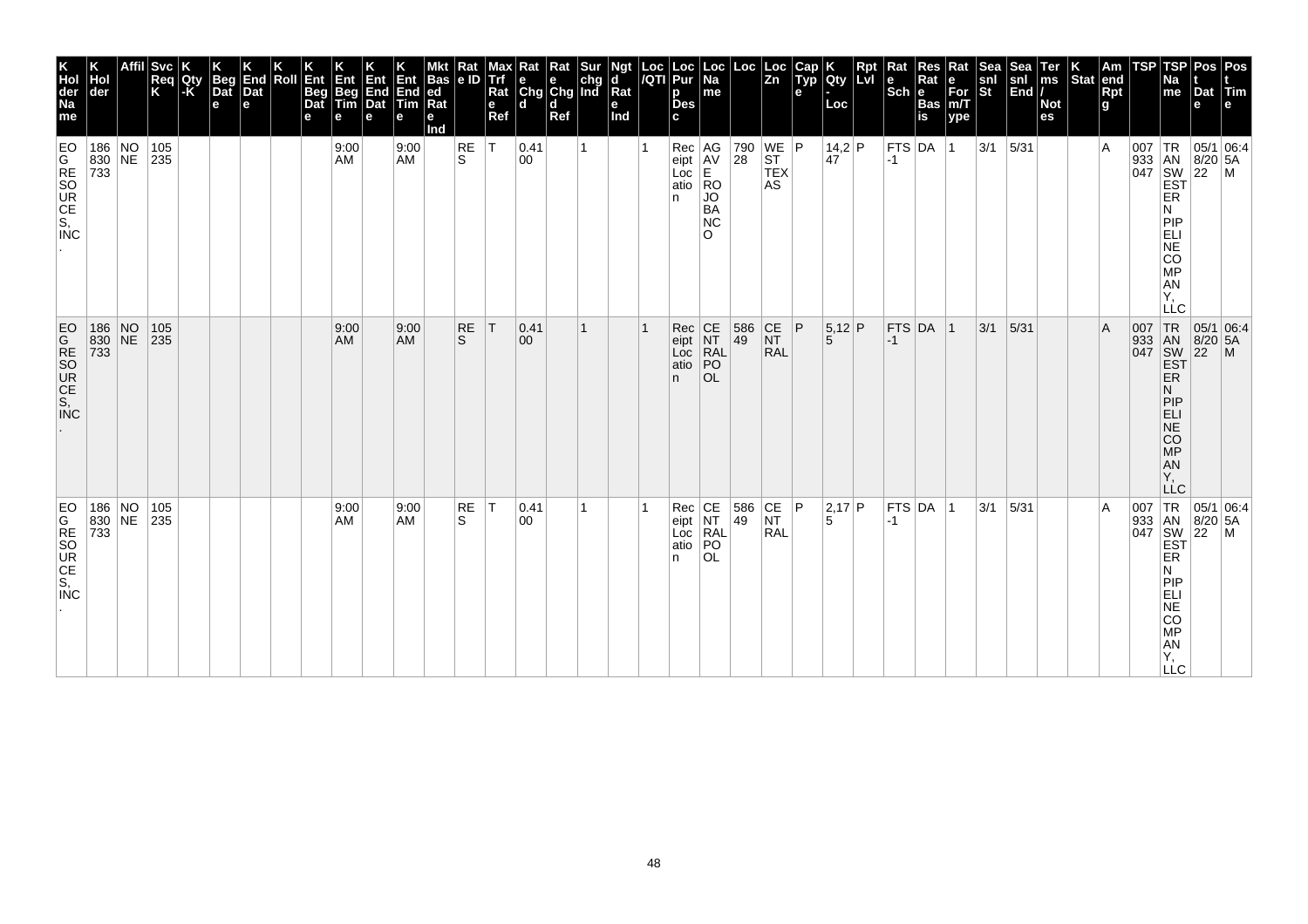| K Holder Name | K Holder | Affil | Svc Req K | K Qty-K | K Beg Date | K End Date | K Roll | K Ent Beg Date | K Ent Beg Time | K Ent End Date | K Ent End Time | Mkt Based Rate Ind | Rate ID | Max Trf Rate Ref | Rate Chgd | Rate Chgd Ref | Sur chg Ind | Ngtd Rate Ind | Loc /QTI | Loc Purp Desc | Loc Name | Loc | Loc Zn | Cap Type | K Qty-Loc | Rpt Lvl | Rate Sch | Res Rate Basis | Rate For m/Type | Seasnl St | Seasnl End | Terms/Notes | K Stat | Amend Rpt g | TSP | TSP Name | Post Date | Post Time |
|---|---|---|---|---|---|---|---|---|---|---|---|---|---|---|---|---|---|---|---|---|---|---|---|---|---|---|---|---|---|---|---|---|---|---|---|---|---|---|
| EOG RESOURCES, INC. | 186830733 | NONE | 105235 | | | | | | 9:00 AM | | 9:00 AM | | RES | T | 0.4100 | | 1 | | 1 | Receipt Location | AGAVE ROJO BANCO | 79028 | WEST TEXAS | P | 14,247 | P | FTS-1 | DA | 1 | 3/1 | 5/31 | | | A | 007933047 | TRANSWESTERN PIPELINE COMPANY, LLC | 05/18/2022 | 06:45AM |
| EOG RESOURCES, INC. | 186830733 | NONE | 105235 | | | | | | 9:00 AM | | 9:00 AM | | RES | T | 0.4100 | | 1 | | 1 | Receipt Location | CENTRAL POOL | 58649 | CENTRAL | P | 5,125 | P | FTS-1 | DA | 1 | 3/1 | 5/31 | | | A | 007933047 | TRANSWESTERN PIPELINE COMPANY, LLC | 05/18/2022 | 06:45AM |
| EOG RESOURCES, INC. | 186830733 | NONE | 105235 | | | | | | 9:00 AM | | 9:00 AM | | RES | T | 0.4100 | | 1 | | 1 | Receipt Location | CENTRAL POOL | 58649 | CENTRAL | P | 2,175 | P | FTS-1 | DA | 1 | 3/1 | 5/31 | | | A | 007933047 | TRANSWESTERN PIPELINE COMPANY, LLC | 05/18/2022 | 06:45AM |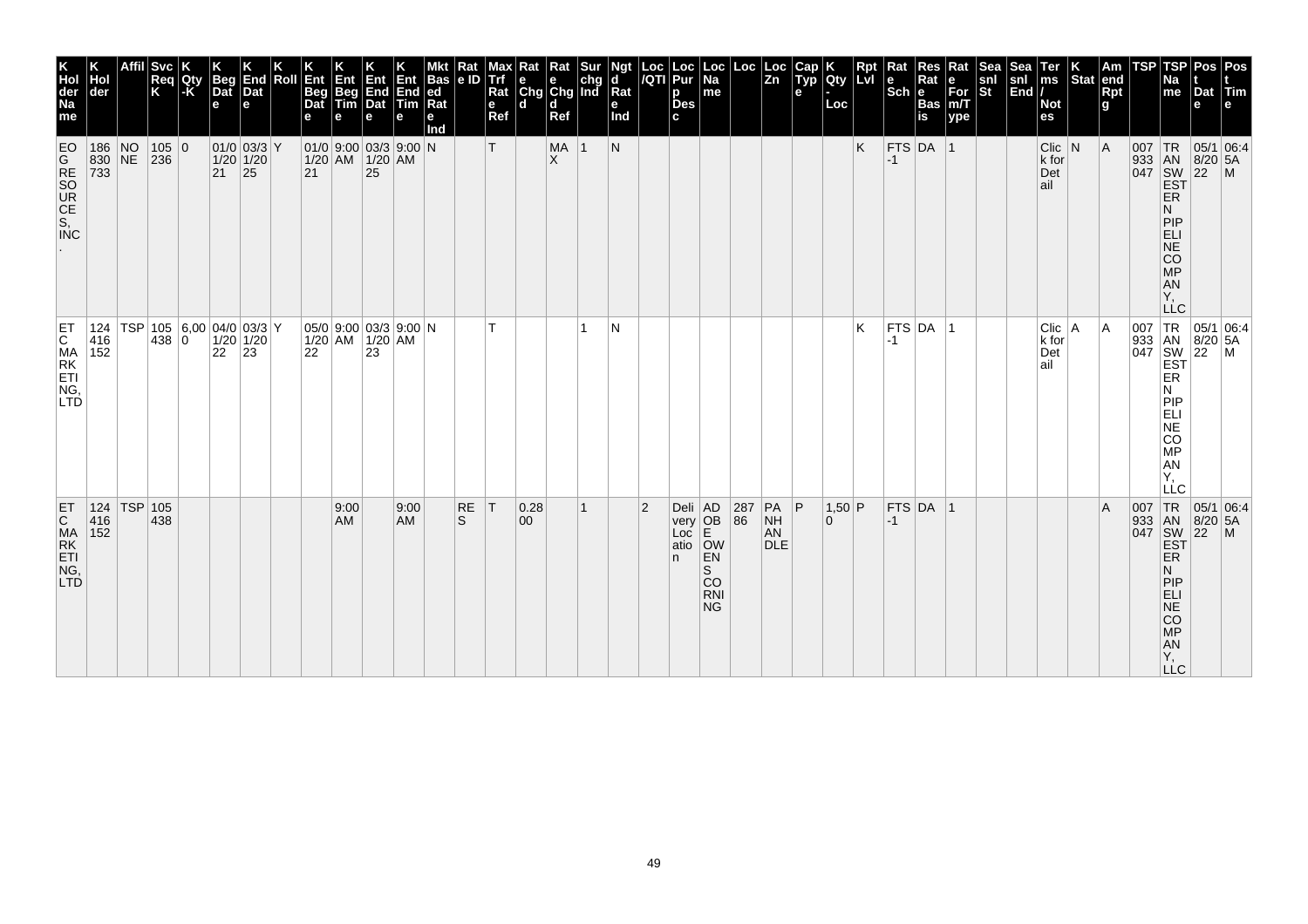| K Hol der Na me | K Hol der | Affil | Svc Req K | K Qty -K | K Beg Dat e | K End Dat e | K Roll | K Ent Beg Dat e | K Ent Beg Tim e | K Ent End Dat e | K Ent End Tim e | Mkt Bas ed Rat e Ind | Rat e ID | Max Trf Rat e Ref | Rat e Chg d | Rat e Chg d Ref | Sur chg Ind | Ngt d Rat e Ind | Loc /QTI | Loc Pur p Des c | Loc Na me | Loc | Loc Zn | Cap Typ e | K Qty - Loc | Rpt Lvl | Rat e Sch | Res Rat e Bas is | Rat e For m/T ype | Sea snl St | Sea snl End | Ter ms / Not es | K Stat | Am end Rpt g | TSP | TSP Na me | Pos t Dat e | Pos t Tim e |
|---|---|---|---|---|---|---|---|---|---|---|---|---|---|---|---|---|---|---|---|---|---|---|---|---|---|---|---|---|---|---|---|---|---|---|---|---|---|---|
| EOG RESOURCES, INC. | 186830733 | NONE | 105236 | 0 | 01/01/2021 | 03/31/2025 | Y | 01/01/2021 | 9:00 AM | 03/31/2025 | 9:00 AM | N | | T | | MAX | 1 | N | | | | | | | | K | FTS-1 | DA | 1 | | | Click for Detail | N | A | 007933047 | TRANSWESTERN PIPELINE COMPANY, LLC | 05/18/2022 | 06:45AM |
| ETC MARKETING, LTD | 124416152 | TSP | 105438 | 6,000 | 04/01/2022 | 03/31/2023 | Y | 05/01/2022 | 9:00 AM | 03/31/2023 | 9:00 AM | N | | T | | | 1 | N | | | | | | | | K | FTS-1 | DA | 1 | | | Click for Detail | A | A | 007933047 | TRANSWESTERN PIPELINE COMPANY, LLC | 05/18/2022 | 06:45AM |
| ETC MARKETING, LTD | 124416152 | TSP | 105438 | | | | | | 9:00 AM | | 9:00 AM | | RES | T | 0.2800 | | 1 | | 2 | Delivery Location | ADOBE OWENS CORNING | 28786 | PANHANDLE | P | 1,500 | P | FTS-1 | DA | 1 | | | | | A | 007933047 | TRANSWESTERN PIPELINE COMPANY, LLC | 05/18/2022 | 06:45AM |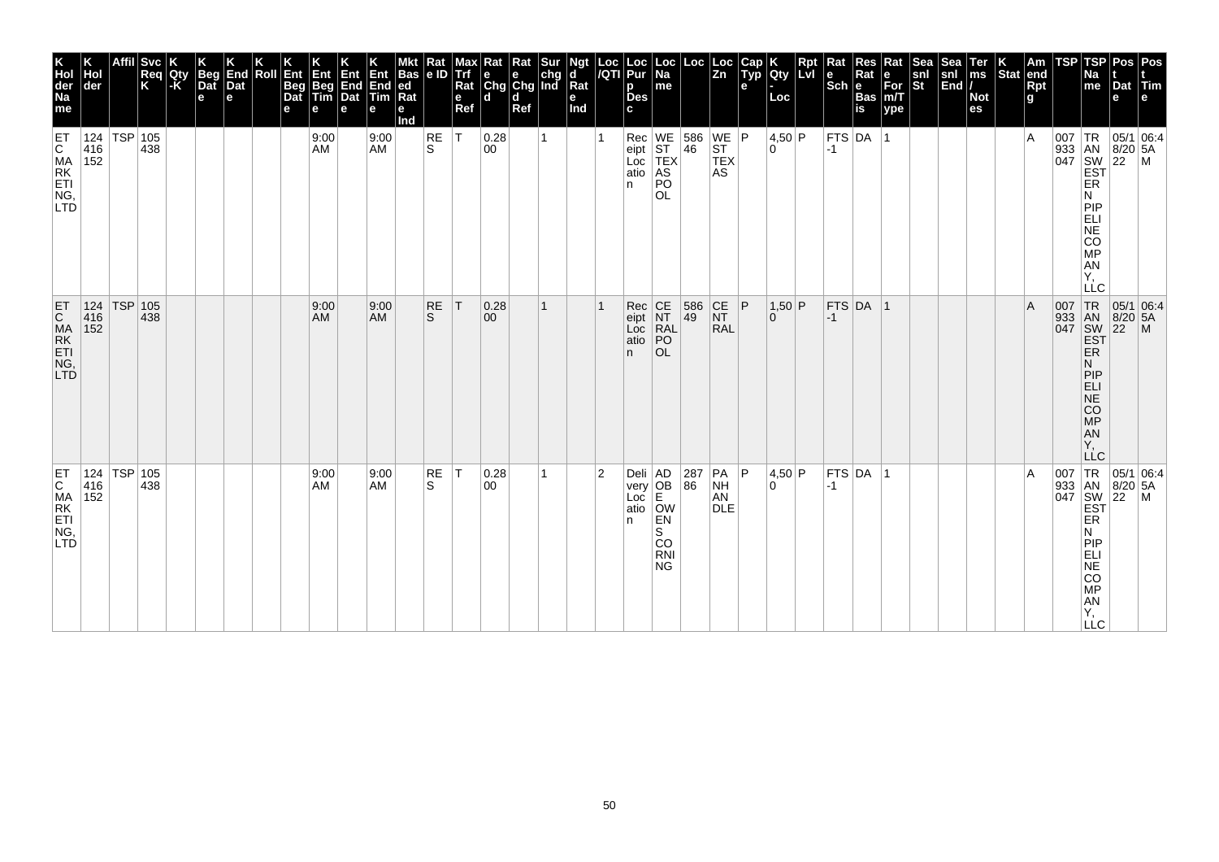| K Holder Name | K Holder | Affil | Svc Req K | K Qty-K | K Beg Date | K End Date | K Roll | K Ent Beg Date | K Ent Beg Time | K Ent End Date | K Ent End Time | Mkt Based Rate Ind | Rate ID | Max Trf Rate Ref | Rate Chgd | Rate Chgd Ref | Surchg Ind | Ngtd Rate Ind | Loc/QTI | Loc Purp Desc | Loc Name | Loc | Loc Zn | Cap Type | K Qty-Loc | Rpt Lvl | Rate Sch | Res Rate Basis | Rate Form/Type | Seasnl St | Seasnl End | Terms/Notes | K Stat | Amend Rpt | TSP | TSP Name | Post Date | Post Time |
|---|---|---|---|---|---|---|---|---|---|---|---|---|---|---|---|---|---|---|---|---|---|---|---|---|---|---|---|---|---|---|---|---|---|---|---|---|---|---|
| ETC MARKETING, LTD | 124416152 | TSP | 105438 | | | | | | 9:00 AM | | 9:00 AM | | RES | T | 0.2800 | | 1 | | 1 | Receipt Location | WEST TEXAS POOL | 58646 | WEST TEXAS | P | 4,500 | P | FTS-1 | DA | 1 | | | | | A | 007933047 | TRANSWESTERN PIPELINE COMPANY, LLC | 05/18/2022 | 06:45AM |
| ETC MARKETING, LTD | 124416152 | TSP | 105438 | | | | | | 9:00 AM | | 9:00 AM | | RES | T | 0.2800 | | 1 | | 1 | Receipt Location | CENTRAL POOL | 58649 | CENTRAL | P | 1,500 | P | FTS-1 | DA | 1 | | | | | A | 007933047 | TRANSWESTERN PIPELINE COMPANY, LLC | 05/18/2022 | 06:45AM |
| ETC MARKETING, LTD | 124416152 | TSP | 105438 | | | | | | 9:00 AM | | 9:00 AM | | RES | T | 0.2800 | | 1 | | 2 | Delivery Location | ADOBE OWENS CORNING | 28786 | PANHANDLE | P | 4,500 | P | FTS-1 | DA | 1 | | | | | A | 007933047 | TRANSWESTERN PIPELINE COMPANY, LLC | 05/18/2022 | 06:45AM |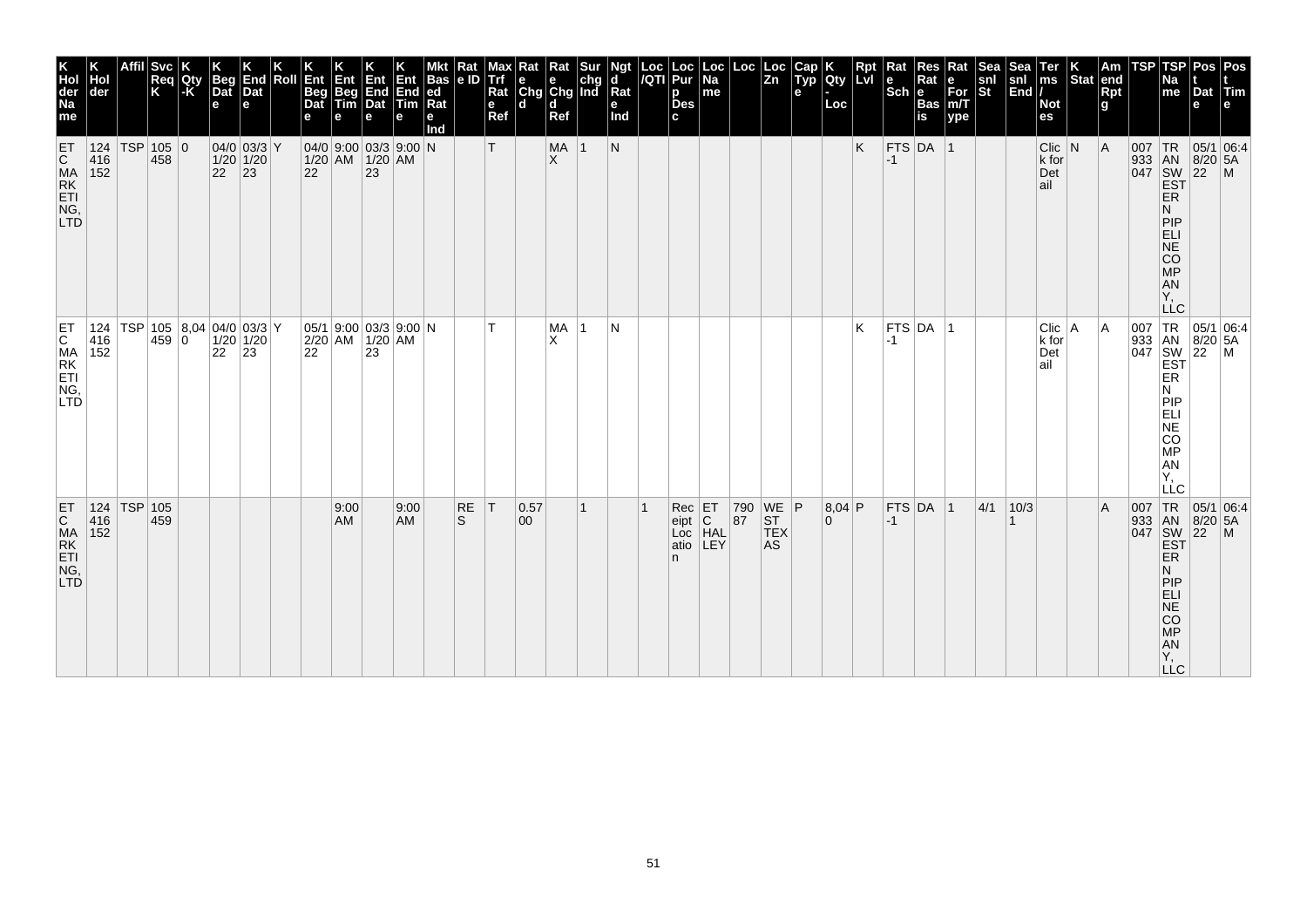| K Holder Name | K Holder | Affil | Svc Req K | K Qty-K | K Beg Date | K End Date | K Roll | K Ent Beg Date | K Ent Beg Time | K Ent End Date | K Ent End Time | Mkt Based Rate Ind | Rate ID | Max Trf Rate Ref | Rate Chgd | Rate Chgd Ref | Surchg Ind | Ngtd Rate Ind | Loc/QTI | Loc Purp Desc | Loc Name | Loc | Loc Zn | Cap Type | K Qty-Loc | Rpt Lvl | Rate Sch | Res Rate Basis | Rate Form/Type | Seasnl St | Seasnl End | Terms/Notes | K Stat | Amend Rptg | TSP | TSP Name | Post Date | Post Time |
|---|---|---|---|---|---|---|---|---|---|---|---|---|---|---|---|---|---|---|---|---|---|---|---|---|---|---|---|---|---|---|---|---|---|---|---|---|---|---|
| ETC MARKETING, LTD | 124416152 | TSP | 105458 | 0 | 04/01/2022 | 03/31/2023 | Y | 04/01/2022 | 9:00 AM | 03/31/2023 | 9:00 AM | N | | T | | MAX | 1 | N | | | | | | | | K | FTS-1 | DA | 1 | | | Click for Detail | N | A | 007933047 | TRANSWESTERN PIPELINE COMPANY, LLC | 05/18/2022 | 06:45 AM |
| ETC MARKETING, LTD | 124416152 | TSP | 105459 | 8,040 | 04/01/2022 | 03/31/2023 | Y | 05/12/2022 | 9:00 AM | 03/31/2023 | 9:00 AM | N | | T | | MAX | 1 | N | | | | | | | | K | FTS-1 | DA | 1 | | | Click for Detail | A | A | 007933047 | TRANSWESTERN PIPELINE COMPANY, LLC | 05/18/2022 | 06:45 AM |
| ETC MARKETING, LTD | 124416152 | TSP | 105459 | | | | | | 9:00 AM | | 9:00 AM | | RES | T | 0.5700 | | 1 | | 1 | Receipt Location | ETC HALLEY | 79087 | WEST TEXAS | P | 8,040 | P | FTS-1 | DA | 1 | 4/1 | 10/31 | | | A | 007933047 | TRANSWESTERN PIPELINE COMPANY, LLC | 05/18/2022 | 06:45 AM |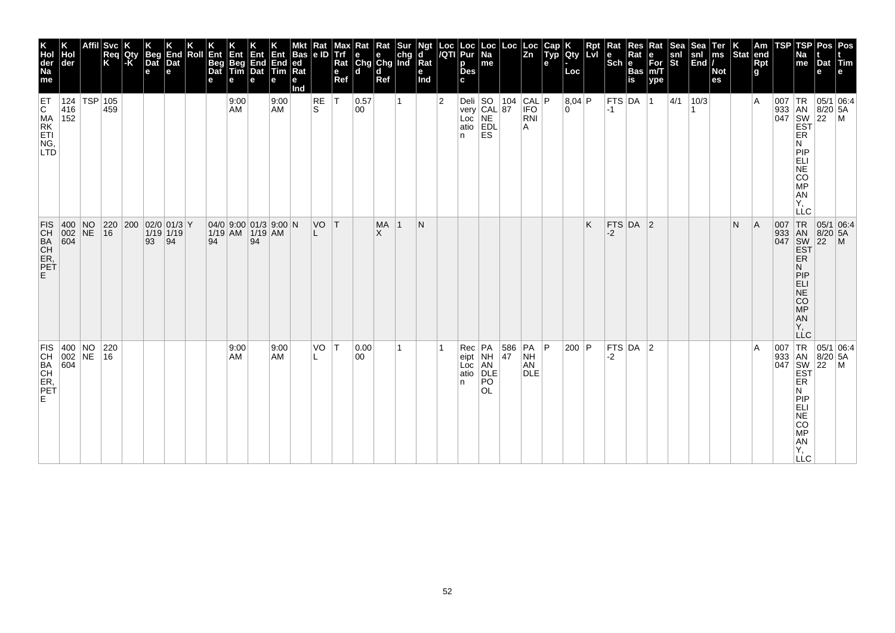| K Holder Name | K Holder | Affil | Svc Req K | K Qty-K | K Beg Date | K End Date | K Roll | K Ent Beg Date | K Ent Beg Time | K Ent End Date | K Ent End Time | Mkt Based Rate Ind | Rate ID | Max Trf Rate Ref | Rate Chgd | Rate Chgd Ref | Surchg Ind | Ngtd Rate Ind | Loc/QTI | Loc Purp Desc | Loc Name | Loc | Loc Zn | Cap Type | K Qty-Loc | Rpt Lvl | Rate Sch | Res Rate Basis | Rate Form/Type | Seasnl St | Seasnl End | Terms/Notes | K Stat | Amend Rpt | TSP | TSP Name | Post Date | Post Time |
|---|---|---|---|---|---|---|---|---|---|---|---|---|---|---|---|---|---|---|---|---|---|---|---|---|---|---|---|---|---|---|---|---|---|---|---|---|---|---|
| ETC MARKETING, LTD | 124416152 | TSP | 105459 | | | | | | 9:00 AM | | 9:00 AM | | RES | T | 0.5700 | | 1 | | 2 | Delivery Location | SOCAL NEEDLES | 10487 | CALIFORNIA | P | 8,040 | P | FTS-1 | DA | 1 | 4/1 | 10/31 | | | A | 007933047 | TRANSWESTERN PIPELINE COMPANY, LLC | 05/18/2022 | 06:45AM |
| FISCHBACHER, PETE | 400002604 | NONE | 22016 | 200 | 02/01/1993 | 01/31/1994 | Y | 04/01/1994 | 9:00 AM | 01/31/1994 | 9:00 AM | N | VOL | T | | MAX | 1 | N | | | | | | | | K | FTS-2 | DA | 2 | | | | N | A | 007933047 | TRANSWESTERN PIPELINE COMPANY, LLC | 05/18/2022 | 06:45AM |
| FISCHBACHER, PETE | 400002604 | NONE | 22016 | | | | | | 9:00 AM | | 9:00 AM | | VOL | T | 0.0000 | | 1 | | 1 | Receipt Location | PANHANDLE POOL | 58647 | PANHANDLE | P | 200 | P | FTS-2 | DA | 2 | | | | | A | 007933047 | TRANSWESTERN PIPELINE COMPANY, LLC | 05/18/2022 | 06:45AM |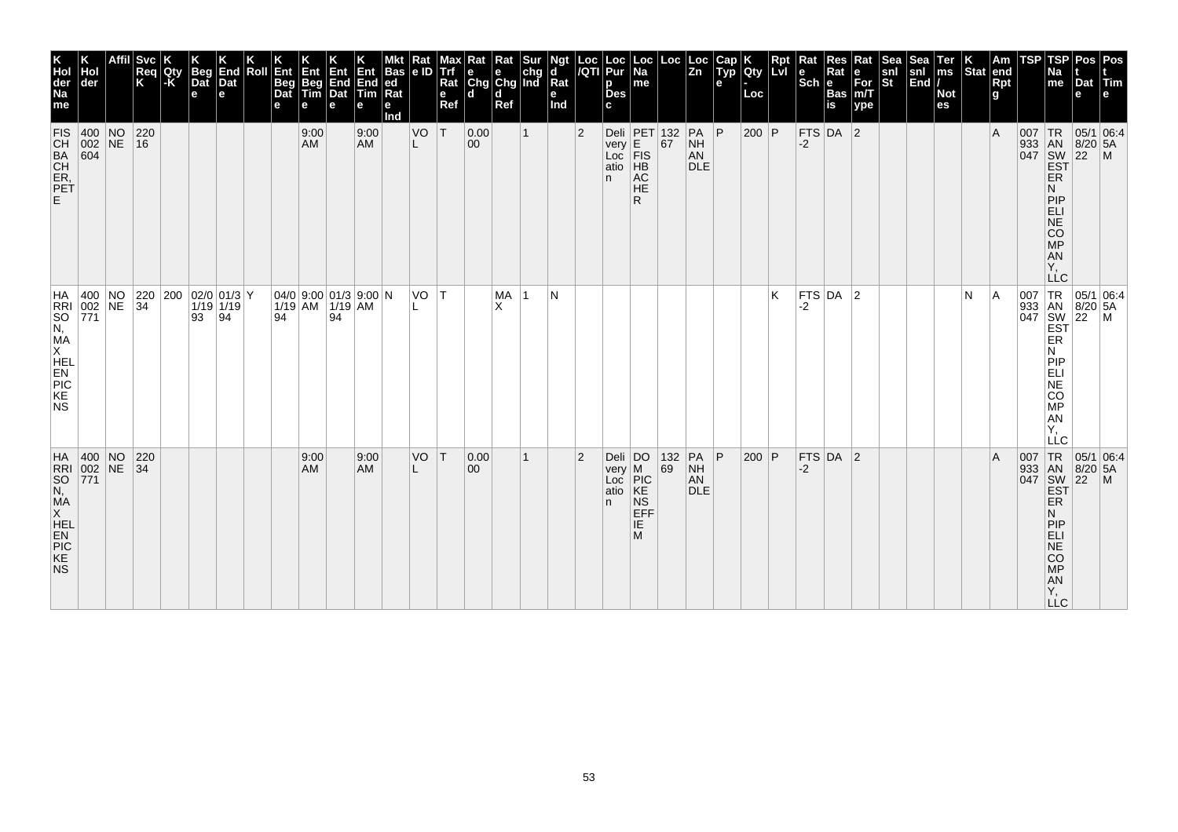| K Holder Name | K Holder | Affil | Svc Req K | K Qty -K | K Beg Date | K End Date | K Roll | K Ent Beg Date | K Ent Beg Time | K Ent End Date | K Ent End Time | Mkt Based Rate Ind | Rate ID | Max Trf Rate Ref | Rate Chgd | Rate Chgd Ref | Surchg Ind | Ngtd Rate Ind | Loc /QTI | Loc Purp Desc | Loc Name | Loc | Loc Zn | Cap Type | K Qty - Loc | Rpt Lvl | Rate Sch | Res Rate Basis | Rate Form/Type | Seasnl St | Seasnl End | Terms / Notes | K Stat | Amend Rptg | TSP | TSP Name | Post Date | Post Time |
|---|---|---|---|---|---|---|---|---|---|---|---|---|---|---|---|---|---|---|---|---|---|---|---|---|---|---|---|---|---|---|---|---|---|---|---|---|---|---|
| FISCHBACHER, PETE | 400002604 | NONE | 22016 | | | | | | 9:00 AM | | 9:00 AM | | VOL | T | 0.0000 | | 1 | | 2 | Delivery Location | PETE FISHBACHER | 13267 | PANHANDLE | P | 200 | P | FTS-2 | DA | 2 | | | | | A | 007933047 | TRANSWESTERN PIPELINE COMPANY, LLC | 05/18/2022 | 06:45AM |
| HARRISON, MAX HELEN PICKENS | 400002771 | NONE | 22034 | 200 | 02/01/1993 | 01/31/1994 | Y | 04/01/1994 | 9:00 AM | 01/31/1994 | 9:00 AM | N | VOL | T | | MAX | 1 | N | | | | | | | | K | FTS-2 | DA | 2 | | | | N | A | 007933047 | TRANSWESTERN PIPELINE COMPANY, LLC | 05/18/2022 | 06:45AM |
| HARRISON, MAX HELEN PICKENS | 400002771 | NONE | 22034 | | | | | | 9:00 AM | | 9:00 AM | | VOL | T | 0.0000 | | 1 | | 2 | Delivery Location | DOM PICKENS EFFIE M | 13269 | PANHANDLE | P | 200 | P | FTS-2 | DA | 2 | | | | | A | 007933047 | TRANSWESTERN PIPELINE COMPANY, LLC | 05/18/2022 | 06:45AM |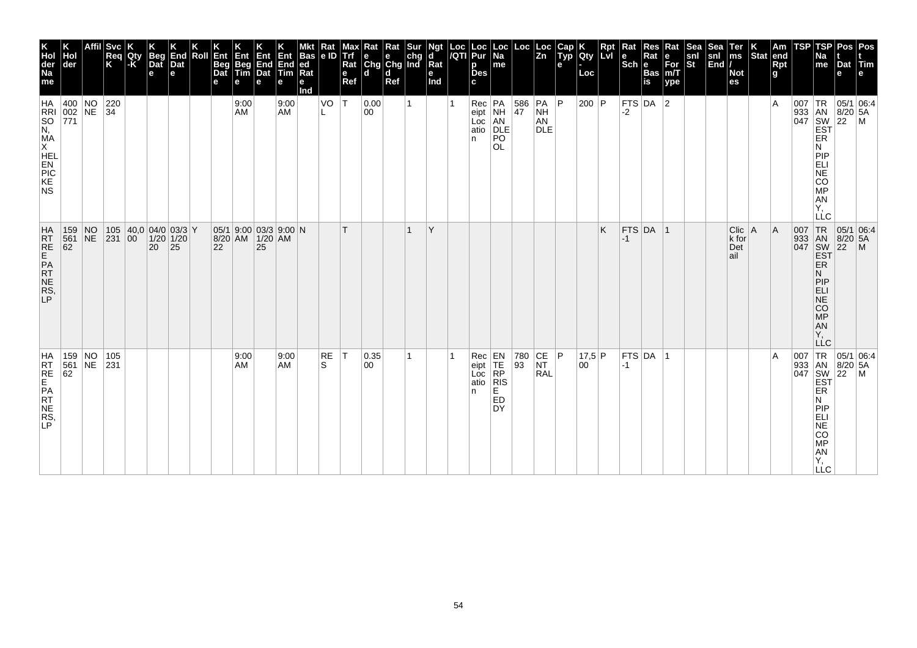| K Holder Name | K Holder | Affil | Svc Req K | K Qty -K | K Beg Date | K End Date | K Roll | K Ent Beg Date | K Ent Beg Time | K Ent End Date | K Ent End Time | Mkt Based Rate Ind | Rate ID | Max Trf Rate Ref | Rate Chgd | Rate Chgd Ref | Sur chg Ind | Ngtd Rate Ind | Loc /QTI | Loc Purp Desc | Loc Name | Loc | Loc Zn | Cap Type | K Qty - Loc | Rpt Lvl | Rate Sch | Res Rate Basis | Rate Form/Type | Seasnl St | Seasnl End | Terms / Notes | K Stat | Amend Rpt g | TSP | TSP Name | Post Date | Post Time |
|---|---|---|---|---|---|---|---|---|---|---|---|---|---|---|---|---|---|---|---|---|---|---|---|---|---|---|---|---|---|---|---|---|---|---|---|---|---|---|
| HARRISON, MAX HELENPICKENS | 400002771 | NONE | 22034 | | | | | | 9:00 AM | | 9:00 AM | | VOL | T | 0.0000 | | 1 | | 1 | Receipt Location | PANHANDLE POOL | 58647 | PANHANDLE | P | 200 | P | FTS-2 | DA | 2 | | | | | A | 007933047 | TRANSWESTERN PIPELINE COMPANY, LLC | 05/18/2022 | 06:45AM |
| HARTREE PARTNERS, LP | 15956162 | NONE | 105231 | 40,000 | 04/01/2020 | 03/31/2025 | Y | 05/18/2022 | 9:00 AM | 03/31/2025 | 9:00 AM | N | | T | | | 1 | Y | | | | | | | | K | FTS-1 | DA | 1 | | | Click for Detail | A | A | 007933047 | TRANSWESTERN PIPELINE COMPANY, LLC | 05/18/2022 | 06:45AM |
| HARTREE PARTNERS, LP | 15956162 | NONE | 105231 | | | | | | 9:00 AM | | 9:00 AM | | RES | T | 0.3500 | | 1 | | 1 | Receipt Location | ENTERPRISE EDDY | 78093 | CENTRAL | P | 17,500 | P | FTS-1 | DA | 1 | | | | | A | 007933047 | TRANSWESTERN PIPELINE COMPANY, LLC | 05/18/2022 | 06:45AM |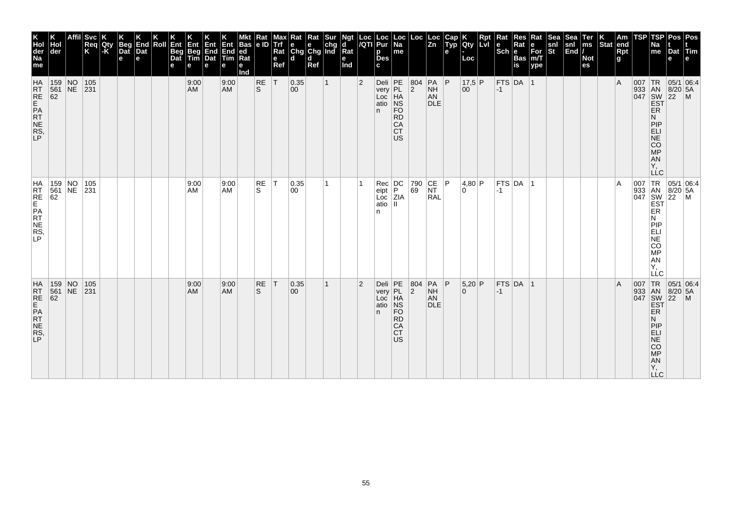| K Hol der Na me | K Hol der | Affil | Svc Req K | K Qty -K | K Beg Dat e | K End Dat e | K Roll | K Ent Beg Dat e | K Ent Beg Tim e | K Ent End Dat e | K Ent End Tim e | Mkt Bas ed Rat e Ind | Rat e ID | Max Trf Rat e Ref | Rat e Chg d | Rat e Chg d Ref | Sur chg Ind | Ngt d Rat e Ind | Loc /QTI | Loc Pur p Des c | Loc Na me | Loc | Loc Zn | Cap Typ e | K Qty - Loc | Rpt Lvl | Rat e Sch | Res Rat e Bas is | Rat e For m/T ype | Sea snl St | Sea snl End | Ter ms / Not es | K Stat | Am end Rpt g | TSP | TSP Na me | Pos t Dat e | Pos t Tim e |
|---|---|---|---|---|---|---|---|---|---|---|---|---|---|---|---|---|---|---|---|---|---|---|---|---|---|---|---|---|---|---|---|---|---|---|---|---|---|---|
| HARTREE PARTNERS, LP | 159561 62 | NONE | 105231 | | | | | | 9:00 AM | | 9:00 AM | | RES | T | 0.3500 | | 1 | | 2 | Delivery Location | PEPL HANSFORD CACTUS | 8042 | PANHANDLE | P | 17,500 | P | FTS-1 | DA | 1 | | | | | A | 007933047 | TRANSWESTERN PIPELINE COMPANY, LLC | 05/18/2022 | 06:45AM |
| HARTREE PARTNERS, LP | 159561 62 | NONE | 105231 | | | | | | 9:00 AM | | 9:00 AM | | RES | T | 0.3500 | | 1 | | 1 | Receipt Location | DCP ZIA II | 79069 | CENTRAL | P | 4,800 | P | FTS-1 | DA | 1 | | | | | A | 007933047 | TRANSWESTERN PIPELINE COMPANY, LLC | 05/18/2022 | 06:45AM |
| HARTREE PARTNERS, LP | 159561 62 | NONE | 105231 | | | | | | 9:00 AM | | 9:00 AM | | RES | T | 0.3500 | | 1 | | 2 | Delivery Location | PEPL HANSFORD CACTUS | 8042 | PANHANDLE | P | 5,200 | P | FTS-1 | DA | 1 | | | | | A | 007933047 | TRANSWESTERN PIPELINE COMPANY, LLC | 05/18/2022 | 06:45AM |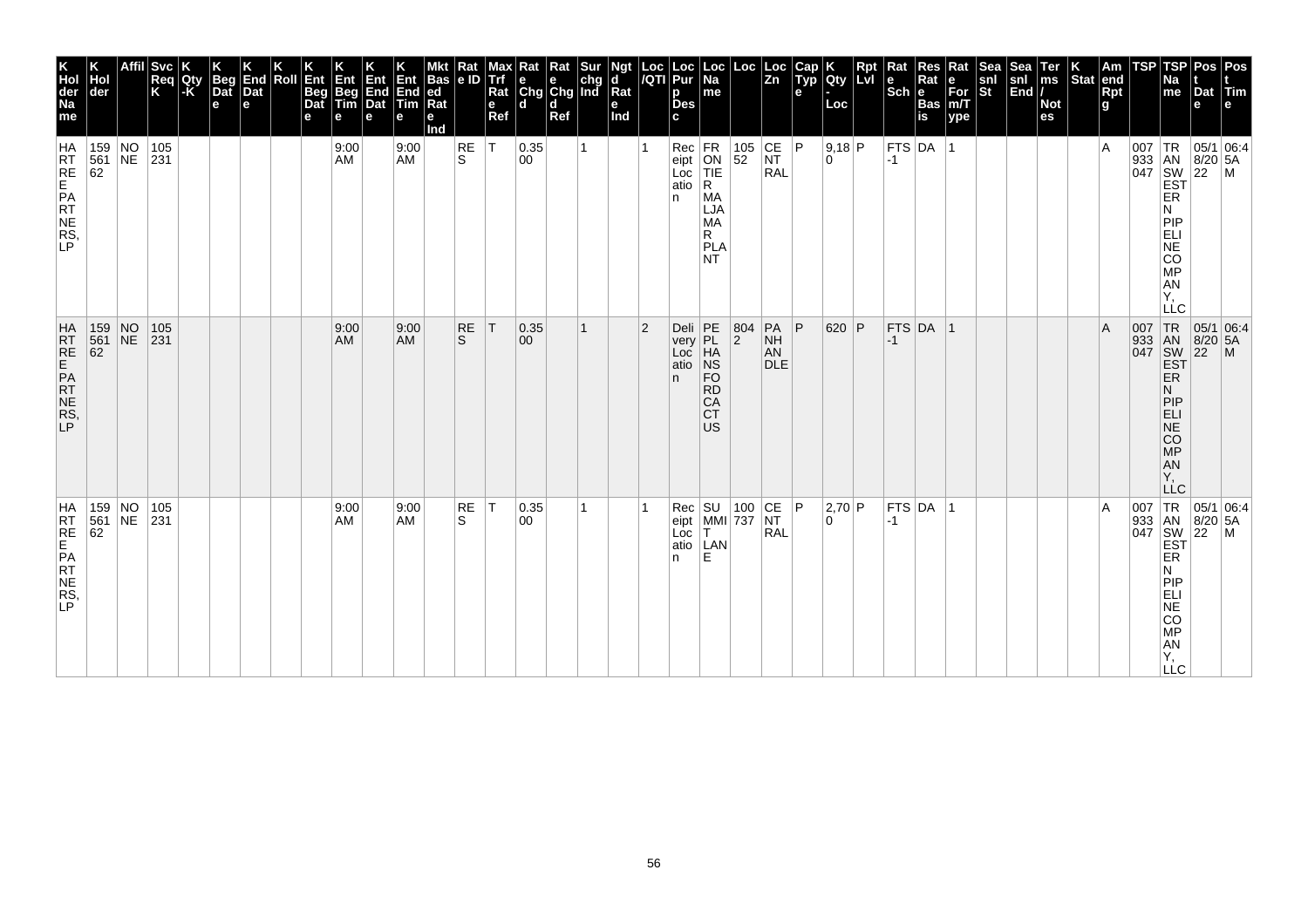| K Hol der Na me | K Hol der | Affil | Svc Req K | K Qty -K | K Beg Dat e | K End Dat e | K Roll | K Ent Beg Dat e | K Ent Beg Tim e | K Ent End Dat e | K Ent End Tim e | Mkt Bas ed Rat e Ind | Rat e ID | Max Trf Rat e Ref | Rat e Chg d | Rat e Chg d Ref | Sur chg Ind | Ngt d Rat e Ind | Loc /QTI | Loc Pur p Des c | Loc Na me | Loc | Loc Zn | Cap Typ e | K Qty - Loc | Rpt Lvl | Rat e Sch | Res Rat e Bas is | Rat e For m/T ype | Sea snl St | Sea snl End | Ter ms / Not es | K Stat | Am end Rpt g | TSP | TSP Na me | Pos t Dat e | Pos t Tim e |
|---|---|---|---|---|---|---|---|---|---|---|---|---|---|---|---|---|---|---|---|---|---|---|---|---|---|---|---|---|---|---|---|---|---|---|---|---|---|---|
| HARTREE PARTNERS, LP | 159561 62 | NONE | 105231 | | | | | | 9:00 AM | | 9:00 AM | | RES | T | 0.3500 | | 1 | | 1 | Receipt Location | FRONTIER MALJAMAR PLANT | 10552 | CENTRAL | P | 9,180 | P | FTS-1 | DA | 1 | | | | | A | 007933047 | TRANSWESTERN PIPELINE COMPANY, LLC | 05/18/2022 | 06:45AM |
| HARTREE PARTNERS, LP | 159561 62 | NONE | 105231 | | | | | | 9:00 AM | | 9:00 AM | | RES | T | 0.3500 | | 1 | | 2 | Delivery Location | PEPL HANSFORD CACTUS | 8042 | PANHANDLE | P | 620 | P | FTS-1 | DA | 1 | | | | | A | 007933047 | TRANSWESTERN PIPELINE COMPANY, LLC | 05/18/2022 | 06:45AM |
| HARTREE PARTNERS, LP | 159561 62 | NONE | 105231 | | | | | | 9:00 AM | | 9:00 AM | | RES | T | 0.3500 | | 1 | | 1 | Receipt Location | SUMMIT LANE | 100737 | CENTRAL | P | 2,700 | P | FTS-1 | DA | 1 | | | | | A | 007933047 | TRANSWESTERN PIPELINE COMPANY, LLC | 05/18/2022 | 06:45AM |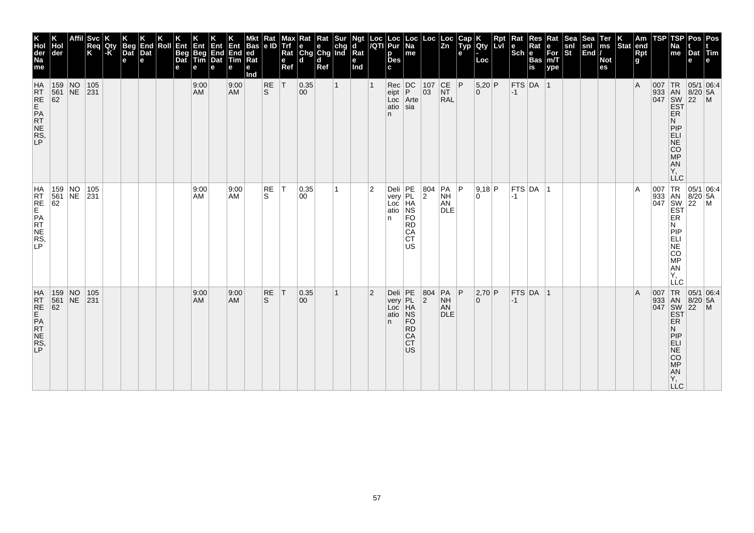| K Hol der Na me | K Hol der | Affil | Svc Req K | K Qty -K | K Beg Dat e | K End Dat e | K Roll | K Ent Beg Dat e | K Ent Beg Tim e | K Ent End Dat e | K Ent End Tim e | Mkt Bas ed Rat e Ind | Rat e ID | Max Trf Rat e Ref | Rat e Chg d | Rat e Chg d Ref | Sur chg Ind | Ngt d Rat e Ind | Loc /QTI | Loc Pur p Des c | Loc Na me | Loc | Loc Zn | Cap Typ e | K Qty - Loc | Rpt Lvl | Rat e Sch | Res Rat e Bas is | Rat e For m/T ype | Sea snl St | Sea snl End | Ter ms / Not es | K Stat | Am end Rpt g | TSP | TSP Na me | Pos t Dat e | Pos t Tim e |
|---|---|---|---|---|---|---|---|---|---|---|---|---|---|---|---|---|---|---|---|---|---|---|---|---|---|---|---|---|---|---|---|---|---|---|---|---|---|---|
| HARTREE PARTNERS, LP | 159561 62 | NONE | 105231 | | | | | | 9:00 AM | | 9:00 AM | | RES | T | 0.3500 | | 1 | | 1 | Receipt Location | DCP Artesia | 10703 | CENTRAL | P | 5,200 | P | FTS-1 | DA | 1 | | | | | A | 007933047 | TRANSWESTERN PIPELINE COMPANY, LLC | 05/18/2022 | 06:45AM |
| HARTREE PARTNERS, LP | 159561 62 | NONE | 105231 | | | | | | 9:00 AM | | 9:00 AM | | RES | T | 0.3500 | | 1 | | 2 | Delivery Location | PEPL HANSFORD CACTUS | 8042 | PANHANDLE | P | 9,180 | P | FTS-1 | DA | 1 | | | | | A | 007933047 | TRANSWESTERN PIPELINE COMPANY, LLC | 05/18/2022 | 06:45AM |
| HARTREE PARTNERS, LP | 159561 62 | NONE | 105231 | | | | | | 9:00 AM | | 9:00 AM | | RES | T | 0.3500 | | 1 | | 2 | Delivery Location | PEPL HANSFORD CACTUS | 8042 | PANHANDLE | P | 2,700 | P | FTS-1 | DA | 1 | | | | | A | 007933047 | TRANSWESTERN PIPELINE COMPANY, LLC | 05/18/2022 | 06:45AM |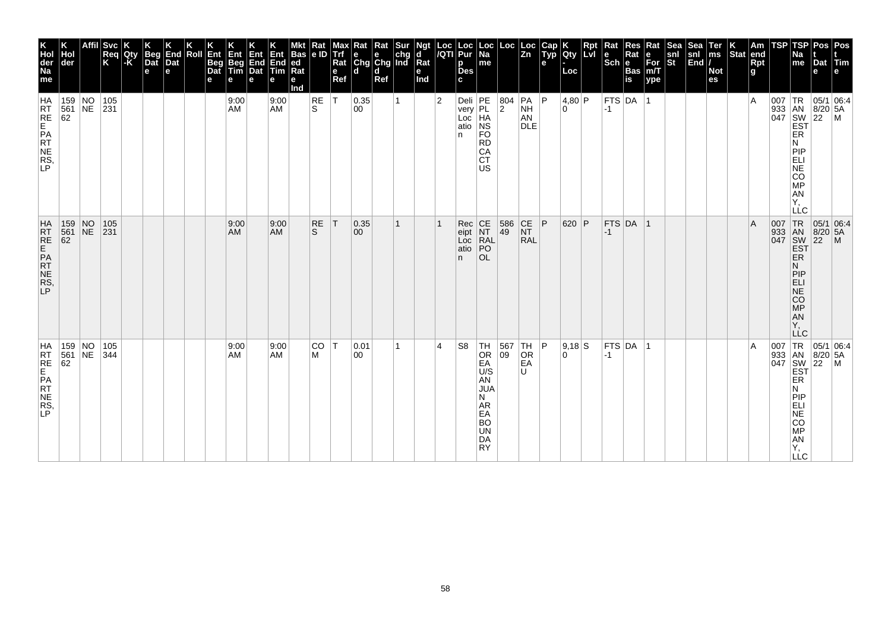| K Hol der Na me | K Hol der | Affil | Svc Req K | K Qty -K | K Beg Dat e | K End Dat e | K Roll | K Ent Beg Dat e | K Ent Beg Tim e | K Ent End Dat e | K Ent End Tim e | Mkt Bas ed Rat e Ind | Rat e ID | Max Trf Rat e Ref | Rat e Chg d | Rat e Chg d Ref | Sur chg Ind | Ngt d Rat e Ind | Loc /QTI | Loc Pur p Des c | Loc Na me | Loc | Loc Zn | Cap Typ e | K Qty - Loc | Rpt Lvl | Rat e Sch | Res Rat e Bas is | Rat e For m/T ype | Sea snl St | Sea snl End | Ter ms / Not es | K Stat | Am end Rpt g | TSP | TSP Na me | Pos t Dat e | Pos t Tim e |
|---|---|---|---|---|---|---|---|---|---|---|---|---|---|---|---|---|---|---|---|---|---|---|---|---|---|---|---|---|---|---|---|---|---|---|---|---|---|---|
| HARTREE PARTNERS, LP | 159561 62 | NONE | 105231 | | | | | | 9:00 AM | | 9:00 AM | | RES | T | 0.3500 | | 1 | | 2 | Delivery Location | PEPL HANSFORD CACTUS | 8042 | PANHANDLE | P | 4,800 | P | FTS-1 | DA | 1 | | | | | A | 007933047 | TRANSWESTERN PIPELINE COMPANY, LLC | 05/18/2022 | 06:45AM |
| HARTREE PARTNERS, LP | 159561 62 | NONE | 105231 | | | | | | 9:00 AM | | 9:00 AM | | RES | T | 0.3500 | | 1 | | 1 | Receipt Location | CENTRAL POOL | 58649 | CENTRAL | P | 620 | P | FTS-1 | DA | 1 | | | | | A | 007933047 | TRANSWESTERN PIPELINE COMPANY, LLC | 05/18/2022 | 06:45AM |
| HARTREE PARTNERS, LP | 159561 62 | NONE | 105344 | | | | | | 9:00 AM | | 9:00 AM | | COM | T | 0.0100 | | 1 | | 4 | S8 | THOREAU U/S AN JUAN AREA BOUNDARY | 56709 | THOREAU | P | 9,180 | S | FTS-1 | DA | 1 | | | | | A | 007933047 | TRANSWESTERN PIPELINE COMPANY, LLC | 05/18/2022 | 06:45AM |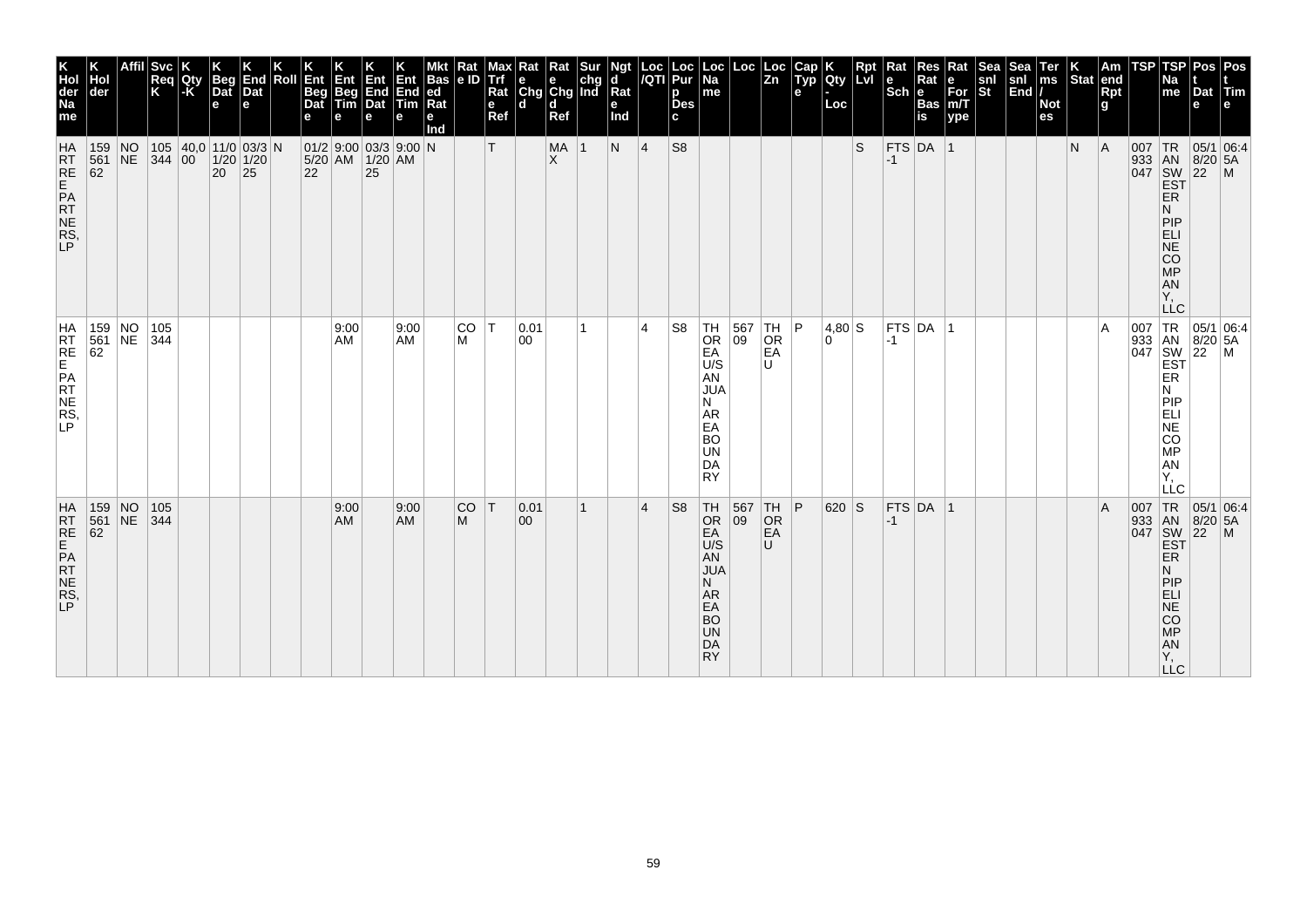| K Hol der Na me | K Hol der | Affil | Svc Req K | K Qty -K | K Beg Dat e | K End Dat e | K Roll | K Ent Beg Dat e | K Ent Beg Tim e | K Ent End Dat e | K Ent End Tim e | Mkt Bas ed Rat e Ind | Rat e ID | Max Trf Rat e Ref | Rat e Chg d | Rat e Chg d Ref | Sur chg Ind | Ngt d Rat e Ind | Loc /QTI | Loc Pur p Des c | Loc Na me | Loc | Loc Zn | Cap Typ e | K Qty - Loc | Rpt Lvl | Rat e Sch | Res Rat e Bas is | Rat e For m/T ype | Sea snl St | Sea snl End | Ter ms / Not es | K Stat | Am end Rpt g | TSP | TSP Na me | Pos t Dat e | Pos t Tim e |
|---|---|---|---|---|---|---|---|---|---|---|---|---|---|---|---|---|---|---|---|---|---|---|---|---|---|---|---|---|---|---|---|---|---|---|---|---|---|---|
| HARTREE PARTNERS, LP | 159561 62 | NONE | 105344 | 40,000 | 11/01/2020 | 03/31/2025 | N | 01/25/2022 | 9:00 AM | 03/31/2025 | 9:00 AM | N | | T | | MAX | 1 | N | 4 | S8 | | | | | | S | FTS-1 | DA | 1 | | | | N | A | 007933047 | TRANSWESTERN PIPELINE COMPANY, LLC | 05/18/2022 | 06:45AM |
| HARTREE PARTNERS, LP | 159561 62 | NONE | 105344 | | | | | | 9:00 AM | | 9:00 AM | | COM | T | 0.0100 | | 1 | | 4 | S8 | THOREAU/SAN JUAN AREA BOUNDARY | 56709 | THOREAU | P | 4,800 | S | FTS-1 | DA | 1 | | | | | A | 007933047 | TRANSWESTERN PIPELINE COMPANY, LLC | 05/18/2022 | 06:45AM |
| HARTREE PARTNERS, LP | 159561 62 | NONE | 105344 | | | | | | 9:00 AM | | 9:00 AM | | COM | T | 0.0100 | | 1 | | 4 | S8 | THOREAU/SAN JUAN AREA BOUNDARY | 56709 | THOREAU | P | 620 | S | FTS-1 | DA | 1 | | | | | A | 007933047 | TRANSWESTERN PIPELINE COMPANY, LLC | 05/18/2022 | 06:45AM |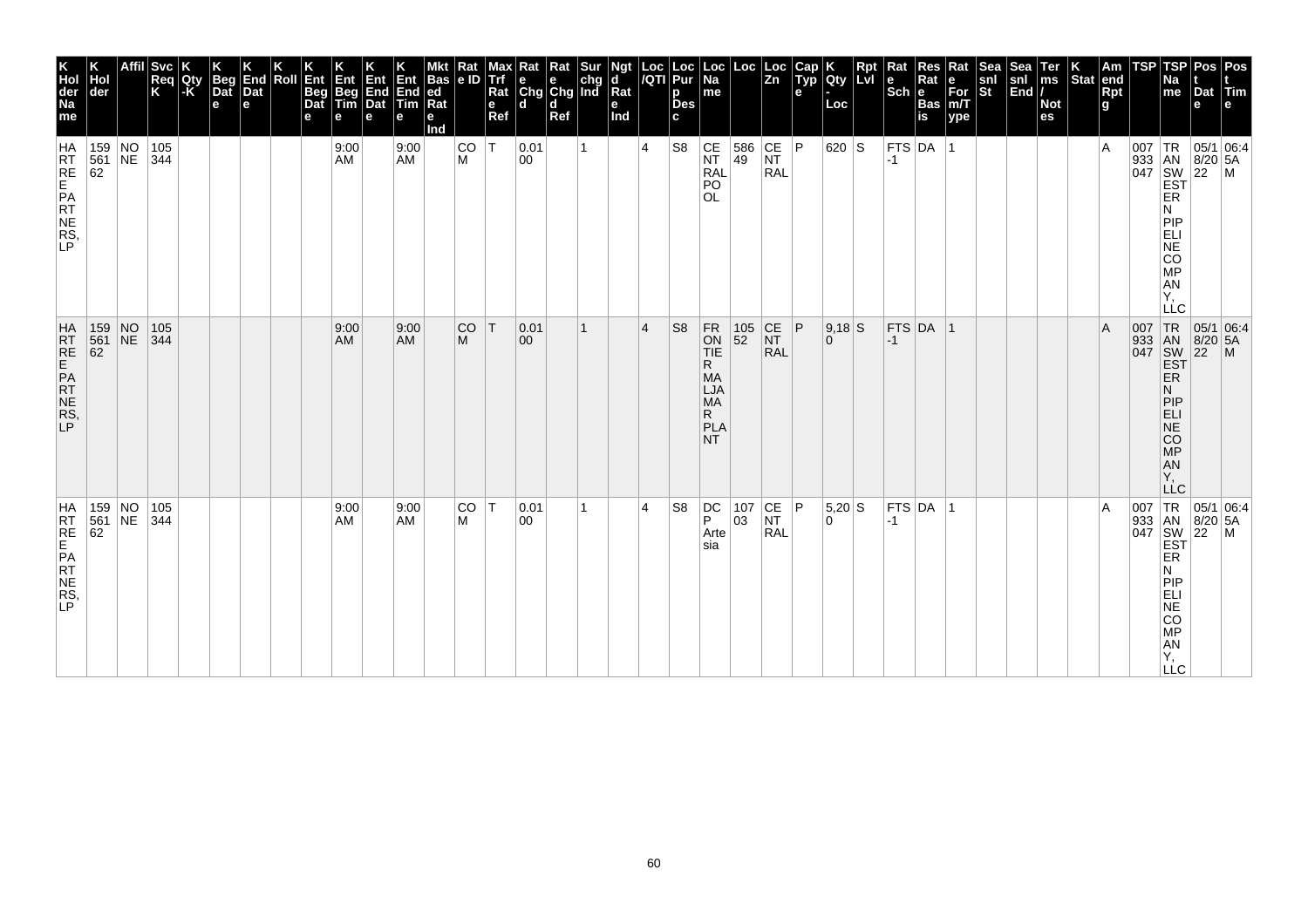| K Holder Name | K Holder | Affil | Svc Req K | K Qty-K | K Beg Date | K End Date | K Roll | K Ent Beg Date | K Ent Beg Time | K Ent End Date | K Ent End Time | Mkt Based Rate Ind | Rate ID | Max Trf Rate Ref | Rate Chgd | Rate Chgd Ref | Sur chg Ind | Ngtd Rate Ind | Loc/QTI | Loc Purp Desc | Loc Name | Loc | Loc Zn | Cap Type | K Qty-Loc | Rpt Lvl | Rate Sch | Res Rate Basis | Rate Form/Type | Seasnl St | Seasnl End | Terms/Notes | K Stat | Amend Rpt | TSP | TSP Name | Post Date | Post Time |
|---|---|---|---|---|---|---|---|---|---|---|---|---|---|---|---|---|---|---|---|---|---|---|---|---|---|---|---|---|---|---|---|---|---|---|---|---|---|---|
| HARTREE PARTNERS, LP | 159561 62 | NONE | 105344 | | | | | | 9:00 AM | | 9:00 AM | | COM | T | 0.0100 | | 1 | | 4 | S8 | CENTRAL POOL | 58649 | CENTRAL | P | 620 | S | FTS-1 | DA | 1 | | | | | A | 007933 047 | TRANSWESTERN PIPELINE COMPANY, LLC | 05/18/2022 | 06:45AM |
| HARTREE PARTNERS, LP | 159561 62 | NONE | 105344 | | | | | | 9:00 AM | | 9:00 AM | | COM | T | 0.0100 | | 1 | | 4 | S8 | FRONTIER MALJAMAR PLANT | 10552 | CENTRAL | P | 9,180 | S | FTS-1 | DA | 1 | | | | | A | 007933 047 | TRANSWESTERN PIPELINE COMPANY, LLC | 05/18/2022 | 06:45AM |
| HARTREE PARTNERS, LP | 159561 62 | NONE | 105344 | | | | | | 9:00 AM | | 9:00 AM | | COM | T | 0.0100 | | 1 | | 4 | S8 | DCP Artesia | 10703 | CENTRAL | P | 5,200 | S | FTS-1 | DA | 1 | | | | | A | 007933 047 | TRANSWESTERN PIPELINE COMPANY, LLC | 05/18/2022 | 06:45AM |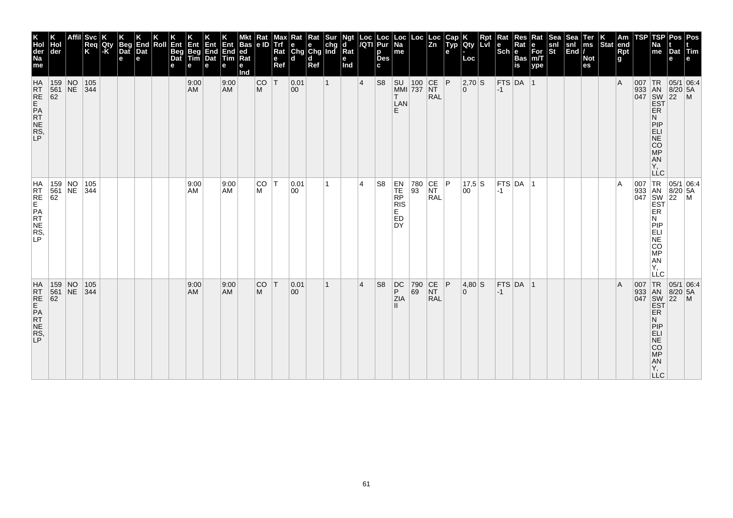| K Hol der Na me | K Hol der | Affil | Svc Req K | K Qty -K | K Beg Dat e | K End Dat e | K Roll | K Ent Beg Dat e | K Ent Beg Tim e | K Ent End Dat e | K Ent End Tim e | Mkt Bas ed Rat e Ind | Rat e ID | Max Trf Rat e Ref | Rat e Chg d | Rat e Chg d Ref | Sur chg Ind | Ngt d Rat e Ind | Loc /QTI | Loc Pur p Des c | Loc Na me | Loc | Loc Zn | Cap Typ e | K Qty - Loc | Rpt Lvl | Rat e Sch | Res Rat e Bas is | Rat e For m/T ype | Sea snl St | Sea snl End | Ter ms / Not es | K Stat | Am end Rpt g | TSP | TSP Na me | Pos t Dat e | Pos t Tim e |
|---|---|---|---|---|---|---|---|---|---|---|---|---|---|---|---|---|---|---|---|---|---|---|---|---|---|---|---|---|---|---|---|---|---|---|---|---|---|---|
| HARTREE PARTNERS, LP | 159561 62 | NONE | 105344 | | | | | | 9:00 AM | | 9:00 AM | | COM | T | 0.0100 | | 1 | | 4 | S8 | SUMMIT LANE | 100737 | CENTRAL | P | 2,700 | S | FTS-1 | DA | 1 | | | | | A | 007933 047 | TRANSWESTERN PIPELINE COMPANY, LLC | 05/18/2022 | 06:45AM |
| HARTREE PARTNERS, LP | 159561 62 | NONE | 105344 | | | | | | 9:00 AM | | 9:00 AM | | COM | T | 0.0100 | | 1 | | 4 | S8 | ENTERPRISE EDDY | 78093 | CENTRAL | P | 17,500 | S | FTS-1 | DA | 1 | | | | | A | 007933 047 | TRANSWESTERN PIPELINE COMPANY, LLC | 05/18/2022 | 06:45AM |
| HARTREE PARTNERS, LP | 159561 62 | NONE | 105344 | | | | | | 9:00 AM | | 9:00 AM | | COM | T | 0.0100 | | 1 | | 4 | S8 | DCP ZIA II | 79069 | CENTRAL | P | 4,800 | S | FTS-1 | DA | 1 | | | | | A | 007933 047 | TRANSWESTERN PIPELINE COMPANY, LLC | 05/18/2022 | 06:45AM |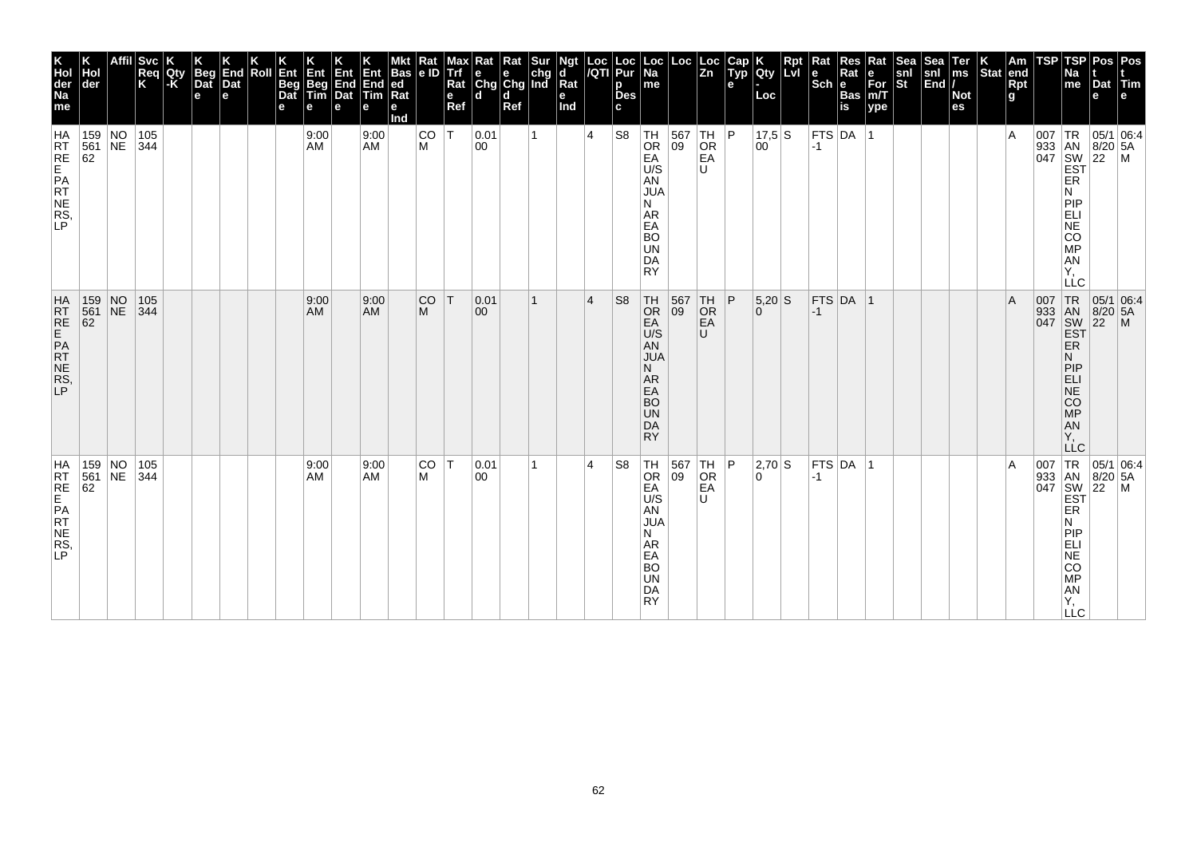| K Hol der Na me | K Hol der | Affil | Svc Req K | K Qty -K | K Beg Dat e | K End Dat e | K Roll | K Ent Beg Dat e | K Ent Beg Tim e | K Ent End Dat e | K Ent End Tim e | Mkt Bas ed Rat e Ind | Rat e ID | Max Trf Rat e Ref | Rat e Chg d | Rat e Chg d Ref | Sur chg Ind | Ngt d Rat e Ind | Loc /QTI | Loc Pur p Des c | Loc Na me | Loc | Loc Zn | Cap Typ e | K Qty - Loc | Rpt Lvl | Rat e Sch | Res Rat e Bas is | Rat e For m/T ype | Sea snl St | Sea snl End | Ter ms / Not es | K Stat | Am end Rpt g | TSP | TSP Na me | Pos t Dat e | Pos t Tim e |
|---|---|---|---|---|---|---|---|---|---|---|---|---|---|---|---|---|---|---|---|---|---|---|---|---|---|---|---|---|---|---|---|---|---|---|---|---|---|---|
| HARTREE PARTNERS, LP | 159561 62 | NONE | 105344 | | | | | | 9:00 AM | | 9:00 AM | | COM | T | 0.0100 | | 1 | | 4 | S8 | THOREAU/SANJUAN AREA BOUNDARY | 56709 | THOREAU | P | 17,500 | S | FTS-1 | DA | 1 | | | | | A | 007933047 | TRANSWESTERN PIPELINE COMPANY, LLC | 05/18/2022 | 06:45AM |
| HARTREE PARTNERS, LP | 159561 62 | NONE | 105344 | | | | | | 9:00 AM | | 9:00 AM | | COM | T | 0.0100 | | 1 | | 4 | S8 | THOREAU/SANJUAN AREA BOUNDARY | 56709 | THOREAU | P | 5,200 | S | FTS-1 | DA | 1 | | | | | A | 007933047 | TRANSWESTERN PIPELINE COMPANY, LLC | 05/18/2022 | 06:45AM |
| HARTREE PARTNERS, LP | 159561 62 | NONE | 105344 | | | | | | 9:00 AM | | 9:00 AM | | COM | T | 0.0100 | | 1 | | 4 | S8 | THOREAU/SANJUAN AREA BOUNDARY | 56709 | THOREAU | P | 2,700 | S | FTS-1 | DA | 1 | | | | | A | 007933047 | TRANSWESTERN PIPELINE COMPANY, LLC | 05/18/2022 | 06:45AM |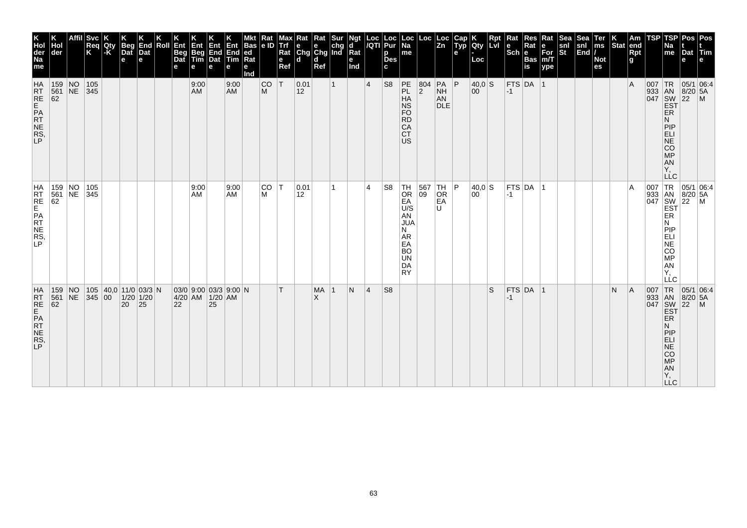| K Hol der Na me | K Hol der | Affil | Svc Req K | K Qty -K | K Beg Dat e | K End Dat e | K Roll | K Ent Beg Dat e | K Ent Beg Tim e | K Ent End Dat e | K Ent End Tim e | Mkt Bas ed Rat e Ind | Rat e ID | Max Trf Rat e Ref | Rat e Chg d | Rat e Chg d Ref | Sur chg Ind | Ngt d Rat e Ind | Loc /QTI | Loc Pur p Des c | Loc Na me | Loc | Loc Zn | Cap Typ e | K Qty - Loc | Rpt Lvl | Rat e Sch | Res Rat e Bas is | Rat e For m/T ype | Sea snl St | Sea snl End | Ter ms / Not es | K Stat | Am end Rpt g | TSP | TSP Na me | Pos t Dat e | Pos t Tim e |
|---|---|---|---|---|---|---|---|---|---|---|---|---|---|---|---|---|---|---|---|---|---|---|---|---|---|---|---|---|---|---|---|---|---|---|---|---|---|---|
| HARTREE PARTNERS, LP | 15956162 | NONE | 105345 | | | | | | 9:00 AM | | 9:00 AM | | COM | T | 0.0112 | | 1 | | 4 | S8 | PEPL HANSFORD CACTUS | 8042 | PANHANDLE | P | 40,000 | S | FTS-1 | DA | 1 | | | | | A | 007933047 | TRANSWESTERN PIPELINE COMPANY, LLC | 05/18/2022 | 06:45AM |
| HARTREE PARTNERS, LP | 15956162 | NONE | 105345 | | | | | | 9:00 AM | | 9:00 AM | | COM | T | 0.0112 | | 1 | | 4 | S8 | THOREAU/SAN JUAN AREA BOUNDARY | 56709 | THOREAU | P | 40,000 | S | FTS-1 | DA | 1 | | | | | A | 007933047 | TRANSWESTERN PIPELINE COMPANY, LLC | 05/18/2022 | 06:45AM |
| HARTREE PARTNERS, LP | 15956162 | NONE | 105345 | 40,000 | 11/01/2020 | 03/31/2025 | N | 03/04/2022 | 9:00 AM | 03/31/2025 | 9:00 AM | N | | T | | MAX | 1 | N | 4 | S8 | | | | | | S | FTS-1 | DA | 1 | | | | N | A | 007933047 | TRANSWESTERN PIPELINE COMPANY, LLC | 05/18/2022 | 06:45AM |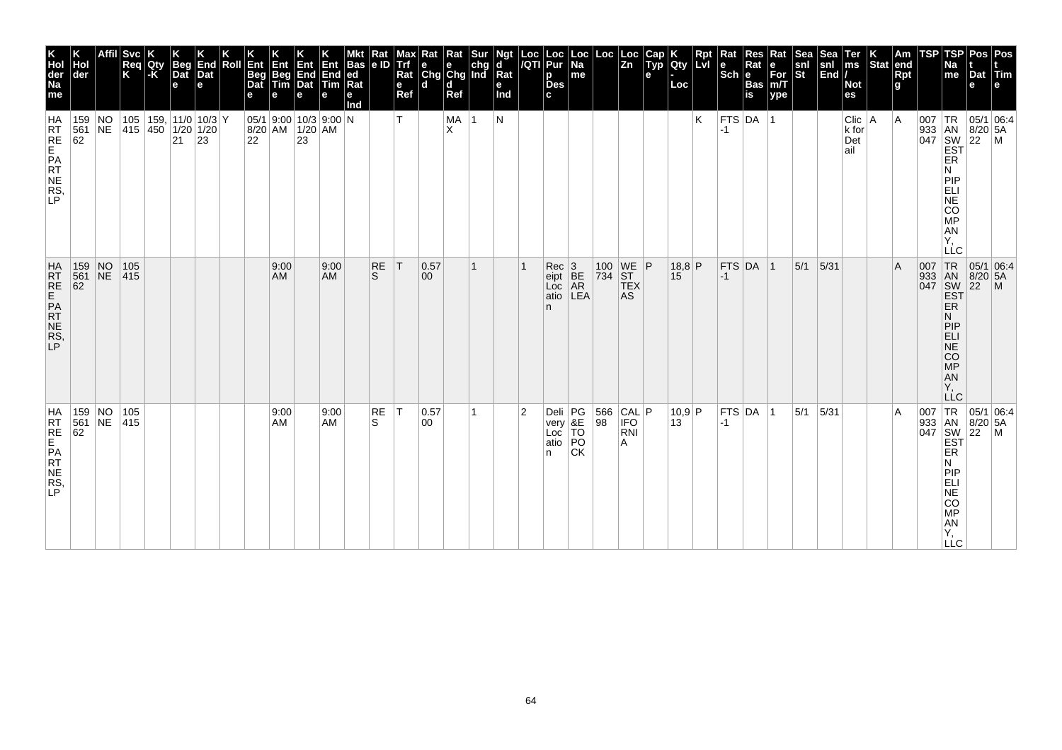| K Hol der Na me | K Hol der | Affil | Svc Req K | K Qty -K | K Beg Dat e | K End Dat e | K Roll | K Ent Beg Dat e | K Ent Beg Tim e | K Ent End Dat e | K Ent End Tim e | Mkt Bas ed Rat e Ind | Rat e ID | Max Trf Rat e Ref | Rat e Chg d | Rat e Chg d Ref | Sur chg Ind | Ngt d Rat e Ind | Loc /QTI | Loc Pur p Des c | Loc Na me | Loc | Loc Zn | Cap Typ e | K Qty - Loc | Rpt Lvl | Rat e Sch | Res Rat e Bas is | Rat e For m/T ype | Sea snl St | Sea snl End | Ter ms / Not es | K Stat | Am end Rpt g | TSP | TSP Na me | Pos t Dat e | Pos t Tim e |
|---|---|---|---|---|---|---|---|---|---|---|---|---|---|---|---|---|---|---|---|---|---|---|---|---|---|---|---|---|---|---|---|---|---|---|---|---|---|---|
| HARTREE PARTNERS, LP | 159561 62 | NONE | 105415 | 159,450 | 11/01/2021 | 10/31/2023 | Y | 05/18/2022 | 9:00 AM | 10/31/2023 | 9:00 AM | N | | T | | MAX | 1 | N | | | | | | | | K | FTS-1 | DA | 1 | | | Click for Detail | A | A | 007933047 | TRANSWESTERN PIPELINE COMPANY, LLC | 05/18/2022 | 06:45AM |
| HARTREE PARTNERS, LP | 159561 62 | NONE | 105415 | | | | | | 9:00 AM | | 9:00 AM | | RES | T | 0.5700 | | 1 | | 1 | Receipt Location | 3BEAR LEA | 100734 | WEST TEXAS | P | 18,815 | P | FTS-1 | DA | 1 | 5/1 | 5/31 | | | A | 007933047 | TRANSWESTERN PIPELINE COMPANY, LLC | 05/18/2022 | 06:45AM |
| HARTREE PARTNERS, LP | 159561 62 | NONE | 105415 | | | | | | 9:00 AM | | 9:00 AM | | RES | T | 0.5700 | | 1 | | 2 | Delivery Location | PG&E TOPOCK | 56698 | CALIFORNIA | P | 10,913 | P | FTS-1 | DA | 1 | 5/1 | 5/31 | | | A | 007933047 | TRANSWESTERN PIPELINE COMPANY, LLC | 05/18/2022 | 06:45AM |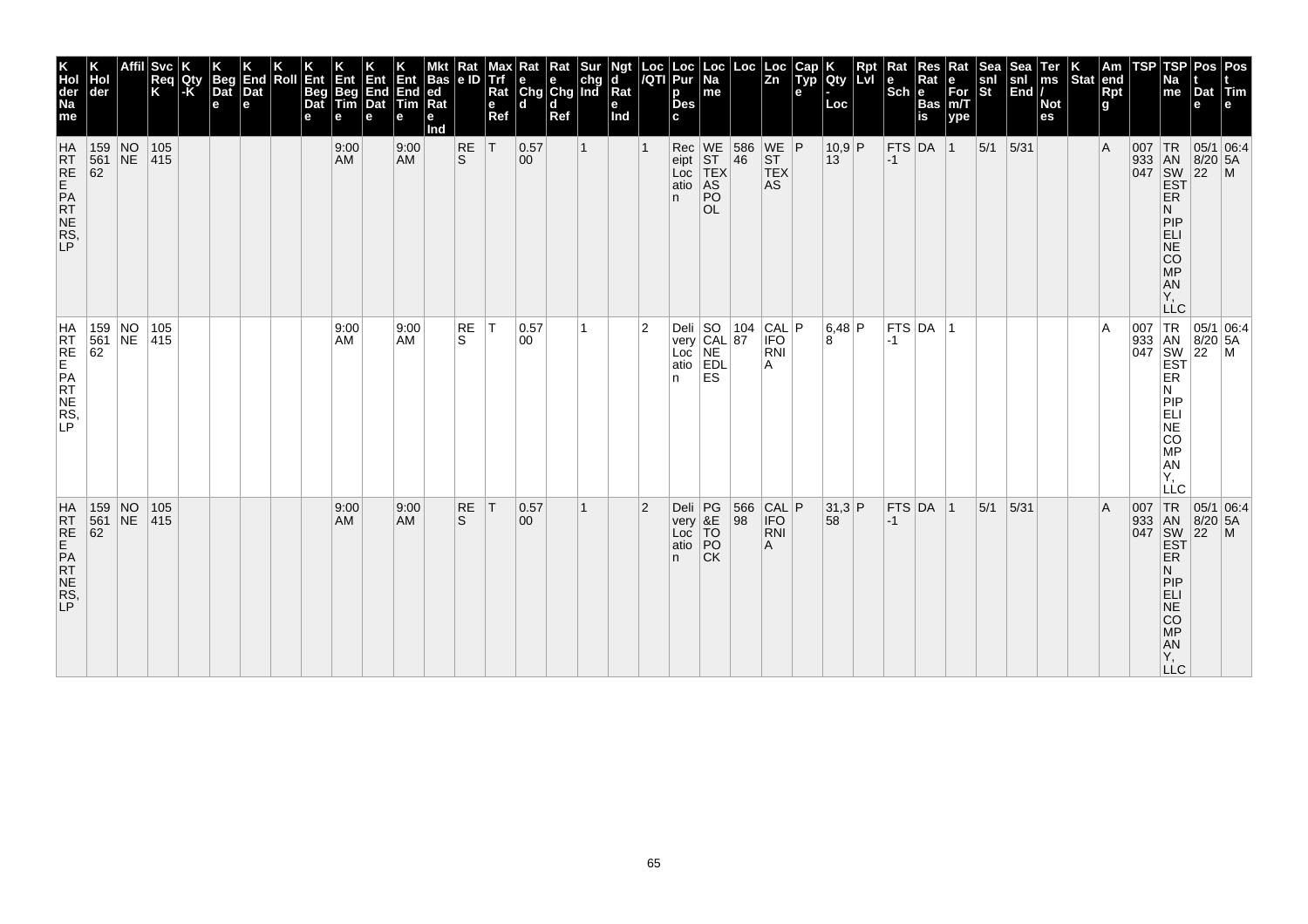| K Hol der Na me | K Hol der | Affil | Svc Req K | K Qty -K | K Beg Dat e | K End Dat e | K Roll | K Ent Beg Dat e | K Ent Beg Tim e | K Ent End Dat e | K Ent End Tim e | Mkt Bas ed Rat e Ind | Rat e ID | Max Trf Rat e Ref | Rat e Chg d | Rat e Chg d Ref | Sur chg Ind | Ngt d Rat e Ind | Loc /QTI | Loc Pur p Des c | Loc Na me | Loc | Loc Zn | Cap Typ e | K Qty - Loc | Rpt Lvl | Rat e Sch | Res Rat e Bas is | Rat e For m/T ype | Sea snl St | Sea snl End | Ter ms / Not es | K Stat | Am end Rpt g | TSP | TSP Na me | Pos t Dat e | Pos t Tim e |
|---|---|---|---|---|---|---|---|---|---|---|---|---|---|---|---|---|---|---|---|---|---|---|---|---|---|---|---|---|---|---|---|---|---|---|---|---|---|---|
| HARTREE PARTNERS, LP | 15956162 | NONE | 105415 | | | | | | 9:00 AM | | 9:00 AM | | RES | T | 0.5700 | | 1 | | 1 | Receipt Location | WEST TEXAS POOL | 58646 | WEST TEXAS | P | 10,913 | P | FTS-1 | DA | 1 | 5/1 | 5/31 | | | A | 007933047 | TRANSWESTERN PIPELINE COMPANY, LLC | 05/18/2022 | 06:45AM |
| HARTREE PARTNERS, LP | 15956162 | NONE | 105415 | | | | | | 9:00 AM | | 9:00 AM | | RES | T | 0.5700 | | 1 | | 2 | Delivery Location | SOCAL NEEDLES | 10487 | CALIFORNIA | P | 6,488 | P | FTS-1 | DA | 1 | | | | | A | 007933047 | TRANSWESTERN PIPELINE COMPANY, LLC | 05/18/2022 | 06:45AM |
| HARTREE PARTNERS, LP | 15956162 | NONE | 105415 | | | | | | 9:00 AM | | 9:00 AM | | RES | T | 0.5700 | | 1 | | 2 | Delivery Location | PG&E TOPOCK | 56698 | CALIFORNIA | P | 31,358 | P | FTS-1 | DA | 1 | 5/1 | 5/31 | | | A | 007933047 | TRANSWESTERN PIPELINE COMPANY, LLC | 05/18/2022 | 06:45AM |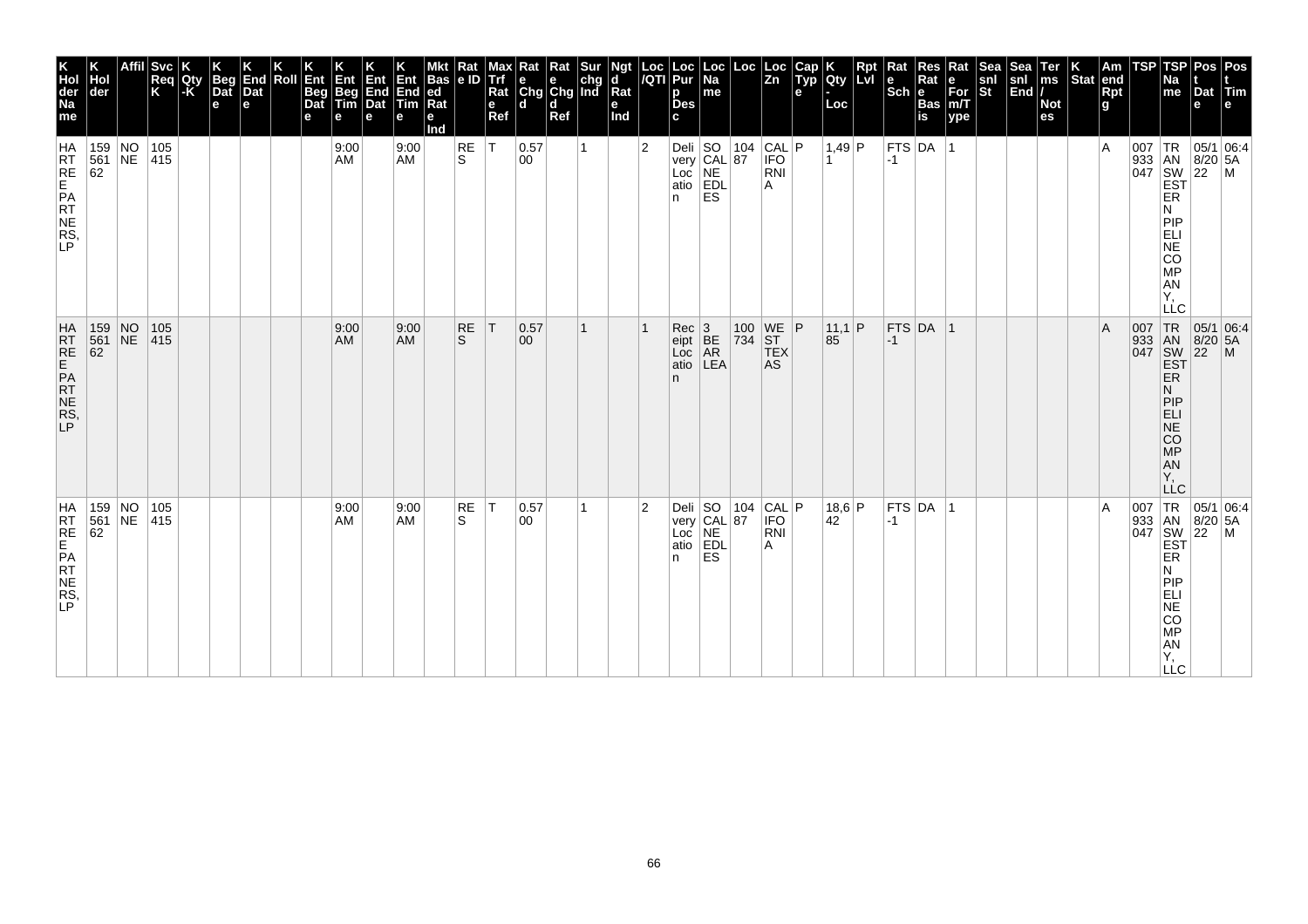| K Holder Name | K Holder | Affil | Svc Req K | K Qty-K | Beg Date | End Date | K Roll | K Ent Beg Date | K Ent Beg Time | K Ent End Date | K Ent End Time | Mkt Based Rate Ind | Rate ID | Max Trf Rate Ref | Rate Chgd | Rate Chgd Ref | Sur chg Ind | Ngtd Rate Ind | Loc/QTI | Loc Purp Desc | Loc Name | Loc | Loc Zn | Cap Type | K Qty-Loc | Rpt Lvl | Rate Sch | Res Rate Basis | Rate Form/Type | Seasnl St | Seasnl End | Terms/Notes | K Stat | Amend Rpt | TSP | TSP Name | Post Date | Post Time |
|---|---|---|---|---|---|---|---|---|---|---|---|---|---|---|---|---|---|---|---|---|---|---|---|---|---|---|---|---|---|---|---|---|---|---|---|---|---|---|
| HARTREE PARTNERS, LP | 15956162 | NONE | 105415 | | | | | | 9:00 AM | | 9:00 AM | | RES | T | 0.5700 | | 1 | | 2 | Delivery Location | SOCAL EDLES | 10487 | CALIFORNIA | P | 1,491 | P | FTS-1 | DA | 1 | | | | | A | 007933047 | TRANSWESTERN PIPELINE COMPANY, LLC | 05/18/2022 | 06:45AM |
| HARTREE PARTNERS, LP | 15956162 | NONE | 105415 | | | | | | 9:00 AM | | 9:00 AM | | RES | T | 0.5700 | | 1 | | 1 | Receipt Location | 3 BEAR LEA | 100734 | WEST TEXAS | P | 11,185 | P | FTS-1 | DA | 1 | | | | | A | 007933047 | TRANSWESTERN PIPELINE COMPANY, LLC | 05/18/2022 | 06:45AM |
| HARTREE PARTNERS, LP | 15956162 | NONE | 105415 | | | | | | 9:00 AM | | 9:00 AM | | RES | T | 0.5700 | | 1 | | 2 | Delivery Location | SOCAL NEEDLES | 10487 | CALIFORNIA | P | 18,642 | P | FTS-1 | DA | 1 | | | | | A | 007933047 | TRANSWESTERN PIPELINE COMPANY, LLC | 05/18/2022 | 06:45AM |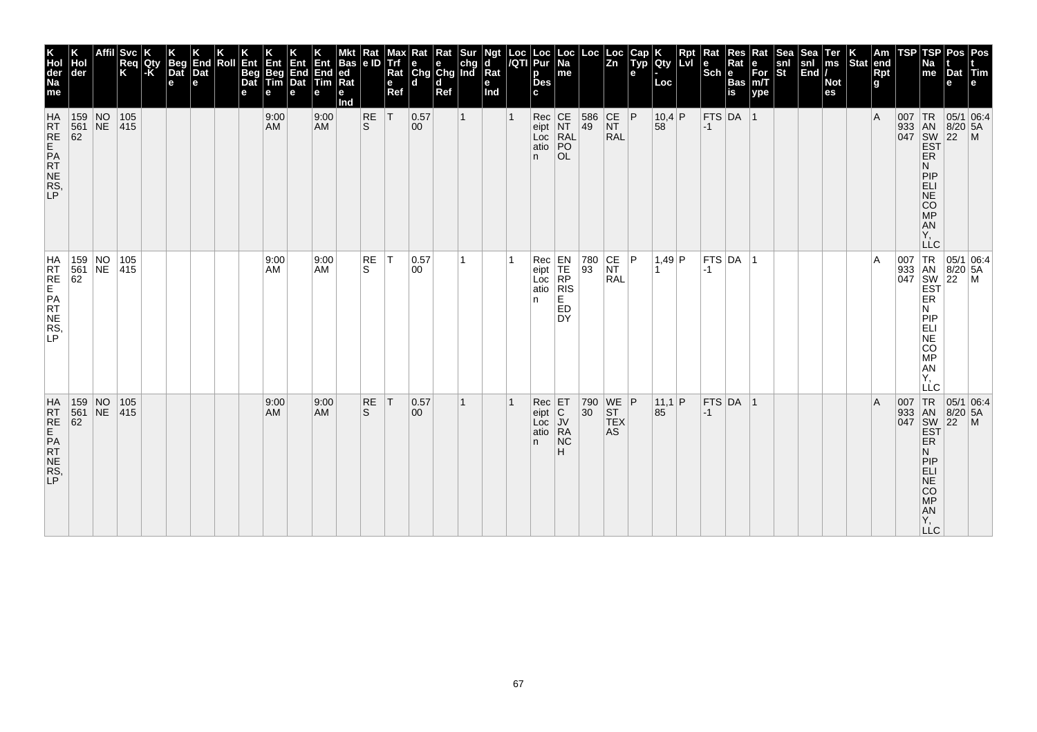| K Hol der Na me | K Hol der | Affil | Svc Req K | K Qty -K | K Beg Dat e | K End Dat e | K Roll | K Ent Beg Dat e | K Ent Beg Tim e | K Ent End Dat e | K Ent End Tim e | Mkt Bas ed Rat e Ind | Rat e ID | Max Trf Rat e Ref | Rat e Chg d | Rat e Chg d Ref | Sur chg Ind | Ngt d Rat e Ind | Loc /QTI | Loc Pur p Des c | Loc Na me | Loc | Loc Zn | Cap Typ e | K Qty - Loc | Rpt Lvl | Rat e Sch | Res Rat e Bas is | Rat e For m/T ype | Sea snl St | Sea snl End | Ter ms / Not es | K Stat | Am end Rpt g | TSP | TSP Na me | Pos t Dat e | Pos t Tim e |
|---|---|---|---|---|---|---|---|---|---|---|---|---|---|---|---|---|---|---|---|---|---|---|---|---|---|---|---|---|---|---|---|---|---|---|---|---|---|---|
| HARTREE PARTNERS, LP | 159561 62 | NONE | 105415 | | | | | | 9:00 AM | | 9:00 AM | | RES | T | 0.5700 | | 1 | | 1 | Receipt Location | CENTRAL POOL | 58649 | CENTRAL | P | 10,458 | P | FTS-1 | DA | 1 | | | | | A | 007933047 | TRANSWESTERN PIPELINE COMPANY, LLC | 05/18/2022 | 06:45AM |
| HARTREE PARTNERS, LP | 159561 62 | NONE | 105415 | | | | | | 9:00 AM | | 9:00 AM | | RES | T | 0.5700 | | 1 | | 1 | Receipt Location | ENTERPRISE EDDY | 78093 | CENTRAL | P | 1,491 | P | FTS-1 | DA | 1 | | | | | A | 007933047 | TRANSWESTERN PIPELINE COMPANY, LLC | 05/18/2022 | 06:45AM |
| HARTREE PARTNERS, LP | 159561 62 | NONE | 105415 | | | | | | 9:00 AM | | 9:00 AM | | RES | T | 0.5700 | | 1 | | 1 | Receipt Location | ETC JV RANCH | 79030 | WEST TEXAS | P | 11,185 | P | FTS-1 | DA | 1 | | | | | A | 007933047 | TRANSWESTERN PIPELINE COMPANY, LLC | 05/18/2022 | 06:45AM |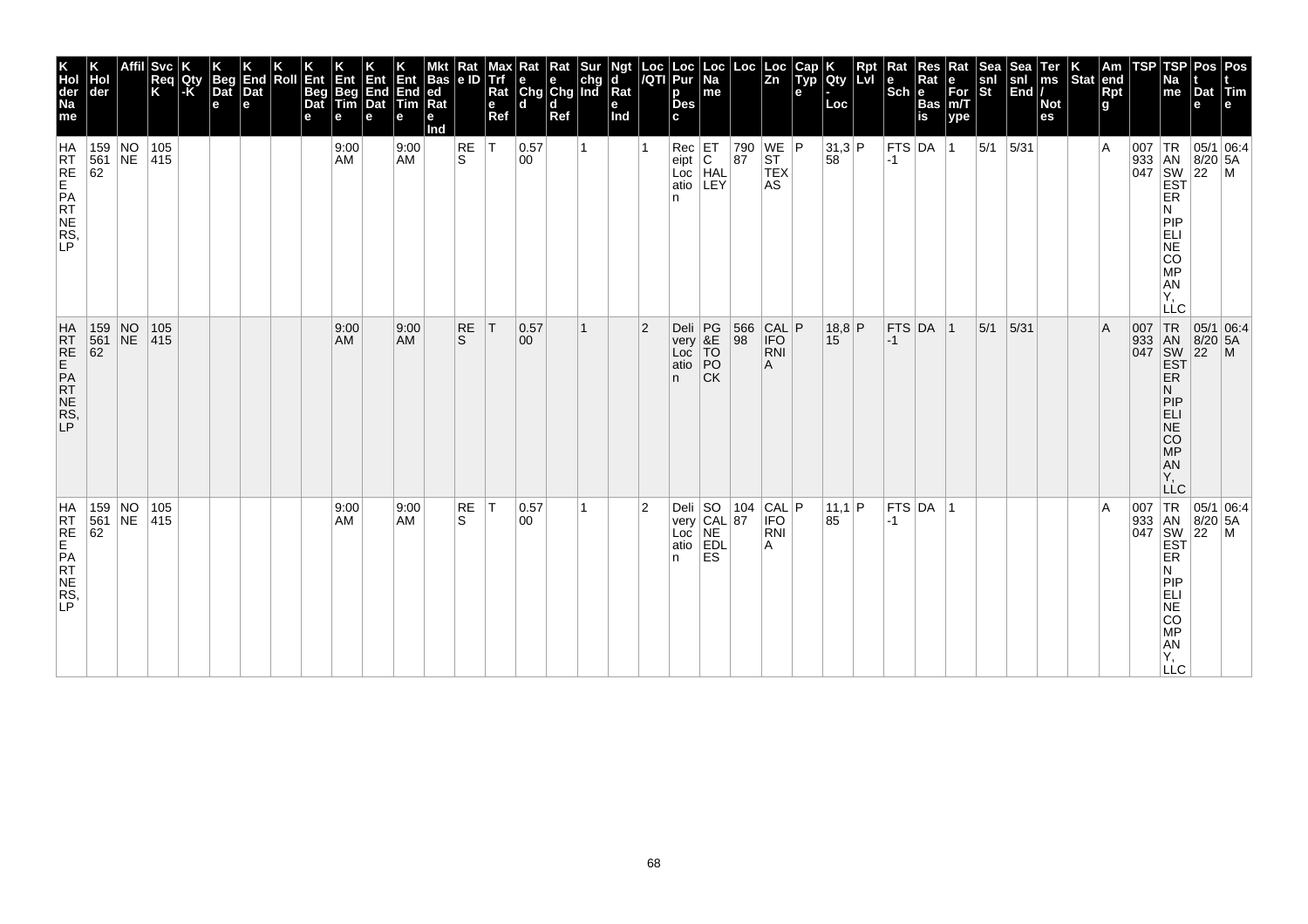| K Holder Name | K Holder | Affil | Svc Req K | K Qty -K | K Beg Date | K End Date | K Roll | K Ent Beg Date | K Ent Beg Time | K Ent End Date | K Ent End Time | Mkt Based Rate Ind | Rate ID | Max Trf Rate Ref | Rate Chgd | Rate Chgd Ref | Sur chg Ind | Ngtd Rate Ind | Loc /QTI | Loc Purp Desc | Loc Name | Loc | Loc Zn | Cap Type | K Qty - Loc | Rpt Lvl | Rate Sch | Res Rate Basis | Rate Form/Type | Seasnl St | Seasnl End | Terms / Notes | K Stat | Amend Rptg | TSP | TSP Name | Post Date | Post Time |
|---|---|---|---|---|---|---|---|---|---|---|---|---|---|---|---|---|---|---|---|---|---|---|---|---|---|---|---|---|---|---|---|---|---|---|---|---|---|---|
| HARTREE PARTNERS, LP | 15956162 | NONE | 105415 | | | | | | 9:00 AM | | 9:00 AM | | RES | T | 0.5700 | | 1 | | 1 | Receipt Location | ETC HALLEY | 79087 | WEST TEXAS | P | 31,358 | P | FTS-1 | DA | 1 | 5/1 | 5/31 | | | A | 007933047 | TRANSWESTERN PIPELINE COMPANY, LLC | 05/18/22 | 06:45AM |
| HARTREE PARTNERS, LP | 15956162 | NONE | 105415 | | | | | | 9:00 AM | | 9:00 AM | | RES | T | 0.5700 | | 1 | | 2 | Delivery Location | PG&E TOPOCK | 56698 | CALIFORNIA | P | 18,815 | P | FTS-1 | DA | 1 | 5/1 | 5/31 | | | A | 007933047 | TRANSWESTERN PIPELINE COMPANY, LLC | 05/18/22 | 06:45AM |
| HARTREE PARTNERS, LP | 15956162 | NONE | 105415 | | | | | | 9:00 AM | | 9:00 AM | | RES | T | 0.5700 | | 1 | | 2 | Delivery Location | SOCAL NEEDLES | 10487 | CALIFORNIA | P | 11,185 | P | FTS-1 | DA | 1 | | | | | A | 007933047 | TRANSWESTERN PIPELINE COMPANY, LLC | 05/18/22 | 06:45AM |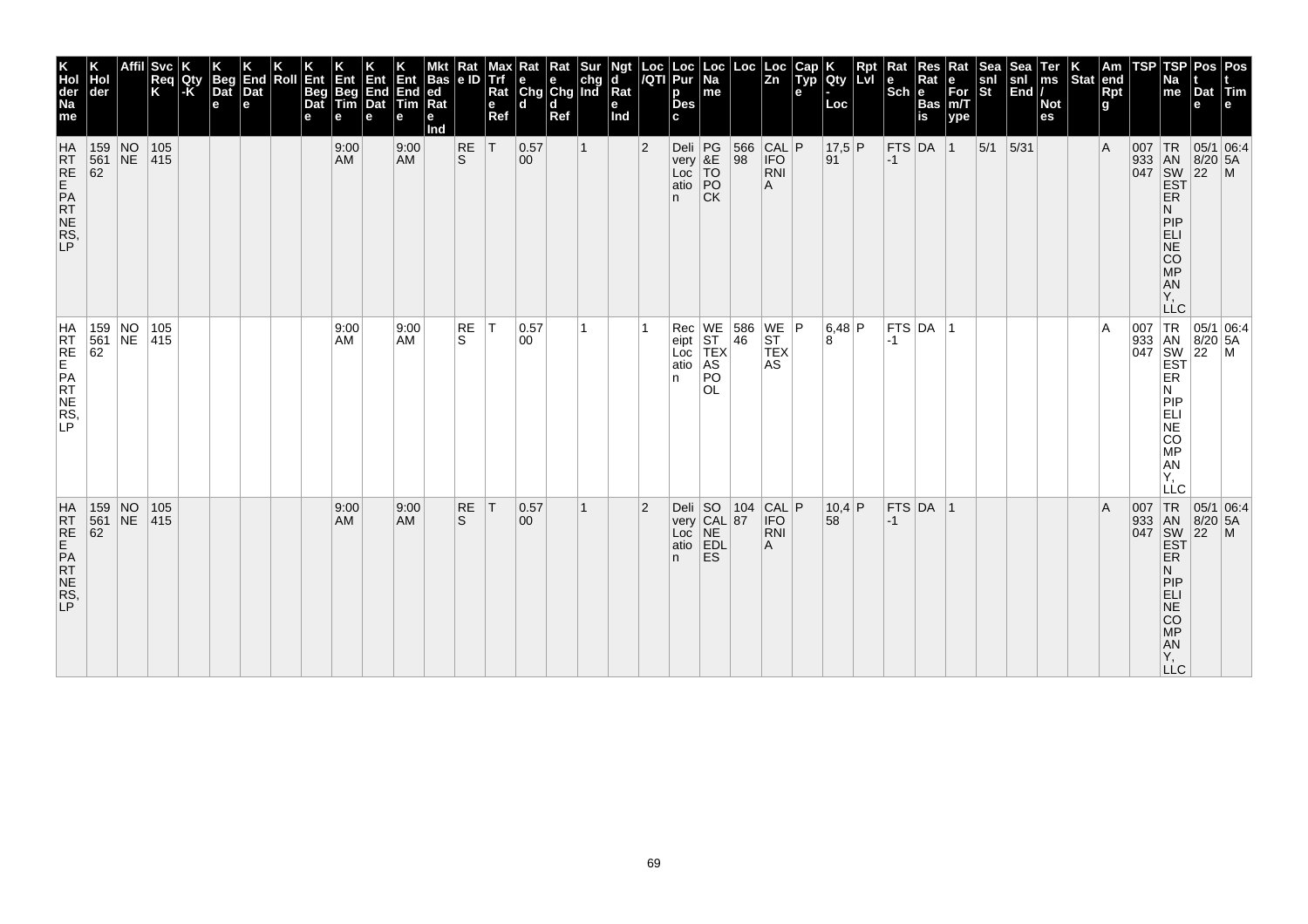| K Hol der Na me | K Hol der | Affil | Svc Req K | K Qty -K | K Beg Dat e | K End Dat e | K Roll | K Ent Beg Dat e | K Ent Beg Tim e | K Ent End Dat e | K Ent End Tim e | Mkt Bas ed Rat e Ind | Rat e ID | Max Trf Rat e Ref | Rat e Chg d | Rat e Chg d Ref | Sur chg Ind | Ngt d Rat e Ind | Loc /QTI | Loc Pur p Des c | Loc Na me | Loc | Loc Zn | Cap Typ e | K Qty - Loc | Rpt Lvl | Rat e Sch | Res Rat e Bas is | Rat e For m/T ype | Sea snl St | Sea snl End | Ter ms / Not es | K Stat | Am end Rpt g | TSP | TSP Na me | Pos t Dat e | Pos t Tim e |
|---|---|---|---|---|---|---|---|---|---|---|---|---|---|---|---|---|---|---|---|---|---|---|---|---|---|---|---|---|---|---|---|---|---|---|---|---|---|---|
| HARTREE PARTNERS, LP | 159561 62 | NONE | 105415 | | | | | | 9:00 AM | | 9:00 AM | | RES | T | 0.5700 | | 1 | | 2 | Delivery Location | PG&E TOPOCK | 56698 | CALIFORNIA | P | 17,591 | P | FTS-1 | DA | 1 | 5/1 | 5/31 | | | A | 007933047 | TRANSWESTERN PIPELINE COMPANY, LLC | 05/18/2022 | 06:45AM |
| HARTREE PARTNERS, LP | 159561 62 | NONE | 105415 | | | | | | 9:00 AM | | 9:00 AM | | RES | T | 0.5700 | | 1 | | 1 | Receipt Location | WEST TEXAS POOL | 58646 | WEST TEXAS | P | 6,488 | P | FTS-1 | DA | 1 | | | | | A | 007933047 | TRANSWESTERN PIPELINE COMPANY, LLC | 05/18/2022 | 06:45AM |
| HARTREE PARTNERS, LP | 159561 62 | NONE | 105415 | | | | | | 9:00 AM | | 9:00 AM | | RES | T | 0.5700 | | 1 | | 2 | Delivery Location | SOCAL NEEDLES | 10487 | CALIFORNIA | P | 10,458 | P | FTS-1 | DA | 1 | | | | | A | 007933047 | TRANSWESTERN PIPELINE COMPANY, LLC | 05/18/2022 | 06:45AM |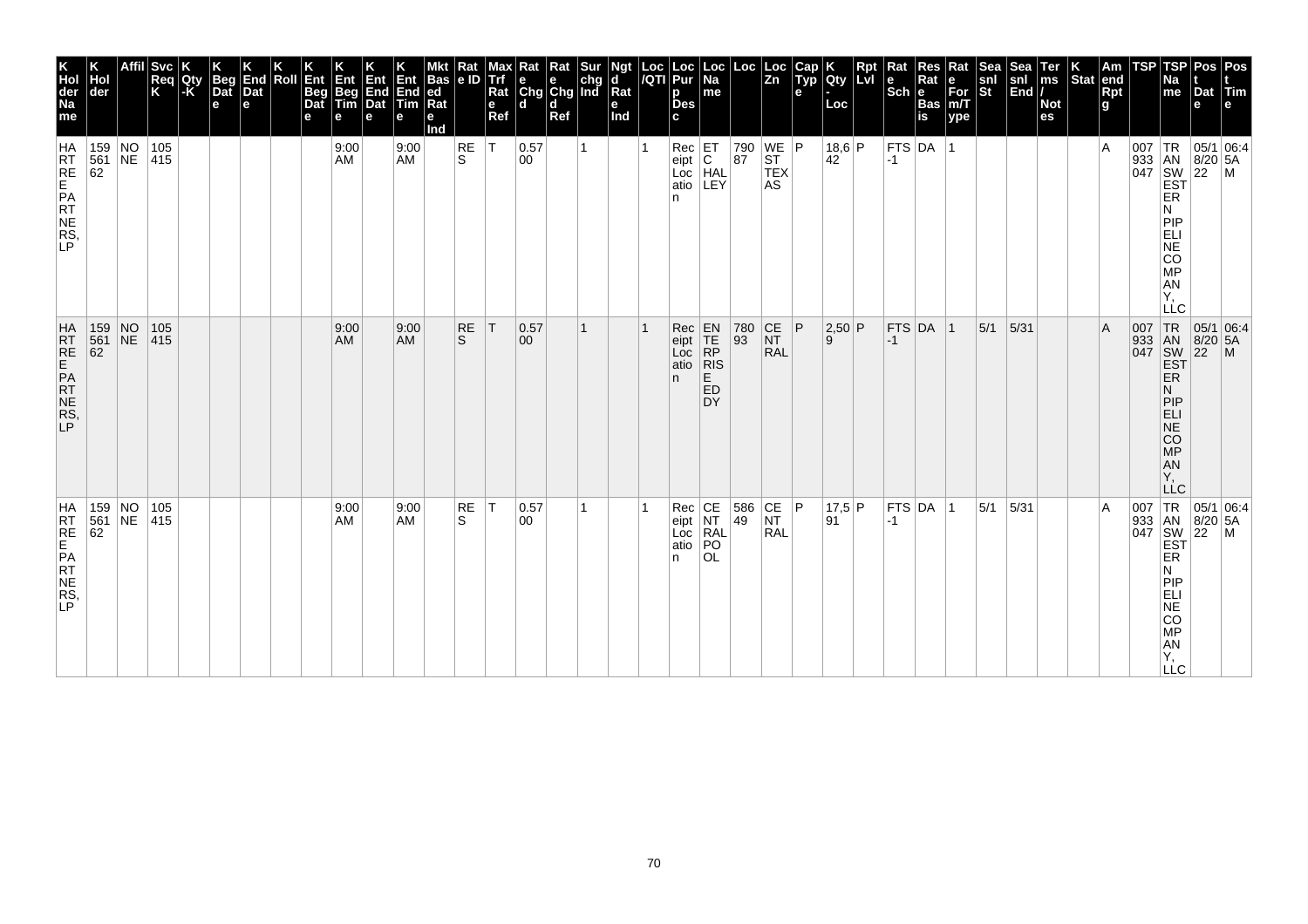| K Hol der Na me | K Hol der | Affil | Svc Req K | K Qty -K | K Beg Dat e | K End Dat e | K Roll | K Ent Beg Dat e | K Ent Beg Tim e | K Ent End Dat e | K Ent End Tim e | Mkt Bas ed Rat e Ind | Rat e ID | Max Trf Rat e Ref | Rat e Chg d | Rat e Chg d Ref | Sur chg Ind | Ngt d Rat e Ind | Loc /QTI | Loc Pur p Des c | Loc Na me | Loc | Loc Zn | Cap Typ e | K Qty - Loc | Rpt Lvl | Rat e Sch | Res Rat e Bas is | Rat e For m/T ype | Sea snl St | Sea snl End | Ter ms / Not es | K Stat | Am end Rpt g | TSP | TSP Na me | Pos t Dat e | Pos t Tim e |
|---|---|---|---|---|---|---|---|---|---|---|---|---|---|---|---|---|---|---|---|---|---|---|---|---|---|---|---|---|---|---|---|---|---|---|---|---|---|---|
| HARTREE PARTNERS, LP | 159561 62 | NONE | 105415 | | | | | | 9:00 AM | | 9:00 AM | | RES | T | 0.5700 | | 1 | | 1 | Receipt Location | ETC HALLEY | 79087 | WEST TEXAS | P | 18,642 | P | FTS-1 | DA | 1 | | | | | A | 007933047 | TRANSWESTERN PIPELINE COMPANY, LLC | 05/18/2022 | 06:45AM |
| HARTREE PARTNERS, LP | 159561 62 | NONE | 105415 | | | | | | 9:00 AM | | 9:00 AM | | RES | T | 0.5700 | | 1 | | 1 | Receipt Location | ENTERPRISE ED DY | 78093 | CENTRAL | P | 2,509 | P | FTS-1 | DA | 1 | 5/1 | 5/31 | | | A | 007933047 | TRANSWESTERN PIPELINE COMPANY, LLC | 05/18/2022 | 06:45AM |
| HARTREE PARTNERS, LP | 159561 62 | NONE | 105415 | | | | | | 9:00 AM | | 9:00 AM | | RES | T | 0.5700 | | 1 | | 1 | Receipt Location | CENTRAL POOL | 58649 | CENTRAL | P | 17,591 | P | FTS-1 | DA | 1 | 5/1 | 5/31 | | | A | 007933047 | TRANSWESTERN PIPELINE COMPANY, LLC | 05/18/2022 | 06:45AM |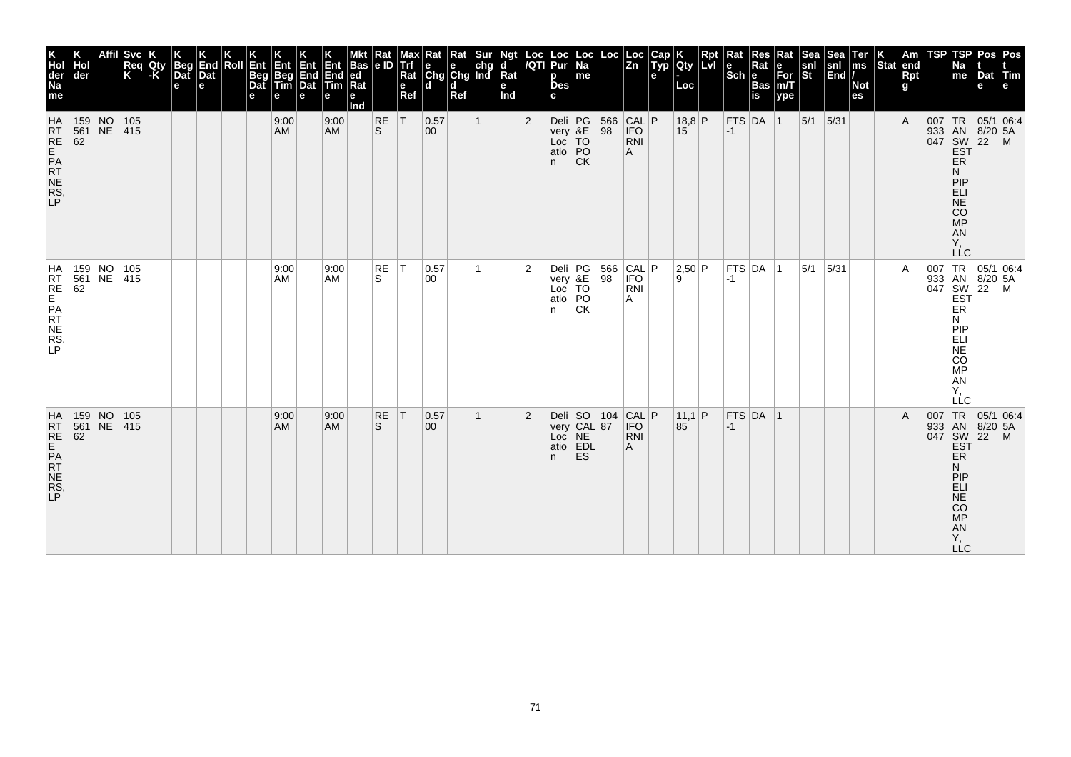| K Hol der Na me | K Hol der | Affil | Svc Req K | K Qty -K | K Beg Dat e | K End Dat e | K Roll | K Ent Beg Dat e | K Ent Beg Tim e | K Ent End Dat e | K Ent End Tim e | Mkt Bas ed Rat e Ind | Rat e ID | Max Trf Rat e Ref | Rat e Chg d | Rat e Chg d Ref | Sur chg Ind | Ngt d Rat e Ind | Loc /QTI | Loc Pur p Des c | Loc Na me | Loc | Loc Zn | Cap Typ e | K Qty - Loc | Rpt Lvl | Rat e Sch | Res Rat e Bas is | Rat e For m/T ype | Sea snl St | Sea snl End | Ter ms / Not es | K Stat | Am end Rpt g | TSP | TSP Na me | Pos t Dat e | Pos t Tim e |
|---|---|---|---|---|---|---|---|---|---|---|---|---|---|---|---|---|---|---|---|---|---|---|---|---|---|---|---|---|---|---|---|---|---|---|---|---|---|---|
| HARTREE PARTNERS, LP | 159561 62 | NONE | 105415 | | | | | | 9:00 AM | | 9:00 AM | | RES | T | 0.5700 | | 1 | | 2 | Delivery Location | PG&E TO POCK | 56698 | CALIFORNIA | P | 18,815 | P | FTS-1 | DA | 1 | 5/1 | 5/31 | | | A | 007933047 | TRANSWESTERN PIPELINE COMPANY, LLC | 05/18/2022 | 06:45AM |
| HARTREE PARTNERS, LP | 159561 62 | NONE | 105415 | | | | | | 9:00 AM | | 9:00 AM | | RES | T | 0.5700 | | 1 | | 2 | Delivery Location | PG&E TO POCK | 56698 | CALIFORNIA | P | 2,509 | P | FTS-1 | DA | 1 | 5/1 | 5/31 | | | A | 007933047 | TRANSWESTERN PIPELINE COMPANY, LLC | 05/18/2022 | 06:45AM |
| HARTREE PARTNERS, LP | 159561 62 | NONE | 105415 | | | | | | 9:00 AM | | 9:00 AM | | RES | T | 0.5700 | | 1 | | 2 | Delivery Location | SOCAL NEEDLES | 10487 | CALIFORNIA | P | 11,185 | P | FTS-1 | DA | 1 | | | | | A | 007933047 | TRANSWESTERN PIPELINE COMPANY, LLC | 05/18/2022 | 06:45AM |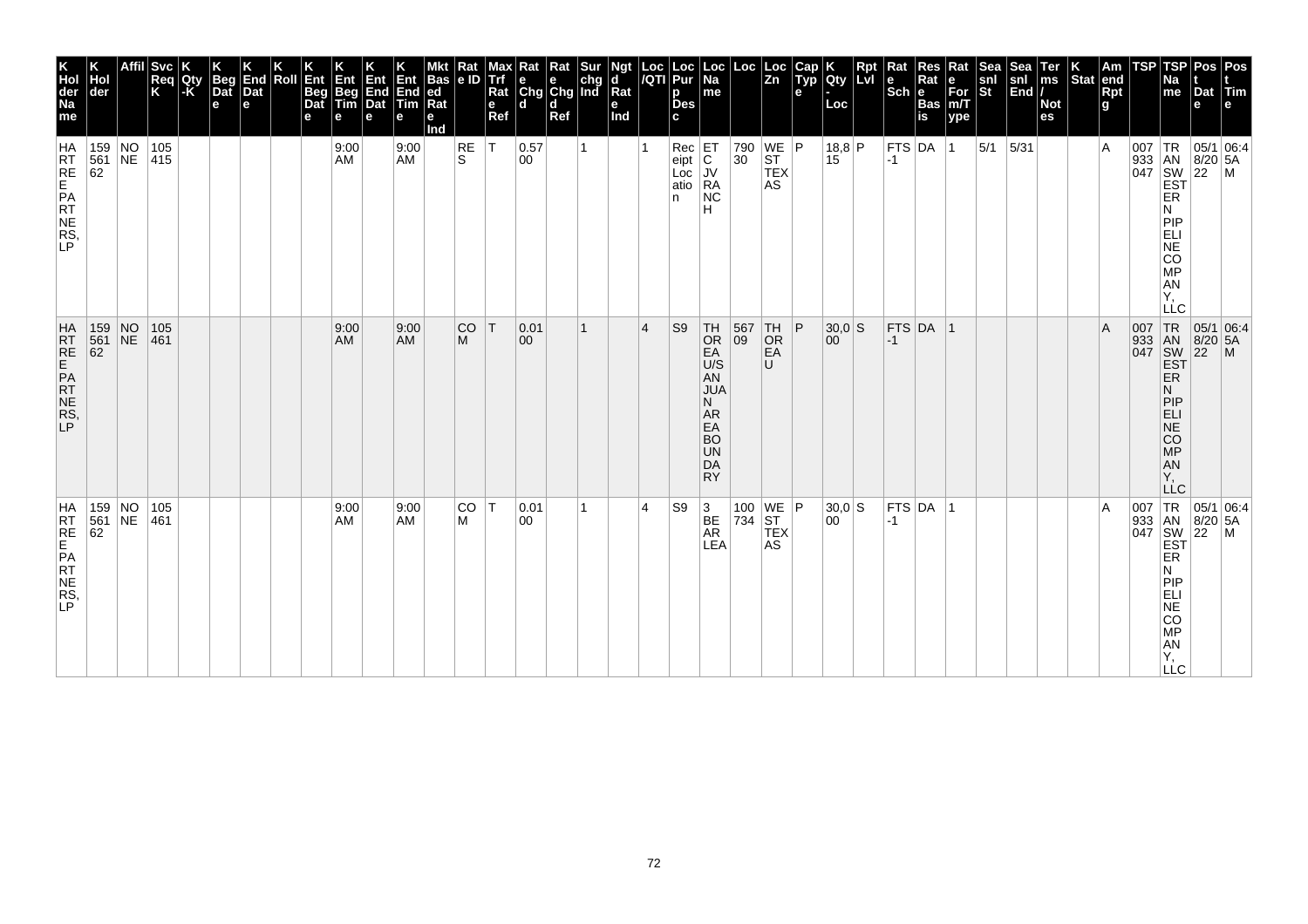| K Hol der Na me | K Hol der | Affil | Svc Req K | K Qty -K | K Beg Dat e | K End Dat e | K Roll | K Ent Beg Dat e | K Ent Beg Tim e | K Ent End Dat e | K Ent End Tim e | Mkt Bas ed Rat e Ind | Rat e ID | Max Trf Rat e Ref | Rat e Chg d | Rat e Chg d Ref | Sur chg Ind | Ngt d Rat e Ind | Loc /QTI | Loc Pur p Des c | Loc Na me | Loc | Loc Zn | Cap Typ e | K Qty - Loc | Rpt Lvl | Rat e Sch | Res Rat e Bas is | Rat e For m/T ype | Sea snl St | Sea snl End | Ter ms / Not es | K Stat | Am end Rpt g | TSP | TSP Na me | Pos t Dat e | Pos t Tim e |
|---|---|---|---|---|---|---|---|---|---|---|---|---|---|---|---|---|---|---|---|---|---|---|---|---|---|---|---|---|---|---|---|---|---|---|---|---|---|---|
| HARTREE PARTNERS, LP | 159561 62 | NONE | 105415 | | | | | | 9:00 AM | | 9:00 AM | | RES | T | 0.5700 | | 1 | | 1 | Receipt Location | ETC JV RANCH | 79030 | WEST TEXAS | P | 18,815 | P | FTS-1 | DA | 1 | 5/1 | 5/31 | | | A | 007933047 | TRANSWESTERN PIPELINE COMPANY, LLC | 05/18/2022 | 06:45AM |
| HARTREE PARTNERS, LP | 159561 62 | NONE | 105461 | | | | | | 9:00 AM | | 9:00 AM | | COM | T | 0.0100 | | 1 | | 4 | S9 | THOREAU/SAN JUAN ARE A BOUNDARY | 56709 | THOREAU | P | 30,000 | S | FTS-1 | DA | 1 | | | | | A | 007933047 | TRANSWESTERN PIPELINE COMPANY, LLC | 05/18/2022 | 06:45AM |
| HARTREE PARTNERS, LP | 159561 62 | NONE | 105461 | | | | | | 9:00 AM | | 9:00 AM | | COM | T | 0.0100 | | 1 | | 4 | S9 | 3 BEAR LEA | 100734 | WEST TEXAS | P | 30,000 | S | FTS-1 | DA | 1 | | | | | A | 007933047 | TRANSWESTERN PIPELINE COMPANY, LLC | 05/18/2022 | 06:45AM |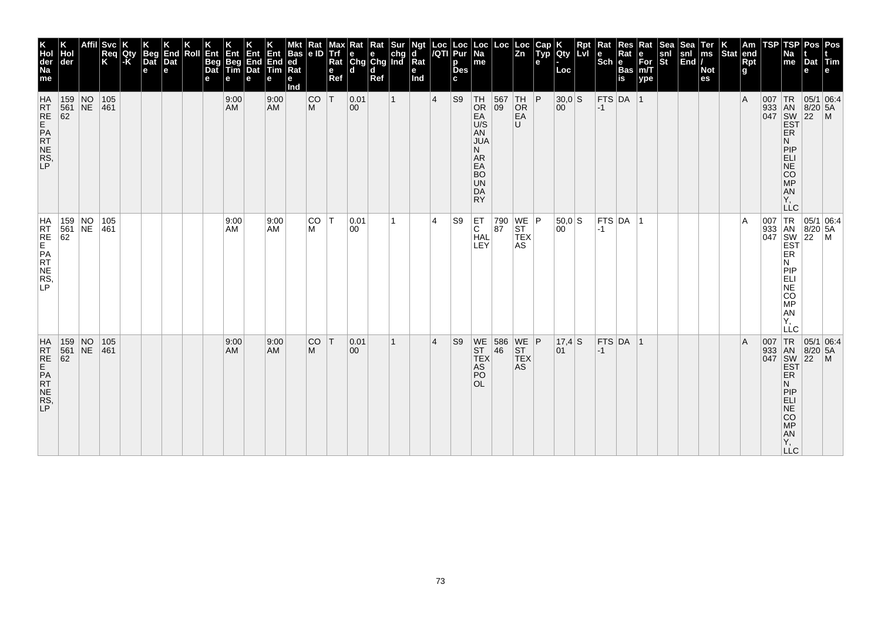| K Hol der Na me | K Hol der | Affil | Svc Req K | K Qty -K | K Beg Dat e | K End Dat e | K Roll | K Ent Beg Dat e | K Ent Beg Tim e | K Ent End Dat e | K Ent End Tim e | Mkt Bas ed Rat e Ind | Rat e ID | Max Trf Rat e Ref | Rat e Chg d | Rat e Chg d Ref | Sur chg Ind | Ngt d Rat e Ind | Loc /QTI | Loc Pur p Des c | Loc Na me | Loc | Loc Zn | Cap Typ e | K Qty - Loc | Rpt Lvl | Rat e Sch | Res Rat e Bas is | Rat e For m/T ype | Sea snl St | Sea snl End | Ter ms / Not es | K Stat | Am end Rpt g | TSP | TSP Na me | Pos t Dat e | Pos t Tim e |
|---|---|---|---|---|---|---|---|---|---|---|---|---|---|---|---|---|---|---|---|---|---|---|---|---|---|---|---|---|---|---|---|---|---|---|---|---|---|---|
| HARTREE PARTNERS, LP | 15956162 | NONE | 105461 | | | | | | 9:00 AM | | 9:00 AM | | COM | T | 0.0100 | | 1 | | 4 | S9 | THOREAU/SANJUAN AREA BOUNDARY | 56709 | THOREAU | P | 30,000 | S | FTS-1 | DA | 1 | | | | | A | 007933047 | TRANSWESTERN PIPELINE COMPANY, LLC | 05/18/2022 | 06:45AM |
| HARTREE PARTNERS, LP | 15956162 | NONE | 105461 | | | | | | 9:00 AM | | 9:00 AM | | COM | T | 0.0100 | | 1 | | 4 | S9 | ETC HALLEY | 79087 | WEST TEXAS | P | 50,000 | S | FTS-1 | DA | 1 | | | | | A | 007933047 | TRANSWESTERN PIPELINE COMPANY, LLC | 05/18/2022 | 06:45AM |
| HARTREE PARTNERS, LP | 15956162 | NONE | 105461 | | | | | | 9:00 AM | | 9:00 AM | | COM | T | 0.0100 | | 1 | | 4 | S9 | WEST TEXAS POOL | 58646 | WEST TEXAS | P | 17,401 | S | FTS-1 | DA | 1 | | | | | A | 007933047 | TRANSWESTERN PIPELINE COMPANY, LLC | 05/18/2022 | 06:45AM |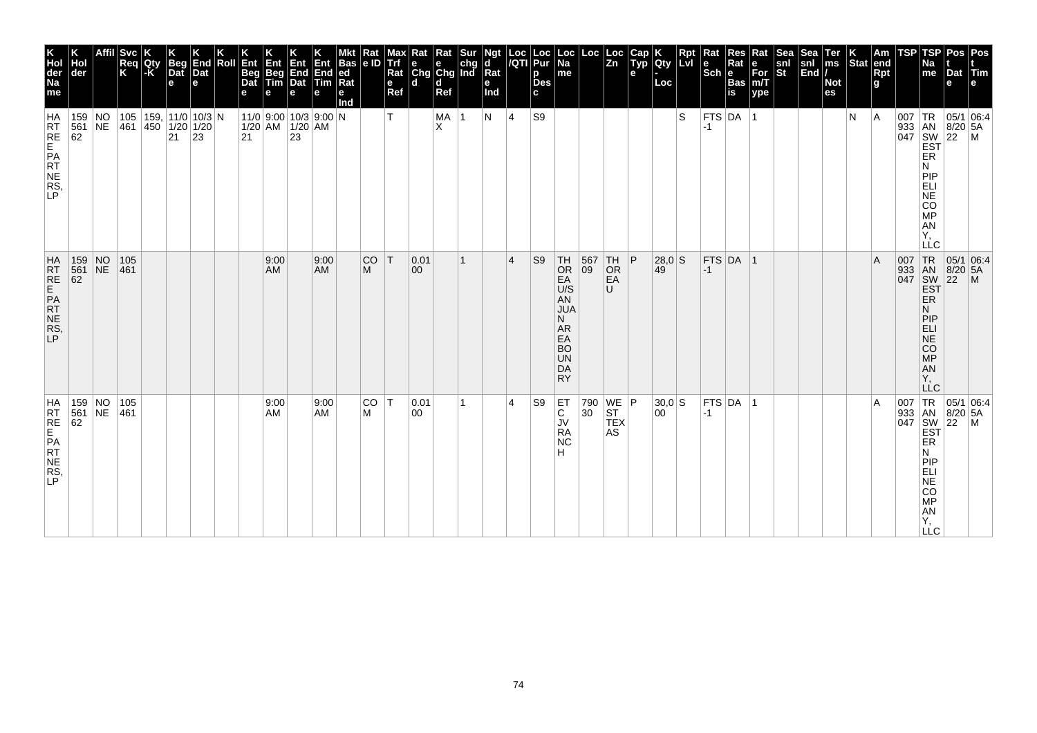| K Hol der Na me | K Hol der | Affil | Svc Req K | K Qty -K | K Beg Dat e | K End Dat e | K Roll | K Ent Beg Dat e | K Ent Beg Tim e | K Ent End Dat e | K Ent End Tim e | Mkt Bas ed Rat e Ind | Rat e ID | Max Trf Rat e Ref | Rat e Chg d | Rat e Chg d Ref | Sur chg Ind | Ngt d Rat e Ind | Loc /QTI | Loc Pur p Des c | Loc Na me | Loc | Loc Zn | Cap Typ e | K Qty - Loc | Rpt Lvl | Rat e Sch | Res Rat e Bas is | Rat e For m/T ype | Sea snl St | Sea snl End | Ter ms / Not es | K Stat | Am end Rpt g | TSP | TSP Na me | Pos t Dat e | Pos t Tim e |
|---|---|---|---|---|---|---|---|---|---|---|---|---|---|---|---|---|---|---|---|---|---|---|---|---|---|---|---|---|---|---|---|---|---|---|---|---|---|---|
| HARTREE PARTNERS, LP | 159561 62 | NONE | 105461 | 159,450 | 11/01/2021 | 10/31/2023 | N | 11/01/2021 | 9:00 AM | 10/31/2023 | 9:00 AM | N | | T | | MAX | 1 | N | 4 | S9 | | | | | | S | FTS-1 | DA | 1 | | | | N | A | 007933047 | TRANSWESTERN PIPELINE COMPANY, LLC | 05/18/2022 | 06:45AM |
| HARTREE PARTNERS, LP | 159561 62 | NONE | 105461 | | | | | | 9:00 AM | | 9:00 AM | | COM | T | 0.0100 | | 1 | | 4 | S9 | THOREAU/SAN JUAN AREA BOUNDARY | 56709 | THOREAU | P | 28,049 | S | FTS-1 | DA | 1 | | | | | A | 007933047 | TRANSWESTERN PIPELINE COMPANY, LLC | 05/18/2022 | 06:45AM |
| HARTREE PARTNERS, LP | 159561 62 | NONE | 105461 | | | | | | 9:00 AM | | 9:00 AM | | COM | T | 0.0100 | | 1 | | 4 | S9 | ETC JV RANCH | 79030 | WEST TEXAS | P | 30,000 | S | FTS-1 | DA | 1 | | | | | A | 007933047 | TRANSWESTERN PIPELINE COMPANY, LLC | 05/18/2022 | 06:45AM |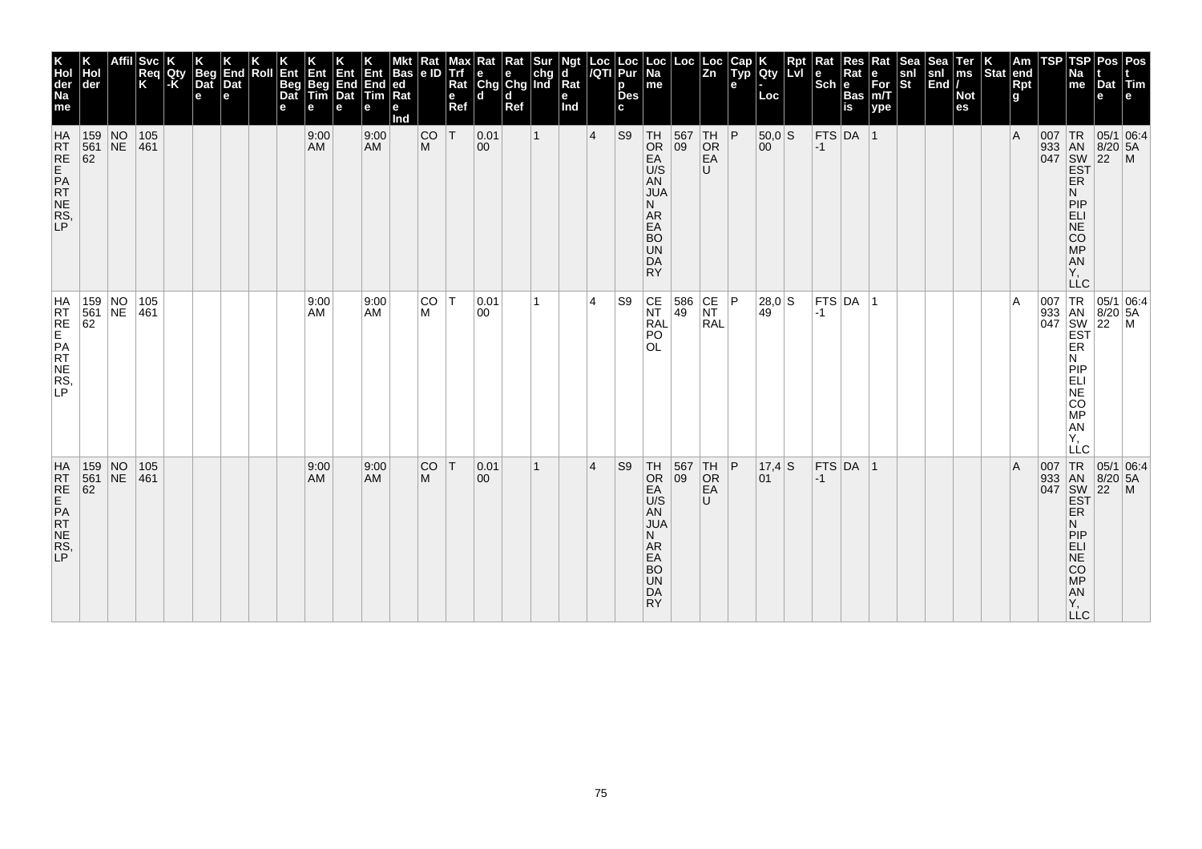| K Hol der Na me | K Hol der | Affil | Svc Req K | K Qty -K | K Beg Dat e | K End Dat e | K Roll | K Ent Beg Dat e | K Ent Beg Tim e | K Ent End Dat e | K Ent End Tim e | Mkt Bas ed Rat e Ind | Rat e ID | Max Trf Rat e Ref | Rat e Chg d | Rat e Chg d Ref | Sur chg Ind | Ngt d Rat e Ind | Loc /QTI | Loc Pur p Des c | Loc Na me | Loc | Loc Zn | Cap Typ e | K Qty - Loc | Rpt Lvl | Rat e Sch | Res Rat e Bas is | Rat e For m/T ype | Sea snl St | Sea snl End | Ter ms / Not es | K Stat | Am end Rpt g | TSP | TSP Na me | Pos t Dat e | Pos t Tim e |
|---|---|---|---|---|---|---|---|---|---|---|---|---|---|---|---|---|---|---|---|---|---|---|---|---|---|---|---|---|---|---|---|---|---|---|---|---|---|---|
| HARTREE PARTNERS, LP | 159561 62 | NONE | 105461 | | | | | | 9:00 AM | | 9:00 AM | | COM | T | 0.0100 | | 1 | | 4 | S9 | THOREA U/S AN JUAN AREA BOUNDARY | 56709 | THOREAU | P | 50,000 | S | FTS-1 | DA | 1 | | | | | A | 007933047 | TRANSWESTERN PIPELINE COMPANY, LLC | 05/18/2022 | 06:45AM |
| HARTREE PARTNERS, LP | 159561 62 | NONE | 105461 | | | | | | 9:00 AM | | 9:00 AM | | COM | T | 0.0100 | | 1 | | 4 | S9 | CENTRAL POOL | 58649 | CENTRAL | P | 28,049 | S | FTS-1 | DA | 1 | | | | | A | 007933047 | TRANSWESTERN PIPELINE COMPANY, LLC | 05/18/2022 | 06:45AM |
| HARTREE PARTNERS, LP | 159561 62 | NONE | 105461 | | | | | | 9:00 AM | | 9:00 AM | | COM | T | 0.0100 | | 1 | | 4 | S9 | THOREA U/S AN JUAN AREA BOUNDARY | 56709 | THOREAU | P | 17,401 | S | FTS-1 | DA | 1 | | | | | A | 007933047 | TRANSWESTERN PIPELINE COMPANY, LLC | 05/18/2022 | 06:45AM |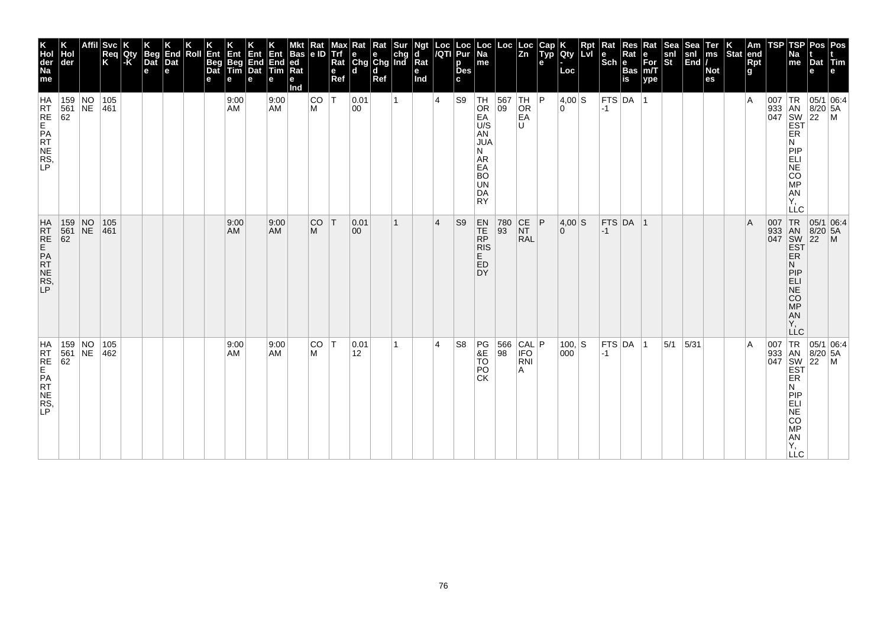| K Hol der Na me | K Hol der | Affil | Svc Req K | K Qty -K | K Beg Dat e | K End Dat e | K Roll | K Ent Beg Dat e | K Ent Beg Tim e | K Ent End Dat e | K Ent End Tim e | Mkt Bas ed Rat e Ind | Rat e ID | Max Trf Rat e Ref | Rat e Chg d | Rat e Chg d Ref | Sur chg Ind | Ngt d Rat e Ind | Loc /QTI | Loc Pur p Des c | Loc Na me | Loc | Loc Zn | Cap Typ e | K Qty - Loc | Rpt Lvl | Rat e Sch | Res Rat e Bas is | Rat e For m/T ype | Sea snl St | Sea snl End | Ter ms / Not es | K Stat | Am end Rpt g | TSP | TSP Na me | Pos t Dat e | Pos t Tim e |
|---|---|---|---|---|---|---|---|---|---|---|---|---|---|---|---|---|---|---|---|---|---|---|---|---|---|---|---|---|---|---|---|---|---|---|---|---|---|---|
| HARTREE PARTNERS, LP | 159561 62 | NONE | 105461 | | | | | | 9:00 AM | | 9:00 AM | | COM | T | 0.0100 | | 1 | | 4 | S9 | THOREA U/S ANJUAN AREA BOUNDARY | 56709 | THOREA U | P | 4,000 | S | FTS-1 | DA | 1 | | | | | A | 007933047 | TRANSWESTERN PIPELINE COMPANY, LLC | 05/18/2022 | 06:45AM |
| HARTREE PARTNERS, LP | 159561 62 | NONE | 105461 | | | | | | 9:00 AM | | 9:00 AM | | COM | T | 0.0100 | | 1 | | 4 | S9 | ENTERPRISE EDDY | 78093 | CENTRAL | P | 4,000 | S | FTS-1 | DA | 1 | | | | | A | 007933047 | TRANSWESTERN PIPELINE COMPANY, LLC | 05/18/2022 | 06:45AM |
| HARTREE PARTNERS, LP | 159561 62 | NONE | 105462 | | | | | | 9:00 AM | | 9:00 AM | | COM | T | 0.0112 | | 1 | | 4 | S8 | PG&E TOPOCK | 56698 | CALIFORNIA | P | 100,000 | S | FTS-1 | DA | 1 | 5/1 | 5/31 | | | A | 007933047 | TRANSWESTERN PIPELINE COMPANY, LLC | 05/18/2022 | 06:45AM |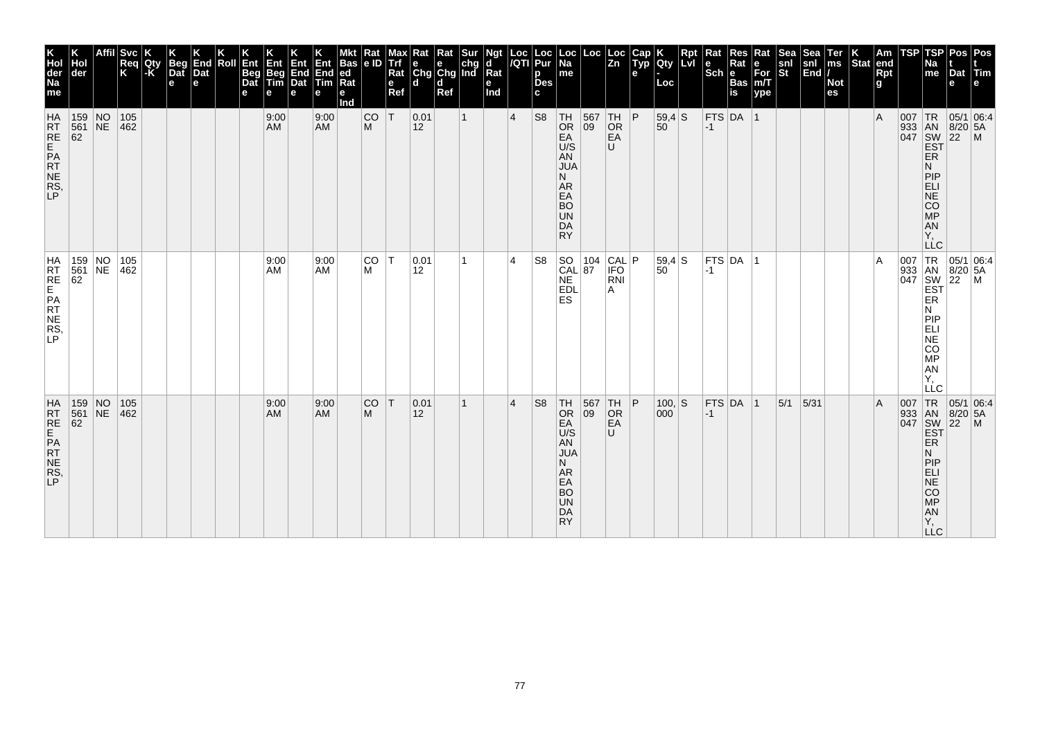| K Hol der Na me | K Hol der | Affil | Svc Req K | K Qty -K | K Beg Dat e | K End Dat e | K Roll | K Ent Beg Dat e | K Ent Beg Tim e | K Ent End Dat e | K Ent End Tim e | Mkt Bas ed Rat e Ind | Rat e ID | Max Trf Rat e Ref | Rat e Chg d | Rat e Chg d Ref | Sur chg Ind | Ngt d Rat e Ind | Loc /QTI | Loc Pur p Des c | Loc Na me | Loc | Loc Zn | Cap Typ e | K Qty - Loc | Rpt Lvl | Rat e Sch | Res Rat e Bas is | Rat e For m/T ype | Sea snl St | Sea snl End | Ter ms / Not es | K Stat | Am end Rpt g | TSP | TSP Na me | Pos t Dat e | Pos t Tim e |
|---|---|---|---|---|---|---|---|---|---|---|---|---|---|---|---|---|---|---|---|---|---|---|---|---|---|---|---|---|---|---|---|---|---|---|---|---|---|---|
| HARTREE PARTNERS, LP | 159561 62 | NONE | 105462 | | | | | | 9:00 AM | | 9:00 AM | | COM | T | 0.0112 | | 1 | | 4 | S8 | THOREA U/S AN JUAN AREA BOUNDARY | 56709 | THOREA U | P | 59,450 | S | FTS-1 | DA | 1 | | | | | A | 007933 047 | TRANSWESTERN PIPELINE COMPANY, LLC | 05/18/2022 | 06:45A M |
| HARTREE PARTNERS, LP | 159561 62 | NONE | 105462 | | | | | | 9:00 AM | | 9:00 AM | | COM | T | 0.0112 | | 1 | | 4 | S8 | SOCAL NEEDLES | 10487 | CALIFORNIA | P | 59,450 | S | FTS-1 | DA | 1 | | | | | A | 007933 047 | TRANSWESTERN PIPELINE COMPANY, LLC | 05/18/2022 | 06:45A M |
| HARTREE PARTNERS, LP | 159561 62 | NONE | 105462 | | | | | | 9:00 AM | | 9:00 AM | | COM | T | 0.0112 | | 1 | | 4 | S8 | THOREA U/S AN JUAN AREA BOUNDARY | 56709 | THOREA U | P | 100,000 | S | FTS-1 | DA | 1 | 5/1 | 5/31 | | | A | 007933 047 | TRANSWESTERN PIPELINE COMPANY, LLC | 05/18/2022 | 06:45A M |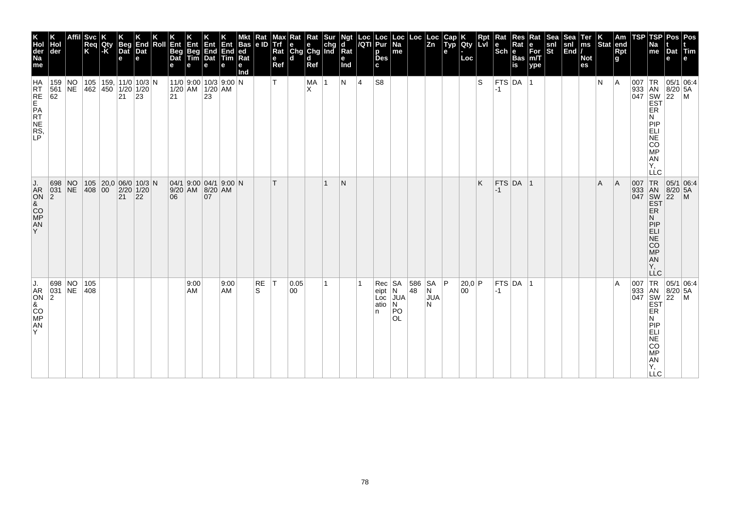| K Hol der Na me | K Hol der | Affil | Svc Req K | K Qty -K | K Beg Dat e | K End Dat e | K Roll | K Ent Beg Dat e | K Ent Beg Tim e | K Ent End Dat e | K Ent End Tim e | Mkt Bas ed Rat e Ind | Rat e ID | Max Trf Rat e Ref | Rat e Chg d | Rat e Chg d Ref | Sur chg Ind | Ngt d Rat e Ind | Loc /QTI | Loc Pur p Des c | Loc Na me | Loc | Loc Zn | Cap Typ e | K Qty - Loc | Rpt Lvl | Rat e Sch | Res Rat e Bas is | Rat e For m/T ype | Sea snl St | Sea snl End | Ter ms / Not es | K Stat | Am end Rpt g | TSP | TSP Na me | Pos t Dat e | Pos t Tim e |
|---|---|---|---|---|---|---|---|---|---|---|---|---|---|---|---|---|---|---|---|---|---|---|---|---|---|---|---|---|---|---|---|---|---|---|---|---|---|---|
| HART ENERGY PARTNERS, LP | 15956162 | NONE | 105462 | 159,450 | 11/01/2021 | 10/31/2023 | N | 11/01/2021 | 9:00 AM | 10/31/2023 | 9:00 AM | N | | T | | MAX | 1 | N | 4 | S8 | | | | | | S | FTS-1 | DA | 1 | | | | N | A | 007933047 | TRANSWESTERN PIPELINE COMPANY, LLC | 05/18/2022 | 06:45AM |
| J. ARON & COMPANY | 6980312 | NONE | 105408 | 20,000 | 06/02/2021 | 10/31/2022 | N | 04/19/2006 | 9:00 AM | 04/18/2007 | 9:00 AM | N | | T | | | 1 | N | | | | | | | | K | FTS-1 | DA | 1 | | | | A | A | 007933047 | TRANSWESTERN PIPELINE COMPANY, LLC | 05/18/2022 | 06:45AM |
| J. ARON & COMPANY | 6980312 | NONE | 105408 | | | | | | 9:00 AM | | 9:00 AM | | RES | T | 0.0500 | | 1 | | 1 | Receipt Location | SAN JUAN POOL | 58648 | SAN JUAN | P | 20,000 | P | FTS-1 | DA | 1 | | | | | A | 007933047 | TRANSWESTERN PIPELINE COMPANY, LLC | 05/18/2022 | 06:45AM |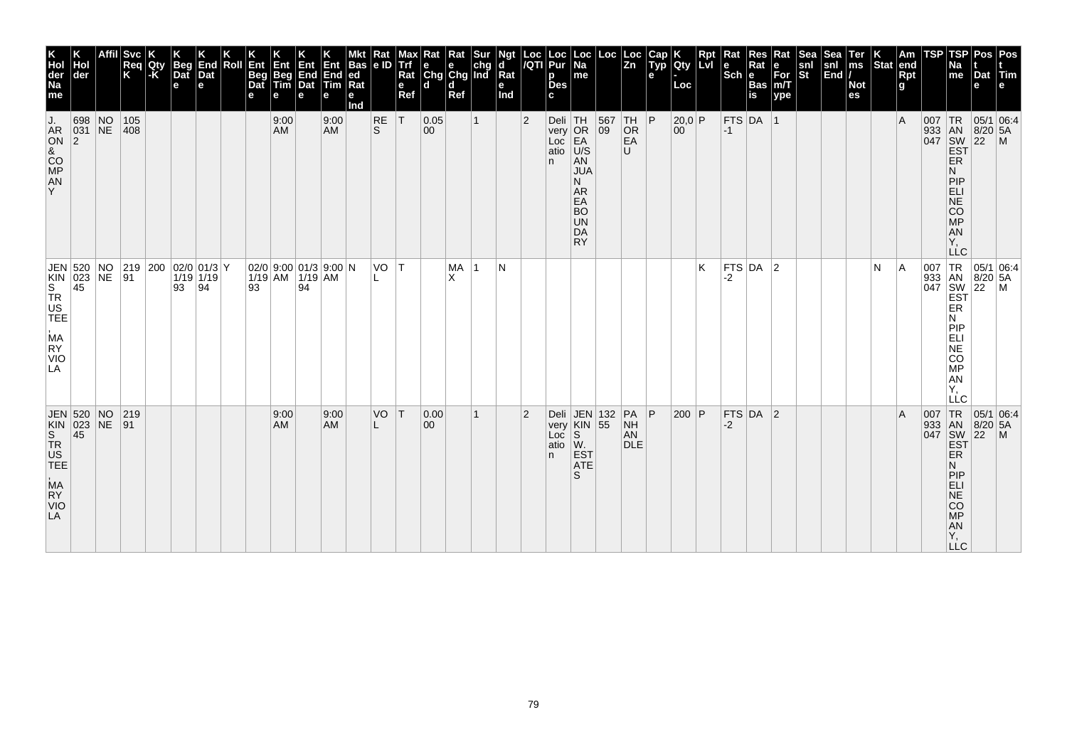| K Hol der Na me | K Hol der | Affil | Svc Req K | K Qty -K | K Beg Dat e | K End Dat e | K Roll | K Ent Beg Dat e | K Ent Beg Tim e | K Ent End Dat e | K Ent End Tim e | Mkt Bas ed Rat e Ind | Rat e ID | Max Trf Rat e Ref | Rat e Chg d | Rat e Chg d Ref | Sur chg Ind | Ngt d Rat e Ind | Loc /QTI | Loc Pur p Des c | Loc Na me | Loc | Loc Zn | Cap Typ e | K Qty - Loc | Rpt Lvl | Rat e Sch | Res Rat e Bas is | Rat e For m/T ype | Sea snl St | Sea snl End | Ter ms / Not es | K Stat | Am end Rpt g | TSP | TSP Na me | Pos t Dat e | Pos t Tim e |
|---|---|---|---|---|---|---|---|---|---|---|---|---|---|---|---|---|---|---|---|---|---|---|---|---|---|---|---|---|---|---|---|---|---|---|---|---|---|---|
| J. ARON & COMPANY | 698 031 2 | NONE | 105 408 | | | | | | 9:00 AM | | 9:00 AM | | RES | T | 0.05 00 | | 1 | | 2 | Delivery Location | THOREAU/SANJUAN AREA BOUNDARY | 567 09 | THOREAU | P | 20,0 00 | P | FTS -1 | DA | 1 | | | | | A | 007 933 047 | TRANSWESTERN PIPELINE COMPANY, LLC | 05/1 8/20 22 | 06:4 5A M |
| JENKINS TRUSTEE, MARY VIOLA | 520 023 45 | NONE | 219 91 | 200 | 02/0 1/19 93 | 01/3 1/19 94 | Y | 02/0 1/19 93 | 9:00 AM | 01/3 1/19 94 | 9:00 AM | N | VOL | T | | MAX | 1 | N | | | | | | | | K | FTS -2 | DA | 2 | | | | N | A | 007 933 047 | TRANSWESTERN PIPELINE COMPANY, LLC | 05/1 8/20 22 | 06:4 5A M |
| JENKINS TRUSTEE, MARY VIOLA | 520 023 45 | NONE | 219 91 | | | | | | 9:00 AM | | 9:00 AM | | VOL | T | 0.00 00 | | 1 | | 2 | Delivery Location | JENKINS W. ESTATES | 132 55 | PANHANDLE | P | 200 | P | FTS -2 | DA | 2 | | | | | A | 007 933 047 | TRANSWESTERN PIPELINE COMPANY, LLC | 05/1 8/20 22 | 06:4 5A M |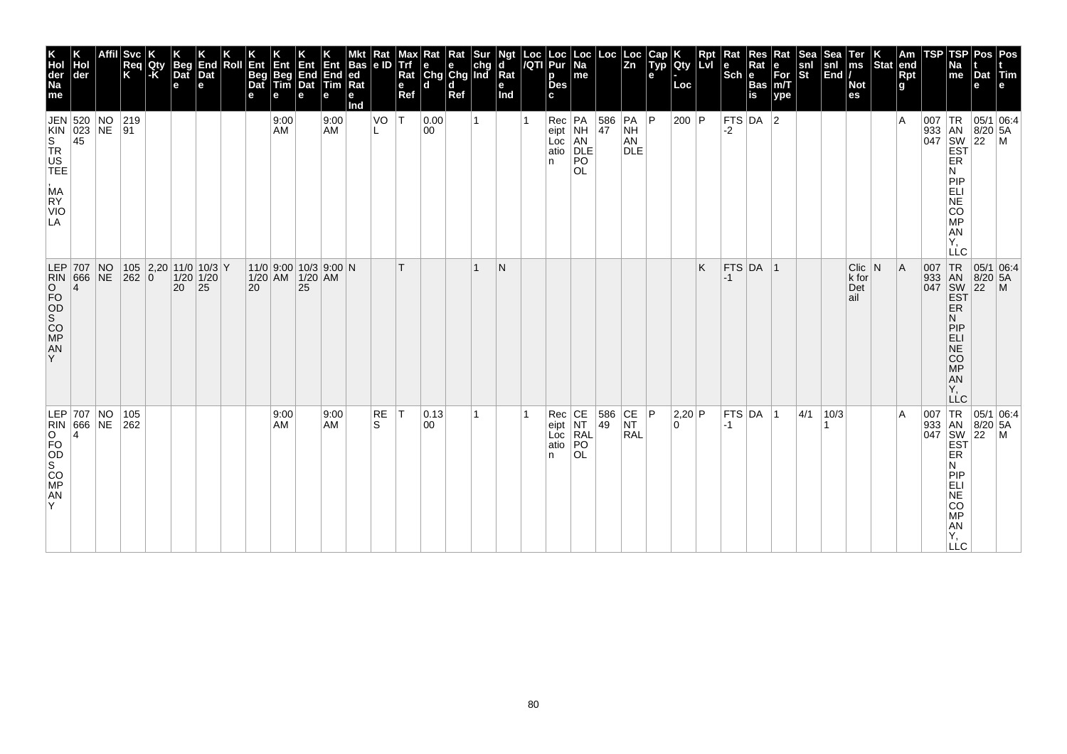| K Holder Name | K Holder | Affil | Svc Req K | K Qty-K | K Beg Date | K End Date | K Roll | K Ent Beg Date | K Ent Beg Time | K Ent End Date | K Ent End Time | Mkt Based Rate Ind | Rate ID | Max Trf Rate Ref | Rate Chgd | Rate Chgd Ref | Surchg Ind | Ngtd Rate Ind | Loc/QTI | Loc Purp Desc | Loc Name | Loc | Loc Zn | Cap Type | K Qty-Loc | Rpt Lvl | Rate Sch | Res Rate Basis | Rate Form/Type | Seasnl St | Seasnl End | Terms/Notes | K Stat | Amend Rpt | TSP | TSP Name | Post Date | Post Time |
|---|---|---|---|---|---|---|---|---|---|---|---|---|---|---|---|---|---|---|---|---|---|---|---|---|---|---|---|---|---|---|---|---|---|---|---|---|---|---|
| JENKINS TRUSTEE, MARY VIOLA | 52002345 | NONE | 21991 | | | | | | 9:00 AM | | 9:00 AM | | VOL | T | 0.0000 | | 1 | | 1 | Receipt Location | PANHANDLE POOL | 58647 | PANHANDLE | P | 200 | P | FTS-2 | DA | 2 | | | | | A | 007933047 | TRANSWESTERN PIPELINE COMPANY, LLC | 05/18/2022 | 06:45 AM |
| LEPRINO FOODS COMPANY | 7076664 | NONE | 105262 | 2,200 | 11/01/2020 | 10/31/2025 | Y | 11/01/2020 | 9:00 AM | 10/31/2025 | 9:00 AM | N | | T | | | 1 | N | | | | | | | | K | FTS-1 | DA | 1 | | | Click for Detail | N | A | 007933047 | TRANSWESTERN PIPELINE COMPANY, LLC | 05/18/2022 | 06:45 AM |
| LEPRINO FOODS COMPANY | 7076664 | NONE | 105262 | | | | | | 9:00 AM | | 9:00 AM | | RES | T | 0.1300 | | 1 | | 1 | Receipt Location | CENTRAL POOL | 58649 | CENTRAL | P | 2,200 | P | FTS-1 | DA | 1 | 4/1 | 10/31 | | | A | 007933047 | TRANSWESTERN PIPELINE COMPANY, LLC | 05/18/2022 | 06:45 AM |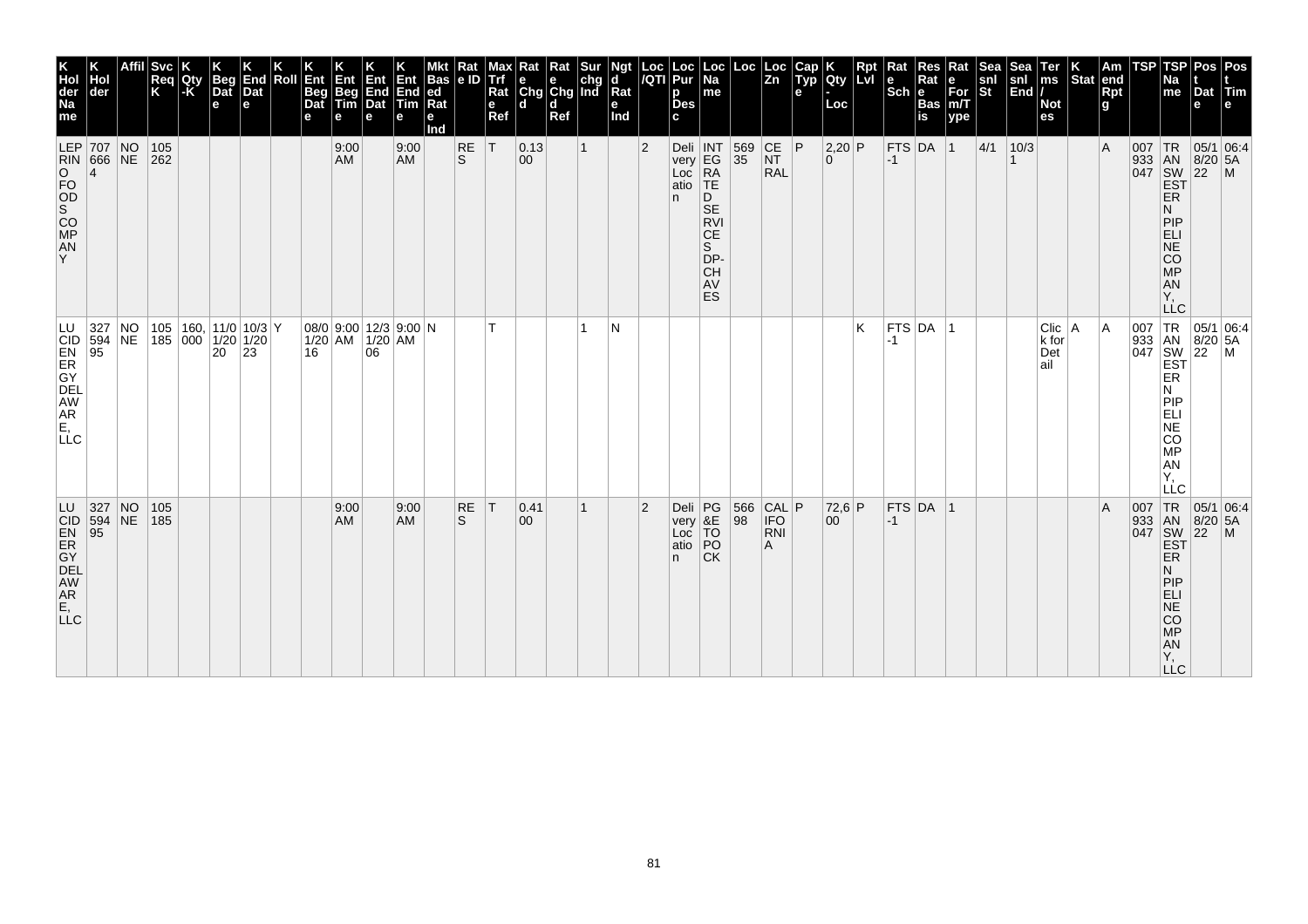| K Holder Name | K Holder | Affil | Svc Req K | K Qty -K | K Beg Date | K End Date | K Roll | K Ent Beg Date | K Ent Beg Time | K Ent End Date | K Ent End Time | Mkt Based Rate Ind | Rate ID | Max Trf Rate Ref | Rate Chgd | Rate Chgd Ref | Surchg Ind | Ngtd Rate Ind | Loc /QTI | Loc Purp Desc | Loc Name | Loc | Loc Zn | Cap Type | K Qty - Loc | Rpt Lvl | Rate Sch | Res Rate Basis | Rate For m/Type | Seasnl St | Seasnl End | Terms / Notes | K Stat | Amend Rpt g | TSP | TSP Name | Post Date | Post Time |
|---|---|---|---|---|---|---|---|---|---|---|---|---|---|---|---|---|---|---|---|---|---|---|---|---|---|---|---|---|---|---|---|---|---|---|---|---|---|---|
| LEPRINO FOODS COMPANY | 7076664 | NONE | 105262 | | | | | | 9:00 AM | | 9:00 AM | | RES | T | 0.1300 | | 1 | | 2 | Delivery Location | INTEGRATED SERVICES DP-CHAVES | 56935 | CENTRAL | P | 2,200 | P | FTS-1 | DA | 1 | 4/1 | 10/31 | | | A | 007933047 | TRANSWESTERN PIPELINE COMPANY, LLC | 05/18/2022 | 06:45AM |
| LUCID ENERGY DELAWARE, LLC | 32759495 | NONE | 105185 | 160,000 | 11/01/2020 | 10/31/2023 | Y | 08/01/2016 | 9:00 AM | 12/31/2006 | 9:00 AM | N | | T | | | 1 | N | | | | | | | | K | FTS-1 | DA | 1 | | | Click for Detail | A | A | 007933047 | TRANSWESTERN PIPELINE COMPANY, LLC | 05/18/2022 | 06:45AM |
| LUCID ENERGY DELAWARE, LLC | 32759495 | NONE | 105185 | | | | | | 9:00 AM | | 9:00 AM | | RES | T | 0.4100 | | 1 | | 2 | Delivery Location | PG&E TOPOCK | 56698 | CALIFORNIA | P | 72,600 | P | FTS-1 | DA | 1 | | | | | A | 007933047 | TRANSWESTERN PIPELINE COMPANY, LLC | 05/18/2022 | 06:45AM |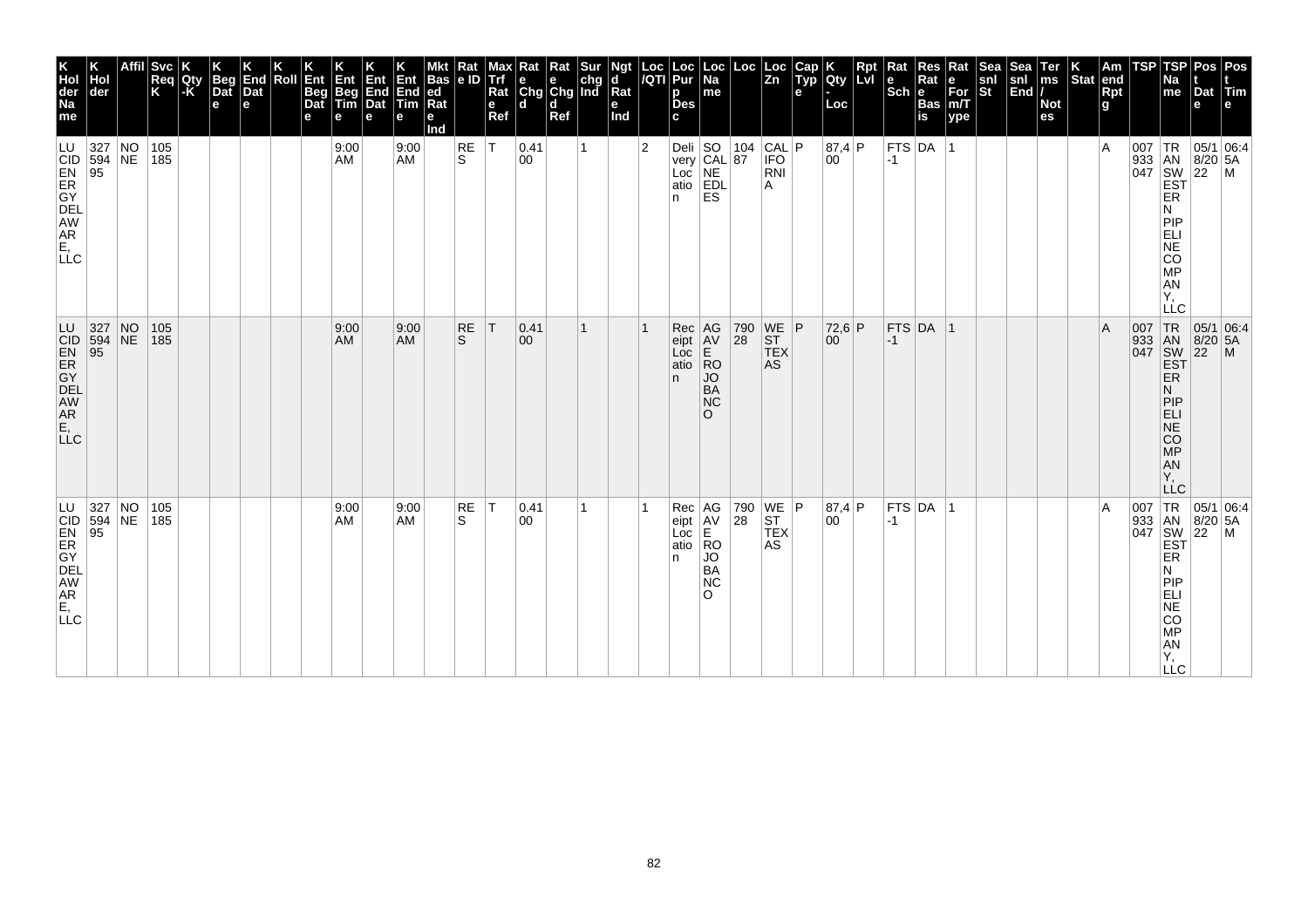| K Holder Name | K Holder | Affil | Svc Req K | K Qty-K | K Beg Date | K End Date | K Roll | K Ent Beg Date | K Ent Beg Time | K Ent End Date | K Ent End Time | Mkt Based Rate Ind | Rate ID | Max Trf Rate Ref | Rate Chgd | Rate Chgd Ref | Sur chg Ind | Ngtd Rate Ind | Loc/QTI | Loc Purp Desc | Loc Name | Loc | Loc Zn | Cap Type | K Qty-Loc | Rpt Lvl | Rate Sch | Res Rate Basis | Rate Form/Type | Seasnl St | Seasnl End | Terms/Notes | K Stat | Amend Rptg | TSP | TSP Name | Post Date | Post Time |
|---|---|---|---|---|---|---|---|---|---|---|---|---|---|---|---|---|---|---|---|---|---|---|---|---|---|---|---|---|---|---|---|---|---|---|---|---|---|---|
| LUCID ENERGY DELAWARE, LLC | 327594 95 | NONE | 105185 | | | | | | 9:00 AM | | 9:00 AM | | RES | T | 0.4100 | | 1 | | 2 | Delivery Location | SOCALNEDLES | 10487 | CALIFORNIA | P | 87,400 | P | FTS-1 | DA | 1 | | | | | A | 007933047 | TRANSWESTERN PIPELINE COMPANY, LLC | 05/18/2022 | 06:45AM |
| LUCID ENERGY DELAWARE, LLC | 327594 95 | NONE | 105185 | | | | | | 9:00 AM | | 9:00 AM | | RES | T | 0.4100 | | 1 | | 1 | Receipt Location | AGAVE ROJO BANCO | 79028 | WEST TEXAS | P | 72,600 | P | FTS-1 | DA | 1 | | | | | A | 007933047 | TRANSWESTERN PIPELINE COMPANY, LLC | 05/18/2022 | 06:45AM |
| LUCID ENERGY DELAWARE, LLC | 327594 95 | NONE | 105185 | | | | | | 9:00 AM | | 9:00 AM | | RES | T | 0.4100 | | 1 | | 1 | Receipt Location | AGAVE ROJO BANCO | 79028 | WEST TEXAS | P | 87,400 | P | FTS-1 | DA | 1 | | | | | A | 007933047 | TRANSWESTERN PIPELINE COMPANY, LLC | 05/18/2022 | 06:45AM |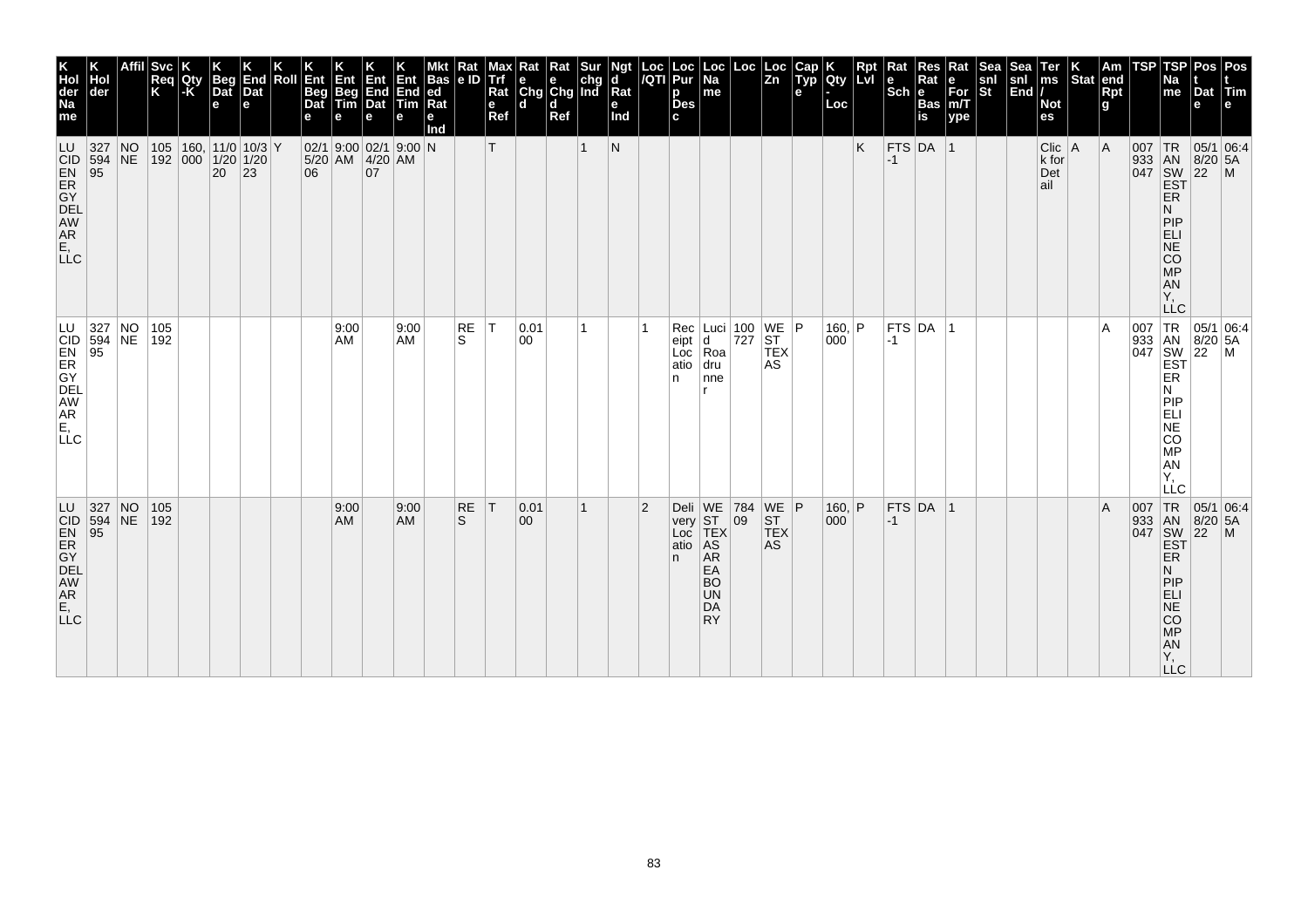| K Hol der Na me | K Hol der | Affil | Svc Req K | K Qty -K | K Beg Dat e | K End Dat e | K Roll | K Ent Beg Dat e | K Ent Beg Tim e | K Ent End Dat e | K Ent End Tim e | Mkt Bas ed Rat e Ind | Rat e ID | Max Trf Rat e Ref | Rat e Chg d | Rat e Chg d Ref | Sur chg Ind | Ngt d Rat e Ind | Loc /QTI | Loc Pur p Des c | Loc Na me | Loc | Loc Zn | Cap Typ e | K Qty - Loc | Rpt Lvl | Rat e Sch | Res Rat e Bas is | Rat e For m/T ype | Sea snl St | Sea snl End | Ter ms / Not es | K Stat | Am end Rpt g | TSP | TSP Na me | Pos t Dat e | Pos t Tim e |
|---|---|---|---|---|---|---|---|---|---|---|---|---|---|---|---|---|---|---|---|---|---|---|---|---|---|---|---|---|---|---|---|---|---|---|---|---|---|---|
| LUCIDENERGY DELAWARE, LLC | 327594 95 | NONE | 105192 | 160,000 | 11/01/2020 | 10/31/2023 | Y | 02/15/2006 | 9:00 AM | 02/14/2007 | 9:00 AM | N | | T | | | 1 | N | | | | | | | | K | FTS-1 | DA | 1 | | | Click for Detail | A | A | 007933047 | TRANSWESTERN PIPELINE COMPANY, LLC | 05/18/2022 | 06:45AM |
| LUCIDENERGY DELAWARE, LLC | 327594 95 | NONE | 105192 | | | | | | 9:00 AM | | 9:00 AM | | RES | T | 0.0100 | | 1 | | 1 | Receipt Location | Lucid Roadrunner | 100727 | WEST TEXAS | P | 160,000 | P | FTS-1 | DA | 1 | | | | | A | 007933047 | TRANSWESTERN PIPELINE COMPANY, LLC | 05/18/2022 | 06:45AM |
| LUCIDENERGY DELAWARE, LLC | 327594 95 | NONE | 105192 | | | | | | 9:00 AM | | 9:00 AM | | RES | T | 0.0100 | | 1 | | 2 | Delivery Location | WEST TEXAS AREA BOUNDARY | 78409 | WEST TEXAS | P | 160,000 | P | FTS-1 | DA | 1 | | | | | A | 007933047 | TRANSWESTERN PIPELINE COMPANY, LLC | 05/18/2022 | 06:45AM |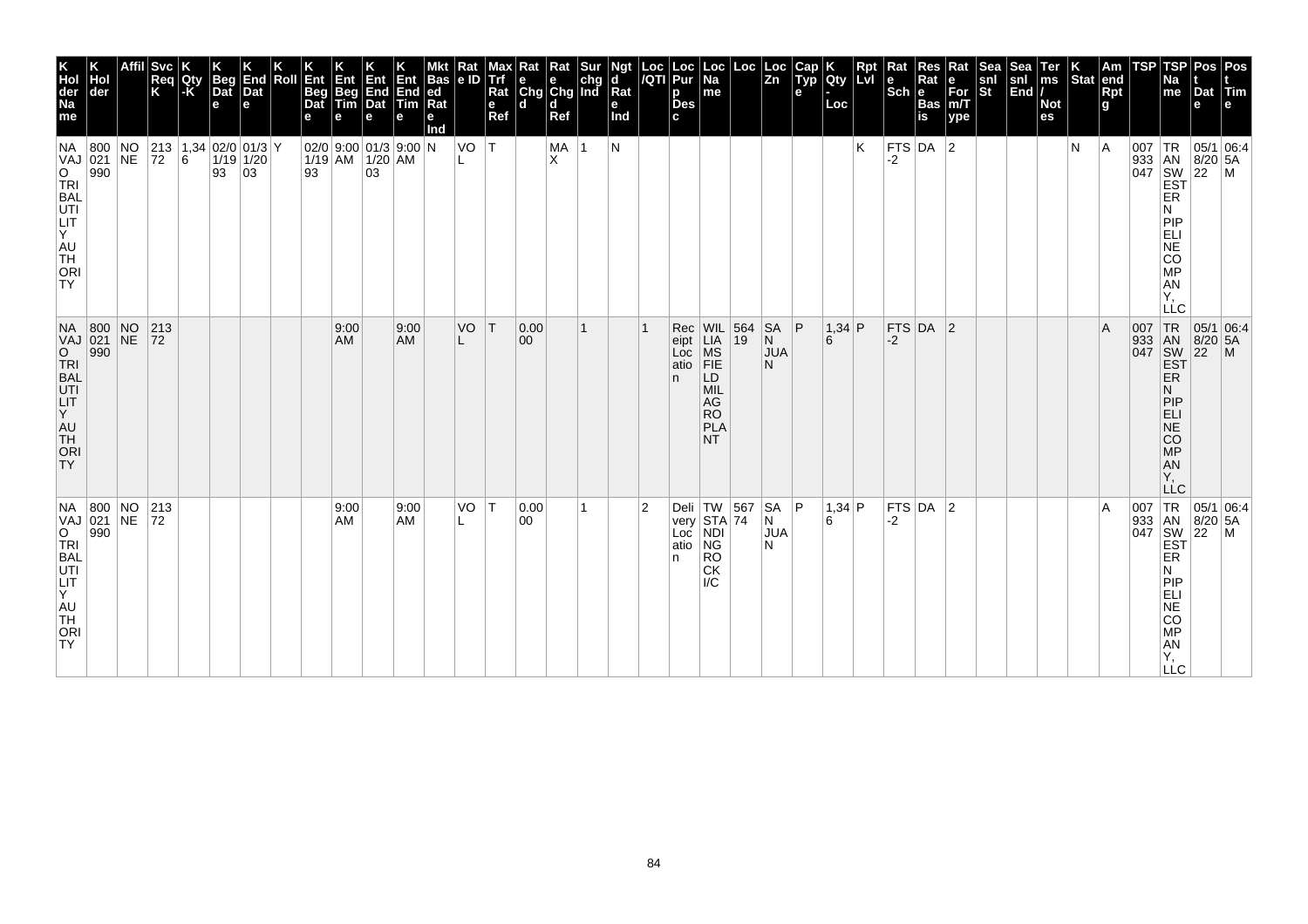| K Hol der Na me | K Hol der | Affil | Svc Req K | K Qty -K | K Beg Dat e | K End Dat e | K Roll | K Ent Beg Dat e | K Ent Beg Tim e | K Ent End Dat e | K Ent End Tim e | Mkt Bas ed Rat e Ind | Rat e ID | Max Trf Rat e Ref | Rat e Chg d | Rat e Chg d Ref | Sur chg Ind | Ngt d Rat e Ind | Loc /QTI | Loc Pur p Des c | Loc Na me | Loc | Loc Zn | Cap Typ e | K Qty - Loc | Rpt Lvl | Rat e Sch | Res Rat e Bas is | Rat e For m/T ype | Sea snl St | Sea snl End | Ter ms / Not es | K Stat | Am end Rpt g | TSP | TSP Na me | Pos t Dat e | Pos t Tim e |
|---|---|---|---|---|---|---|---|---|---|---|---|---|---|---|---|---|---|---|---|---|---|---|---|---|---|---|---|---|---|---|---|---|---|---|---|---|---|---|
| NAVAJO TRIBAL UTILITY AUTHORITY | 800021990 | NONE | 21372 | 1,346 | 02/01/1993 | 01/31/2003 | Y | 02/01/1993 | 9:00 AM | 01/31/2003 | 9:00 AM | N | VOL | T | | MAX | 1 | N | | | | | | | | K | FTS-2 | DA | 2 | | | | N | A | 007933047 | TRANSWESTERN PIPELINE COMPANY, LLC | 05/18/2022 | 06:45AM |
| NAVAJO TRIBAL UTILITY AUTHORITY | 800021990 | NONE | 21372 | | | | | | 9:00 AM | | 9:00 AM | | VOL | T | 0.0000 | | 1 | | 1 | Receipt Location | WILLIAMS FIELD MILAGRO PLANT | 56419 | SAN JUAN | P | 1,346 | P | FTS-2 | DA | 2 | | | | | A | 007933047 | TRANSWESTERN PIPELINE COMPANY, LLC | 05/18/2022 | 06:45AM |
| NAVAJO TRIBAL UTILITY AUTHORITY | 800021990 | NONE | 21372 | | | | | | 9:00 AM | | 9:00 AM | | VOL | T | 0.0000 | | 1 | | 2 | Delivery Location | TWSTANDING ROCK I/C | 56774 | SAN JUAN | P | 1,346 | P | FTS-2 | DA | 2 | | | | | A | 007933047 | TRANSWESTERN PIPELINE COMPANY, LLC | 05/18/2022 | 06:45AM |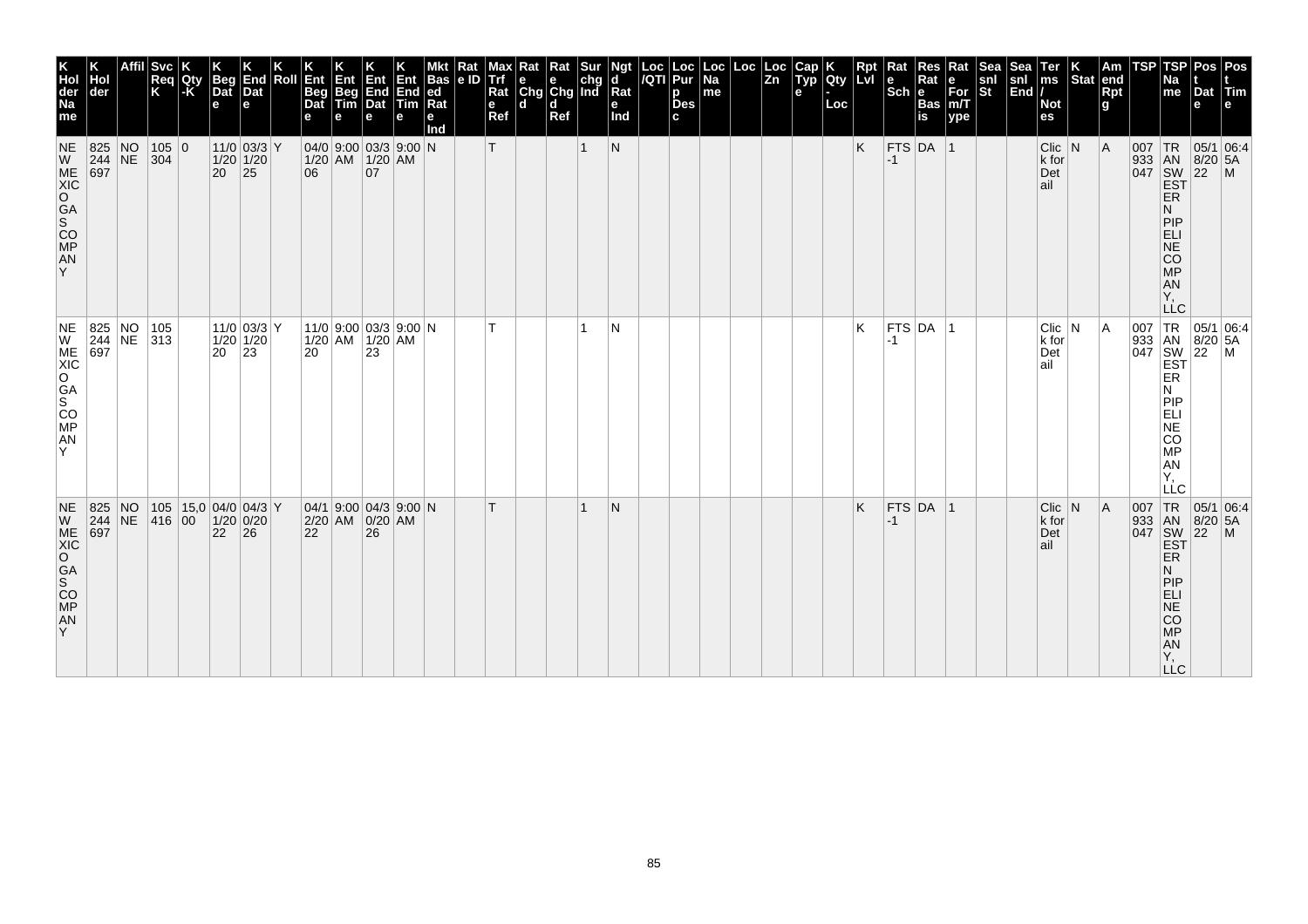| K Holder Name | K Holder | Affil | Svc Req K | K Qty -K | K Beg Date | K End Date | K Roll | K Ent Beg Date | Ent Beg Time | K Ent End Date | K Ent End Time | Mkt Based Rate Ind | Rate ID | Max Trf Rate Ref | Rate Chgd | Rate Chgd Ref | Surchg Ind | Ngtd Rate Ind | Loc/QTI | Loc Purp Desc | Loc Name | Loc | Loc Zn | Cap Type | K Qty - Loc | Rpt Lvl | Rate Sch | Res Rate Basis | Rate Form/Type | Seasnl St | Seasnl End | Terms/Notes | K Stat | Amend Rptg | TSP | TSP Name | Post Date | Post Time |
|---|---|---|---|---|---|---|---|---|---|---|---|---|---|---|---|---|---|---|---|---|---|---|---|---|---|---|---|---|---|---|---|---|---|---|---|---|---|---|
| NEW MEXICO GAS COMPANY | 825244697 | NONE | 105304 | 0 | 11/01/2020 | 03/31/2025 | Y | 04/01/2006 | 9:00 AM | 03/31/2007 | 9:00 AM | N | | T | | | 1 | N | | | | | | | | K | FTS-1 | DA | 1 | | | Click for Detail | N | A | 007933047 | TRANSWESTERN PIPELINE COMPANY, LLC | 05/18/2022 | 06:45AM |
| NEW MEXICO GAS COMPANY | 825244697 | NONE | 105313 | | 11/01/2020 | 03/31/2023 | Y | 11/01/2020 | 9:00 AM | 03/31/2023 | 9:00 AM | N | | T | | | 1 | N | | | | | | | | K | FTS-1 | DA | 1 | | | Click for Detail | N | A | 007933047 | TRANSWESTERN PIPELINE COMPANY, LLC | 05/18/2022 | 06:45AM |
| NEW MEXICO GAS COMPANY | 825244697 | NONE | 105416 | 15,000 | 04/01/2022 | 04/30/2026 | Y | 04/12/2022 | 9:00 AM | 04/30/2026 | 9:00 AM | N | | T | | | 1 | N | | | | | | | | K | FTS-1 | DA | 1 | | | Click for Detail | N | A | 007933047 | TRANSWESTERN PIPELINE COMPANY, LLC | 05/18/2022 | 06:45AM |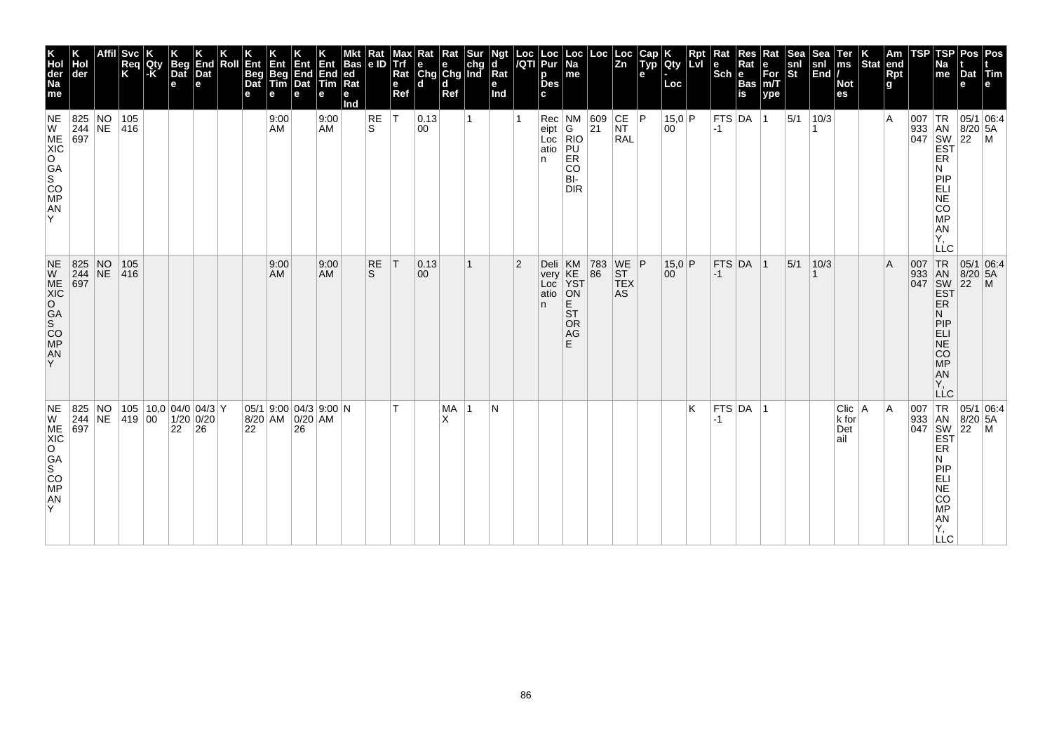| K Holder Name | K Holder | Affil | Svc Req K | K Qty-K | K Beg Date | K End Date | K Roll | K Ent Beg Date | K Ent Beg Time | K Ent End Date | K Ent End Time | Mkt Based Rate Ind | Rate ID | Max Trf Rate Ref | Rate Chgd | Rate Chgd Ref | Surchg Ind | Ngtd Rate Ind | Loc/QTI | Loc Purp Desc | Loc Name | Loc | Loc Zn | Cap Type | K Qty-Loc | Rpt Lvl | Rate Sch | Res Rate Basis | Rate Form/Type | Seasnl St | Seasnl End | Terms/Notes | K Stat | Amend Rpt g | TSP | TSP Name | Post Date | Post Time |
|---|---|---|---|---|---|---|---|---|---|---|---|---|---|---|---|---|---|---|---|---|---|---|---|---|---|---|---|---|---|---|---|---|---|---|---|---|---|---|
| NEW MEXICO GAS COMPANY | 825244697 | NONE | 105416 | | | | | | 9:00 AM | | 9:00 AM | | RES | T | 0.1300 | | 1 | | 1 | Receipt Location | NMG RIO PUERCO BI-DIR | 60921 | CENTRAL | P | 15,000 | P | FTS-1 | DA | 1 | 5/1 | 10/31 | | | A | 007933047 | TRANSWESTERN PIPELINE COMPANY, LLC | 05/18/2022 | 06:45AM |
| NEW MEXICO GAS COMPANY | 825244697 | NONE | 105416 | | | | | | 9:00 AM | | 9:00 AM | | RES | T | 0.1300 | | 1 | | 2 | Delivery Location | KMKEYSTONE STORAGE | 78386 | WEST TEXAS | P | 15,000 | P | FTS-1 | DA | 1 | 5/1 | 10/31 | | | A | 007933047 | TRANSWESTERN PIPELINE COMPANY, LLC | 05/18/2022 | 06:45AM |
| NEW MEXICO GAS COMPANY | 825244697 | NONE | 105419 | 10,000 | 04/01/2022 | 04/30/2026 | Y | 05/18/2022 | 9:00 AM | 04/30/2026 | 9:00 AM | N | | T | | MAX | 1 | N | | | | | | | | K | FTS-1 | DA | 1 | | | Click for Detail | A | A | 007933047 | TRANSWESTERN PIPELINE COMPANY, LLC | 05/18/2022 | 06:45AM |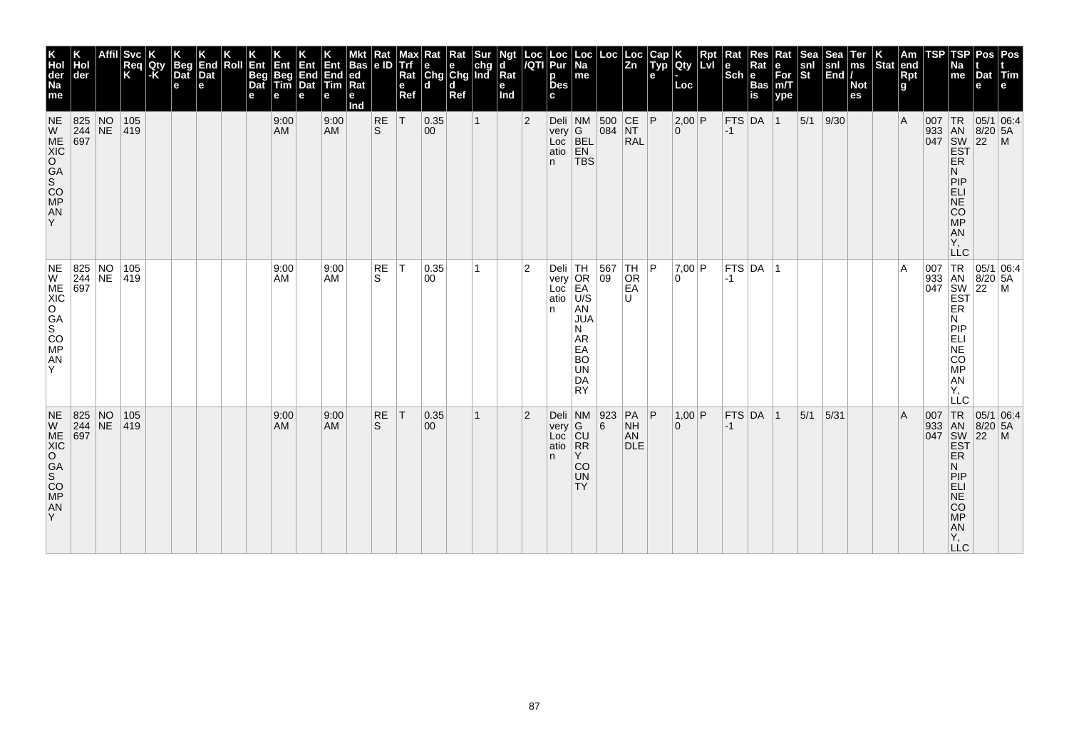| K Holder Name | K Holder | Affil | Svc Req K | K Qty -K | K Beg Date | K End Date | K Roll | K Ent Beg Date | K Ent Beg Time | K Ent End Date | K Ent End Time | Mkt Based Rate Ind | Rate ID | Max Trf Rate Ref | Rate Chgd | Rate Chgd Ref | Surchg Ind | Ngtd Rate Ind | Loc/QTI | Loc Purp Desc | Loc Name | Loc | Loc Zn | Cap Type | K Qty-Loc | Rpt Lvl | Rate Sch | Res Rate Basis | Rate For m/Type | Seasnl St | Seasnl End | Terms/Notes | K Stat | Amend Rptg | TSP | TSP Name | Post Date | Post Time |
|---|---|---|---|---|---|---|---|---|---|---|---|---|---|---|---|---|---|---|---|---|---|---|---|---|---|---|---|---|---|---|---|---|---|---|---|---|---|---|
| NEW MEXICO GAS COMPANY | 825244697 | NONE | 105419 | | | | | | 9:00 AM | | 9:00 AM | | RES | T | 0.3500 | | 1 | | 2 | Delivery Location | NMG BELEN TBS | 500084 | CENTRAL | P | 2,000 | P | FTS-1 | DA | 1 | 5/1 | 9/30 | | | A | 007933047 | TRANSWESTERN PIPELINE COMPANY, LLC | 05/18/2022 | 06:45AM |
| NEW MEXICO GAS COMPANY | 825244697 | NONE | 105419 | | | | | | 9:00 AM | | 9:00 AM | | RES | T | 0.3500 | | 1 | | 2 | Delivery Location | THOREAU U/S AN JUAN AREA BOUNDARY | 56709 | THOREAU | P | 7,000 | P | FTS-1 | DA | 1 | | | | | A | 007933047 | TRANSWESTERN PIPELINE COMPANY, LLC | 05/18/2022 | 06:45AM |
| NEW MEXICO GAS COMPANY | 825244697 | NONE | 105419 | | | | | | 9:00 AM | | 9:00 AM | | RES | T | 0.3500 | | 1 | | 2 | Delivery Location | NMG CURRY COUNTY | 9236 | PANHANDLE | P | 1,000 | P | FTS-1 | DA | 1 | 5/1 | 5/31 | | | A | 007933047 | TRANSWESTERN PIPELINE COMPANY, LLC | 05/18/2022 | 06:45AM |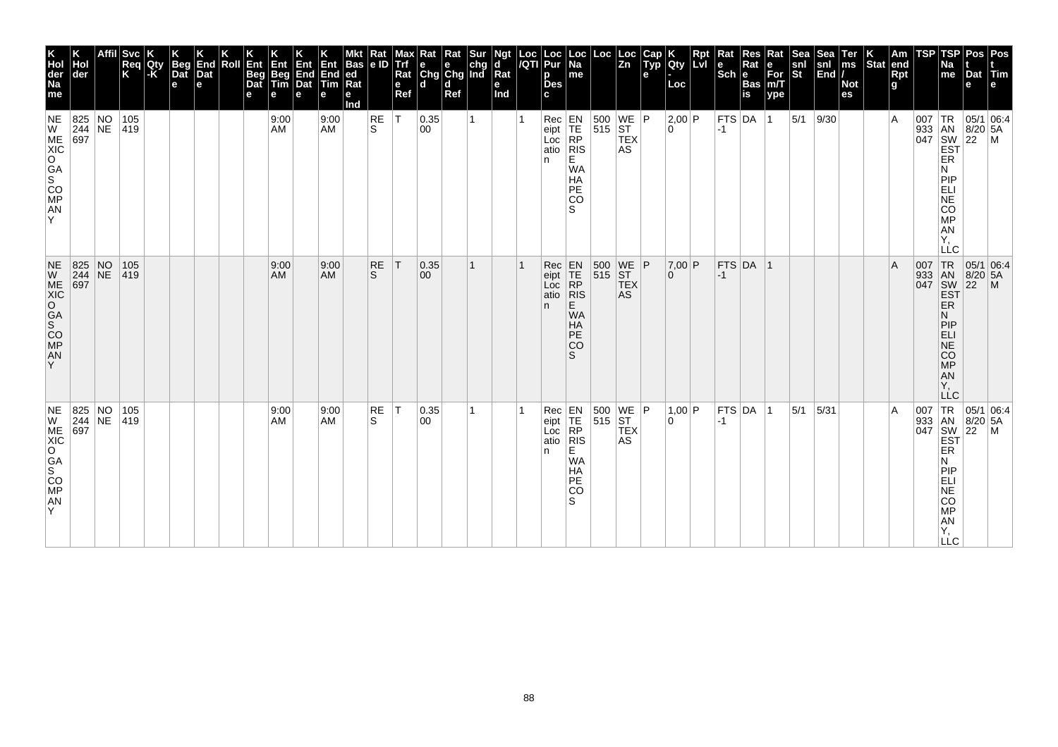| K Hol der Na me | K Hol der | Affil | Svc Req K | K Qty -K | K Beg Dat e | K End Dat e | K Roll | K Ent Beg Dat e | K Ent Beg Tim e | K Ent End Dat e | K Ent End Tim e | Mkt Bas ed Rat e Ind | Rat e ID | Max Trf Rat e Ref | Rat e Chg d | Rat e Chg d Ref | Sur chg Ind | Ngt d Rat e Ind | Loc /QTI | Loc Pur p Des c | Loc Na me | Loc | Loc Zn | Cap Typ e | K Qty - Loc | Rpt Lvl | Rat e Sch | Res Rat e Bas is | Rat e For m/T ype | Sea snl St | Sea snl End | Ter ms / Not es | K Stat | Am end Rpt g | TSP | TSP Na me | Pos t Dat e | Pos t Tim e |
|---|---|---|---|---|---|---|---|---|---|---|---|---|---|---|---|---|---|---|---|---|---|---|---|---|---|---|---|---|---|---|---|---|---|---|---|---|---|---|
| NEW MEXICO GAS COMPANY | 825244697 | NONE | 105419 | | | | | | 9:00 AM | | 9:00 AM | | RES | T | 0.3500 | | 1 | | 1 | Receipt Location | ENTERPRISE WAHAPECOS | 500515 | WEST TEXAS | P | 2,000 | P | FTS-1 | DA | 1 | 5/1 | 9/30 | | | A | 007933047 | TRANSWESTERN PIPELINE COMPANY, LLC | 05/18/2022 | 06:45AM |
| NEW MEXICO GAS COMPANY | 825244697 | NONE | 105419 | | | | | | 9:00 AM | | 9:00 AM | | RES | T | 0.3500 | | 1 | | 1 | Receipt Location | ENTERPRISE WAHAPECOS | 500515 | WEST TEXAS | P | 7,000 | P | FTS-1 | DA | 1 | | | | | A | 007933047 | TRANSWESTERN PIPELINE COMPANY, LLC | 05/18/2022 | 06:45AM |
| NEW MEXICO GAS COMPANY | 825244697 | NONE | 105419 | | | | | | 9:00 AM | | 9:00 AM | | RES | T | 0.3500 | | 1 | | 1 | Receipt Location | ENTERPRISE WAHAPECOS | 500515 | WEST TEXAS | P | 1,000 | P | FTS-1 | DA | 1 | 5/1 | 5/31 | | | A | 007933047 | TRANSWESTERN PIPELINE COMPANY, LLC | 05/18/2022 | 06:45AM |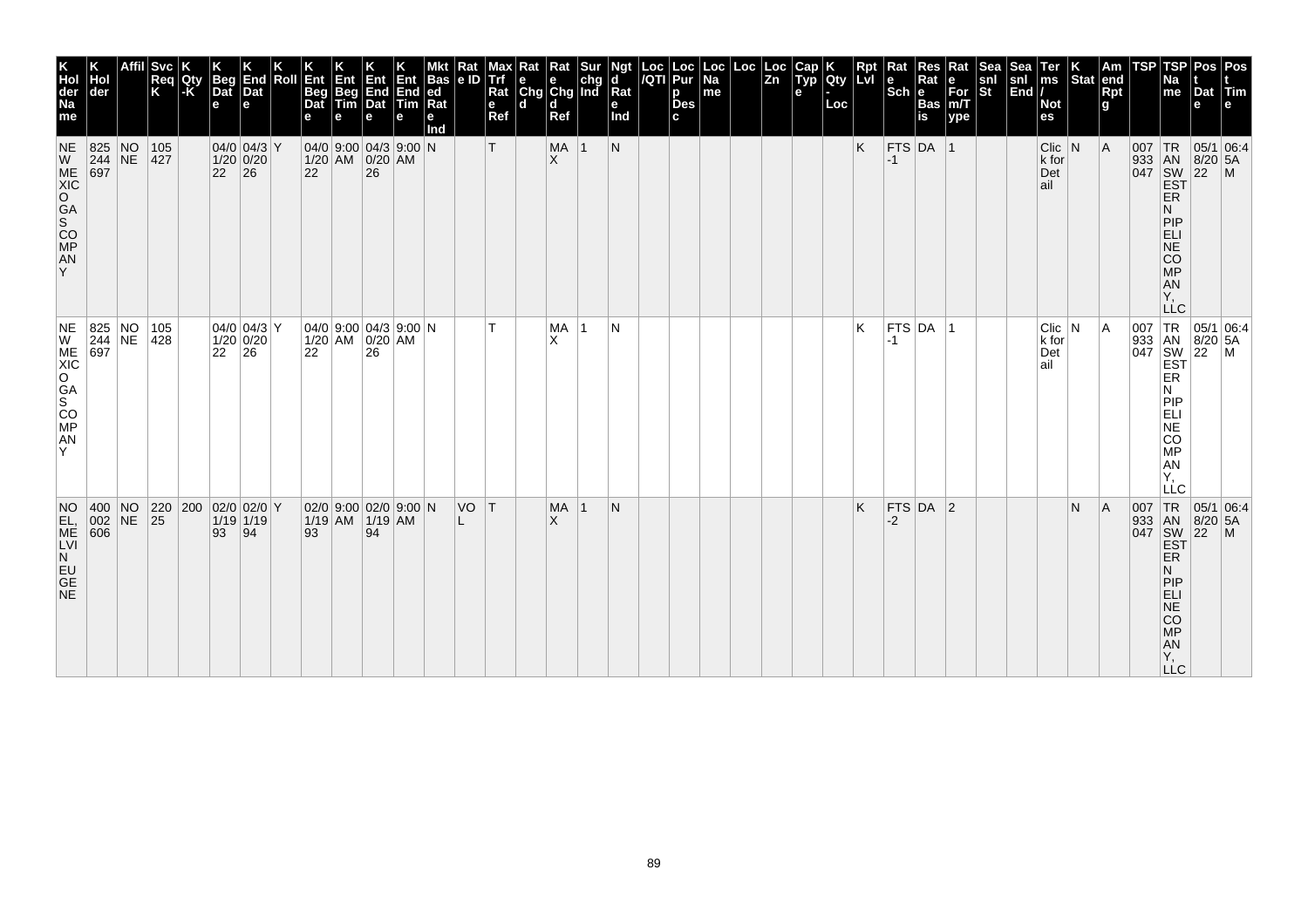| K Holder Name | K Holder | Affil | Svc Req K | K Qty-K | K Beg Date | K End Date | K Roll | K Ent Beg Date | K Ent Beg Time | K Ent End Date | K Ent End Time | Mkt Based Rate Ind | Rate ID | Max Trf Rate Ref | Rate Chgd | Rate Chgd Ref | Surchg Ind | Ngtd Rate Ind | Loc/QTI | Loc Purp Desc | Loc Name | Loc | Loc Zn | Cap Type | K Qty-Loc | Rpt Lvl | Rate Sch | Res Rate Basis | Rate Form/Type | Seasnl St | Seasnl End | Terms/Notes | K Stat | Amend Rptg | TSP | TSP Name | Post Date | Post Time |
|---|---|---|---|---|---|---|---|---|---|---|---|---|---|---|---|---|---|---|---|---|---|---|---|---|---|---|---|---|---|---|---|---|---|---|---|---|---|---|
| NEW MEXICO GAS COMPANY | 825244697 | NONE | 105427 | | 04/01/2022 | 04/30/2026 | Y | 04/01/2022 | 9:00 AM | 04/30/2026 | 9:00 AM | N | | T | | MAX | 1 | N | | | | | | | | K | FTS-1 | DA | 1 | | | Click for Detail | N | A | 007933047 | TRANSWESTERN PIPELINE COMPANY, LLC | 05/18/2022 | 06:45AM |
| NEW MEXICO GAS COMPANY | 825244697 | NONE | 105428 | | 04/01/2022 | 04/30/2026 | Y | 04/01/2022 | 9:00 AM | 04/30/2026 | 9:00 AM | N | | T | | MAX | 1 | N | | | | | | | | K | FTS-1 | DA | 1 | | | Click for Detail | N | A | 007933047 | TRANSWESTERN PIPELINE COMPANY, LLC | 05/18/2022 | 06:45AM |
| NOEL, MELVIN EUGENE | 400002606 | NONE | 22025 | 200 | 02/01/1993 | 02/01/1994 | Y | 02/01/1993 | 9:00 AM | 02/01/1994 | 9:00 AM | N | VOL | T | | MAX | 1 | N | | | | | | | | K | FTS-2 | DA | 2 | | | | N | A | 007933047 | TRANSWESTERN PIPELINE COMPANY, LLC | 05/18/2022 | 06:45AM |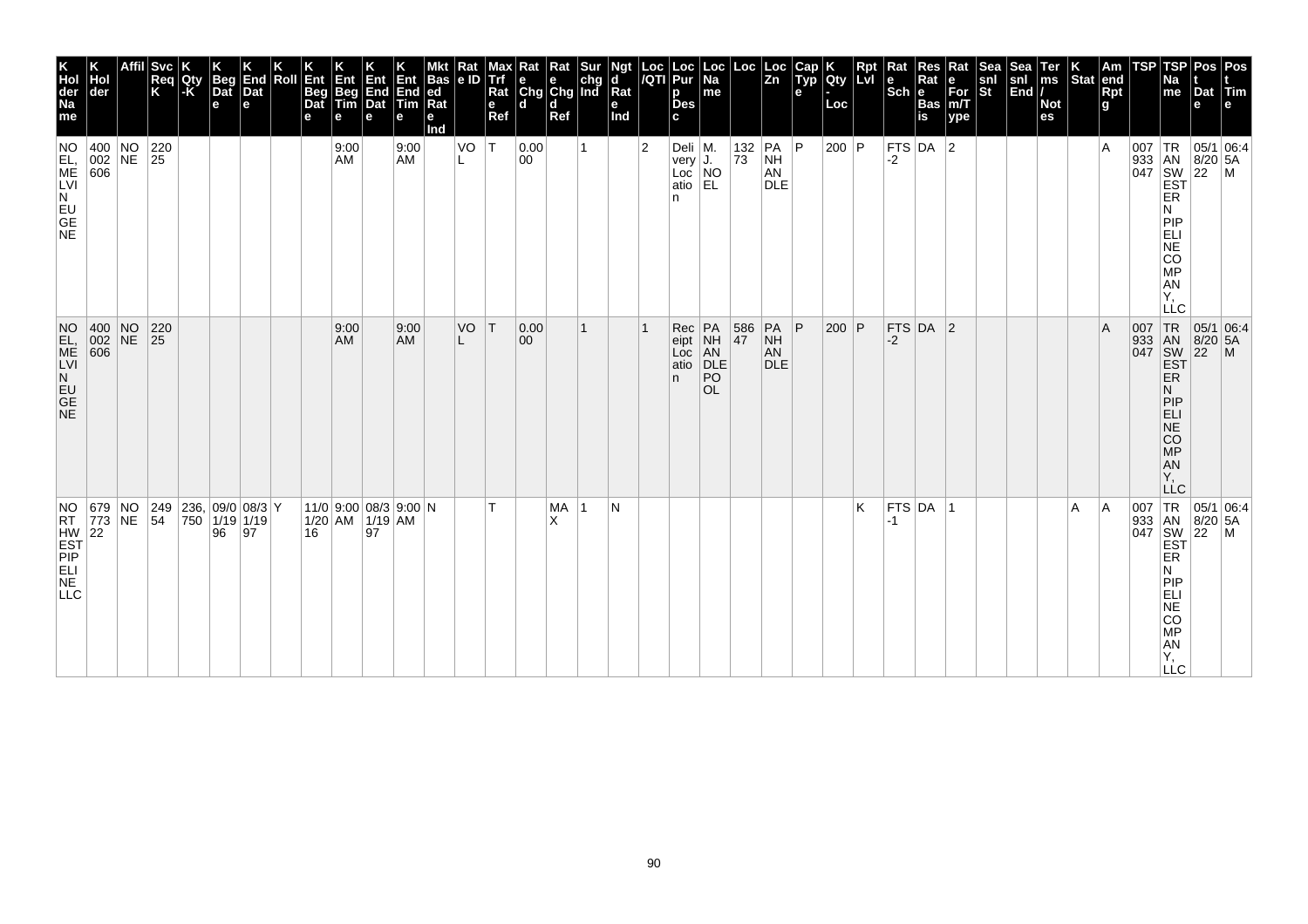| K Holder Name | K Holder | Affil | Svc Req K | K Qty -K | K Beg Date | K End Date | K Roll | K Ent Beg Date | K Ent Beg Time | K Ent End Date | K Ent End Time | Mkt Based Rate Ind | Rate ID | Max Trf Rate Ref | Rate Chgd | Rate Chgd Ref | Surchg Ind | Ngtd Rate Ind | Loc /QTI | Loc Purp Desc | Loc Name | Loc | Loc Zn | Cap Type | K Qty - Loc | Rpt Lvl | Rate Sch | Res Rate Basis | Rate Form/Type | Seasnl St | Seasnl End | Terms / Notes | K Stat | Amend Rpt g | TSP | TSP Name | Post Date | Post Time |
|---|---|---|---|---|---|---|---|---|---|---|---|---|---|---|---|---|---|---|---|---|---|---|---|---|---|---|---|---|---|---|---|---|---|---|---|---|---|---|
| NOEL, MELVIN EUGENE | 400002606 | NONE | 22025 | | | | | | 9:00 AM | | 9:00 AM | | VOL | T | 0.0000 | | 1 | | 2 | Delivery Location | M. J. NOEL | 13273 | PANHANDLE | P | 200 | P | FTS-2 | DA | 2 | | | | | A | 007933047 | TRANSWESTERN PIPELINE COMPANY, LLC | 05/18/2022 | 06:45AM |
| NOEL, MELVIN EUGENE | 400002606 | NONE | 22025 | | | | | | 9:00 AM | | 9:00 AM | | VOL | T | 0.0000 | | 1 | | 1 | Receipt Location | PANHANDLE POOL | 58647 | PANHANDLE | P | 200 | P | FTS-2 | DA | 2 | | | | | A | 007933047 | TRANSWESTERN PIPELINE COMPANY, LLC | 05/18/2022 | 06:45AM |
| NORTHWEST PIPELINE LLC | 679773 22 | NONE | 24954 | 236,750 | 09/01/1996 | 08/31/1997 | Y | 11/01/2016 | 9:00 AM | 08/31/1997 | 9:00 AM | N | | T | | MAX | 1 | N | | | | | | | | K | FTS-1 | DA | 1 | | | | A | A | 007933047 | TRANSWESTERN PIPELINE COMPANY, LLC | 05/18/2022 | 06:45AM |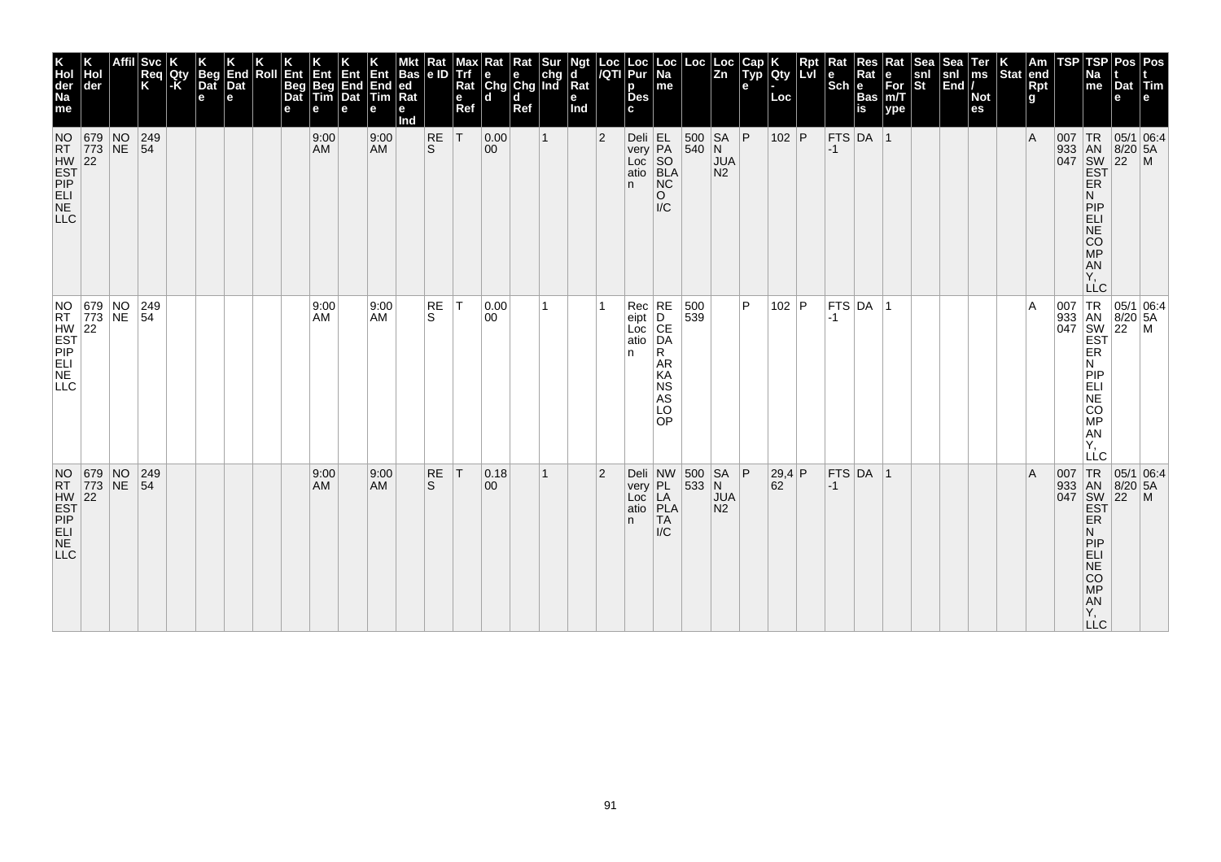| K Hol der Na me | K Hol der | Affil | Svc Req K | K Qty -K | K Beg Dat e | K End Dat e | K Roll | K Ent Beg Dat e | K Ent Beg Tim e | K Ent End Dat e | K Ent End Tim e | Mkt Bas ed Rat e Ind | Rat e ID | Max Trf Rat e Ref | Rat e Chg d | Rat e Chg d Ref | Sur chg Ind | Ngt d Rat e Ind | Loc /QTI | Loc Pur p Des c | Loc Na me | Loc | Loc Zn | Cap Typ e | K Qty - Loc | Rpt Lvl | Rat e Sch | Res Rat e Bas is | Rat e For m/T ype | Sea snl St | Sea snl End | Ter ms / Not es | K Stat | Am end Rpt g | TSP | TSP Na me | Pos t Dat e | Pos t Tim e |
|---|---|---|---|---|---|---|---|---|---|---|---|---|---|---|---|---|---|---|---|---|---|---|---|---|---|---|---|---|---|---|---|---|---|---|---|---|---|---|
| NORTHWEST PIPELINE LLC | 679773 22 | NONE | 24954 | | | | | | 9:00 AM | | 9:00 AM | | RES | T | 0.0000 | | 1 | | 2 | Delivery Location | EL PASO BLANCO I/C | 500540 | SAN JUAN2 | P | 102 | P | FTS-1 | DA | 1 | | | | | A | 007933047 | TRANSWESTERN PIPELINE COMPANY, LLC | 05/18/2022 | 06:45AM |
| NORTHWEST PIPELINE LLC | 679773 22 | NONE | 24954 | | | | | | 9:00 AM | | 9:00 AM | | RES | T | 0.0000 | | 1 | | 1 | Receipt Location | RED CEDAR ARKANSAS LOOP | 500539 | | P | 102 | P | FTS-1 | DA | 1 | | | | | A | 007933047 | TRANSWESTERN PIPELINE COMPANY, LLC | 05/18/2022 | 06:45AM |
| NORTHWEST PIPELINE LLC | 679773 22 | NONE | 24954 | | | | | | 9:00 AM | | 9:00 AM | | RES | T | 0.1800 | | 1 | | 2 | Delivery Location | NW PLA PLATA I/C | 500533 | SAN JUAN2 | P | 29,462 | P | FTS-1 | DA | 1 | | | | | A | 007933047 | TRANSWESTERN PIPELINE COMPANY, LLC | 05/18/2022 | 06:45AM |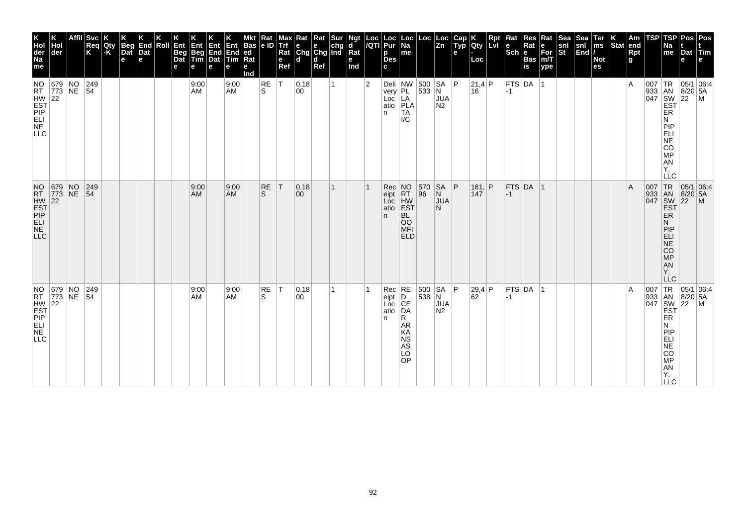| K Hol der Na me | K Hol der | Affil | Svc Req K | K Qty -K | K Beg Dat e | K End Dat e | K Roll | K Ent Beg Dat e | K Ent Beg Tim e | K Ent End Dat e | K Ent End Tim e | Mkt Bas ed Rat e Ind | Rat e ID | Max Trf Rat e Ref | Rat e Chg d | Rat e Chg d Ref | Sur chg Ind | Ngt d Rat e Ind | Loc /QTI | Loc Pur p Des c | Loc Na me | Loc | Loc Zn | Cap Typ e | K Qty - Loc | Rpt Lvl | Rat e Sch | Res Rat e Bas is | Rat e For m/T ype | Sea snl St | Sea snl End | Ter ms / Not es | K Stat | Am end Rpt g | TSP | TSP Na me | Pos t Dat e | Pos t Tim e |
|---|---|---|---|---|---|---|---|---|---|---|---|---|---|---|---|---|---|---|---|---|---|---|---|---|---|---|---|---|---|---|---|---|---|---|---|---|---|---|
| NORTHWEST PIPELINE LLC | 67977322 | NONE | 24954 | | | | | | 9:00 AM | | 9:00 AM | | RES | T | 0.1800 | | 1 | | 2 | Delivery Location | NW PLA PLATA I/C | 500533 | SAN JUAN2 | P | 21,416 | P | FTS-1 | DA | 1 | | | | | A | 007933047 | TRANSWESTERN PIPELINE COMPANY, LLC | 05/18/2022 | 06:45AM |
| NORTHWEST PIPELINE LLC | 67977322 | NONE | 24954 | | | | | | 9:00 AM | | 9:00 AM | | RES | T | 0.1800 | | 1 | | 1 | Receipt Location | NORTHWEST BLOOMFIELD | 57096 | SAN JUAN | P | 161,147 | P | FTS-1 | DA | 1 | | | | | A | 007933047 | TRANSWESTERN PIPELINE COMPANY, LLC | 05/18/2022 | 06:45AM |
| NORTHWEST PIPELINE LLC | 67977322 | NONE | 24954 | | | | | | 9:00 AM | | 9:00 AM | | RES | T | 0.1800 | | 1 | | 1 | Receipt Location | RED CEDAR ARKANSAS LOOP | 500538 | SAN JUAN2 | P | 29,462 | P | FTS-1 | DA | 1 | | | | | A | 007933047 | TRANSWESTERN PIPELINE COMPANY, LLC | 05/18/2022 | 06:45AM |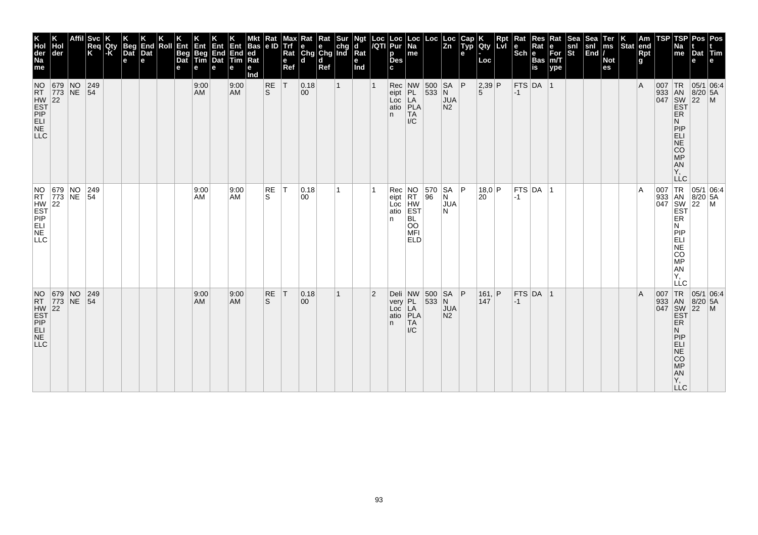| K Holder Name | K Holder | Affil | Svc Req K | K Qty-K | K Beg Date | K End Date | K Roll | K Ent Beg Date | K Ent Beg Time | K Ent End Date | K Ent End Time | Mkt Based Rate Ind | Rate ID | Max Trf Rate Ref | Rate Chgd | Rate Chgd Ref | Surchg Ind | Ngtd Rate Ind | Loc/QTI | Loc Purp Desc | Loc Name | Loc | Loc Zn | Cap Type | K Qty-Loc | Rpt Lvl | Rate Sch | Res Rate Basis | Rate For m/Type | Seasnl St | Seasnl End | Terms/Notes | K Stat | Amend Rptg | TSP | TSP Name | Post Date | Post Time |
|---|---|---|---|---|---|---|---|---|---|---|---|---|---|---|---|---|---|---|---|---|---|---|---|---|---|---|---|---|---|---|---|---|---|---|---|---|---|---|
| NORTHWEST PIPELINE LLC | 67977322 | NONE | 24954 | | | | | | 9:00 AM | | 9:00 AM | | RES | T | 0.1800 | | 1 | | 1 | Receipt Location | NW PLA PLATA I/C | 500533 | SAN JUAN N2 | P | 2,395 | P | FTS-1 | DA | 1 | | | | | A | 007933047 | TRANSWESTERN PIPELINE COMPANY, LLC | 05/18/2022 | 06:45AM |
| NORTHWEST PIPELINE LLC | 67977322 | NONE | 24954 | | | | | | 9:00 AM | | 9:00 AM | | RES | T | 0.1800 | | 1 | | 1 | Receipt Location | NORTHWEST BLOOMFIELD | 57096 | SAN JUAN | P | 18,020 | P | FTS-1 | DA | 1 | | | | | A | 007933047 | TRANSWESTERN PIPELINE COMPANY, LLC | 05/18/2022 | 06:45AM |
| NORTHWEST PIPELINE LLC | 67977322 | NONE | 24954 | | | | | | 9:00 AM | | 9:00 AM | | RES | T | 0.1800 | | 1 | | 2 | Delivery Location | NW PLA PLATA I/C | 500533 | SAN JUAN N2 | P | 161,147 | P | FTS-1 | DA | 1 | | | | | A | 007933047 | TRANSWESTERN PIPELINE COMPANY, LLC | 05/18/2022 | 06:45AM |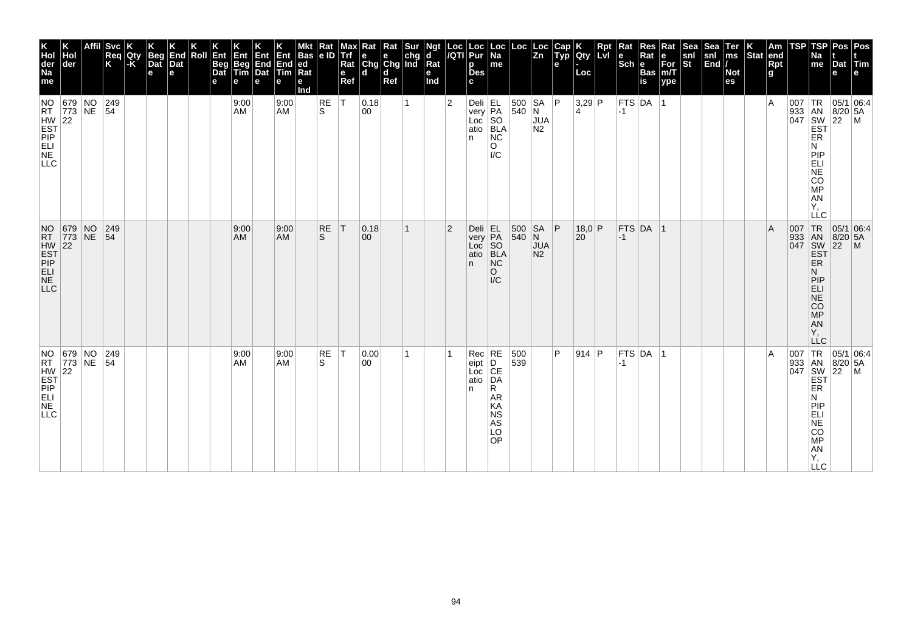| K Hol der Na me | K Hol der | Affil | Svc Req K | K Qty -K | K Beg Dat e | K End Dat e | K Roll | K Ent Beg Dat e | K Ent Beg Tim e | K Ent End Dat e | K Ent End Tim e | Mkt Bas ed Rat e Ind | Rat e ID | Max Trf Rat e Ref | Rat e Chg d | Rat e Chg d Ref | Sur chg Ind | Ngt d Rat e Ind | Loc /QTI | Loc Pur p Des c | Loc Na me | Loc | Loc Zn | Cap Typ e | K Qty - Loc | Rpt Lvl | Rat e Sch | Res Rat e Bas is | Rat e For m/T ype | Sea snl St | Sea snl End | Ter ms / Not es | K Stat | Am end Rpt g | TSP | TSP Na me | Pos t Dat e | Pos t Tim e |
|---|---|---|---|---|---|---|---|---|---|---|---|---|---|---|---|---|---|---|---|---|---|---|---|---|---|---|---|---|---|---|---|---|---|---|---|---|---|---|
| NORTHWEST PIPELINE LLC | 679773 22 | NONE | 24954 | | | | | | 9:00 AM | | 9:00 AM | | RES | T | 0.1800 | | 1 | | 2 | Delivery Location | EL PASO BLANCO I/C | 500540 | SAN JUAN2 | P | 3,294 | P | FTS-1 | DA | 1 | | | | | A | 007933 047 | TRANSWESTERN PIPELINE COMPANY, LLC | 05/18/2022 | 06:45AM |
| NORTHWEST PIPELINE LLC | 679773 22 | NONE | 24954 | | | | | | 9:00 AM | | 9:00 AM | | RES | T | 0.1800 | | 1 | | 2 | Delivery Location | EL PASO BLANCO I/C | 500540 | SAN JUAN2 | P | 18,020 | P | FTS-1 | DA | 1 | | | | | A | 007933 047 | TRANSWESTERN PIPELINE COMPANY, LLC | 05/18/2022 | 06:45AM |
| NORTHWEST PIPELINE LLC | 679773 22 | NONE | 24954 | | | | | | 9:00 AM | | 9:00 AM | | RES | T | 0.0000 | | 1 | | 1 | Receipt Location | RED CEDAR ARKANSAS LOOP | 500539 | | P | 914 | P | FTS-1 | DA | 1 | | | | | A | 007933 047 | TRANSWESTERN PIPELINE COMPANY, LLC | 05/18/2022 | 06:45AM |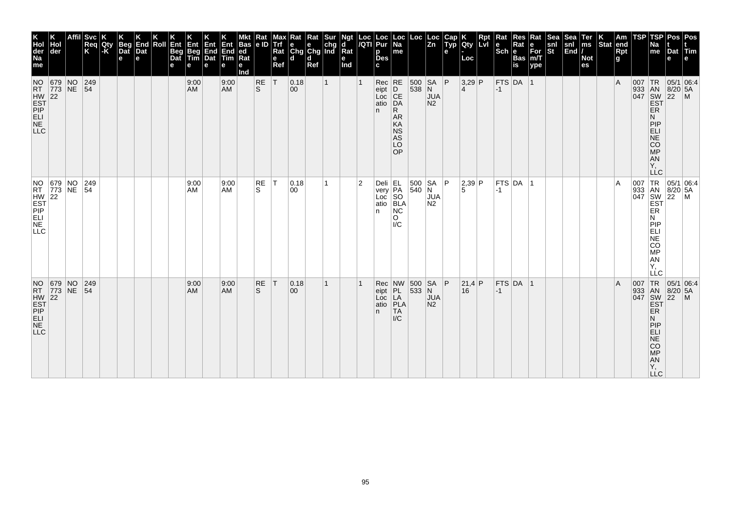| K Hol der Na me | K Hol der | Affil | Svc Req K | K Qty -K | K Beg Dat e | K End Dat e | K Roll | K Ent Beg Dat e | K Ent Beg Tim e | K Ent End Dat e | K Ent End Tim e | Mkt Bas ed Rat e Ind | Rat e ID | Max Trf Rat e Ref | Rat e Chg d | Rat e Chg d Ref | Sur chg Ind | Ngt d Rat e Ind | Loc /QTI | Loc Pur p Des c | Loc Na me | Loc | Loc Zn | Cap Typ e | K Qty - Loc | Rpt Lvl | Rat e Sch | Res Rat e Bas is | Rat e For m/T ype | Sea snl St | Sea snl End | Ter ms / Not es | K Stat | Am end Rpt g | TSP | TSP Na me | Pos t Dat e | Pos t Tim e |
|---|---|---|---|---|---|---|---|---|---|---|---|---|---|---|---|---|---|---|---|---|---|---|---|---|---|---|---|---|---|---|---|---|---|---|---|---|---|---|
| NORTHWEST PIPELINE LLC | 679773 22 | NONE | 24954 | | | | | | 9:00 AM | | 9:00 AM | | RES | T | 0.1800 | | 1 | | 1 | Receipt Location | RED CEDAR ARKANSAS LOOP | 500538 | SAN JUAN2 | P | 3,294 | P | FTS-1 | DA | 1 | | | | | A | 007933047 | TRANSWESTERN PIPELINE COMPANY, LLC | 05/18/2022 | 06:45AM |
| NORTHWEST PIPELINE LLC | 679773 22 | NONE | 24954 | | | | | | 9:00 AM | | 9:00 AM | | RES | T | 0.1800 | | 1 | | 2 | Delivery Location | EL PASO BLANCO I/C | 500540 | SAN JUAN2 | P | 2,395 | P | FTS-1 | DA | 1 | | | | | A | 007933047 | TRANSWESTERN PIPELINE COMPANY, LLC | 05/18/2022 | 06:45AM |
| NORTHWEST PIPELINE LLC | 679773 22 | NONE | 24954 | | | | | | 9:00 AM | | 9:00 AM | | RES | T | 0.1800 | | 1 | | 1 | Receipt Location | NWPL LA PLATA I/C | 500533 | SAN JUAN2 | P | 21,416 | P | FTS-1 | DA | 1 | | | | | A | 007933047 | TRANSWESTERN PIPELINE COMPANY, LLC | 05/18/2022 | 06:45AM |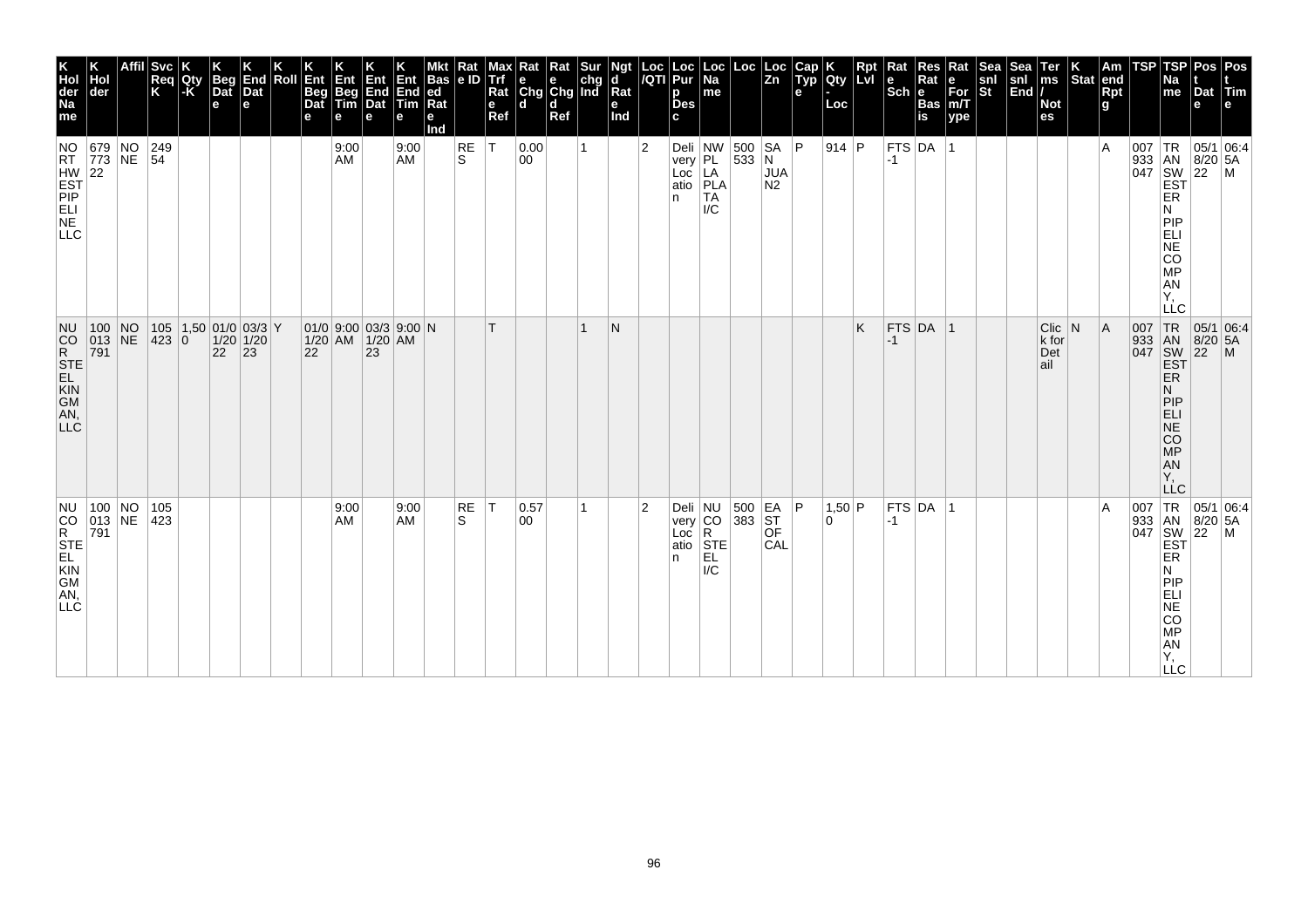| K Holder Name | K Holder | Affil | Svc Req K | K Qty-K | K Beg Date | K End Date | K Roll | K Ent Beg Date | K Ent Beg Time | K Ent End Date | K Ent End Time | Mkt Based Rate Ind | Rate ID | Max Trf Rate Ref | Rate Chgd | Rate Chgd Ref | Surchg Ind | Ngtd Rate Ind | Loc/QTI | Loc Purp Desc | Loc Name | Loc | Loc Zn | Cap Type | K Qty-Loc | Rpt Lvl | Rate Sch | Res Rate Basis | Rate Form/Type | Seasnl St | Seasnl End | Terms/Notes | K Stat | Amend Rpt | TSP | TSP Name | Post Date | Post Time |
|---|---|---|---|---|---|---|---|---|---|---|---|---|---|---|---|---|---|---|---|---|---|---|---|---|---|---|---|---|---|---|---|---|---|---|---|---|---|---|
| NORTHWEST PIPELINE LLC | 679773922 | NONE | 24954 | | | | | | 9:00 AM | | 9:00 AM | | RES | T | 0.0000 | | 1 | | 2 | Delivery Location | NWPL PLATA I/C | 500533 | SAN JUAN2 | P | 914 | P | FTS-1 | DA | 1 | | | | | A | 007933047 | TRANSWESTERN PIPELINE COMPANY, LLC | 05/18/2022 | 06:45AM |
| NUCOR STEEL KINGMAN, LLC | 100013791 | NONE | 105423 | 1,500 | 01/01/2022 | 03/31/2023 | Y | 01/01/2022 | 9:00 AM | 03/31/2023 | 9:00 AM | N | | T | | | 1 | N | | | | | | | | K | FTS-1 | DA | 1 | | | Click for Detail | N | A | 007933047 | TRANSWESTERN PIPELINE COMPANY, LLC | 05/18/2022 | 06:45AM |
| NUCOR STEEL KINGMAN, LLC | 100013791 | NONE | 105423 | | | | | | 9:00 AM | | 9:00 AM | | RES | T | 0.5700 | | 1 | | 2 | Delivery Location | NUCOR STEEL I/C | 500383 | EAST OF CAL | P | 1,500 | P | FTS-1 | DA | 1 | | | | | A | 007933047 | TRANSWESTERN PIPELINE COMPANY, LLC | 05/18/2022 | 06:45AM |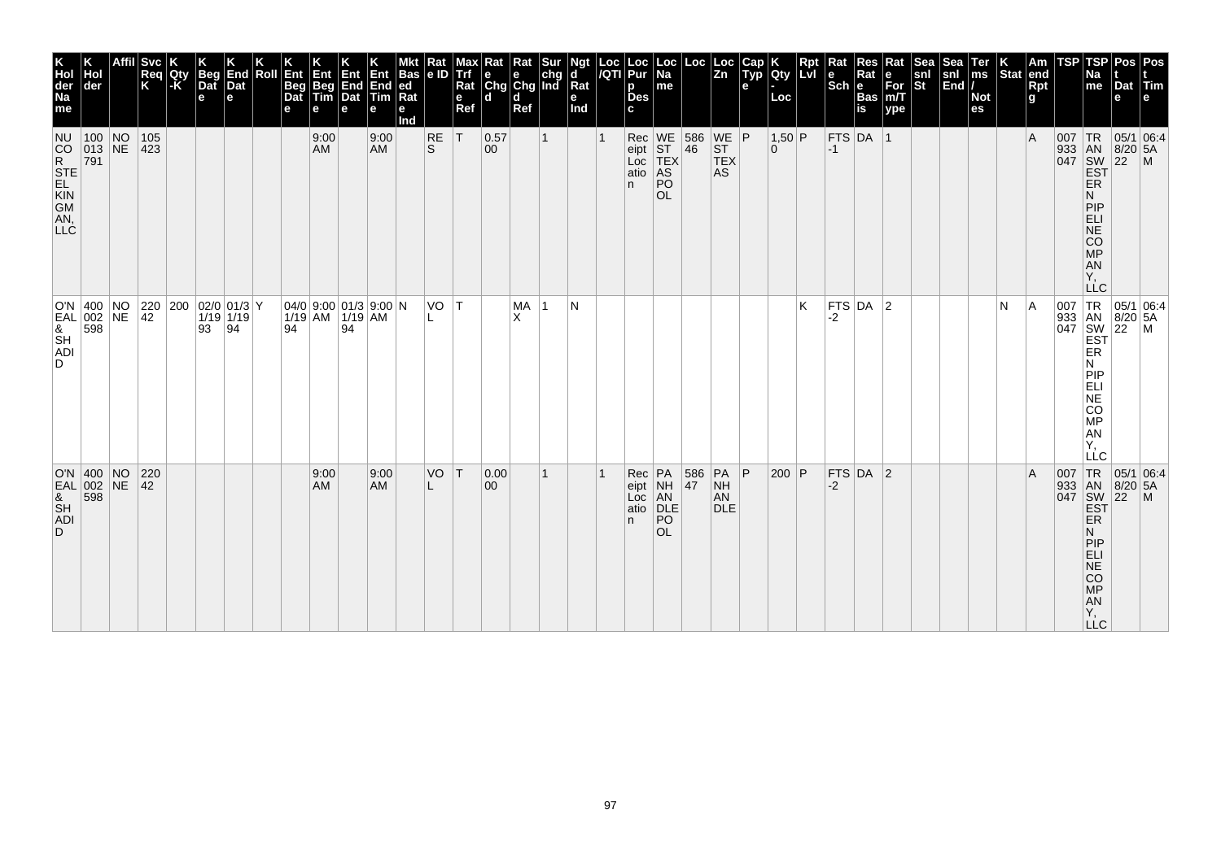| K Hol der Na me | K Hol der | Affil | Svc Req K | K Qty -K | K Beg Dat e | K End Dat e | K Roll | K Ent Beg Dat e | K Ent Beg Tim e | K Ent End Dat e | K Ent End Tim e | Mkt Bas ed Rat e Ind | Rat e ID | Max Trf Rat e Ref | Rat e Chg d | Rat e Chg d Ref | Sur chg Ind | Ngt d Rat e Ind | Loc /QTI | Loc Pur p Des c | Loc Na me | Loc | Loc Zn | Cap Typ e | K Qty - Loc | Rpt Lvl | Rat e Sch | Res Rat e Bas is | Rat e For m/T ype | Sea snl St | Sea snl End | Ter ms / Not es | K Stat | Am end Rpt g | TSP | TSP Na me | Pos t Dat e | Pos t Tim e |
|---|---|---|---|---|---|---|---|---|---|---|---|---|---|---|---|---|---|---|---|---|---|---|---|---|---|---|---|---|---|---|---|---|---|---|---|---|---|---|
| NUCOR STEEL KINGMAN, LLC | 100013791 | NONE | 105423 | | | | | | 9:00 AM | | 9:00 AM | | RES | T | 0.5700 | | 1 | | 1 | Receipt Location | WEST TEXAS POOL | 58646 | WEST TEXAS | P | 1,500 | P | FTS-1 | DA | 1 | | | | | A | 007933047 | TRANSWESTERN PIPELINE COMPANY, LLC | 05/18/2022 | 06:45AM |
| O'NEAL & SHADID | 400002598 | NONE | 22042 | 200 | 02/01/1993 | 01/31/1994 | Y | 04/01/1994 | 9:00 AM | 01/31/1994 | 9:00 AM | N | VOL | T | | MAX | 1 | N | | | | | | | | K | FTS-2 | DA | 2 | | | | N | A | 007933047 | TRANSWESTERN PIPELINE COMPANY, LLC | 05/18/2022 | 06:45AM |
| O'NEAL & SHADID | 400002598 | NONE | 22042 | | | | | | 9:00 AM | | 9:00 AM | | VOL | T | 0.0000 | | 1 | | 1 | Receipt Location | PANHANDLE POOL | 58647 | PANHANDLE | P | 200 | P | FTS-2 | DA | 2 | | | | | A | 007933047 | TRANSWESTERN PIPELINE COMPANY, LLC | 05/18/2022 | 06:45AM |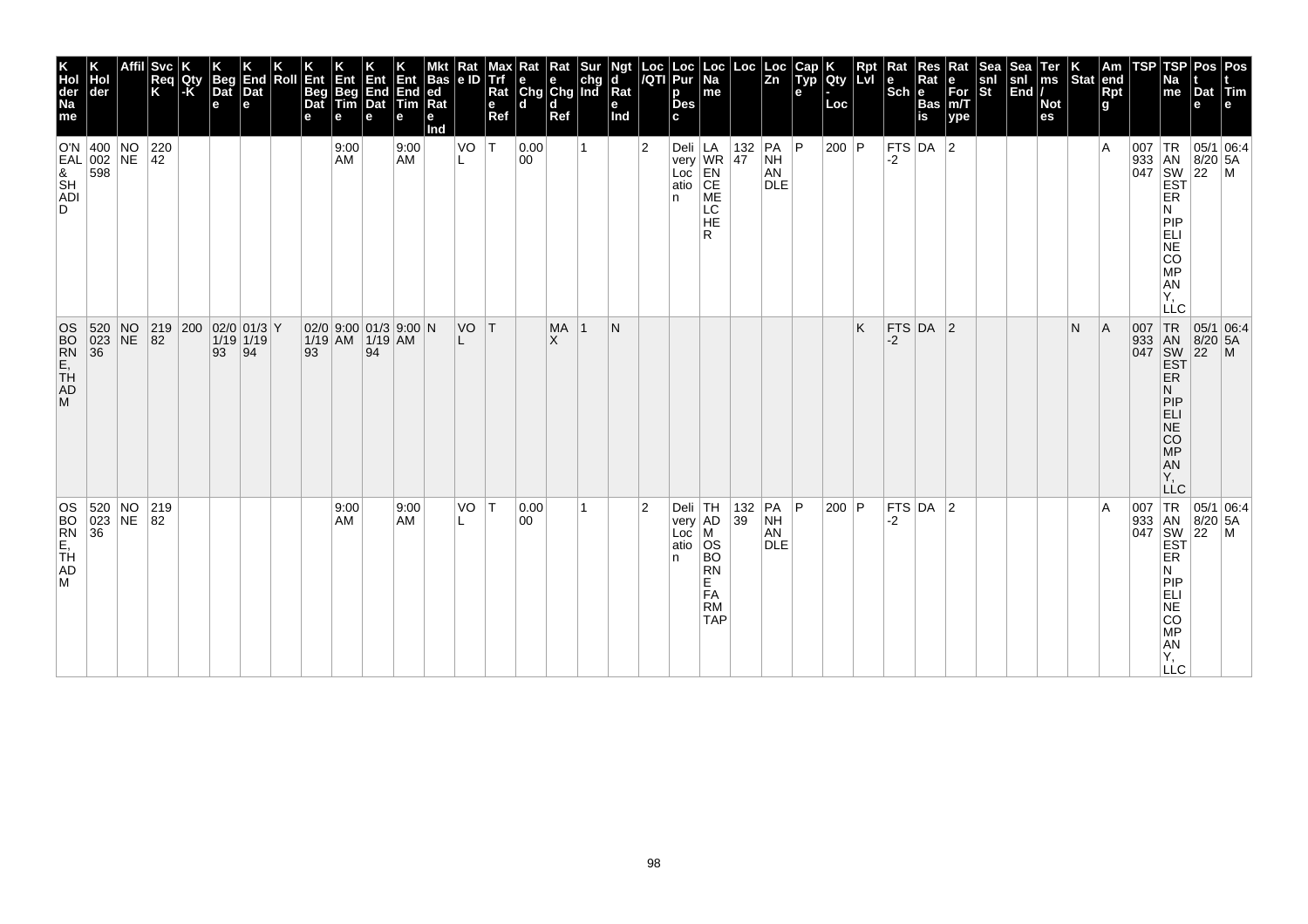| K Hol der Na me | K Hol der | Affil | Svc Req K | K Qty -K | K Beg Dat e | K End Dat e | K Roll | K Ent Beg Dat e | K Ent Beg Tim e | K Ent End Dat e | K Ent End Tim e | Mkt Bas ed Rat e Ind | Rat e ID | Max Trf Rat e Ref | Rat e Chg d | Rat e Chg d Ref | Sur chg Ind | Ngt d Rat e Ind | Loc /QTI | Loc Pur p Des c | Loc Na me | Loc | Loc Zn | Cap Typ e | K Qty - Loc | Rpt Lvl | Rat e Sch | Res Rat e Bas is | Rat e For m/T ype | Sea snl St | Sea snl End | Ter ms / Not es | K Stat | Am end Rpt g | TSP | TSP Na me | Pos t Dat e | Pos t Tim e |
|---|---|---|---|---|---|---|---|---|---|---|---|---|---|---|---|---|---|---|---|---|---|---|---|---|---|---|---|---|---|---|---|---|---|---|---|---|---|---|
| O'NEAL & SHADID | 400002598 | NONE | 22042 | | | | | | 9:00 AM | | 9:00 AM | | VOL | T | 0.0000 | | 1 | | 2 | Delivery Location | LAWRENCE MELCHER | 13247 | PANHANDLE | P | 200 | P | FTS-2 | DA | 2 | | | | | A | 007933047 | TRANSWESTERN PIPELINE COMPANY, LLC | 05/18/2022 | 06:45AM |
| OSBORNE, THADM | 52002336 | NONE | 21982 | 200 | 02/01/1993 | 01/31/1994 | Y | 02/01/1993 | 9:00 AM | 01/31/1994 | 9:00 AM | N | VOL | T | | MAX | 1 | N | | | | | | | | K | FTS-2 | DA | 2 | | | | N | A | 007933047 | TRANSWESTERN PIPELINE COMPANY, LLC | 05/18/2022 | 06:45AM |
| OSBORNE, THADM | 52002336 | NONE | 21982 | | | | | | 9:00 AM | | 9:00 AM | | VOL | T | 0.0000 | | 1 | | 2 | Delivery Location | THADM OSBORNE FARMTAP | 13239 | PANHANDLE | P | 200 | P | FTS-2 | DA | 2 | | | | | A | 007933047 | TRANSWESTERN PIPELINE COMPANY, LLC | 05/18/2022 | 06:45AM |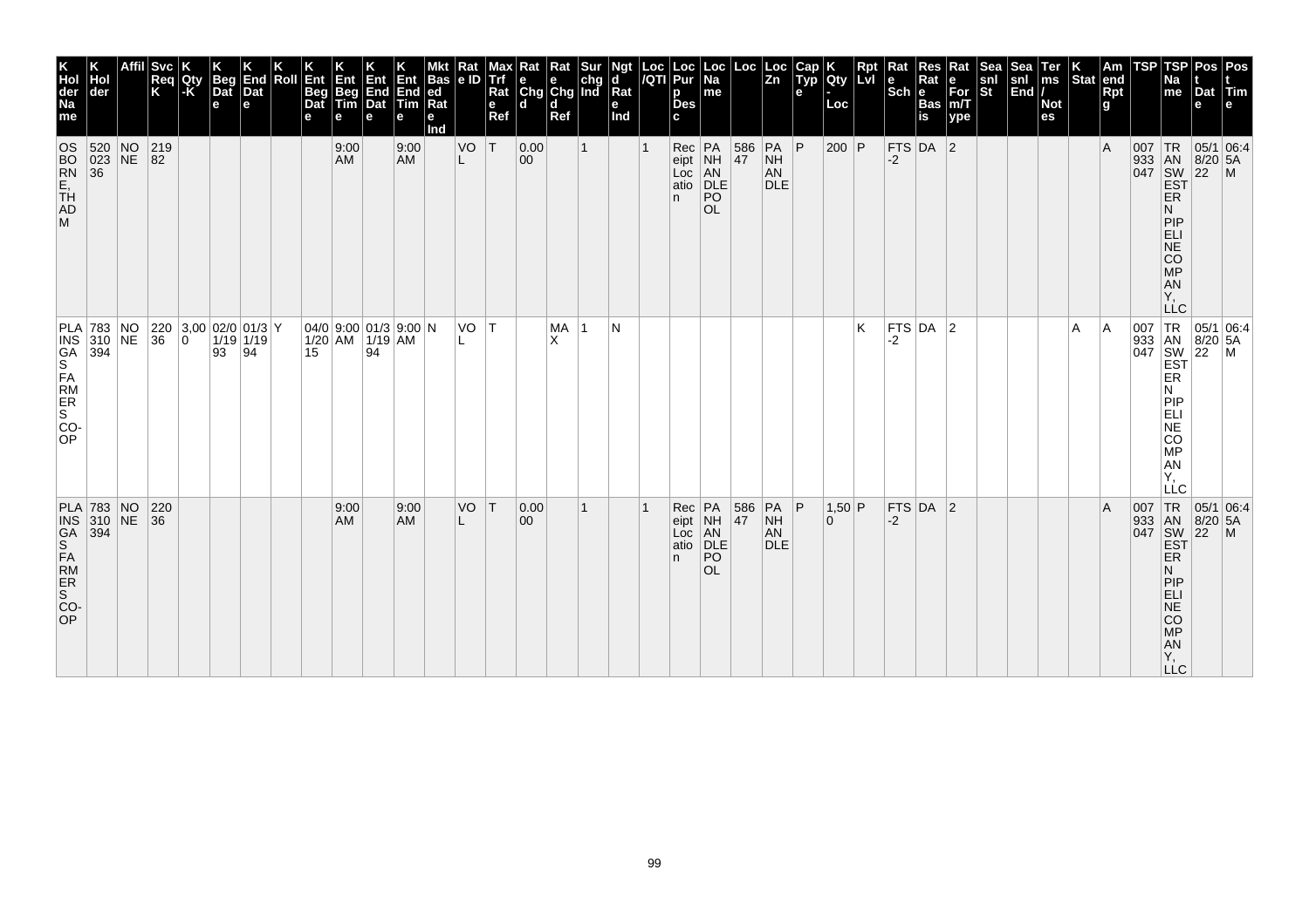| K Hol der Na me | K Hol der | Affil | Svc Req K | K Qty -K | K Beg Dat e | K End Dat e | K Roll | K Ent Beg Dat e | K Ent Beg Tim e | K Ent End Dat e | K Ent End Tim e | Mkt Bas ed Rat e Ind | Rat e ID | Max Trf Rat e Ref | Rat e Chg d | Rat e Chg d Ref | Sur chg Ind | Ngt d Rat e Ind | Loc /QTI | Loc Pur p Des c | Loc Na me | Loc | Loc Zn | Cap Typ e | K Qty - Loc | Rpt Lvl | Rat e Sch | Res Rat e Bas is | Rat e For m/T ype | Sea snl St | Sea snl End | Ter ms / Not es | K Stat | Am end Rpt g | TSP | TSP Na me | Pos t Dat e | Pos t Tim e |
|---|---|---|---|---|---|---|---|---|---|---|---|---|---|---|---|---|---|---|---|---|---|---|---|---|---|---|---|---|---|---|---|---|---|---|---|---|---|---|
| OSBORNE, THAD M | 520023 36 | NONE | 21982 | | | | | | 9:00 AM | | 9:00 AM | | VOL | T | 0.0000 | | 1 | | 1 | Receipt Location | PANHANDLE POOL | 58647 | PANHANDLE | P | 200 | P | FTS-2 | DA | 2 | | | | | A | 007933047 | TRANSWESTERN PIPELINE COMPANY, LLC | 05/18/2022 | 06:45AM |
| PLAINS GAS FARMERS CO-OP | 783310 394 | NONE | 22036 | 3,000 | 02/01/1993 | 01/31/1994 | Y | 04/01/2015 | 9:00 AM | 01/31/1994 | 9:00 AM | N | VOL | T | | MAX | 1 | N | | | | | | | | K | FTS-2 | DA | 2 | | | | A | A | 007933047 | TRANSWESTERN PIPELINE COMPANY, LLC | 05/18/2022 | 06:45AM |
| PLAINS GAS FARMERS CO-OP | 783310 394 | NONE | 22036 | | | | | | 9:00 AM | | 9:00 AM | | VOL | T | 0.0000 | | 1 | | 1 | Receipt Location | PANHANDLE POOL | 58647 | PANHANDLE | P | 1,500 | P | FTS-2 | DA | 2 | | | | | A | 007933047 | TRANSWESTERN PIPELINE COMPANY, LLC | 05/18/2022 | 06:45AM |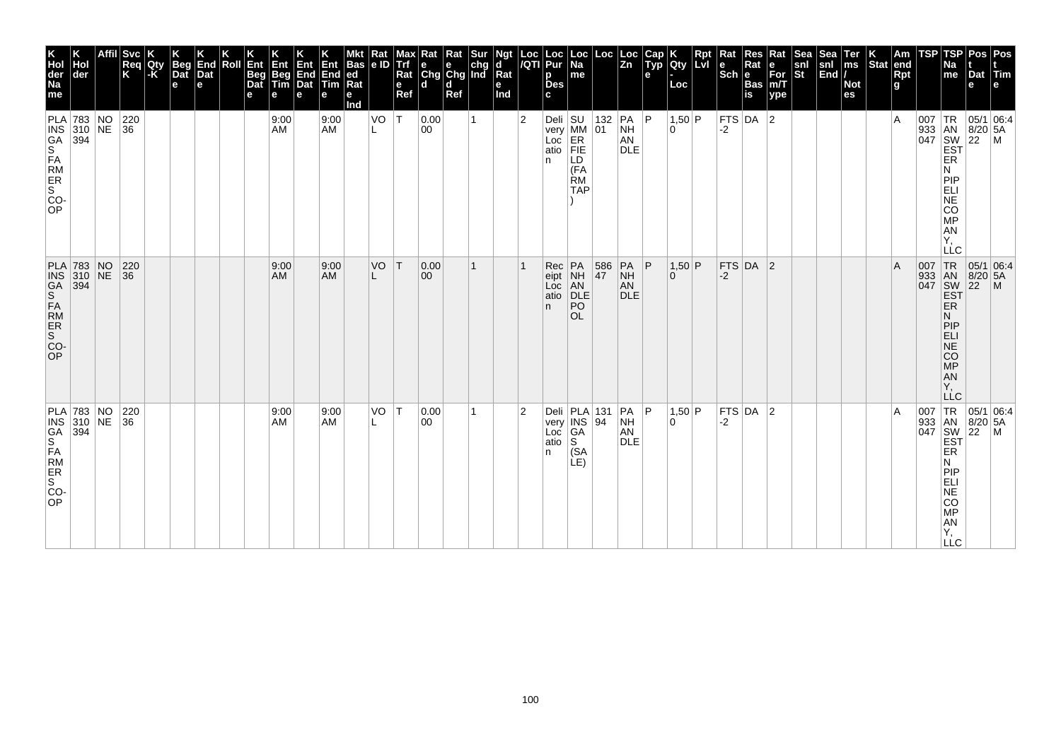| K Hol der Na me | K Hol der | Affil | Svc Req K | K Qty -K | K Beg Dat e | K End Dat e | K Roll | K Ent Beg Dat e | K Ent Beg Tim e | K Ent End Dat e | K Ent End Tim e | Mkt Bas ed Rat e Ind | Rat e ID | Max Trf Rat e Ref | Rat e Chg d | Rat e Chg d Ref | Sur chg Ind | Ngt d Rat e Ind | Loc /QTI | Loc Pur p Des c | Loc Na me | Loc | Loc Zn | Cap Typ e | K Qty - Loc | Rpt Lvl | Rat e Sch | Res Rat e Bas is | Rat e For m/T ype | Sea snl St | Sea snl End | Ter ms / Not es | K Stat | Am end Rpt g | TSP | TSP Na me | Pos t Dat e | Pos t Tim e |
|---|---|---|---|---|---|---|---|---|---|---|---|---|---|---|---|---|---|---|---|---|---|---|---|---|---|---|---|---|---|---|---|---|---|---|---|---|---|---|
| PLAINS GAS FARMERS CO-OP | 783310394 | NONE | 22036 | | | | | | 9:00 AM | | 9:00 AM | | VOL | T | 0.0000 | | 1 | | 2 | Delivery Location | SUMMERFIELD (FARMTAP) | 13201 | PANHANDLE | P | 1,500 | P | FTS-2 | DA | 2 | | | | | A | 007933047 | TRANSWESTERN PIPELINE COMPANY, LLC | 05/18/2022 | 06:45AM |
| PLAINS GAS FARMERS CO-OP | 783310394 | NONE | 22036 | | | | | | 9:00 AM | | 9:00 AM | | VOL | T | 0.0000 | | 1 | | 1 | Receipt Location | PANHANDLE POOL | 58647 | PANHANDLE | P | 1,500 | P | FTS-2 | DA | 2 | | | | | A | 007933047 | TRANSWESTERN PIPELINE COMPANY, LLC | 05/18/2022 | 06:45AM |
| PLAINS GAS FARMERS CO-OP | 783310394 | NONE | 22036 | | | | | | 9:00 AM | | 9:00 AM | | VOL | T | 0.0000 | | 1 | | 2 | Delivery Location | PLAINS GAS (SALE) | 13194 | PANHANDLE | P | 1,500 | P | FTS-2 | DA | 2 | | | | | A | 007933047 | TRANSWESTERN PIPELINE COMPANY, LLC | 05/18/2022 | 06:45AM |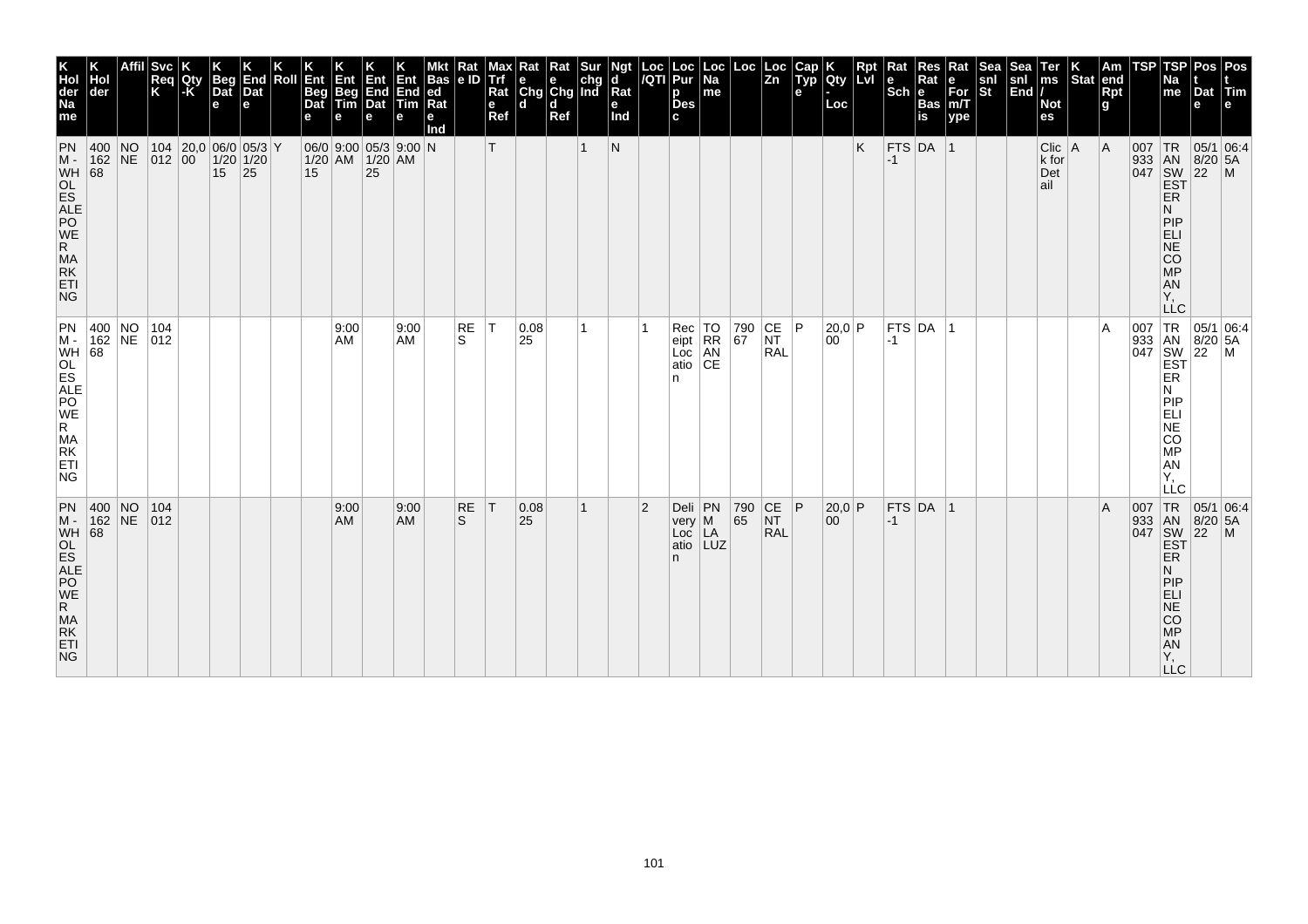| K Hol der Na me | K Hol der | Affil | Svc Req K | K Qty -K | K Beg Dat e | K End Dat e | K Roll | K Ent Beg Dat e | K Ent Beg Tim e | K Ent End Dat e | K Ent End Tim e | Mkt Bas ed Rat e Ind | Rat e ID | Max Trf Rat e Ref | Rat e Chg d | Rat e Chg d Ref | Sur chg Ind | Ngt d Rat e Ind | Loc /QTI | Loc Pur p Des c | Loc Na me | Loc | Loc Zn | Cap Typ e | K Qty - Loc | Rpt Lvl | Rat e Sch | Res Rat e Bas is | Rat e For m/T ype | Sea snl St | Sea snl End | Ter ms / Not es | K Stat | Am end Rpt g | TSP | TSP Na me | Pos t Dat e | Pos t Tim e |
|---|---|---|---|---|---|---|---|---|---|---|---|---|---|---|---|---|---|---|---|---|---|---|---|---|---|---|---|---|---|---|---|---|---|---|---|---|---|---|
| PNM - WHOLESALE POWER MARKETING | 400162 68 | NONE | 104012 | 20,000 | 06/01/2015 | 05/31/2025 | Y | 06/01/2015 | 9:00 AM | 05/31/2025 | 9:00 AM | N | | T | | | 1 | N | | | | | | | | K | FTS-1 | DA | 1 | | | Click for Detail | A | A | 007933047 | TRANSWESTERN PIPELINE COMPANY, LLC | 05/18/2022 | 06:45AM |
| PNM - WHOLESALE POWER MARKETING | 400162 68 | NONE | 104012 | | | | | | 9:00 AM | | 9:00 AM | | RES | T | 0.0825 | | 1 | | 1 | Receipt Location | TORRANCE | 79067 | CENTRAL | P | 20,000 | P | FTS-1 | DA | 1 | | | | | A | 007933047 | TRANSWESTERN PIPELINE COMPANY, LLC | 05/18/2022 | 06:45AM |
| PNM - WHOLESALE POWER MARKETING | 400162 68 | NONE | 104012 | | | | | | 9:00 AM | | 9:00 AM | | RES | T | 0.0825 | | 1 | | 2 | Delivery Location | PNM LA LUZ | 79065 | CENTRAL | P | 20,000 | P | FTS-1 | DA | 1 | | | | | A | 007933047 | TRANSWESTERN PIPELINE COMPANY, LLC | 05/18/2022 | 06:45AM |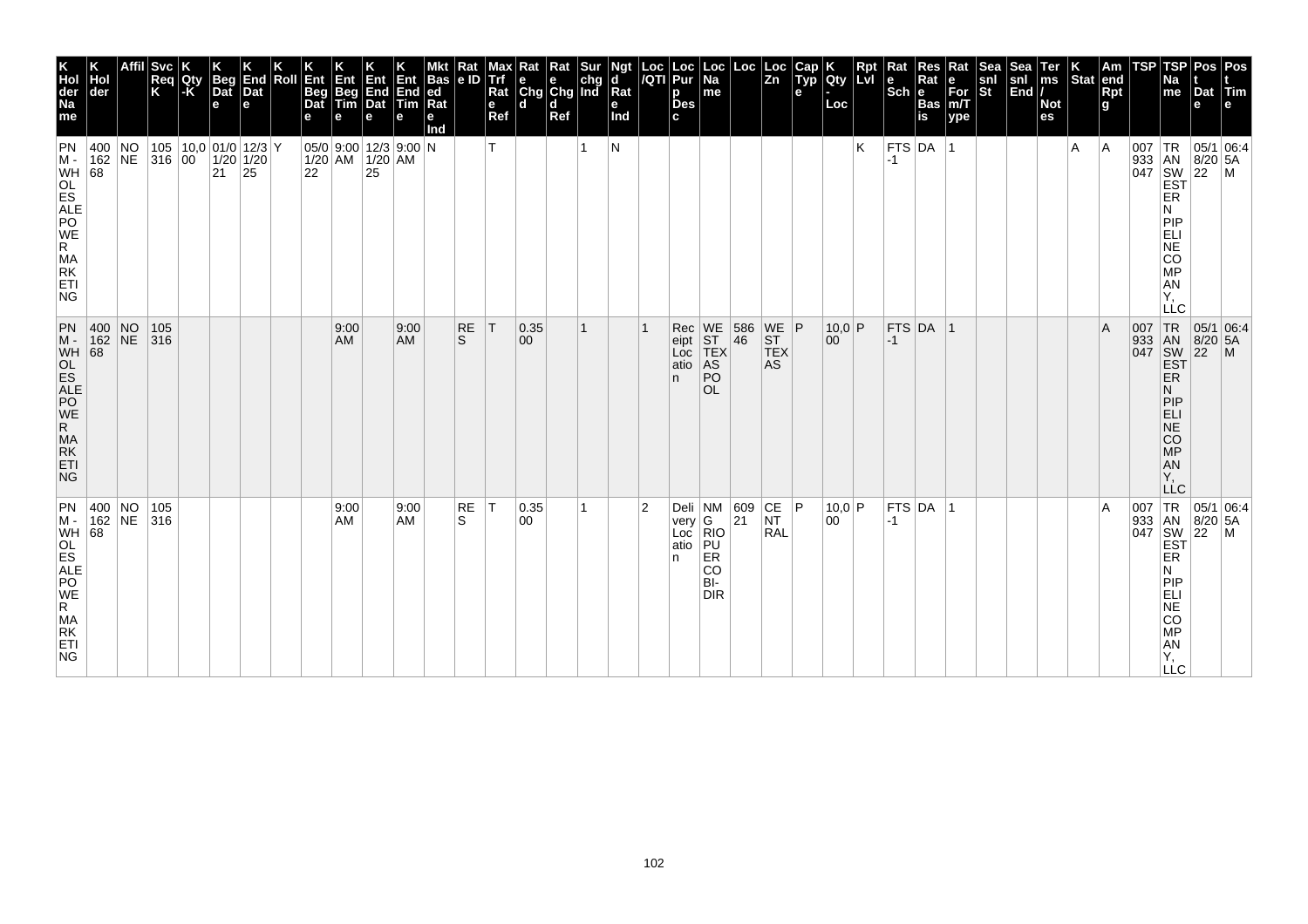| K Hol der Na me | K Hol der | Affil | Svc Req K | K Qty -K | K Beg Dat e | K End Dat e | K Roll | K Ent Beg Dat e | K Ent Beg Tim e | K Ent End Dat e | K Ent End Tim e | Mkt Bas ed Rat e Ind | Rat e ID | Max Trf Rat e Ref | Rat e Chg d | Rat e Chg d Ref | Sur chg Ind | Ngt d Rat e Ind | Loc /QTI | Loc Pur p Des c | Loc Na me | Loc | Loc Zn | Cap Typ e | K Qty - Loc | Rpt Lvl | Rat e Sch | Res Rat e Bas is | Rat e For m/T ype | Sea snl St | Sea snl End | Ter ms / Not es | K Stat | Am end Rpt g | TSP | TSP Na me | Pos t Dat e | Pos t Tim e |
|---|---|---|---|---|---|---|---|---|---|---|---|---|---|---|---|---|---|---|---|---|---|---|---|---|---|---|---|---|---|---|---|---|---|---|---|---|---|---|
| PNM - WHOLESALE POWER MARKETING | 400162 68 | NONE | 105316 | 10,000 | 01/01/2021 | 12/31/2025 | Y | 05/01/2022 | 9:00 AM | 12/31/2025 | 9:00 AM | N | | T | | | 1 | N | | | | | | | | K | FTS-1 | DA | 1 | | | | A | A | 007933047 | TRANSWESTERN PIPELINE COMPANY, LLC | 05/18/2022 | 06:45AM |
| PNM - WHOLESALE POWER MARKETING | 400162 68 | NONE | 105316 | | | | | | 9:00 AM | | 9:00 AM | | RES | T | 0.3500 | | 1 | | 1 | Receipt Location | WEST TEXAS POOL | 58646 | WEST TEXAS | P | 10,000 | P | FTS-1 | DA | 1 | | | | | A | 007933047 | TRANSWESTERN PIPELINE COMPANY, LLC | 05/18/2022 | 06:45AM |
| PNM - WHOLESALE POWER MARKETING | 400162 68 | NONE | 105316 | | | | | | 9:00 AM | | 9:00 AM | | RES | T | 0.3500 | | 1 | | 2 | Delivery Location | NMG RIO PUERCO BI-DIR | 60921 | CENTRAL | P | 10,000 | P | FTS-1 | DA | 1 | | | | | A | 007933047 | TRANSWESTERN PIPELINE COMPANY, LLC | 05/18/2022 | 06:45AM |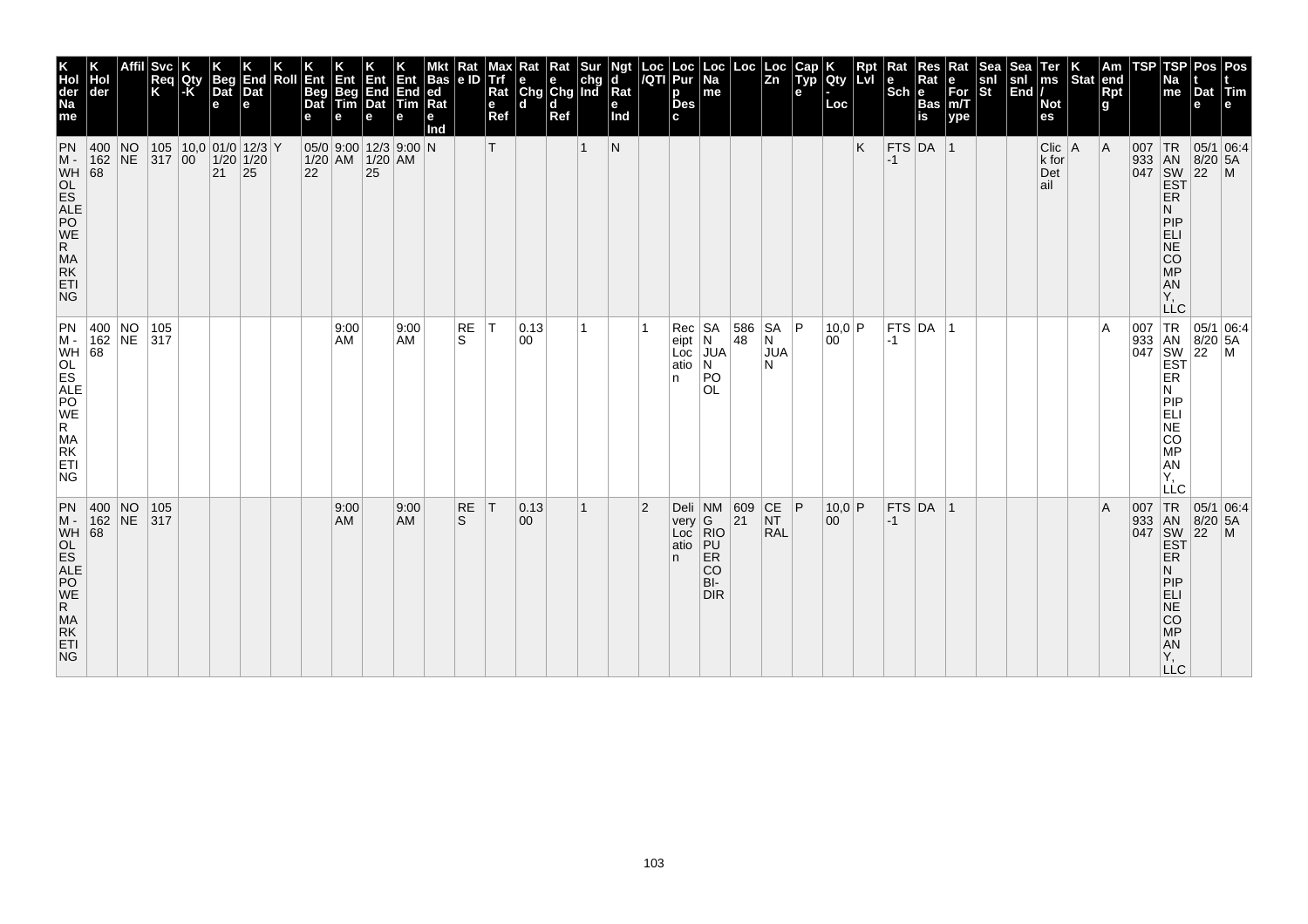| K Hol der Na me | K Hol der | Affil | Svc Req K | K Qty -K | K Beg Dat e | K End Dat e | K Roll | K Ent Beg Dat e | K Ent Beg Tim e | K Ent End Dat e | K Ent End Tim e | Mkt Bas ed Rat e Ind | Rat e ID | Max Trf Rat e Ref | Rat e Chg d | Rat e Chg d Ref | Sur chg Ind | Ngt d Rat e Ind | Loc /QTI | Loc Pur p Des c | Loc Na me | Loc | Loc Zn | Cap Typ e | K Qty - Loc | Rpt Lvl | Rat e Sch | Res Rat e Bas is | Rat e For m/T ype | Sea snl St | Sea snl End | Ter ms / Not es | K Stat | Am end Rpt g | TSP | TSP Na me | Pos t Dat e | Pos t Tim e |
|---|---|---|---|---|---|---|---|---|---|---|---|---|---|---|---|---|---|---|---|---|---|---|---|---|---|---|---|---|---|---|---|---|---|---|---|---|---|---|
| PNM - WHOLESALE POWER MARKETING | 400162 68 | NONE | 105317 | 10,000 | 01/01/2021 | 12/31/2025 | Y | 05/01/2022 | 9:00 AM | 12/31/2025 | 9:00 AM | N | | T | | | 1 | N | | | | | | | | K | FTS-1 | DA | 1 | | | Click for Detail | A | A | 007933047 | TRANSWESTERN PIPELINE COMPANY, LLC | 05/18/2022 | 06:45AM |
| PNM - WHOLESALE POWER MARKETING | 400162 68 | NONE | 105317 | | | | | | 9:00 AM | | 9:00 AM | | RES | T | 0.1300 | | 1 | | 1 | Receipt Location | SAN JUAN POOL | 58648 | SAN JUAN | P | 10,000 | P | FTS-1 | DA | 1 | | | | | A | 007933047 | TRANSWESTERN PIPELINE COMPANY, LLC | 05/18/2022 | 06:45AM |
| PNM - WHOLESALE POWER MARKETING | 400162 68 | NONE | 105317 | | | | | | 9:00 AM | | 9:00 AM | | RES | T | 0.1300 | | 1 | | 2 | Delivery Location | NMG RIO PUERCO BI-DIR | 60921 | CENTRAL | P | 10,000 | P | FTS-1 | DA | 1 | | | | | A | 007933047 | TRANSWESTERN PIPELINE COMPANY, LLC | 05/18/2022 | 06:45AM |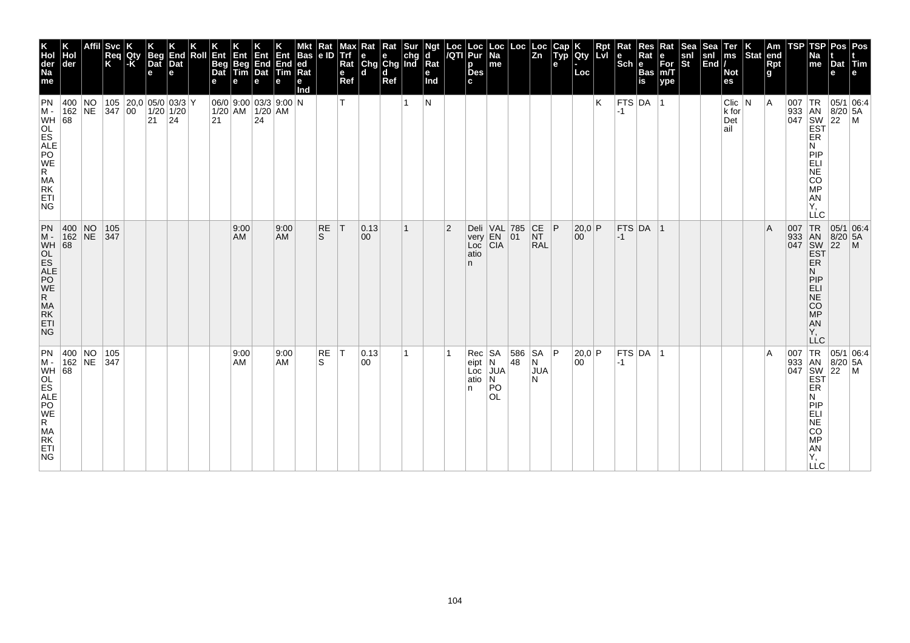| K Hol der Na me | K Hol der | Affil | Svc Req K | K Qty -K | K Beg Dat e | K End Dat e | K Roll | K Ent Beg Dat e | K Ent Beg Tim e | K Ent End Dat e | K Ent End Tim e | Mkt Bas ed Rat e Ind | Rat e ID | Max Trf Rat e Ref | Rat e Chg d | Rat e Chg d Ref | Sur chg Ind | Ngt d Rat e Ind | Loc /QTI | Loc Pur p Des c | Loc Na me | Loc | Loc Zn | Cap Typ e | K Qty - Loc | Rpt Lvl | Rat e Sch | Res Rat e Bas is | Rat e For m/T ype | Sea snl St | Sea snl End | Ter ms / Not es | K Stat | Am end Rpt g | TSP | TSP Na me | Pos t Dat e | Pos t Tim e |
|---|---|---|---|---|---|---|---|---|---|---|---|---|---|---|---|---|---|---|---|---|---|---|---|---|---|---|---|---|---|---|---|---|---|---|---|---|---|---|
| PNM - WHOLESALE POWER MARKETING | 400162 68 | NONE | 105347 | 20,000 | 05/01/2021 | 03/31/2024 | Y | 06/01/2021 | 9:00 AM | 03/31/2024 | 9:00 AM | N | | T | | | 1 | N | | | | | | | | K | FTS-1 | DA | 1 | | | Click for Detail | N | A | 007933047 | TRANSWESTERN PIPELINE COMPANY, LLC | 05/18/2022 | 06:45AM |
| PNM - WHOLESALE POWER MARKETING | 400162 68 | NONE | 105347 | | | | | | 9:00 AM | | 9:00 AM | | RES | T | 0.1300 | | 1 | | 2 | Delivery Location | VALENCIA | 78501 | CENTRAL | P | 20,000 | P | FTS-1 | DA | 1 | | | | | A | 007933047 | TRANSWESTERN PIPELINE COMPANY, LLC | 05/18/2022 | 06:45AM |
| PNM - WHOLESALE POWER MARKETING | 400162 68 | NONE | 105347 | | | | | | 9:00 AM | | 9:00 AM | | RES | T | 0.1300 | | 1 | | 1 | Receipt Location | SAN JUAN POOL | 58648 | SAN JUAN | P | 20,000 | P | FTS-1 | DA | 1 | | | | | A | 007933047 | TRANSWESTERN PIPELINE COMPANY, LLC | 05/18/2022 | 06:45AM |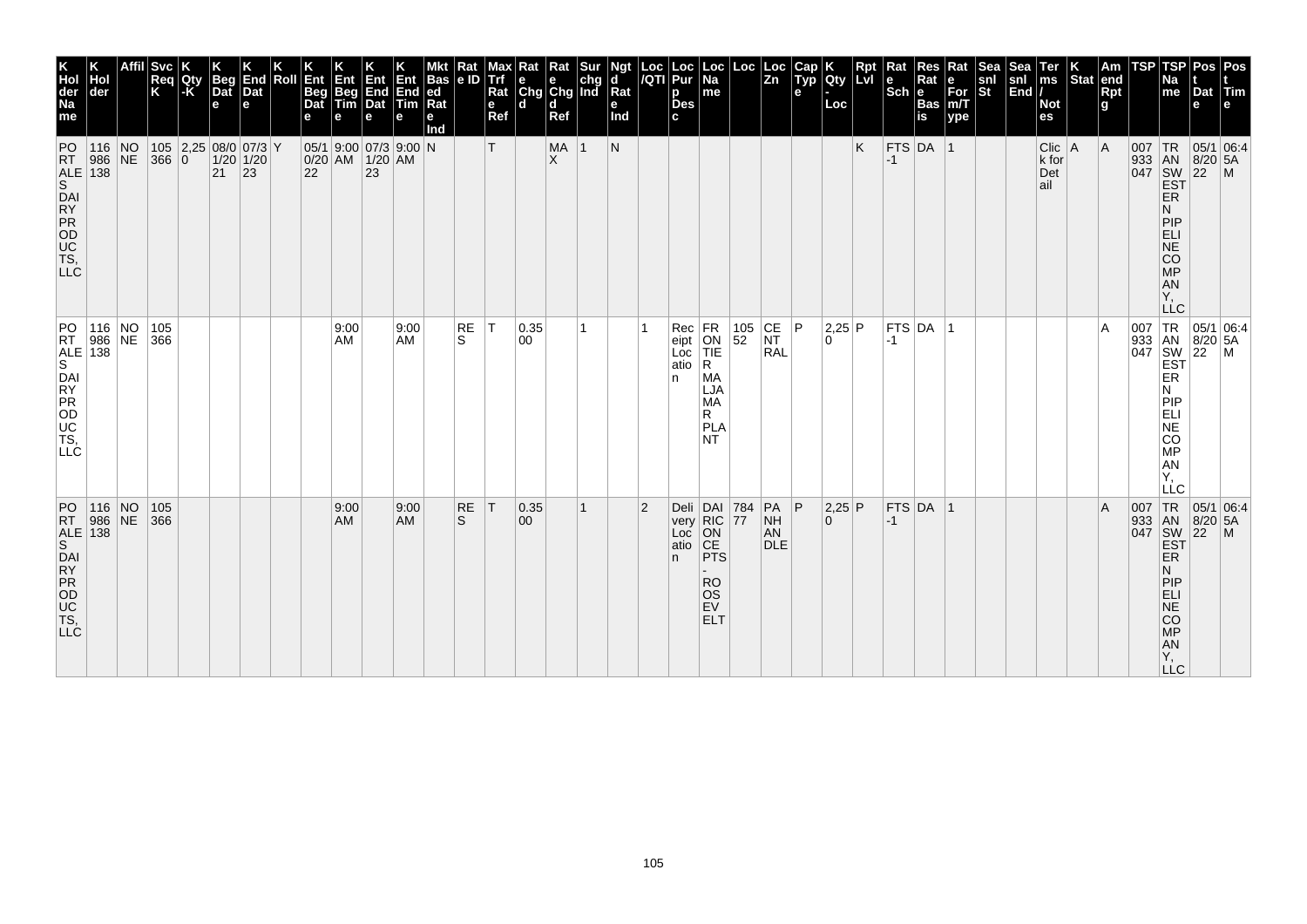| K Hol der Na me | K Hol der | Affil | Svc Req K | K Qty -K | K Beg Dat e | K End Dat e | K Roll | K Ent Beg Dat e | K Ent Beg Tim e | K Ent End Dat e | K Ent End Tim e | Mkt Bas ed Rat e Ind | Rat e ID | Max Trf Rat e Ref | Rat e Chg d | Rat e Chg d Ref | Sur chg Ind | Ngt d Rat e Ind | Loc /QTI | Loc Pur p Des c | Loc Na me | Loc | Loc Zn | Cap Typ e | K Qty - Loc | Rpt Lvl | Rat e Sch | Res Rat e Bas is | Rat e For m/T ype | Sea snl St | Sea snl End | Ter ms / Not es | K Stat | Am end Rpt g | TSP | TSP Na me | Pos t Dat e | Pos t Tim e |
|---|---|---|---|---|---|---|---|---|---|---|---|---|---|---|---|---|---|---|---|---|---|---|---|---|---|---|---|---|---|---|---|---|---|---|---|---|---|---|
| PORTALES DAIRY PRODUCTS, LLC | 116986138 | NONE | 105366 | 2,250 | 08/01/2021 | 07/31/2023 | Y | 05/10/2022 | 9:00 AM | 07/31/2023 | 9:00 AM | N | | T | | MAX | 1 | N | | | | | | | | K | FTS-1 | DA | 1 | | | Click for Detail | A | A | 007933047 | TRANSWESTERN PIPELINE COMPANY, LLC | 05/18/2022 | 06:45AM |
| PORTALES DAIRY PRODUCTS, LLC | 116986138 | NONE | 105366 | | | | | | 9:00 AM | | 9:00 AM | | RES | T | 0.3500 | | 1 | | 1 | Receipt Location | FRONTIER MALJAMAR PLANT | 10552 | CENTRAL | P | 2,250 | P | FTS-1 | DA | 1 | | | | | A | 007933047 | TRANSWESTERN PIPELINE COMPANY, LLC | 05/18/2022 | 06:45AM |
| PORTALES DAIRY PRODUCTS, LLC | 116986138 | NONE | 105366 | | | | | | 9:00 AM | | 9:00 AM | | RES | T | 0.3500 | | 1 | | 2 | Delivery Location | DAIRICONCEPTS - ROOSEVELT | 78477 | PANHANDLE | P | 2,250 | P | FTS-1 | DA | 1 | | | | | A | 007933047 | TRANSWESTERN PIPELINE COMPANY, LLC | 05/18/2022 | 06:45AM |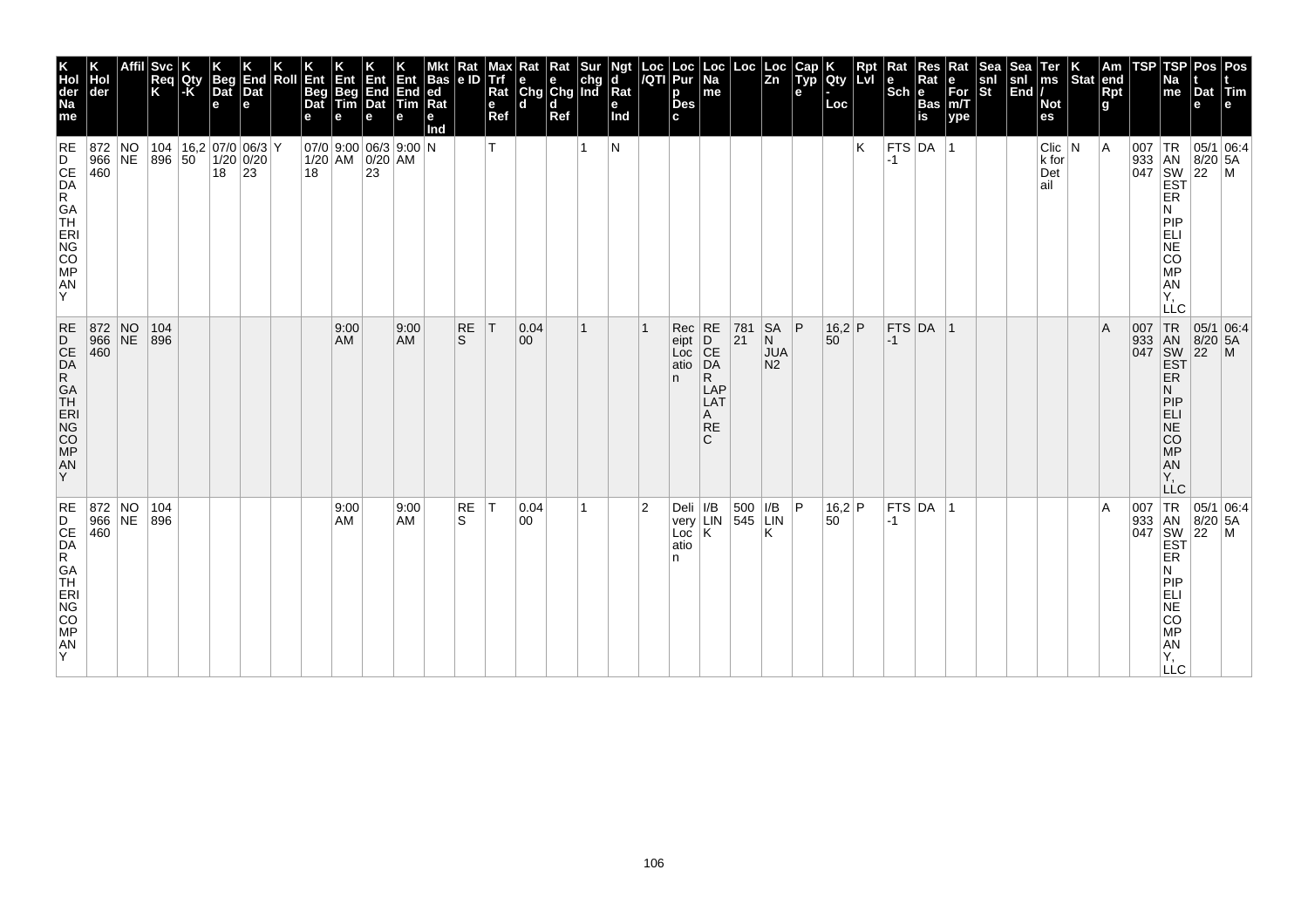| K Hol der Na me | K Hol der | Affil | Svc Req K | K Qty -K | K Beg Dat e | K End Dat e | K Roll | K Ent Beg Dat e | K Ent Beg Tim e | K Ent End Dat e | K Ent End Tim e | Mkt Bas ed Rat e Ind | Rat e ID | Max Trf Rat e Ref | Rat e Chg d | Rat e Chg d Ref | Sur chg Ind | Ngt d Rat e Ind | Loc /QTI | Loc Pur p Des c | Loc Na me | Loc | Loc Zn | Cap Typ e | K Qty - Loc | Rpt Lvl | Rat e Sch | Res Rat e Bas is | Rat e For m/T ype | Sea snl St | Sea snl End | Ter ms / Not es | K Stat | Am end Rpt g | TSP | TSP Na me | Pos t Dat e | Pos t Tim e |
|---|---|---|---|---|---|---|---|---|---|---|---|---|---|---|---|---|---|---|---|---|---|---|---|---|---|---|---|---|---|---|---|---|---|---|---|---|---|---|
| RED CEDAR GATHERING COMPANY | 872966460 | NONE | 104896 | 16,250 | 07/01/2018 | 06/30/2023 | Y | 07/01/2018 | 9:00 AM | 06/30/2023 | 9:00 AM | N | | T | | | 1 | N | | | | | | | | K | FTS-1 | DA | 1 | | | Click for Detail | N | A | 007933047 | TRANSWESTERN PIPELINE COMPANY, LLC | 05/18/2022 | 06:45AM |
| RED CEDAR GATHERING COMPANY | 872966460 | NONE | 104896 | | | | | | 9:00 AM | | 9:00 AM | | RES | T | 0.0400 | | 1 | | 1 | Receipt Location | RED CEDAR LAPLATA REC | 78121 | SAN JUAN2 | P | 16,250 | P | FTS-1 | DA | 1 | | | | | A | 007933047 | TRANSWESTERN PIPELINE COMPANY, LLC | 05/18/2022 | 06:45AM |
| RED CEDAR GATHERING COMPANY | 872966460 | NONE | 104896 | | | | | | 9:00 AM | | 9:00 AM | | RES | T | 0.0400 | | 1 | | 2 | Delivery Location | I/B LINK | 500545 | I/B LINK | P | 16,250 | P | FTS-1 | DA | 1 | | | | | A | 007933047 | TRANSWESTERN PIPELINE COMPANY, LLC | 05/18/2022 | 06:45AM |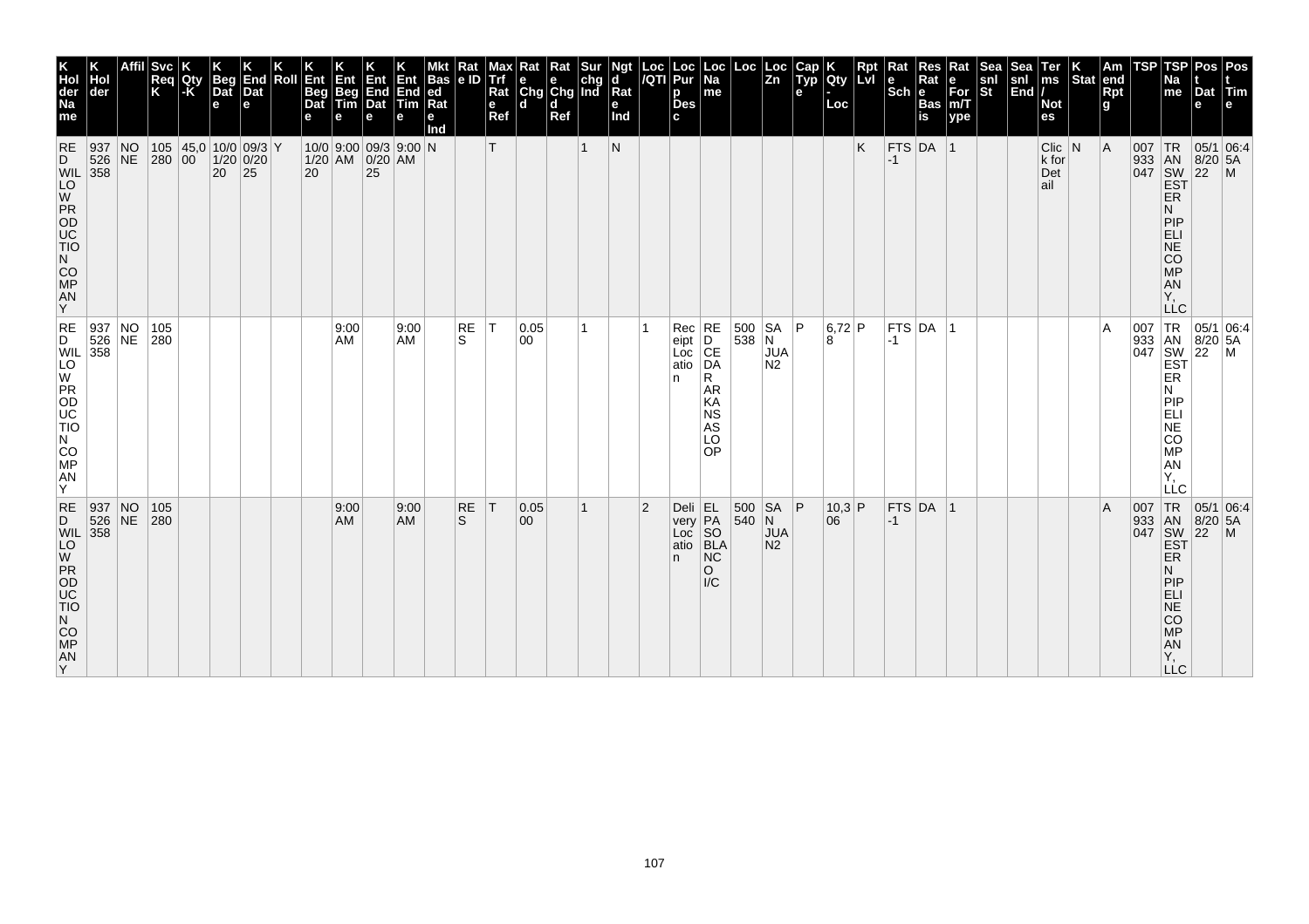| K Holder Name | K Holder | Affil | Svc Req K | K Qty-K | K Beg Date | K End Date | K Roll | K Ent Beg Date | K Ent Beg Time | K Ent End Date | K Ent End Time | Mkt Based Rate Ind | Rate ID | Max Trf Rate Ref | Rate Chgd | Rate Chgd Ref | Surchg Ind | Ngtd Rate Ind | Loc/QTI | Loc Purp Desc | Loc Name | Loc | Loc Zn | Cap Type | K Qty-Loc | Rpt Lvl | Rate Sch | Res Rate Basis | Rate Form/Type | Seasnl St | Seasnl End | Terms/Notes | K Stat | Amend Rptg | TSP | TSP Name | Post Date | Post Time |
|---|---|---|---|---|---|---|---|---|---|---|---|---|---|---|---|---|---|---|---|---|---|---|---|---|---|---|---|---|---|---|---|---|---|---|---|---|---|---|
| RED WILLOW PRODUCTION COMPANY | 937526358 | NONE | 105280 | 45,000 | 10/01/2020 | 09/30/2025 | Y | 10/01/2020 | 9:00 AM | 09/30/2025 | 9:00 AM | N | | T | | | 1 | N | | | | | | | | K | FTS-1 | DA | 1 | | | Click for Detail | N | A | 007933047 | TRANSWESTERN PIPELINE COMPANY, LLC | 05/18/2022 | 06:45AM |
| RED WILLOW PRODUCTION COMPANY | 937526358 | NONE | 105280 | | | | | | 9:00 AM | | 9:00 AM | | RES | T | 0.0500 | | 1 | | 1 | Receipt Location | RED CEDAR ARKANSAS LOOP | 500538 | SAN JUAN2 | P | 6,728 | P | FTS-1 | DA | 1 | | | | | A | 007933047 | TRANSWESTERN PIPELINE COMPANY, LLC | 05/18/2022 | 06:45AM |
| RED WILLOW PRODUCTION COMPANY | 937526358 | NONE | 105280 | | | | | | 9:00 AM | | 9:00 AM | | RES | T | 0.0500 | | 1 | | 2 | Delivery Location | EL PASO BLANCO I/C | 500540 | SAN JUAN2 | P | 10,306 | P | FTS-1 | DA | 1 | | | | | A | 007933047 | TRANSWESTERN PIPELINE COMPANY, LLC | 05/18/2022 | 06:45AM |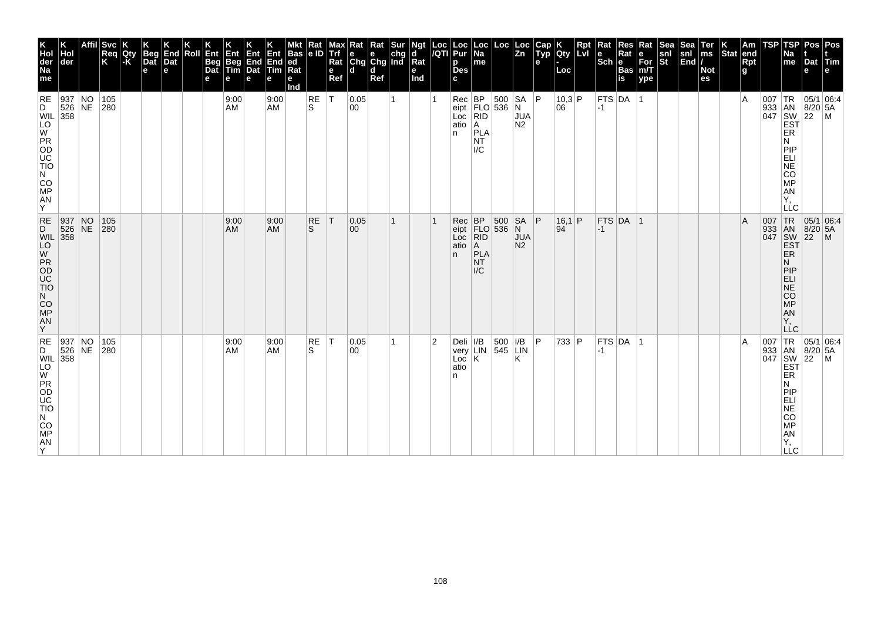| K Hol der Na me | K Hol der | Affil | Svc Req K | K Qty -K | K Beg Dat e | K End Dat e | K Roll | K Ent Beg Dat e | K Ent Beg Tim e | K Ent End Dat e | K Ent End Tim e | Mkt Bas ed Rat e Ind | Rat e ID | Max Trf Rat e Ref | Rat e Chg d | Rat e Chg d Ref | Sur chg Ind | Ngt d Rat e Ind | Loc /QTI | Loc Pur p Des c | Loc Na me | Loc | Loc Zn | Cap Typ e | K Qty - Loc | Rpt Lvl | Rat e Sch | Res Rat e Bas is | Rat e For m/T ype | Sea snl St | Sea snl End | Ter ms / Not es | K Stat | Am end Rpt g | TSP | TSP Na me | Pos t Dat e | Pos t Tim e |
|---|---|---|---|---|---|---|---|---|---|---|---|---|---|---|---|---|---|---|---|---|---|---|---|---|---|---|---|---|---|---|---|---|---|---|---|---|---|---|
| RED WILLOW PRODUCTION COMPANY | 937526358 | NONE | 105280 | | | | | | 9:00 AM | | 9:00 AM | | RES | T | 0.0500 | | 1 | | 1 | Receipt Location | BP FLORIDA PLANT I/C | 500536 | SAN JUAN2 | P | 10,306 | P | FTS-1 | DA | 1 | | | | | A | 007933047 | TRANSWESTERN PIPELINE COMPANY, LLC | 05/18/2022 | 06:45AM |
| RED WILLOW PRODUCTION COMPANY | 937526358 | NONE | 105280 | | | | | | 9:00 AM | | 9:00 AM | | RES | T | 0.0500 | | 1 | | 1 | Receipt Location | BP FLORIDA PLANT I/C | 500536 | SAN JUAN2 | P | 16,194 | P | FTS-1 | DA | 1 | | | | | A | 007933047 | TRANSWESTERN PIPELINE COMPANY, LLC | 05/18/2022 | 06:45AM |
| RED WILLOW PRODUCTION COMPANY | 937526358 | NONE | 105280 | | | | | | 9:00 AM | | 9:00 AM | | RES | T | 0.0500 | | 1 | | 2 | Delivery Location | I/B LINK | 500545 | I/B LINK | P | 733 | P | FTS-1 | DA | 1 | | | | | A | 007933047 | TRANSWESTERN PIPELINE COMPANY, LLC | 05/18/2022 | 06:45AM |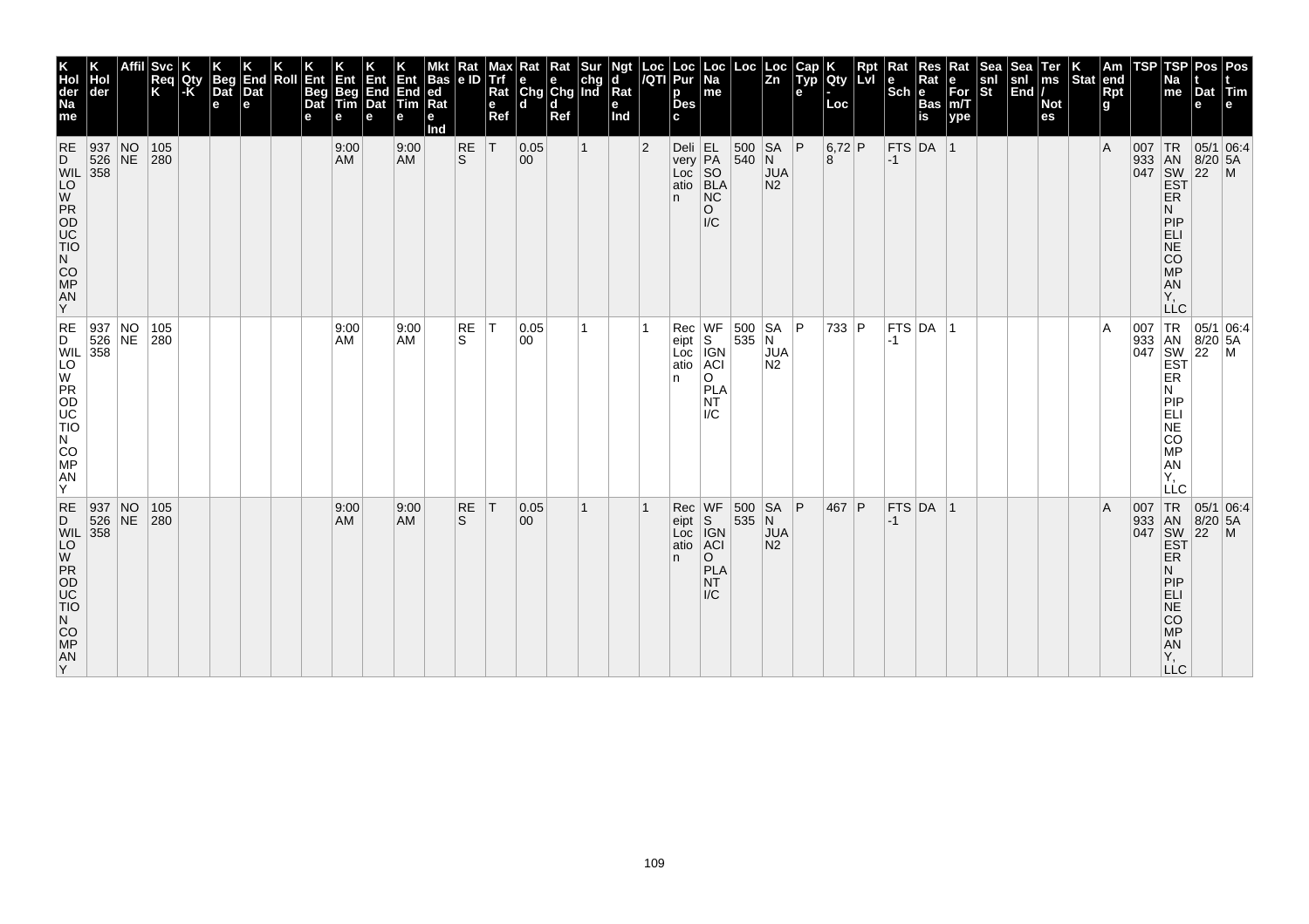| K Hol der Na me | K Hol der | Affil | Svc Req K | K Qty -K | K Beg Dat e | K End Dat e | K Roll | K Ent Beg Dat e | K Ent Beg Tim e | K Ent End Dat e | K Ent End Tim e | Mkt Bas ed Rat e Ind | Rat e ID | Max Trf Rat e Ref | Rat e Chg d | Rat e Chg d Ref | Sur chg Ind | Ngt d Rat e Ind | Loc /QTI | Loc Pur p Des c | Loc Na me | Loc | Loc Zn | Cap Typ e | K Qty - Loc | Rpt Lvl | Rat e Sch | Res Rat e Bas is | Rat e For m/T ype | Sea snl St | Sea snl End | Ter ms / Not es | K Stat | Am end Rpt g | TSP | TSP Na me | Pos t Dat e | Pos t Tim e |
|---|---|---|---|---|---|---|---|---|---|---|---|---|---|---|---|---|---|---|---|---|---|---|---|---|---|---|---|---|---|---|---|---|---|---|---|---|---|---|
| RED WILLOW PRODUCTION COMPANY | 937526358 | NONE | 105280 | | | | | | 9:00 AM | | 9:00 AM | | RES | T | 0.0500 | | 1 | | 2 | Delivery Location | EL PASO BLANCO I/C | 500540 | SAN JUAN2 | P | 6,728 | P | FTS-1 | DA | 1 | | | | | A | 007933047 | TRANSWESTERN PIPELINE COMPANY, LLC | 05/18/2022 | 06:45AM |
| RED WILLOW PRODUCTION COMPANY | 937526358 | NONE | 105280 | | | | | | 9:00 AM | | 9:00 AM | | RES | T | 0.0500 | | 1 | | 1 | Receipt Location | WFS IGNACIO PLANT I/C | 500535 | SAN JUAN2 | P | 733 | P | FTS-1 | DA | 1 | | | | | A | 007933047 | TRANSWESTERN PIPELINE COMPANY, LLC | 05/18/2022 | 06:45AM |
| RED WILLOW PRODUCTION COMPANY | 937526358 | NONE | 105280 | | | | | | 9:00 AM | | 9:00 AM | | RES | T | 0.0500 | | 1 | | 1 | Receipt Location | WFS IGNACIO PLANT I/C | 500535 | SAN JUAN2 | P | 467 | P | FTS-1 | DA | 1 | | | | | A | 007933047 | TRANSWESTERN PIPELINE COMPANY, LLC | 05/18/2022 | 06:45AM |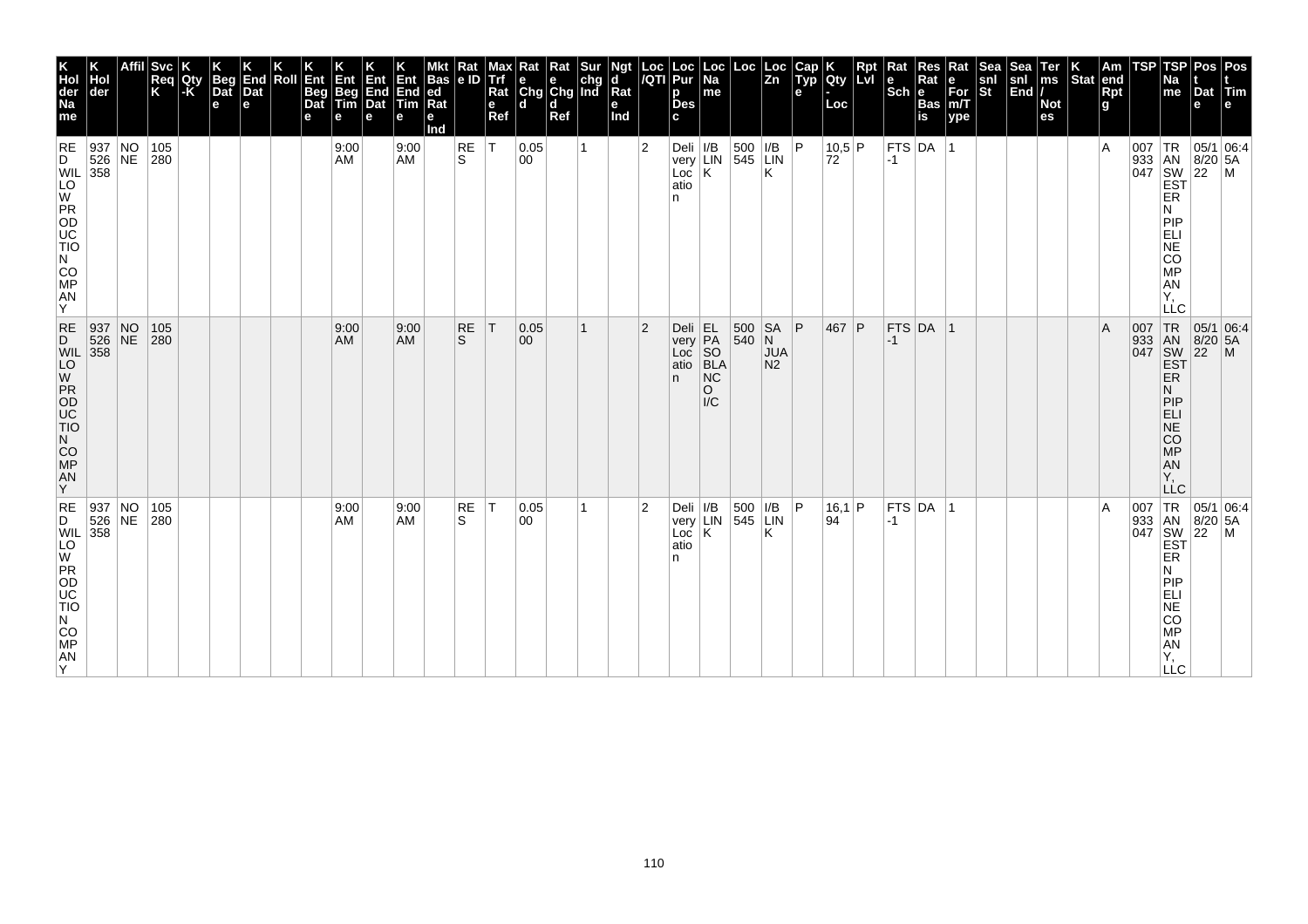| K Hol der Na me | K Hol der | Affil | Svc Req K | K Qty -K | K Beg Dat e | K End Dat e | K Roll | K Ent Beg Dat e | K Ent Beg Tim e | K Ent End Dat e | K Ent End Tim e | Mkt Bas ed Rat e Ind | Rat e ID | Max Trf Rat e Ref | Rat e Chg d | Rat e Chg d Ref | Sur chg Ind | Ngt d Rat e Ind | Loc /QTI | Loc Pur p Des c | Loc Na me | Loc | Loc Zn | Cap Typ e | K Qty - Loc | Rpt Lvl | Rat e Sch | Res Rat e Bas is | Rat e For m/T ype | Sea snl St | Sea snl End | Ter ms / Not es | K Stat | Am end Rpt g | TSP | TSP Na me | Pos t Dat e | Pos t Tim e |
|---|---|---|---|---|---|---|---|---|---|---|---|---|---|---|---|---|---|---|---|---|---|---|---|---|---|---|---|---|---|---|---|---|---|---|---|---|---|---|
| RED WILLOW PRODUCTION COMPANY | 937526358 | NONE | 105280 | | | | | | 9:00 AM | | 9:00 AM | | RES | T | 0.0500 | | 1 | | 2 | Delivery Location | I/B LINK | 500545 | I/B LINK | P | 10,572 | P | FTS-1 | DA | 1 | | | | | A | 007933047 | TRANSWESTERN PIPELINE COMPANY, LLC | 05/18/2022 | 06:45AM |
| RED WILLOW PRODUCTION COMPANY | 937526358 | NONE | 105280 | | | | | | 9:00 AM | | 9:00 AM | | RES | T | 0.0500 | | 1 | | 2 | Delivery Location | EL PASO BLANCO I/C | 500540 | SAN JUAN2 | P | 467 | P | FTS-1 | DA | 1 | | | | | A | 007933047 | TRANSWESTERN PIPELINE COMPANY, LLC | 05/18/2022 | 06:45AM |
| RED WILLOW PRODUCTION COMPANY | 937526358 | NONE | 105280 | | | | | | 9:00 AM | | 9:00 AM | | RES | T | 0.0500 | | 1 | | 2 | Delivery Location | I/B LINK | 500545 | I/B LINK | P | 16,194 | P | FTS-1 | DA | 1 | | | | | A | 007933047 | TRANSWESTERN PIPELINE COMPANY, LLC | 05/18/2022 | 06:45AM |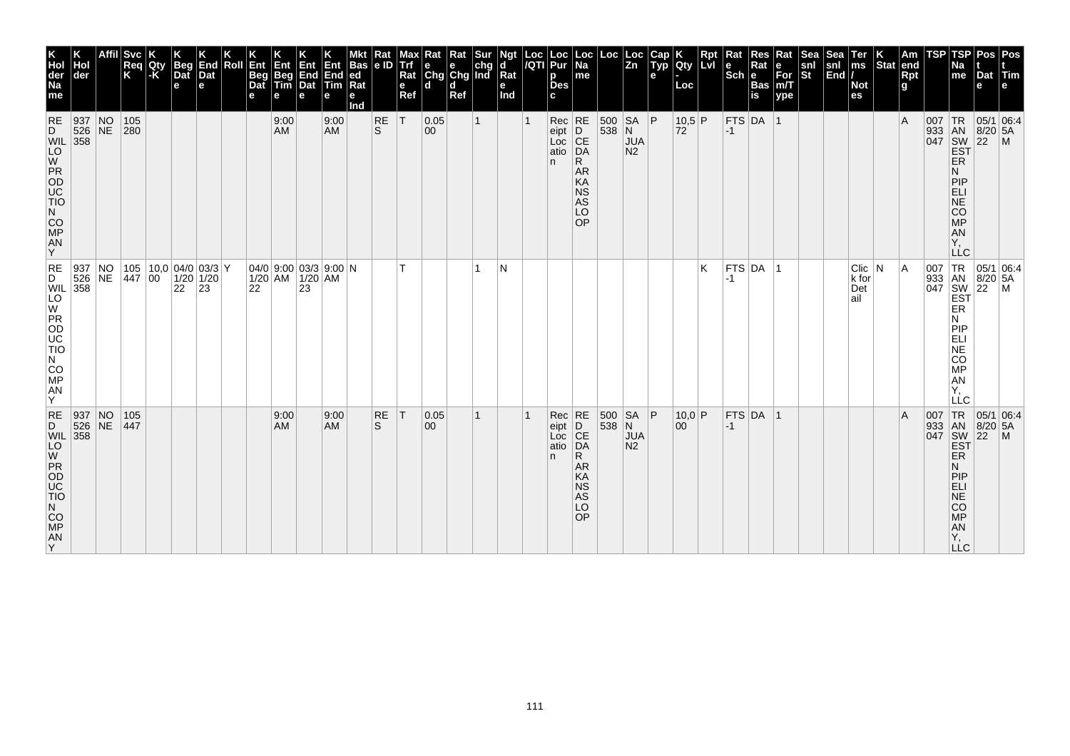| K Hol der Na me | K Hol der | Affil | Svc Req K | K Qty -K | K Beg Dat e | K End Dat e | K Roll | K Ent Beg Dat e | K Ent Beg Tim e | K Ent End Dat e | K Ent End Tim e | Mkt Bas ed Rat e Ind | Rat e ID | Max Trf Rat e Ref | Rat e Chg d | Rat e Chg d Ref | Sur chg Ind | Ngt d Rat e Ind | Loc /QTI | Loc Pur p Des c | Loc Na me | Loc | Loc Zn | Cap Typ e | K Qty - Loc | Rpt Lvl | Rat e Sch | Res Rat e Bas is | Rat e For m/T ype | Sea snl St | Sea snl End | Ter ms / Not es | K Stat | Am end Rpt g | TSP | TSP Na me | Pos t Dat e | Pos t Tim e |
|---|---|---|---|---|---|---|---|---|---|---|---|---|---|---|---|---|---|---|---|---|---|---|---|---|---|---|---|---|---|---|---|---|---|---|---|---|---|---|
| RED WILLOW PRODUCTION COMPANY | 937526358 | NONE | 105280 | | | | | | 9:00 AM | | 9:00 AM | | RES | T | 0.0500 | | 1 | | 1 | Receipt Location | RED CEDAR ARKANSAS LOOP | 500538 | SAN JUAN N2 | P | 10,572 | P | FTS-1 | DA | 1 | | | | | A | 007933047 | TRANSWESTERN PIPELINE COMPANY, LLC | 05/18/2022 | 06:45AM |
| RED WILLOW PRODUCTION COMPANY | 937526358 | NONE | 105447 | 10,000 | 04/01/2022 | 03/31/2023 | Y | 04/01/2022 | 9:00 AM | 03/31/2023 | 9:00 AM | N | | T | | | 1 | N | | | | | | | | K | FTS-1 | DA | 1 | | | Click for Detail | N | A | 007933047 | TRANSWESTERN PIPELINE COMPANY, LLC | 05/18/2022 | 06:45AM |
| RED WILLOW PRODUCTION COMPANY | 937526358 | NONE | 105447 | | | | | | 9:00 AM | | 9:00 AM | | RES | T | 0.0500 | | 1 | | 1 | Receipt Location | RED CEDAR ARKANSAS LOOP | 500538 | SAN JUAN N2 | P | 10,000 | P | FTS-1 | DA | 1 | | | | | A | 007933047 | TRANSWESTERN PIPELINE COMPANY, LLC | 05/18/2022 | 06:45AM |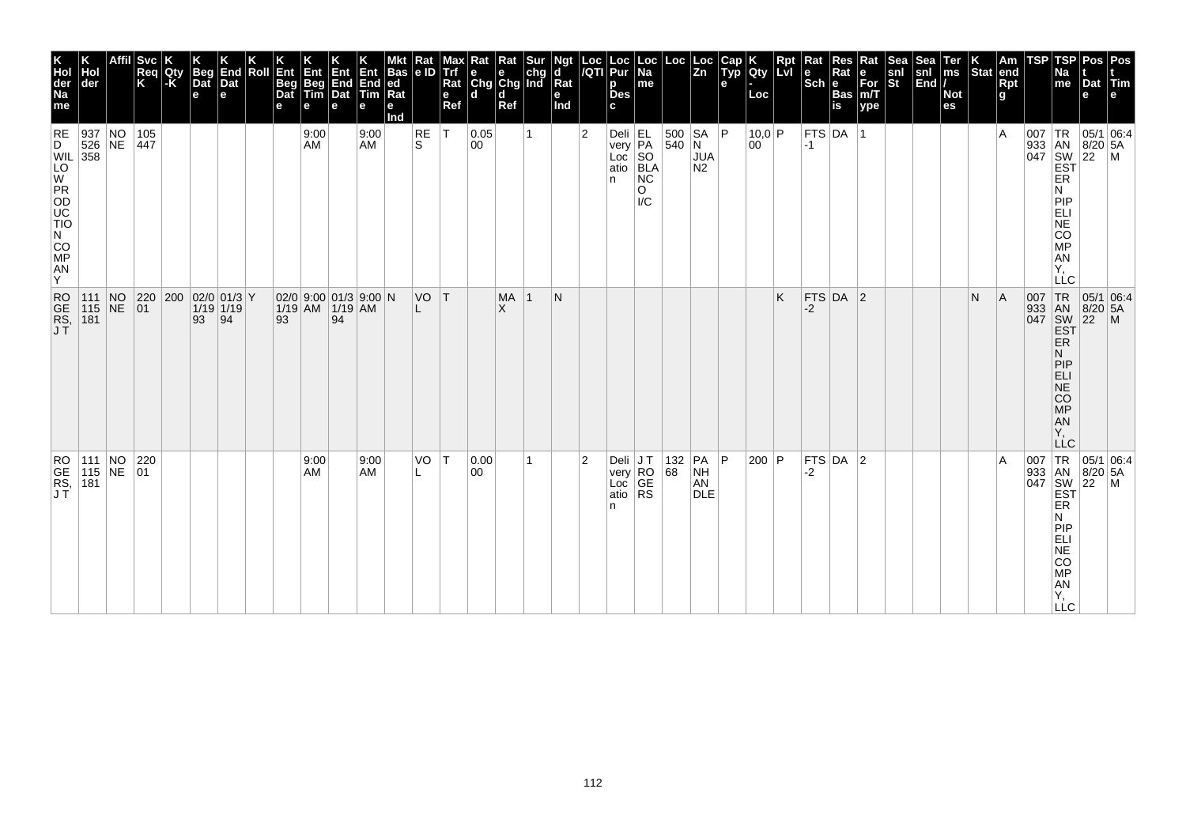| K Hol der Na me | K Hol der | Affil | Svc Req K | K Qty -K | K Beg Dat e | K End Dat e | K Roll | K Ent Beg Dat e | K Ent Beg Tim e | K Ent End Dat e | K Ent End Tim e | Mkt Bas ed Rat e Ind | Rat e ID | Max Trf Rat e Ref | Rat e Chg d | Rat e Chg d Ref | Sur chg Ind | Ngt d Rat e Ind | Loc /QTI | Loc Pur p Des c | Loc Na me | Loc | Loc Zn | Cap Typ e | K Qty - Loc | Rpt Lvl | Rat e Sch | Res Rat e Bas is | Rat e For m/T ype | Sea snl St | Sea snl End | Ter ms / Not es | K Stat | Am end Rpt g | TSP | TSP Na me | Pos t Dat e | Pos t Tim e |
|---|---|---|---|---|---|---|---|---|---|---|---|---|---|---|---|---|---|---|---|---|---|---|---|---|---|---|---|---|---|---|---|---|---|---|---|---|---|---|
| RED WILLOW PRODUCTION COMPANY | 937526358 | NONE | 105447 | | | | | | 9:00 AM | | 9:00 AM | | RES | T | 0.0500 | | 1 | | 2 | Delivery Location | EL PASO BLANCO I/C | 500540 | SAN JUAN2 | P | 10,000 | P | FTS-1 | DA | 1 | | | | | A | 007933047 | TRANSWESTERN PIPELINE COMPANY, LLC | 05/18/2022 | 06:45AM |
| ROGERS, J T | 111115181 | NONE | 22001 | 200 | 02/01/1993 | 01/31/1994 | Y | 02/01/1993 | 9:00 AM | 01/31/1994 | 9:00 AM | N | VOL | T | | MAX | 1 | N | | | | | | | | K | FTS-2 | DA | 2 | | | | N | A | 007933047 | TRANSWESTERN PIPELINE COMPANY, LLC | 05/18/2022 | 06:45AM |
| ROGERS, J T | 111115181 | NONE | 22001 | | | | | | 9:00 AM | | 9:00 AM | | VOL | T | 0.0000 | | 1 | | 2 | Delivery Location | J T ROGERS | 13268 | PANHANDLE | P | 200 | P | FTS-2 | DA | 2 | | | | | A | 007933047 | TRANSWESTERN PIPELINE COMPANY, LLC | 05/18/2022 | 06:45AM |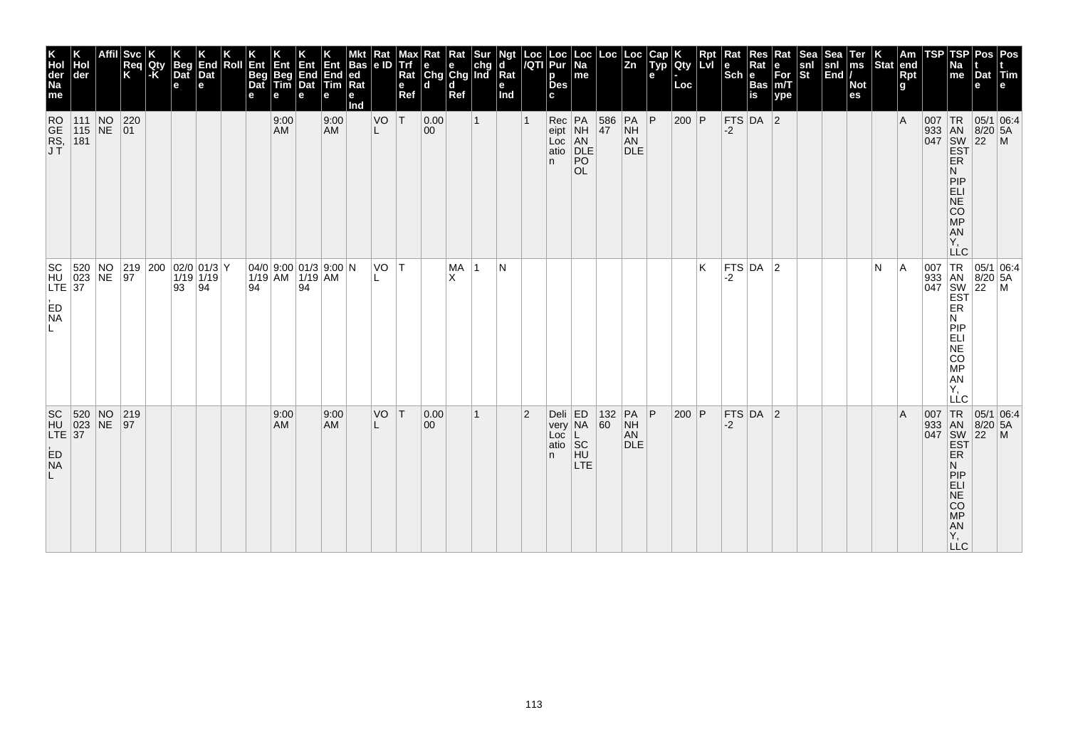| K Hol der Na me | K Hol der | Affil | Svc Req K | K Qty -K | K Beg Dat e | K End Dat e | K Roll | K Ent Beg Dat e | K Ent Beg Tim e | K Ent End Dat e | K Ent End Tim e | Mkt Bas ed Rat e Ind | Rat e ID | Max Trf Rat e Ref | Rat e Chg d | Rat e Chg d Ref | Sur chg Ind | Ngt d Rat e Ind | Loc /QTI | Loc Pur p Des c | Loc Na me | Loc | Loc Zn | Cap Typ e | K Qty - Loc | Rpt Lvl | Rat e Sch | Res Rat e Bas is | Rat e For m/T ype | Sea snl St | Sea snl End | Ter ms / Not es | K Stat | Am end Rpt g | TSP | TSP Na me | Pos t Dat e | Pos t Tim e |
|---|---|---|---|---|---|---|---|---|---|---|---|---|---|---|---|---|---|---|---|---|---|---|---|---|---|---|---|---|---|---|---|---|---|---|---|---|---|---|
| ROGERS, J T | 111115181 | NONE | 22001 | | | | | | 9:00 AM | | 9:00 AM | | VOL | T | 0.0000 | | 1 | | 1 | Receipt Location | PANHANDLE POOL | 58647 | PANHANDLE | P | 200 | P | FTS-2 | DA | 2 | | | | | A | 007933047 | TRANSWESTERN PIPELINE COMPANY, LLC | 05/18/2022 | 06:45AM |
| SCHULTE, EDNA L | 520023 37 | NONE | 21997 | 200 | 02/01/1993 | 01/31/1994 | Y | 04/01/1994 | 9:00 AM | 01/31/1994 | 9:00 AM | N | VOL | T | | MAX | 1 | N | | | | | | | | K | FTS-2 | DA | 2 | | | | N | A | 007933047 | TRANSWESTERN PIPELINE COMPANY, LLC | 05/18/2022 | 06:45AM |
| SCHULTE, EDNA L | 520023 37 | NONE | 21997 | | | | | | 9:00 AM | | 9:00 AM | | VOL | T | 0.0000 | | 1 | | 2 | Delivery Location | EDNA L SCHULTE | 13260 | PANHANDLE | P | 200 | P | FTS-2 | DA | 2 | | | | | A | 007933047 | TRANSWESTERN PIPELINE COMPANY, LLC | 05/18/2022 | 06:45AM |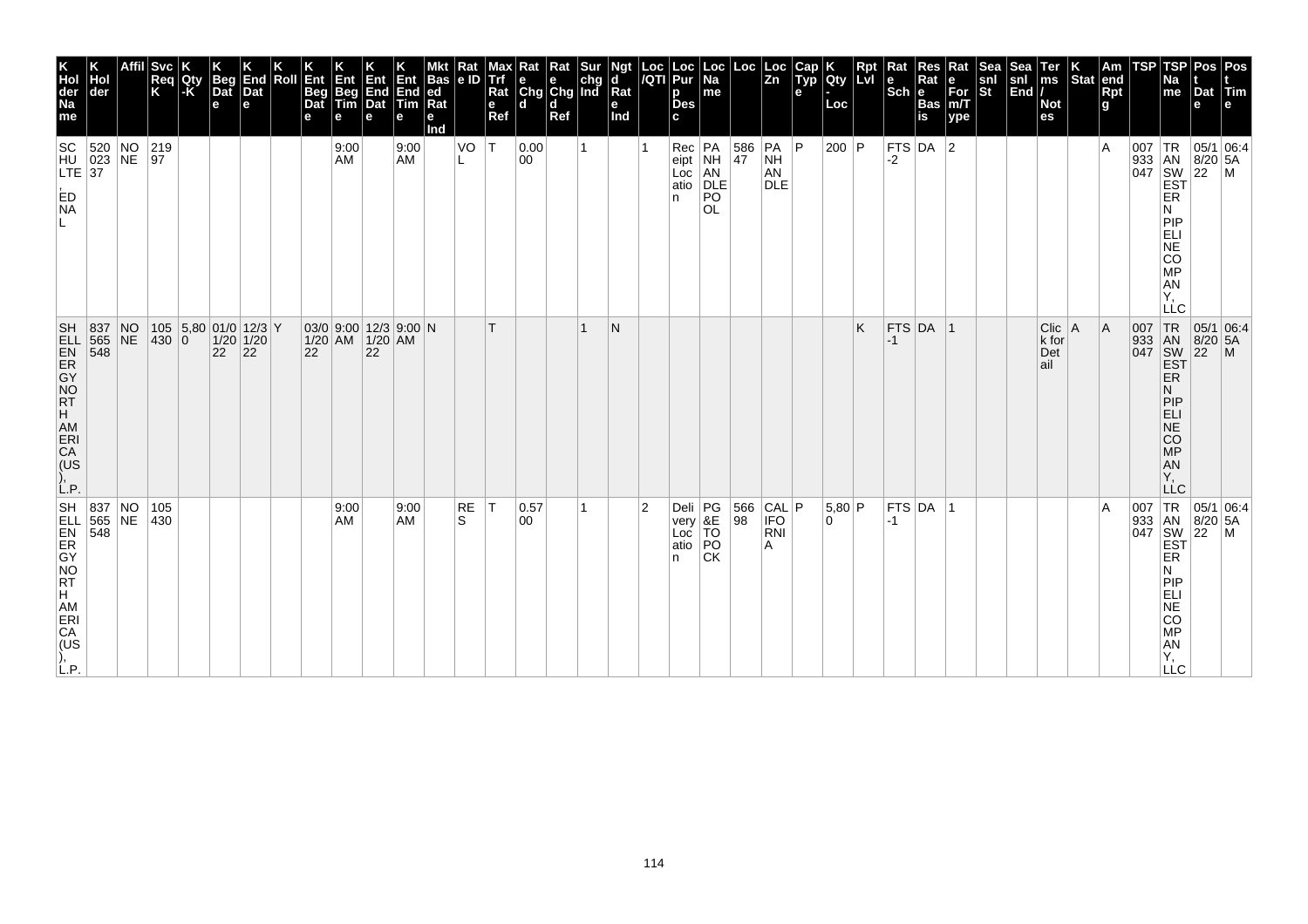| K Hol der Na me | K Hol der | Affil | Svc Req K | K Qty -K | K Beg Dat e | K End Dat e | K Roll | K Ent Beg Dat e | K Ent Beg Tim e | K Ent End Dat e | K Ent End Tim e | Mkt Bas ed Rat e Ind | Rat e ID | Max Trf Rat e Ref | Rat e Chg d | Rat e Chg d Ref | Sur chg Ind | Ngt d Rat e Ind | Loc /QTI | Loc Pur p Des c | Loc Na me | Loc | Loc Zn | Cap Typ e | K Qty - Loc | Rpt Lvl | Rat e Sch | Res Rat e Bas is | Rat e For m/T ype | Sea snl St | Sea snl End | Ter ms / Not es | K Stat | Am end Rpt g | TSP | TSP Na me | Pos t Dat e | Pos t Tim e |
|---|---|---|---|---|---|---|---|---|---|---|---|---|---|---|---|---|---|---|---|---|---|---|---|---|---|---|---|---|---|---|---|---|---|---|---|---|---|---|
| SCHULTE, ED NAL | 520023 37 | NONE | 21997 | | | | | | 9:00 AM | | 9:00 AM | | VOL | T | 0.0000 | | 1 | | 1 | Receipt Location | PANHANDLE POOL | 58647 | PANHANDLE | P | 200 | P | FTS-2 | DA | 2 | | | | | A | 007933047 | TRANSWESTERN PIPELINE COMPANY, LLC | 05/18/2022 | 06:45AM |
| SHELL ENERGY NORTH AMERICA (US), L.P. | 837565548 | NONE | 105430 | 5,800 | 01/01/2022 | 12/31/2022 | Y | 03/01/2022 | 9:00 AM | 12/31/2022 | 9:00 AM | N | | T | | | 1 | N | | | | | | | | K | FTS-1 | DA | 1 | | | Click for Detail | A | A | 007933047 | TRANSWESTERN PIPELINE COMPANY, LLC | 05/18/2022 | 06:45AM |
| SHELL ENERGY NORTH AMERICA (US), L.P. | 837565548 | NONE | 105430 | | | | | | 9:00 AM | | 9:00 AM | | RES | T | 0.5700 | | 1 | | 2 | Delivery Location | PG&E TOPOCK | 56698 | CALIFORNIA | P | 5,800 | P | FTS-1 | DA | 1 | | | | | A | 007933047 | TRANSWESTERN PIPELINE COMPANY, LLC | 05/18/2022 | 06:45AM |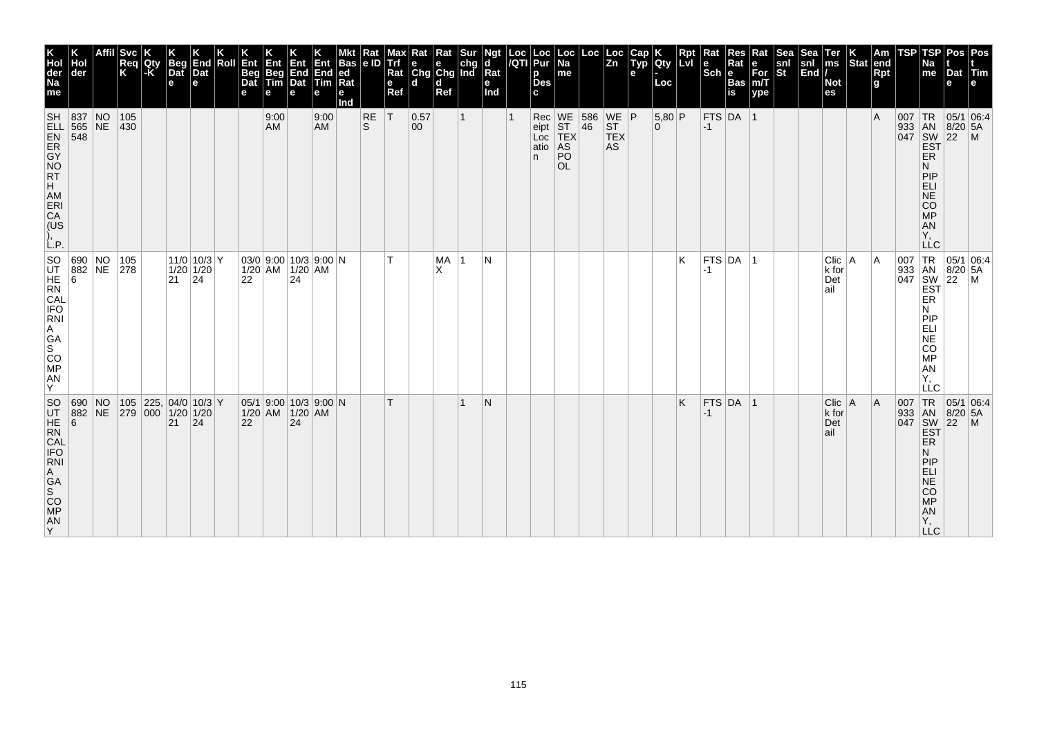| K Hol der Na me | K Hol der | Affil | Svc Req K | K Qty -K | K Beg Dat e | K End Dat e | K Roll | K Ent Beg Dat e | K Ent Beg Tim e | K Ent End Dat e | K Ent End Tim e | Mkt Bas ed Rat e Ind | Rat e ID | Max Trf Rat e Ref | Rat e Chg d | Rat e Chg d Ref | Sur chg Ind | Ngt d Rat e Ind | Loc /QTI | Loc Pur p Des c | Loc Na me | Loc | Loc Zn | Cap Typ e | K Qty - Loc | Rpt Lvl | Rat e Sch | Res Rat e Bas is | Rat e For m/T ype | Sea snl St | Sea snl End | Ter ms / Not es | K Stat | Am end Rpt g | TSP | TSP Na me | Pos t Dat e | Pos t Tim e |
|---|---|---|---|---|---|---|---|---|---|---|---|---|---|---|---|---|---|---|---|---|---|---|---|---|---|---|---|---|---|---|---|---|---|---|---|---|---|---|
| SHELL ENERGY NORTH AMERICA (US), L.P. | 837565548 | NONE | 105430 | | | | | | 9:00 AM | | 9:00 AM | | RES | T | 0.5700 | | 1 | | 1 | Receipt Location | WEST TEXAS POOL | 58646 | WEST TEXAS | P | 5,800 | P | FTS-1 | DA | 1 | | | | | A | 007933047 | TRANSWESTERN PIPELINE COMPANY, LLC | 05/18/2022 | 06:45AM |
| SOUTHERN CALIFORNIA GAS COMPANY | 6908826 | NONE | 105278 | | 11/01/2021 | 10/31/2024 | Y | 03/01/2022 | 9:00 AM | 10/31/2024 | 9:00 AM | N | | T | | MAX | 1 | N | | | | | | | | K | FTS-1 | DA | 1 | | | Click for Detail | A | A | 007933047 | TRANSWESTERN PIPELINE COMPANY, LLC | 05/18/2022 | 06:45AM |
| SOUTHERN CALIFORNIA GAS COMPANY | 6908826 | NONE | 105279 | 225,000 | 04/01/2021 | 10/31/2024 | Y | 05/11/2022 | 9:00 AM | 10/31/2024 | 9:00 AM | N | | T | | | 1 | N | | | | | | | | K | FTS-1 | DA | 1 | | | Click for Detail | A | A | 007933047 | TRANSWESTERN PIPELINE COMPANY, LLC | 05/18/2022 | 06:45AM |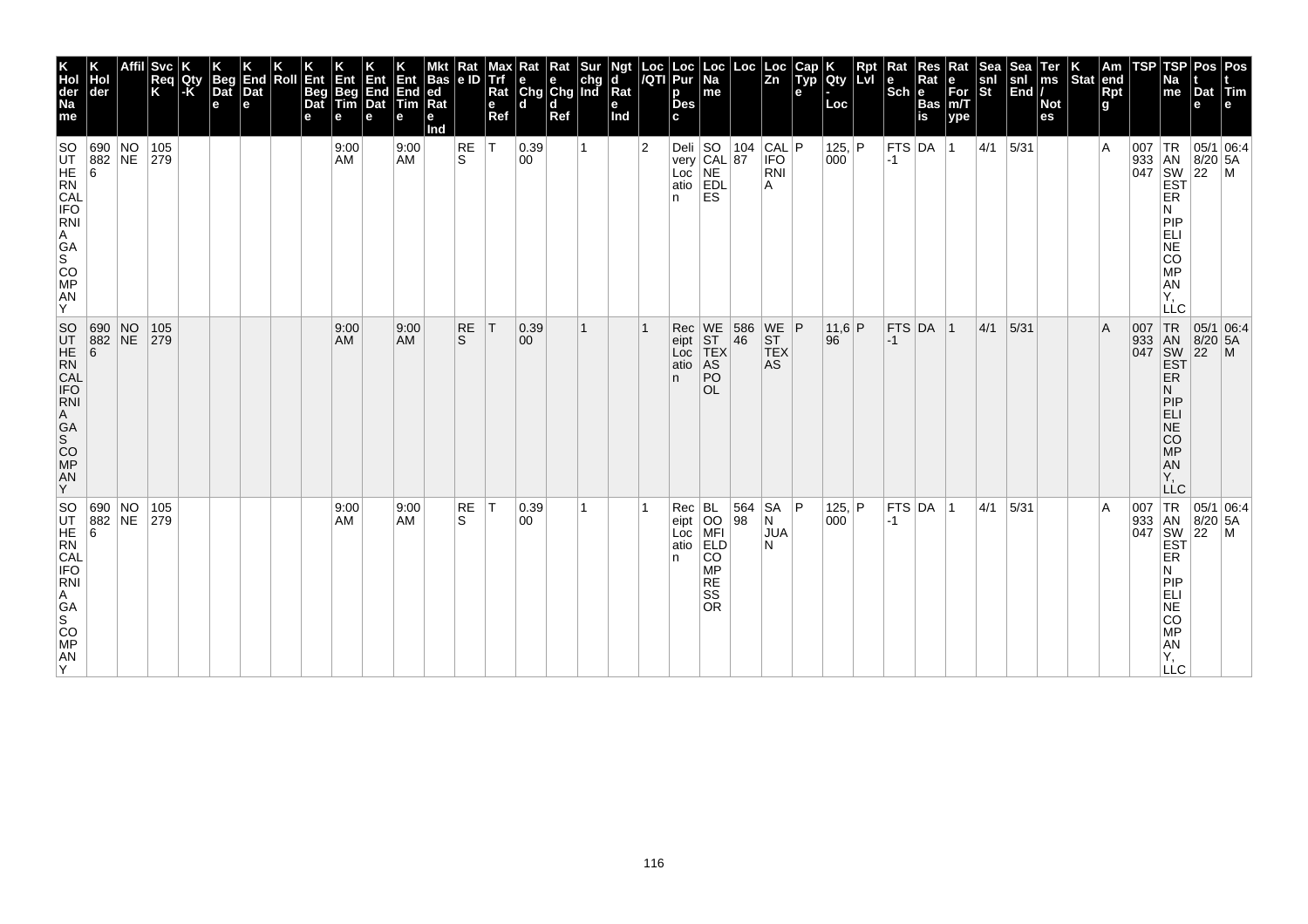| K Hol der Na me | K Hol der | Affil | Svc Req K | K Qty -K | K Beg Dat e | K End Dat e | K Roll | K Ent Beg Dat e | K Ent Beg Tim e | K Ent End Dat e | K Ent End Tim e | Mkt Bas ed Rat e Ind | Rat e ID | Max Trf Rat e Ref | Rat e Chg d | Rat e Chg d Ref | Sur chg Ind | Ngt d Rat e Ind | Loc /QTI | Loc Pur p Des c | Loc Na me | Loc | Loc Zn | Cap Typ e | K Qty - Loc | Rpt Lvl | Rat e Sch | Res Rat e Bas is | Rat e For m/T ype | Sea snl St | Sea snl End | Ter ms / Not es | K Stat | Am end Rpt g | TSP | TSP Na me | Pos t Dat e | Pos t Tim e |
|---|---|---|---|---|---|---|---|---|---|---|---|---|---|---|---|---|---|---|---|---|---|---|---|---|---|---|---|---|---|---|---|---|---|---|---|---|---|---|
| SOUTHERN CALIFORNIA GAS COMPANY | 6908826 | NONE | 105279 | | | | | | 9:00 AM | | 9:00 AM | | RES | T | 0.3900 | | 1 | | 2 | Delivery Location | SOCALNEEDLES | 10487 | CALIFORNIA | P | 125,000 | P | FTS-1 | DA | 1 | 4/1 | 5/31 | | | A | 007933047 | TRANSWESTERN PIPELINE COMPANY, LLC | 05/18/2022 | 06:45AM |
| SOUTHERN CALIFORNIA GAS COMPANY | 6908826 | NONE | 105279 | | | | | | 9:00 AM | | 9:00 AM | | RES | T | 0.3900 | | 1 | | 1 | Receipt Location | WEST TEXAS POOL | 58646 | WEST TEXAS | P | 11,696 | P | FTS-1 | DA | 1 | 4/1 | 5/31 | | | A | 007933047 | TRANSWESTERN PIPELINE COMPANY, LLC | 05/18/2022 | 06:45AM |
| SOUTHERN CALIFORNIA GAS COMPANY | 6908826 | NONE | 105279 | | | | | | 9:00 AM | | 9:00 AM | | RES | T | 0.3900 | | 1 | | 1 | Receipt Location | BLOOMFIELD COMPRESSOR | 56498 | SAN JUAN | P | 125,000 | P | FTS-1 | DA | 1 | 4/1 | 5/31 | | | A | 007933047 | TRANSWESTERN PIPELINE COMPANY, LLC | 05/18/2022 | 06:45AM |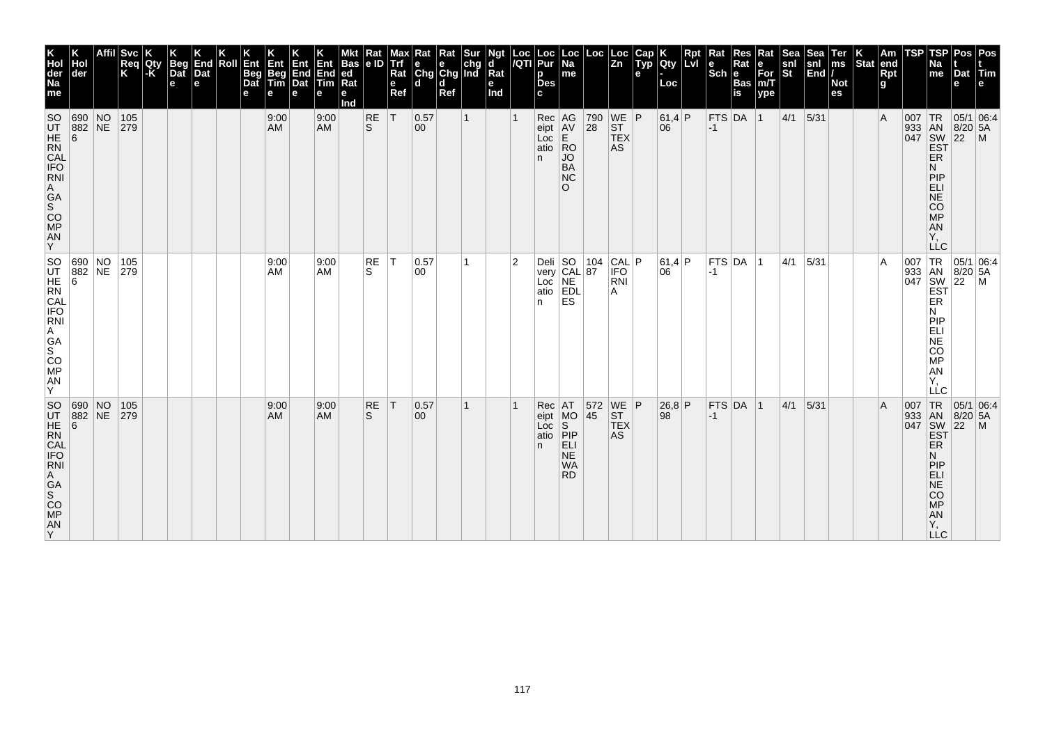| K Hol der Na me | K Hol der | Affil | Svc Req K | K Qty -K | K Beg Dat e | K End Dat e | K Roll | K Ent Beg Dat e | K Ent Beg Tim e | K Ent End Dat e | K Ent End Tim e | Mkt Bas ed Rat e Ind | Rat e ID | Max Trf Rat e Ref | Rat e Chg d | Rat e Chg d Ref | Sur chg Ind | Ngt d Rat e Ind | Loc /QTI | Loc Pur p Des c | Loc Na me | Loc | Loc Zn | Cap Typ e | K Qty - Loc | Rpt Lvl | Rat e Sch | Res Rat e Bas is | Rat e For m/T ype | Sea snl St | Sea snl End | Ter ms / Not es | K Stat | Am end Rpt g | TSP | TSP Na me | Pos t Dat e | Pos t Tim e |
|---|---|---|---|---|---|---|---|---|---|---|---|---|---|---|---|---|---|---|---|---|---|---|---|---|---|---|---|---|---|---|---|---|---|---|---|---|---|---|
| SOUTHERN CALIFORNIA GAS COMPANY | 6908826 | NONE | 105279 | | | | | | 9:00 AM | | 9:00 AM | | RES | T | 0.5700 | | 1 | | 1 | Receipt Location | AGAVE ROJO BANCO | 79028 | WEST TEXAS | P | 61,406 | P | FTS-1 | DA | 1 | 4/1 | 5/31 | | | A | 007933047 | TRANSWESTERN PIPELINE COMPANY, LLC | 05/18/2022 | 06:45AM |
| SOUTHERN CALIFORNIA GAS COMPANY | 6908826 | NONE | 105279 | | | | | | 9:00 AM | | 9:00 AM | | RES | T | 0.5700 | | 1 | | 2 | Delivery Location | SOCAL NEEDLES | 10487 | CALIFORNIA | P | 61,406 | P | FTS-1 | DA | 1 | 4/1 | 5/31 | | | A | 007933047 | TRANSWESTERN PIPELINE COMPANY, LLC | 05/18/2022 | 06:45AM |
| SOUTHERN CALIFORNIA GAS COMPANY | 6908826 | NONE | 105279 | | | | | | 9:00 AM | | 9:00 AM | | RES | T | 0.5700 | | 1 | | 1 | Receipt Location | ATMOS PIPELINE WARD | 57245 | WEST TEXAS | P | 26,898 | P | FTS-1 | DA | 1 | 4/1 | 5/31 | | | A | 007933047 | TRANSWESTERN PIPELINE COMPANY, LLC | 05/18/2022 | 06:45AM |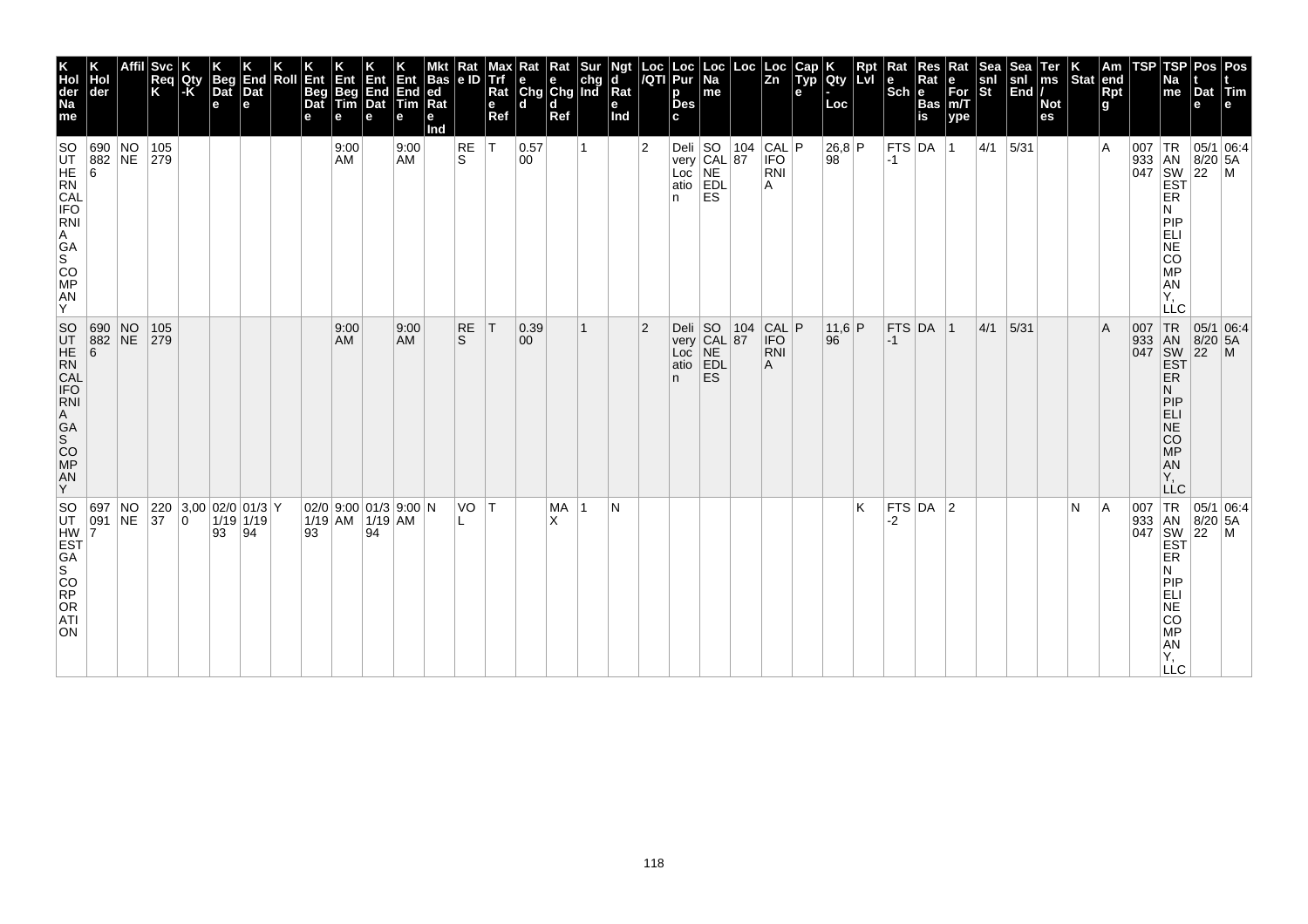| K Holder Name | K Holder | Affil | Svc Req K | K Qty-K | K Beg Date | K End Date | K Roll | K Ent Beg Date | K Ent Beg Time | K Ent End Date | K Ent End Time | Mkt Based Rate Ind | Rate ID | Max Trf Rate Ref | Rate Chgd | Rate Chgd Ref | Sur chg Ind | Ngtd Rate Ind | Loc/QTI | Loc Purp Desc | Loc Name | Loc | Loc Zn | Cap Type | K Qty-Loc | Rpt Lvl | Rate Sch | Res Rate Basis | Rate For m/Type | Sea snl St | Sea snl End | Terms/Notes | K Stat | Amend Rpt g | TSP | TSP Name | Post Date | Post Time |
|---|---|---|---|---|---|---|---|---|---|---|---|---|---|---|---|---|---|---|---|---|---|---|---|---|---|---|---|---|---|---|---|---|---|---|---|---|---|---|
| SOUTHERN CALIFORNIA GAS COMPANY | 6908826 | NONE | 105279 | | | | | | 9:00 AM | | 9:00 AM | | RES | T | 0.5700 | | 1 | | 2 | Delivery Location | SOCALNEEDLES | 10487 | CALIFORNIA | P | 26,898 | P | FTS-1 | DA | 1 | 4/1 | 5/31 | | | A | 007933047 | TRANSWESTERN PIPELINE COMPANY, LLC | 05/18/2022 | 06:45AM |
| SOUTHERN CALIFORNIA GAS COMPANY | 6908826 | NONE | 105279 | | | | | | 9:00 AM | | 9:00 AM | | RES | T | 0.3900 | | 1 | | 2 | Delivery Location | SOCALNEEDLES | 10487 | CALIFORNIA | P | 11,696 | P | FTS-1 | DA | 1 | 4/1 | 5/31 | | | A | 007933047 | TRANSWESTERN PIPELINE COMPANY, LLC | 05/18/2022 | 06:45AM |
| SOUTHWEST GAS CORPORATION | 6970917 | NONE | 22037 | 3,000 | 02/01/1993 | 01/31/1994 | Y | 02/01/1993 | 9:00 AM | 01/31/1994 | 9:00 AM | N | VOL | T | | MAX | 1 | N | | | | | | | | K | FTS-2 | DA | 2 | | | | N | A | 007933047 | TRANSWESTERN PIPELINE COMPANY, LLC | 05/18/2022 | 06:45AM |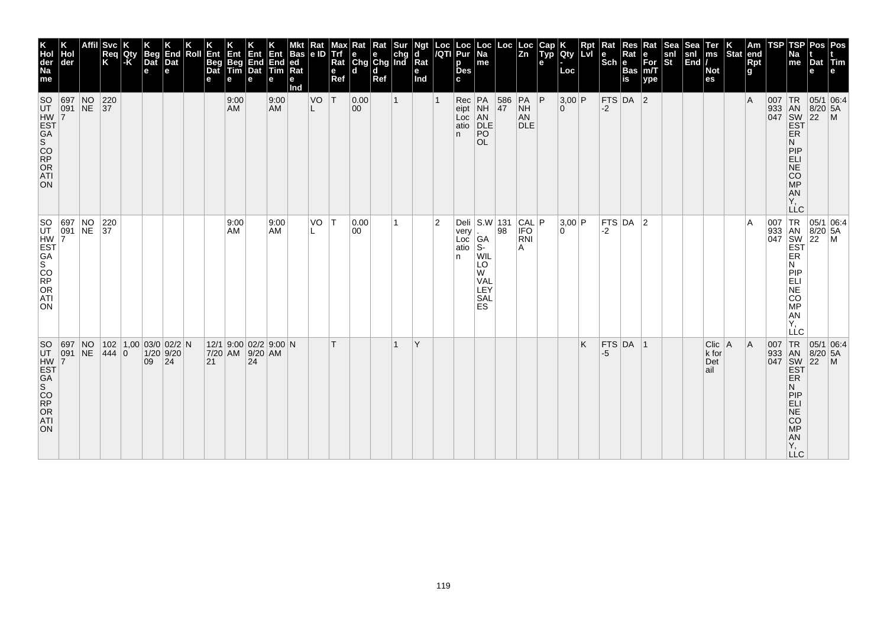| K Hol der Na me | K Hol der | Affil | Svc Req K | K Qty -K | K Beg Dat e | K End Dat e | K Roll | K Ent Beg Dat e | K Ent Beg Tim e | K Ent End Dat e | K Ent End Tim e | Mkt Bas ed Rat e Ind | Rat e ID | Max Trf Rat e Ref | Rat e Chg d | Rat e Chg d Ref | Sur chg Ind | Ngt d Rat e Ind | Loc /QTI | Loc Pur p Des c | Loc Na me | Loc | Loc Zn | Cap Typ e | K Qty - Loc | Rpt Lvl | Rat e Sch | Res Rat e Bas is | Rat e For m/T ype | Sea snl St | Sea snl End | Ter ms / Not es | K Stat | Am end Rpt g | TSP | TSP Na me | Pos t Dat e | Pos t Tim e |
|---|---|---|---|---|---|---|---|---|---|---|---|---|---|---|---|---|---|---|---|---|---|---|---|---|---|---|---|---|---|---|---|---|---|---|---|---|---|---|
| SOUTHWEST GAS CORPORATION | 697091 7 | NONE | 22037 | | | | | | 9:00 AM | | 9:00 AM | | VOL | T | 0.0000 | | 1 | | 1 | Receipt Location | PANHANDLE POOL | 58647 | PANHANDLE | P | 3,000 | P | FTS-2 | DA | 2 | | | | | A | 007933047 | TRANSWESTERN PIPELINE COMPANY, LLC | 05/18/2022 | 06:45AM |
| SOUTHWEST GAS CORPORATION | 697091 7 | NONE | 22037 | | | | | | 9:00 AM | | 9:00 AM | | VOL | T | 0.0000 | | 1 | | 2 | Delivery Location | S.W. GAS-WILLOW VALLEY SALES | 13198 | CALIFORNIA | P | 3,000 | P | FTS-2 | DA | 2 | | | | | A | 007933047 | TRANSWESTERN PIPELINE COMPANY, LLC | 05/18/2022 | 06:45AM |
| SOUTHWEST GAS CORPORATION | 697091 7 | NONE | 102444 | 1,000 | 03/01/2009 | 02/29/2024 | N | 12/17/2021 | 9:00 AM | 02/29/2024 | 9:00 AM | N | | T | | | 1 | Y | | | | | | | | K | FTS-5 | DA | 1 | | | Click for Detail | A | A | 007933047 | TRANSWESTERN PIPELINE COMPANY, LLC | 05/18/2022 | 06:45AM |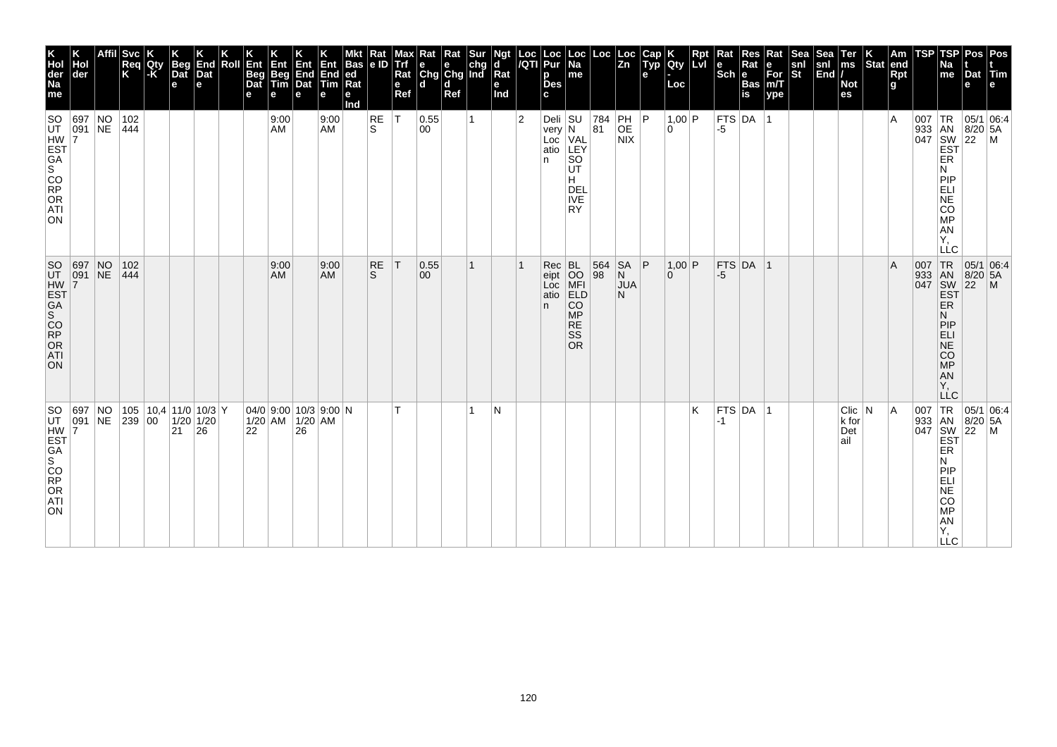| K Holder Name | K Holder | Affil | Svc Req K | K Qty-K | K Beg Date | K End Date | K Roll | K Ent Beg Date | K Ent Beg Time | K Ent End Date | K Ent End Time | Mkt Based Rate Ind | Rate ID | Max Trf Rate Ref | Rate Chgd | Rate Chgd Ref | Surchg Ind | Ngtd Rate Ind | Loc/QTI | Loc Purp Desc | Loc Name | Loc | Loc Zn | Cap Type | K Qty-Loc | Rpt Lvl | Rate Sch | Res Rate Basis | Rate Form/Type | Seasnl St | Seasnl End | Terms/Notes | K Stat | Amend Rpt | TSP | TSP Name | Post Date | Post Time |
|---|---|---|---|---|---|---|---|---|---|---|---|---|---|---|---|---|---|---|---|---|---|---|---|---|---|---|---|---|---|---|---|---|---|---|---|---|---|---|
| SOUTHWEST GAS CORPORATION | 6970917 | NONE | 102444 | | | | | | 9:00 AM | | 9:00 AM | | RES | T | 0.5500 | | 1 | | 2 | Delivery Location | SUN VALLEY SOUTH DELIVERY | 78481 | PHOENIX | P | 1,000 | P | FTS-5 | DA | 1 | | | | | A | 007933047 | TRANSWESTERN PIPELINE COMPANY, LLC | 05/18/2022 | 06:45AM |
| SOUTHWEST GAS CORPORATION | 6970917 | NONE | 102444 | | | | | | 9:00 AM | | 9:00 AM | | RES | T | 0.5500 | | 1 | | 1 | Receipt Location | BLOOMFIELD COMPRESSOR | 56498 | SAN JUAN | P | 1,000 | P | FTS-5 | DA | 1 | | | | | A | 007933047 | TRANSWESTERN PIPELINE COMPANY, LLC | 05/18/2022 | 06:45AM |
| SOUTHWEST GAS CORPORATION | 6970917 | NONE | 105239 | 10,400 | 11/01/2021 | 10/31/2026 | Y | 04/01/2022 | 9:00 AM | 10/31/2026 | 9:00 AM | N | | T | | | 1 | N | | | | | | | | K | FTS-1 | DA | 1 | | | Click for Detail | N | A | 007933047 | TRANSWESTERN PIPELINE COMPANY, LLC | 05/18/2022 | 06:45AM |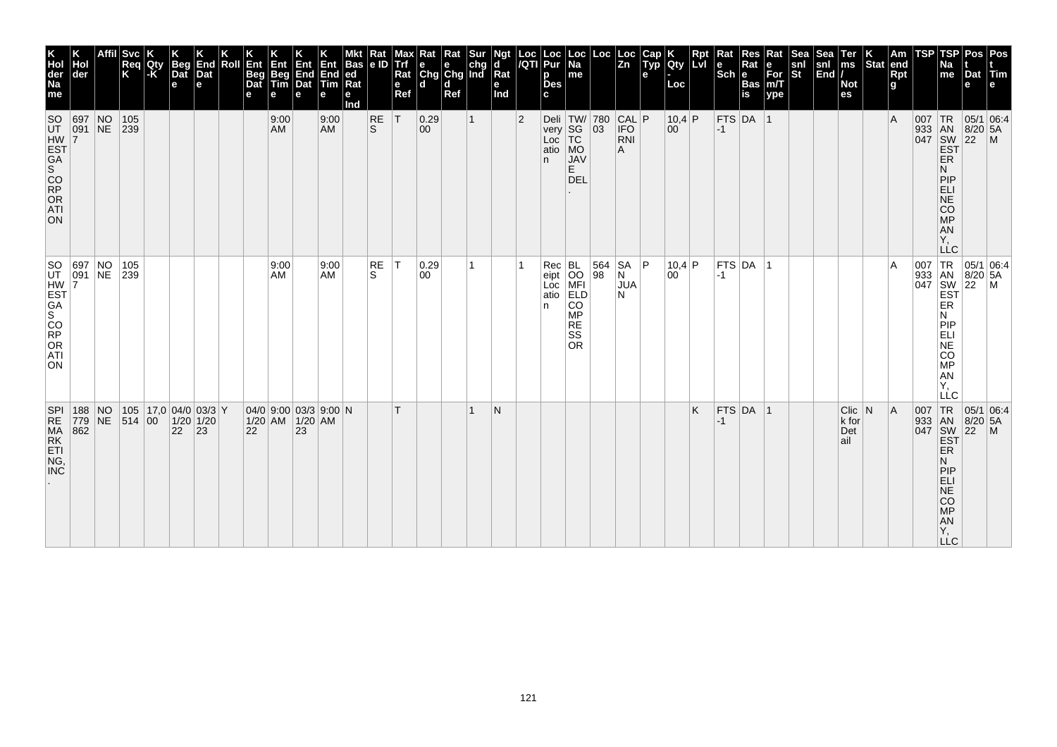| K Hol der Na me | K Hol der | Affil | Svc Req K | K Qty -K | K Beg Dat e | K End Dat e | K Roll | K Ent Beg Dat e | K Ent Beg Tim e | K Ent End Dat e | K Ent End Tim e | Mkt Bas ed Rat e Ind | Rat e ID | Max Trf Rat e Ref | Rat e Chg d | Rat e Chg d Ref | Sur chg Ind | Ngt d Rat e Ind | Loc /QTI | Loc Pur p Des c | Loc Na me | Loc | Loc Zn | Cap Typ e | K Qty - Loc | Rpt Lvl | Rat e Sch | Res Rat e Bas is | Rat e For m/T ype | Sea snl St | Sea snl End | Ter ms / Not es | K Stat | Am end Rpt g | TSP | TSP Na me | Pos t Dat e | Pos t Tim e |
|---|---|---|---|---|---|---|---|---|---|---|---|---|---|---|---|---|---|---|---|---|---|---|---|---|---|---|---|---|---|---|---|---|---|---|---|---|---|---|
| SOUTHWEST GAS CORPORATION | 697091 7 | NONE | 105239 | | | | | | 9:00 AM | | 9:00 AM | | RES | T | 0.2900 | | 1 | | 2 | Delivery Location | TW/SGTC MOJAVE DEL. | 78003 | CALIFORNIA | P | 10,400 | P | FTS-1 | DA | 1 | | | | | A | 007933047 | TRANSWESTERN PIPELINE COMPANY, LLC | 05/18/2022 | 06:45AM |
| SOUTHWEST GAS CORPORATION | 697091 7 | NONE | 105239 | | | | | | 9:00 AM | | 9:00 AM | | RES | T | 0.2900 | | 1 | | 1 | Receipt Location | BLOOMFIELD COMPRESSOR | 56498 | SAN JUAN | P | 10,400 | P | FTS-1 | DA | 1 | | | | | A | 007933047 | TRANSWESTERN PIPELINE COMPANY, LLC | 05/18/2022 | 06:45AM |
| SPIRE MARKETING, INC. | 188779862 | NONE | 105514 | 17,000 | 04/01/2022 | 03/31/2023 | Y | 04/01/2022 | 9:00 AM | 03/31/2023 | 9:00 AM | N | | T | | | 1 | N | | | | | | | | K | FTS-1 | DA | 1 | | | Click for Detail | N | A | 007933047 | TRANSWESTERN PIPELINE COMPANY, LLC | 05/18/2022 | 06:45AM |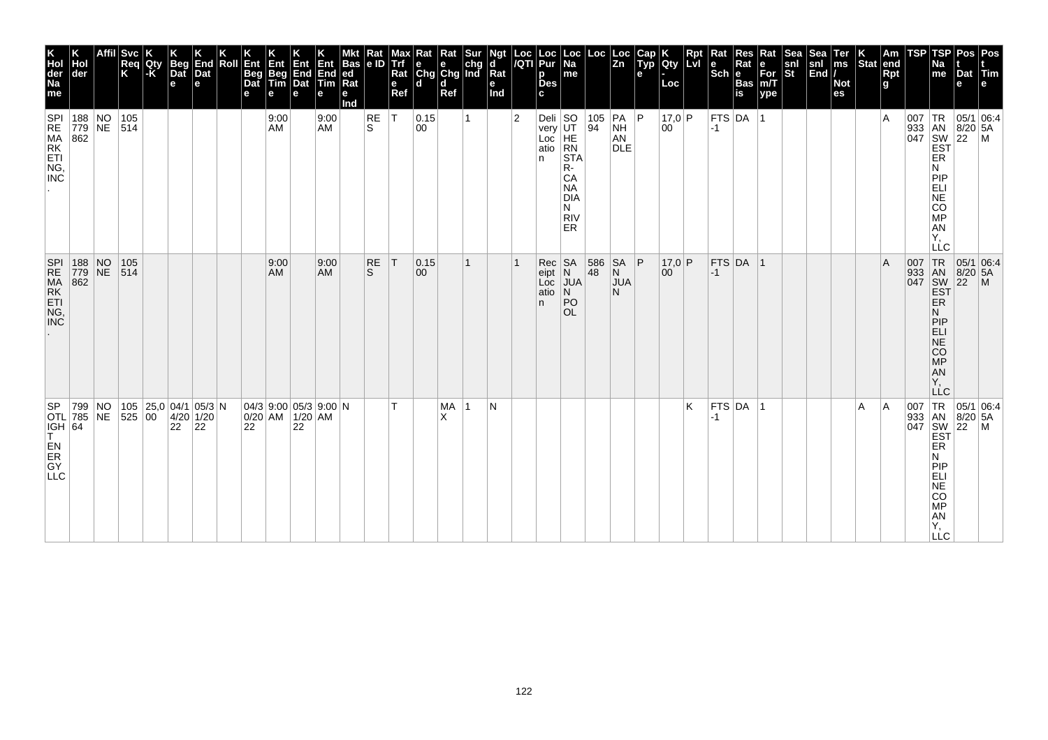| K Holder Name | K Holder | Affil | Svc Req K | K Qty-K | K Beg Date | K End Date | K Roll | K Ent Beg Date | K Ent Beg Time | K Ent End Date | K Ent End Time | Mkt Based Rate Ind | Rate ID | Max Trf Rate Ref | Rate Chgd | Rate Chgd Ref | Surchg Ind | Ngtd Rate Ind | Loc/QTI | Loc Purp Desc | Loc Name | Loc | Loc Zn | Cap Type | K Qty-Loc | Rpt Lvl | Rate Sch | Res Rate Basis | Rate Form/Type | Seasnl St | Seasnl End | Terms/Notes | K Stat | Amend Rptg | TSP | TSP Name | Post Date | Post Time |
|---|---|---|---|---|---|---|---|---|---|---|---|---|---|---|---|---|---|---|---|---|---|---|---|---|---|---|---|---|---|---|---|---|---|---|---|---|---|---|
| SPIRE MARKETING, INC. | 188779862 | NONE | 105514 | | | | | | 9:00 AM | | 9:00 AM | | RES | T | 0.1500 | | 1 | | 2 | Delivery Location | SOUTHERN STAR-CANADIAN RIVER | 10594 | PANHANDLE | P | 17,000 | P | FTS-1 | DA | 1 | | | | | A | 007933047 | TRANSWESTERN PIPELINE COMPANY, LLC | 05/18/2022 | 06:45AM |
| SPIRE MARKETING, INC. | 188779862 | NONE | 105514 | | | | | | 9:00 AM | | 9:00 AM | | RES | T | 0.1500 | | 1 | | 1 | Receipt Location | SAN JUAN POOL | 58648 | SAN JUAN | P | 17,000 | P | FTS-1 | DA | 1 | | | | | A | 007933047 | TRANSWESTERN PIPELINE COMPANY, LLC | 05/18/2022 | 06:45AM |
| SPOTLIGHT ENERGY LLC | 79978564 | NONE | 105525 | 25,000 | 04/14/2022 | 05/31/2022 | N | 04/30/2022 | 9:00 AM | 05/31/2022 | 9:00 AM | N | | T | | MAX | 1 | N | | | | | | | | K | FTS-1 | DA | 1 | | | | A | A | 007933047 | TRANSWESTERN PIPELINE COMPANY, LLC | 05/18/2022 | 06:45AM |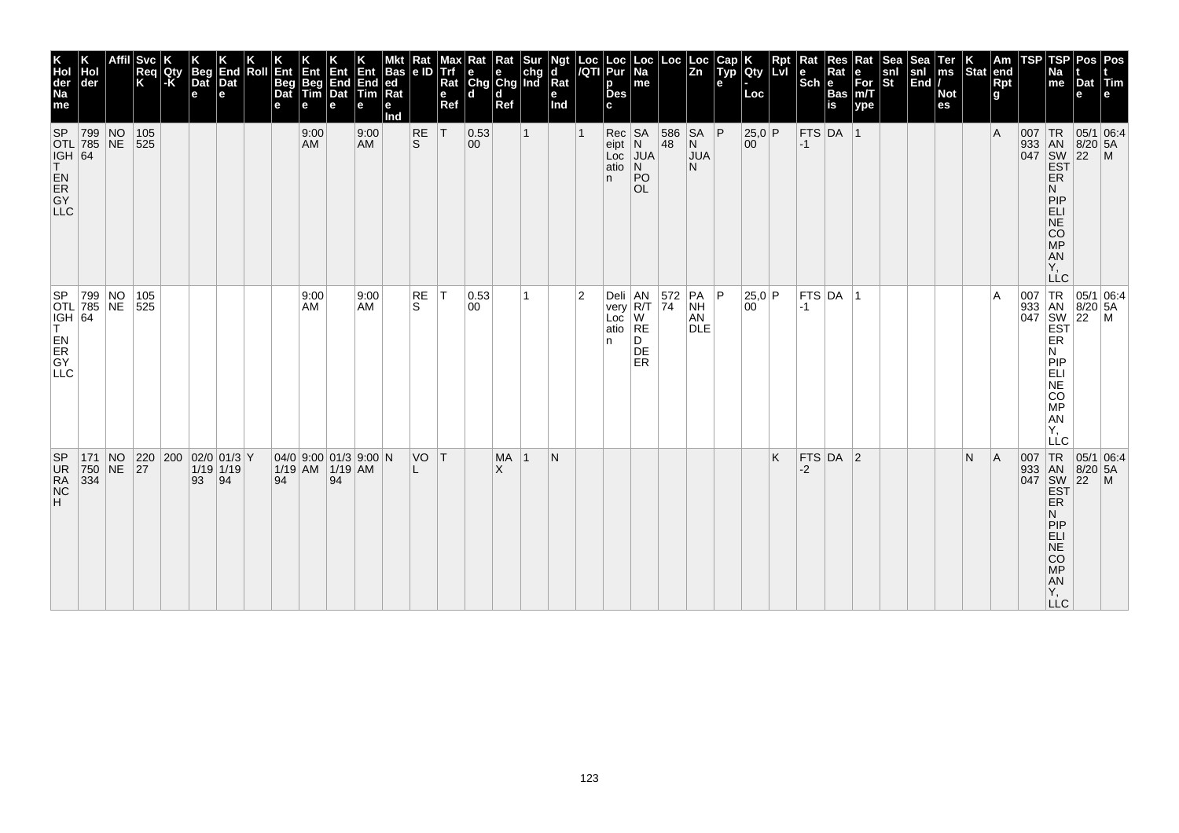| K Hol der Na me | K Hol der | Affil | Svc Req K | K Qty -K | K Beg Dat e | K End Dat e | K Roll | K Ent Beg Dat e | K Ent Beg Tim e | K Ent End Dat e | K Ent End Tim e | Mkt Bas ed Rat e Ind | Rat e ID | Max Trf Rat e Ref | Rat e Chg d | Rat e Chg d Ref | Sur chg Ind | Ngt d Rat e Ind | Loc /QTI | Loc Pur p Des c | Loc Na me | Loc | Loc Zn | Cap Typ e | K Qty - Loc | Rpt Lvl | Rat e Sch | Res Rat e Bas is | Rat e For m/T ype | Sea snl St | Sea snl End | Ter ms / Not es | K Stat | Am end Rpt g | TSP | TSP Na me | Pos t Dat e | Pos t Tim e |
|---|---|---|---|---|---|---|---|---|---|---|---|---|---|---|---|---|---|---|---|---|---|---|---|---|---|---|---|---|---|---|---|---|---|---|---|---|---|---|
| SPOTLIGHT ENERGY LLC | 79978564 | NONE | 105525 | | | | | | 9:00 AM | | 9:00 AM | | RES | T | 0.5300 | | 1 | | 1 | Receipt Location | SAN JUAN POOL | 58648 | SAN JUAN | P | 25,000 | P | FTS-1 | DA | 1 | | | | | A | 007933047 | TRANSWESTERN PIPELINE COMPANY, LLC | 05/18/2022 | 06:45AM |
| SPOTLIGHT ENERGY LLC | 79978564 | NONE | 105525 | | | | | | 9:00 AM | | 9:00 AM | | RES | T | 0.5300 | | 1 | | 2 | Delivery Location | ANR/TW RED DEER | 57274 | PANHANDLE | P | 25,000 | P | FTS-1 | DA | 1 | | | | | A | 007933047 | TRANSWESTERN PIPELINE COMPANY, LLC | 05/18/2022 | 06:45AM |
| SPURANCH | 171750334 | NONE | 22027 | 200 | 02/01/1993 | 01/31/1994 | Y | 04/01/1994 | 9:00 AM | 01/31/1994 | 9:00 AM | N | VOL | T | | MAX | 1 | N | | | | | | | | K | FTS-2 | DA | 2 | | | | N | A | 007933047 | TRANSWESTERN PIPELINE COMPANY, LLC | 05/18/2022 | 06:45AM |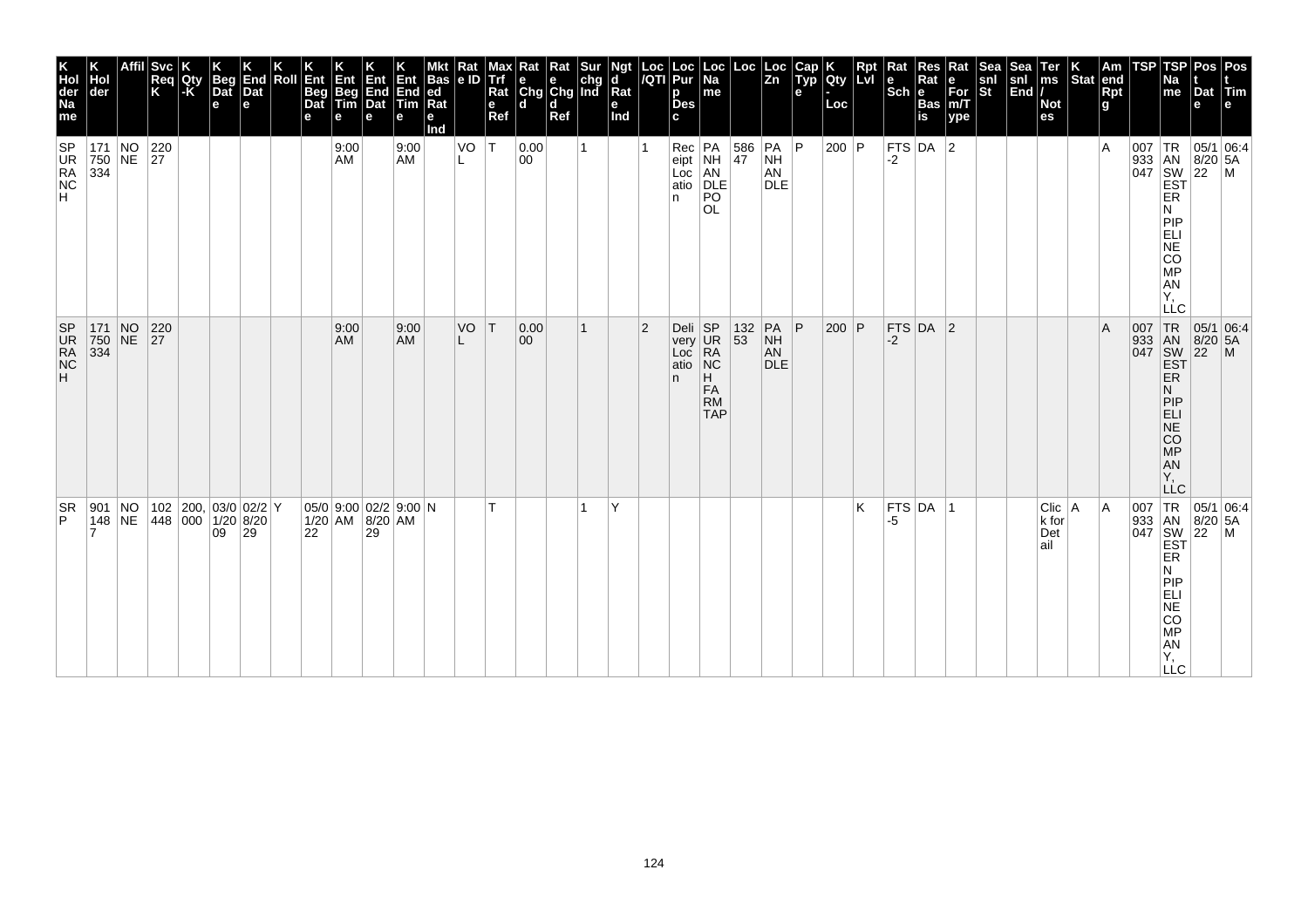| K Hol der Na me | K Hol der | Affil | Svc Req K | K Qty -K | K Beg Dat e | K End Dat e | K Roll | K Ent Beg Dat e | K Ent Beg Tim e | K Ent End Dat e | K Ent End Tim e | Mkt Bas ed Rat e Ind | Rat e ID | Max Trf Rat e Ref | Rat e Chg d | Rat e Chg d Ref | Sur chg Ind | Ngt d Rat e Ind | Loc /QTI | Loc Pur p Des c | Loc Na me | Loc | Loc Zn | Cap Typ e | K Qty - Loc | Rpt Lvl | Rat e Sch | Res Rat e Bas is | Rat e For m/T ype | Sea snl St | Sea snl End | Ter ms / Not es | K Stat | Am end Rpt g | TSP | TSP Na me | Pos t Dat e | Pos t Tim e |
|---|---|---|---|---|---|---|---|---|---|---|---|---|---|---|---|---|---|---|---|---|---|---|---|---|---|---|---|---|---|---|---|---|---|---|---|---|---|---|
| SPURRANCH | 171750334 | NONE | 22027 | | | | | | 9:00 AM | | 9:00 AM | | VOL | T | 0.0000 | | 1 | | 1 | Receipt Location | PANHANDLE POOL | 58647 | PANHANDLE | P | 200 | P | FTS-2 | DA | 2 | | | | | A | 007933047 | TRANSWESTERN PIPELINE COMPANY, LLC | 05/18/2022 | 06:45AM |
| SPURRANCH | 171750334 | NONE | 22027 | | | | | | 9:00 AM | | 9:00 AM | | VOL | T | 0.0000 | | 1 | | 2 | Delivery Location | SPURRANCH FARM TAP | 13253 | PANHANDLE | P | 200 | P | FTS-2 | DA | 2 | | | | | A | 007933047 | TRANSWESTERN PIPELINE COMPANY, LLC | 05/18/2022 | 06:45AM |
| SRP | 9011487 | NONE | 102448 | 200,000 | 03/01/2009 | 02/28/2029 | Y | 05/01/2022 | 9:00 AM | 02/28/2029 | 9:00 AM | N | | T | | | 1 | Y | | | | | | | | K | FTS-5 | DA | 1 | | | Click for Detail | A | A | 007933047 | TRANSWESTERN PIPELINE COMPANY, LLC | 05/18/2022 | 06:45AM |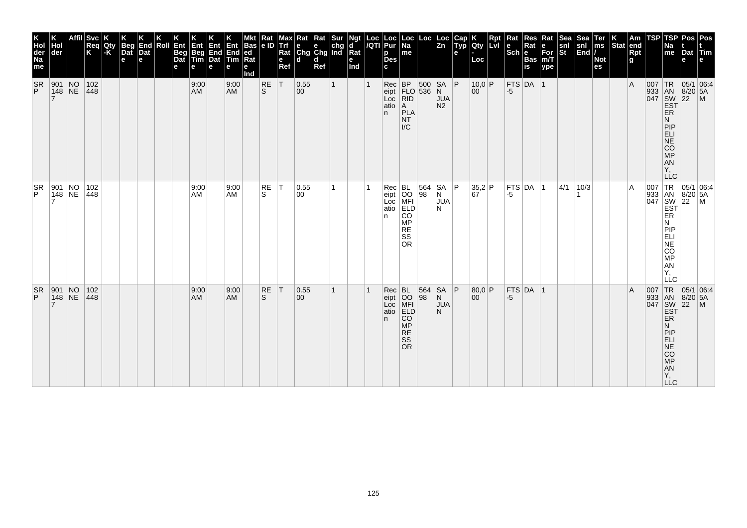| K Hol der Na me | K Hol der | Affil | Svc Req K | K Qty -K | K Beg Dat e | K End Dat e | K Roll | K Ent Beg Dat e | K Ent Beg Tim e | K Ent End Dat e | K Ent End Tim e | Mkt Bas ed Rat e Ind | Rat e ID | Max Trf Rat e Ref | Rat e Chg d | Rat e Chg d Ref | Sur chg Ind | Ngt d Rat e Ind | Loc /QTI | Loc Pur p Des c | Loc Na me | Loc | Loc Zn | Cap Typ e | K Qty - Loc | Rpt Lvl | Rat e Sch | Res Rat e Bas is | Rat e For m/T ype | Sea snl St | Sea snl End | Ter ms / Not es | K Stat | Am end Rpt g | TSP | TSP Na me | Pos t Dat e | Pos t Tim e |
|---|---|---|---|---|---|---|---|---|---|---|---|---|---|---|---|---|---|---|---|---|---|---|---|---|---|---|---|---|---|---|---|---|---|---|---|---|---|---|
| SR P | 901 148 7 | NO NE | 102 448 | | | | | | 9:00 AM | | 9:00 AM | | RE S | T | 0.55 00 | | 1 | | 1 | Rec eipt Loc atio n | BP FLO RID A PLA NT I/C | 500 536 | SA N JUA N2 | P | 10,0 00 | P | FTS -5 | DA | 1 | | | | | A | 007 933 047 | TR AN SW EST ER N PIP ELI NE CO MP AN Y, LLC | 05/1 8/20 22 | 06:4 5A M |
| SR P | 901 148 7 | NO NE | 102 448 | | | | | | 9:00 AM | | 9:00 AM | | RE S | T | 0.55 00 | | 1 | | 1 | Rec eipt Loc atio n | BL OO MFI ELD CO MP RE SS OR | 564 98 | SA N JUA N | P | 35,2 67 | P | FTS -5 | DA | 1 | 4/1 | 10/3 1 | | | A | 007 933 047 | TR AN SW EST ER N PIP ELI NE CO MP AN Y, LLC | 05/1 8/20 22 | 06:4 5A M |
| SR P | 901 148 7 | NO NE | 102 448 | | | | | | 9:00 AM | | 9:00 AM | | RE S | T | 0.55 00 | | 1 | | 1 | Rec eipt Loc atio n | BL OO MFI ELD CO MP RE SS OR | 564 98 | SA N JUA N | P | 80,0 00 | P | FTS -5 | DA | 1 | | | | | A | 007 933 047 | TR AN SW EST ER N PIP ELI NE CO MP AN Y, LLC | 05/1 8/20 22 | 06:4 5A M |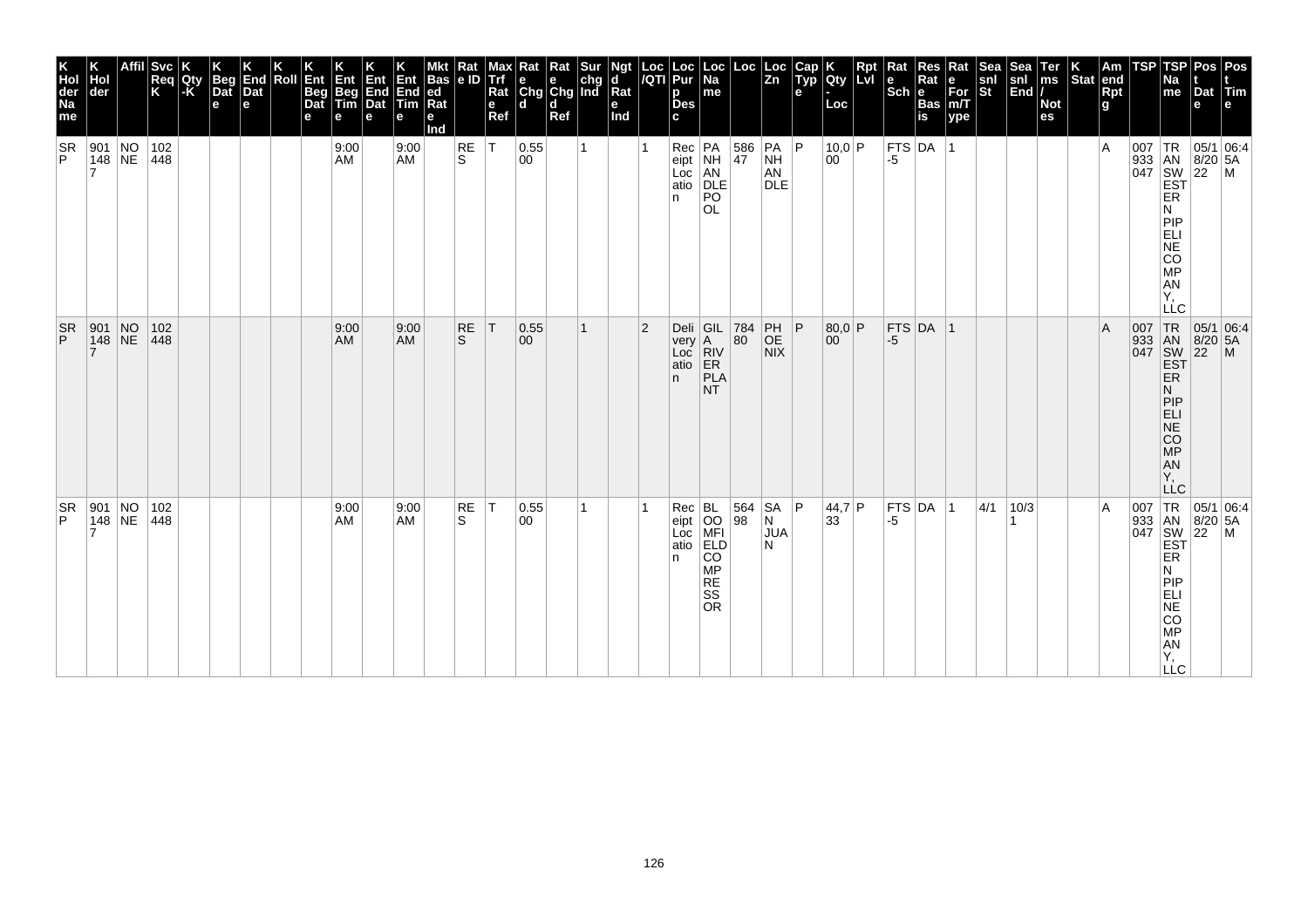| K Hol der Na me | K Hol der | Affil | Svc Req K | K Qty -K | K Beg Dat e | K End Dat e | K Roll | K Ent Beg Dat e | K Ent Beg Tim e | K Ent End Dat e | K Ent End Tim e | Mkt Bas ed Rat e Ind | Rat e ID | Max Trf Rat e Ref | Rat e Chg d | Rat e Chg d Ref | Sur chg Ind | Ngt d Rat e Ind | Loc /QTI | Loc Pur p Des c | Loc Na me | Loc | Loc Zn | Cap Typ e | K Qty - Loc | Rpt Lvl | Rat e Sch | Res Rat e Bas is | Rat e For m/T ype | Sea snl St | Sea snl End | Ter ms / Not es | K Stat | Am end Rpt g | TSP | TSP Na me | Pos t Dat e | Pos t Tim e |
|---|---|---|---|---|---|---|---|---|---|---|---|---|---|---|---|---|---|---|---|---|---|---|---|---|---|---|---|---|---|---|---|---|---|---|---|---|---|---|
| SR P | 901 148 7 | NO NE | 102 448 | | | | | | 9:00 AM | | 9:00 AM | | RE S | T | 0.55 00 | | 1 | | 1 | Rec eipt Loc atio n | PA NH AN DLE PO OL | 586 47 | PA NH AN DLE | P | 10,0 00 | P | FTS -5 | DA | 1 | | | | | A | 007 933 047 | TR AN SW EST ER N PIP ELI NE CO MP AN Y, LLC | 05/1 8/20 22 | 06:4 5A M |
| SR P | 901 148 7 | NO NE | 102 448 | | | | | | 9:00 AM | | 9:00 AM | | RE S | T | 0.55 00 | | 1 | | 2 | Deli very Loc atio n | GIL A RIV ER PLA NT | 784 80 | PH OE NIX | P | 80,0 00 | P | FTS -5 | DA | 1 | | | | | A | 007 933 047 | TR AN SW EST ER N PIP ELI NE CO MP AN Y, LLC | 05/1 8/20 22 | 06:4 5A M |
| SR P | 901 148 7 | NO NE | 102 448 | | | | | | 9:00 AM | | 9:00 AM | | RE S | T | 0.55 00 | | 1 | | 1 | Rec eipt Loc atio n | BL OO MFI ELD CO MP RE SS OR | 564 98 | SA N JUA N | P | 44,7 33 | P | FTS -5 | DA | 1 | 4/1 | 10/3 1 | | | A | 007 933 047 | TR AN SW EST ER N PIP ELI NE CO MP AN Y, LLC | 05/1 8/20 22 | 06:4 5A M |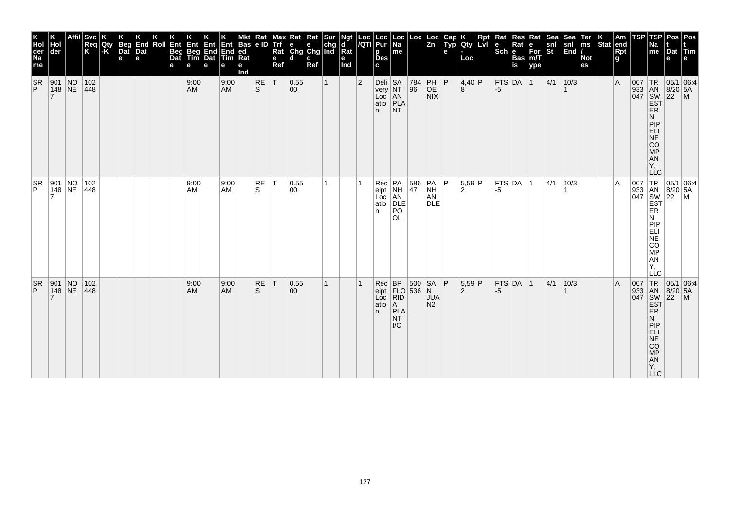| K Hol der Na me | K Hol der | Affil | Svc Req K | K Qty -K | K Beg Dat e | K End Dat e | K Roll | K Ent Beg Dat e | K Ent Beg Tim e | K Ent End Dat e | K Ent End Tim e | Mkt Bas ed Rat e Ind | Rat e ID | Max Trf Rat e Ref | Rat e Chg d | Rat e Chg d Ref | Sur chg Ind | Ngt d Rat e Ind | Loc /QTI | Loc Pur p Des c | Loc Na me | Loc | Loc Zn | Cap Typ e | K Qty - Loc | Rpt Lvl | Rat e Sch | Res Rat e Bas is | Rat e For m/T ype | Sea snl St | Sea snl End | Ter ms / Not es | K Stat | Am end Rpt g | TSP | TSP Na me | Pos t Dat e | Pos t Tim e |
|---|---|---|---|---|---|---|---|---|---|---|---|---|---|---|---|---|---|---|---|---|---|---|---|---|---|---|---|---|---|---|---|---|---|---|---|---|---|---|
| SR P | 901 148 7 | NO NE | 102 448 | | | | | | 9:00 AM | | 9:00 AM | | RE S | T | 0.55 00 | | 1 | | 2 | Deli very Loc atio n | SA NT AN PLA NT | 784 96 | PH OE NIX | P | 4,40 8 | P | FTS -5 | DA | 1 | 4/1 | 10/3 1 | | | A | 007 933 047 | TR AN SW EST ER N PIP ELI NE CO MP AN Y, LLC | 05/1 8/20 22 | 06:4 5A M |
| SR P | 901 148 7 | NO NE | 102 448 | | | | | | 9:00 AM | | 9:00 AM | | RE S | T | 0.55 00 | | 1 | | 1 | Rec eipt Loc atio n | PA NH AN DLE PO OL | 586 47 | PA NH AN DLE | P | 5,59 2 | P | FTS -5 | DA | 1 | 4/1 | 10/3 1 | | | A | 007 933 047 | TR AN SW EST ER N PIP ELI NE CO MP AN Y, LLC | 05/1 8/20 22 | 06:4 5A M |
| SR P | 901 148 7 | NO NE | 102 448 | | | | | | 9:00 AM | | 9:00 AM | | RE S | T | 0.55 00 | | 1 | | 1 | Rec eipt Loc atio n | BP FLO RID A PLA NT I/C | 500 536 | SA N JUA N2 | P | 5,59 2 | P | FTS -5 | DA | 1 | 4/1 | 10/3 1 | | | A | 007 933 047 | TR AN SW EST ER N PIP ELI NE CO MP AN Y, LLC | 05/1 8/20 22 | 06:4 5A M |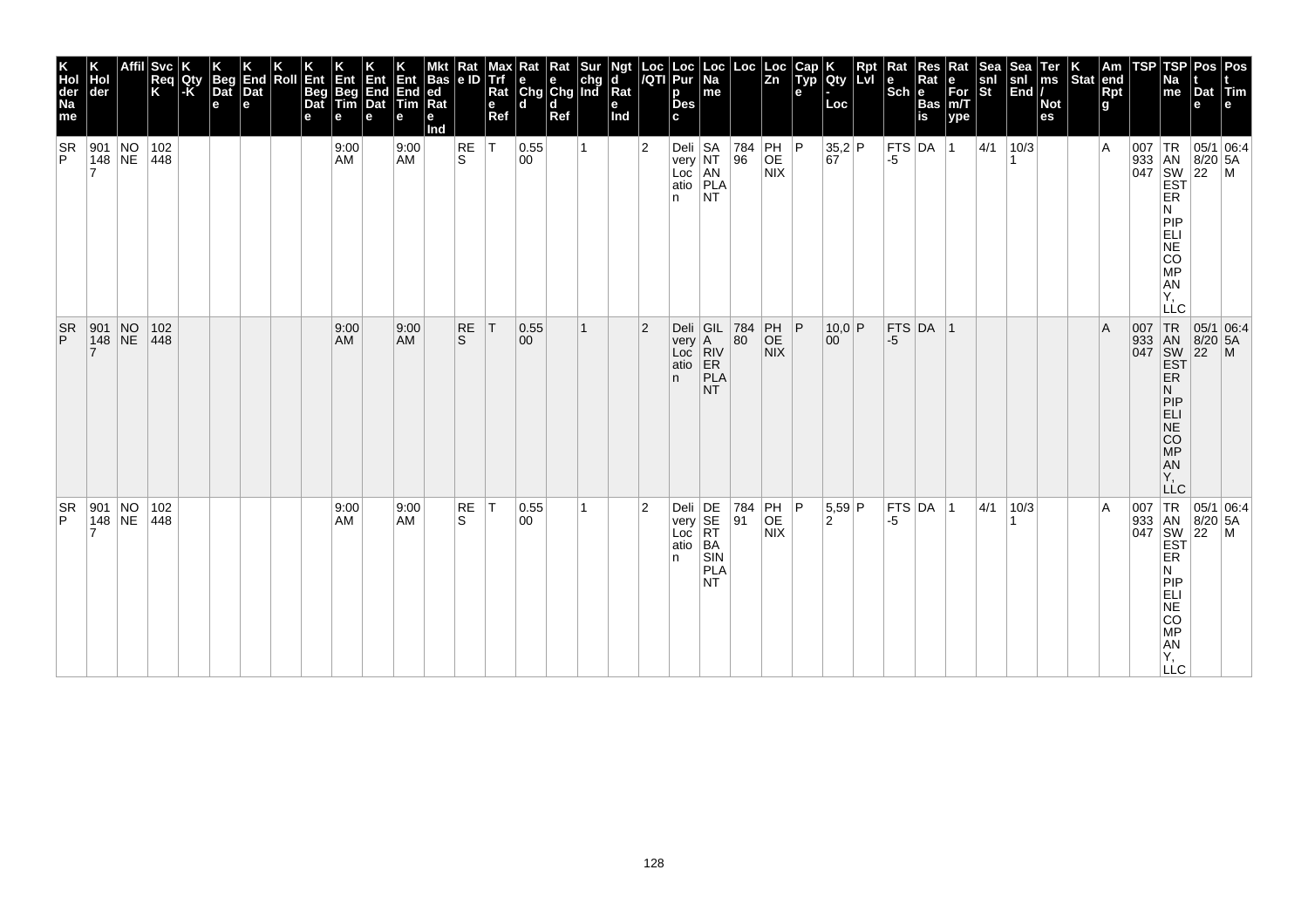| K Holder Name | K Holder | Affil | Svc Req K | K Qty-K | K Beg Date | K End Date | K Roll | K Ent Beg Date | K Ent Beg Time | K Ent End Date | K Ent End Time | Mkt Based Rate Ind | Rate ID | Max Trf Rate Ref | Rate Chgd | Rate Chgd Ref | Sur chg Ind | Ngtd Rate Ind | Loc/QTI | Loc Purp Desc | Loc Name | Loc | Loc Zn | Cap Type | K Qty-Loc | Rpt Lvl | Rate Sch | Res Rate Basis | Rate For m/Type | Seasnl St | Seasnl End | Terms/Notes | K Stat | Amend Rpt g | TSP | TSP Name | Post Date | Post Time |
|---|---|---|---|---|---|---|---|---|---|---|---|---|---|---|---|---|---|---|---|---|---|---|---|---|---|---|---|---|---|---|---|---|---|---|---|---|---|---|
| SRP | 9011487 | NONE | 102448 | | | | | | 9:00 AM | | 9:00 AM | | RES | T | 0.5500 | | 1 | | 2 | Delivery Location | SAN TAN PLANT | 78496 | PHOENIX | P | 35,267 | P | FTS-5 | DA | 1 | 4/1 | 10/31 | | | A | 007933047 | TRANSWESTERN PIPELINE COMPANY, LLC | 05/18/2022 | 06:45AM |
| SRP | 9011487 | NONE | 102448 | | | | | | 9:00 AM | | 9:00 AM | | RES | T | 0.5500 | | 1 | | 2 | Delivery Location | GILA RIVER PLANT | 78480 | PHOENIX | P | 10,000 | P | FTS-5 | DA | 1 | | | | | A | 007933047 | TRANSWESTERN PIPELINE COMPANY, LLC | 05/18/2022 | 06:45AM |
| SRP | 9011487 | NONE | 102448 | | | | | | 9:00 AM | | 9:00 AM | | RES | T | 0.5500 | | 1 | | 2 | Delivery Location | DESERT BASIN PLANT | 78491 | PHOENIX | P | 5,592 | P | FTS-5 | DA | 1 | 4/1 | 10/31 | | | A | 007933047 | TRANSWESTERN PIPELINE COMPANY, LLC | 05/18/2022 | 06:45AM |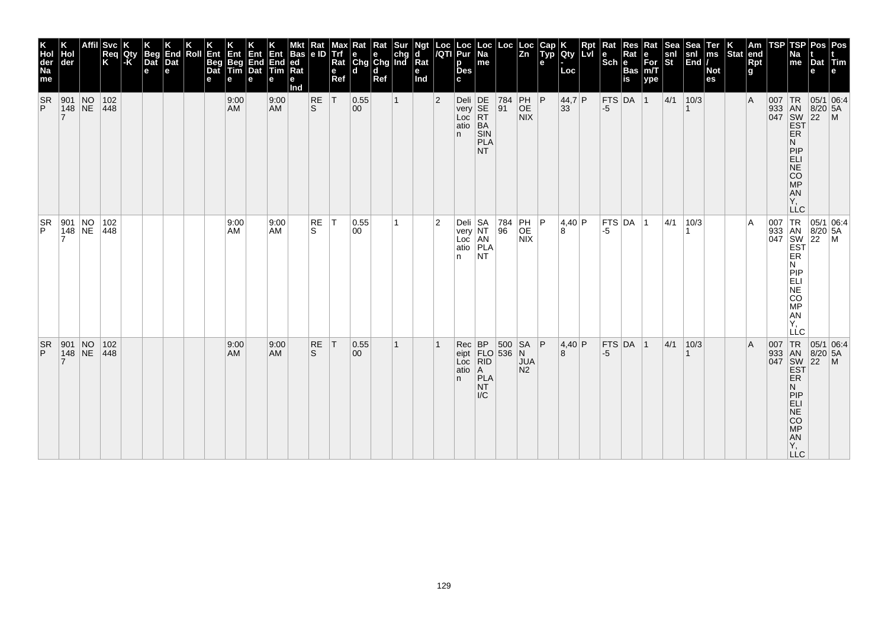| K Hol der Na me | K Hol der | Affil | Svc Req K | K Qty -K | K Beg Dat e | K End Dat e | K Roll | K Ent Beg Dat e | K Ent Beg Tim e | K Ent End Dat e | K Ent End Tim e | Mkt Bas ed Rat e Ind | Rat e ID | Max Trf Rat e Ref | Rat e Chg d | Rat e Chg d Ref | Sur chg Ind | Ngt d Rat e Ind | Loc /QTI | Loc Pur p Des c | Loc Na me | Loc | Loc Zn | Cap Typ e | K Qty - Loc | Rpt Lvl | Rat e Sch | Res Rat e Bas is | Rat e For m/T ype | Sea snl St | Sea snl End | Ter ms / Not es | K Stat | Am end Rpt g | TSP | TSP Na me | Pos t Dat e | Pos t Tim e |
|---|---|---|---|---|---|---|---|---|---|---|---|---|---|---|---|---|---|---|---|---|---|---|---|---|---|---|---|---|---|---|---|---|---|---|---|---|---|---|
| SR P | 901 148 7 | NO NE | 102 448 | | | | | | 9:00 AM | | 9:00 AM | | RE S | T | 0.55 00 | | 1 | | 2 | Deli very Loc atio n | DE SE RT BA SIN PLA NT | 784 91 | PH OE NIX | P | 44,7 33 | P | FTS -5 | DA | 1 | 4/1 | 10/3 1 | | | A | 007 933 047 | TR AN SW EST ER N PIP ELI NE CO MP AN Y, LLC | 05/1 8/20 22 | 06:4 5A M |
| SR P | 901 148 7 | NO NE | 102 448 | | | | | | 9:00 AM | | 9:00 AM | | RE S | T | 0.55 00 | | 1 | | 2 | Deli very Loc atio n | SA NT AN PLA NT | 784 96 | PH OE NIX | P | 4,40 8 | P | FTS -5 | DA | 1 | 4/1 | 10/3 1 | | | A | 007 933 047 | TR AN SW EST ER N PIP ELI NE CO MP AN Y, LLC | 05/1 8/20 22 | 06:4 5A M |
| SR P | 901 148 7 | NO NE | 102 448 | | | | | | 9:00 AM | | 9:00 AM | | RE S | T | 0.55 00 | | 1 | | 1 | Rec eipt Loc atio n | BP FLO RID A PLA NT I/C | 500 536 | SA N JUA N2 | P | 4,40 8 | P | FTS -5 | DA | 1 | 4/1 | 10/3 1 | | | A | 007 933 047 | TR AN SW EST ER N PIP ELI NE CO MP AN Y, LLC | 05/1 8/20 22 | 06:4 5A M |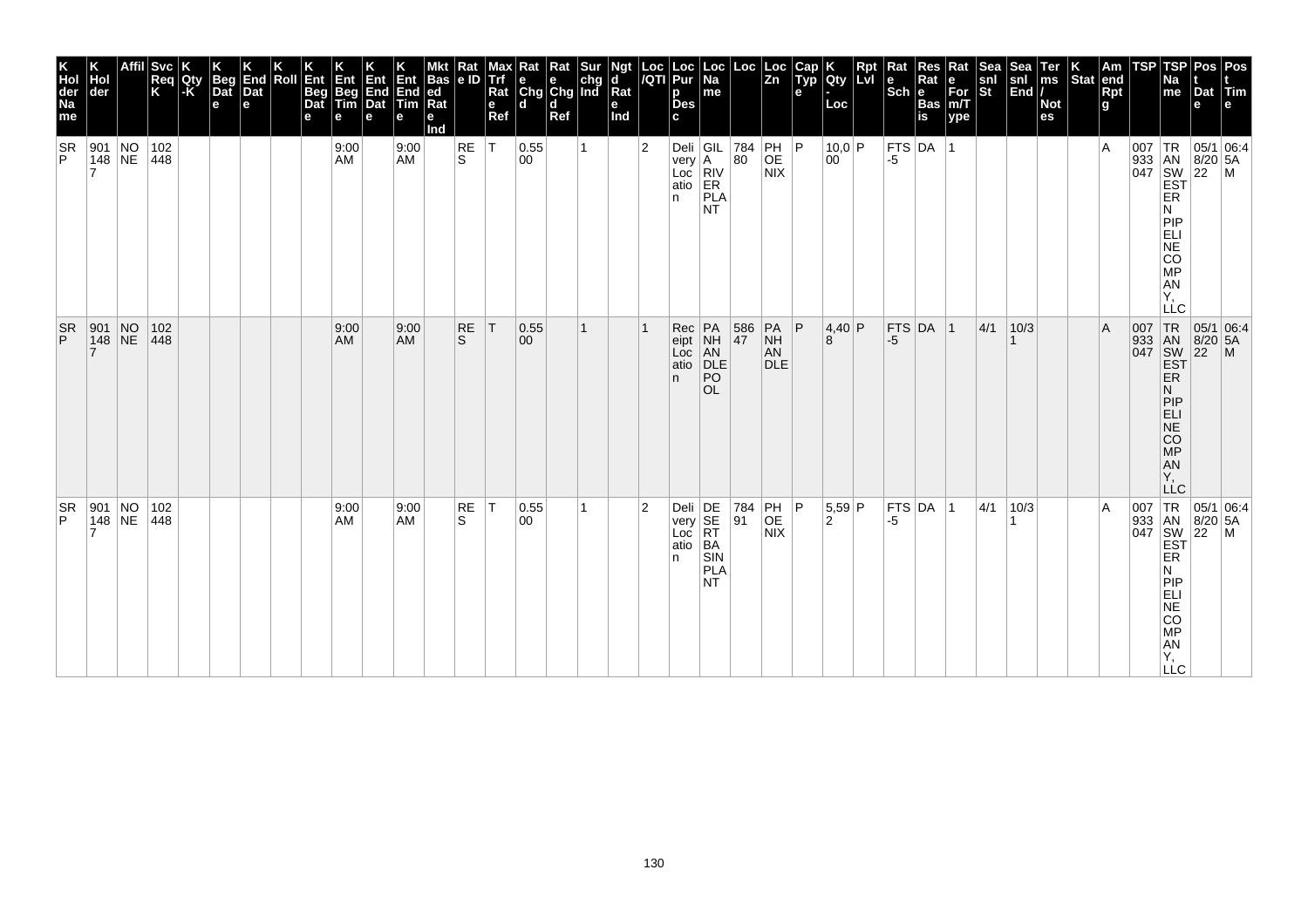| K Holder Name | K Holder | Affil | Svc Req K | K Qty-K | K Beg Date | K End Date | K Roll | K Ent Beg Date | K Ent Beg Time | K Ent End Date | K Ent End Time | Mkt Based Rate Ind | Rate ID | Max Trf Rate Ref | Rate Chgd | Rate Chgd Ref | Sur chg Ind | Ngtd Rate Ind | Loc/QTI | Loc Purp Desc | Loc Name | Loc | Loc Zn | Cap Type | K Qty-Loc | Rpt Lvl | Rate Sch | Res Rate Basis | Rate Form/Type | Seasnl St | Seasnl End | Terms/Notes | K Stat | Amend Rptg | TSP | TSP Name | Post Date | Post Time |
|---|---|---|---|---|---|---|---|---|---|---|---|---|---|---|---|---|---|---|---|---|---|---|---|---|---|---|---|---|---|---|---|---|---|---|---|---|---|---|
| SRP | 9011487 | NONE | 102448 | | | | | | 9:00 AM | | 9:00 AM | | RES | T | 0.5500 | | 1 | | 2 | Delivery Location | GILA RIVER PLANT | 78480 | PHOENIX | P | 10,000 | P | FTS-5 | DA | 1 | | | | | A | 007933047 | TRANSWESTERN PIPELINE COMPANY, LLC | 05/18/2022 | 06:45AM |
| SRP | 9011487 | NONE | 102448 | | | | | | 9:00 AM | | 9:00 AM | | RES | T | 0.5500 | | 1 | | 1 | Receipt Location | PANHANDLE POOL | 58647 | PANHANDLE | P | 4,408 | P | FTS-5 | DA | 1 | 4/1 | 10/31 | | | A | 007933047 | TRANSWESTERN PIPELINE COMPANY, LLC | 05/18/2022 | 06:45AM |
| SRP | 9011487 | NONE | 102448 | | | | | | 9:00 AM | | 9:00 AM | | RES | T | 0.5500 | | 1 | | 2 | Delivery Location | DESERT BASIN PLANT | 78491 | PHOENIX | P | 5,592 | P | FTS-5 | DA | 1 | 4/1 | 10/31 | | | A | 007933047 | TRANSWESTERN PIPELINE COMPANY, LLC | 05/18/2022 | 06:45AM |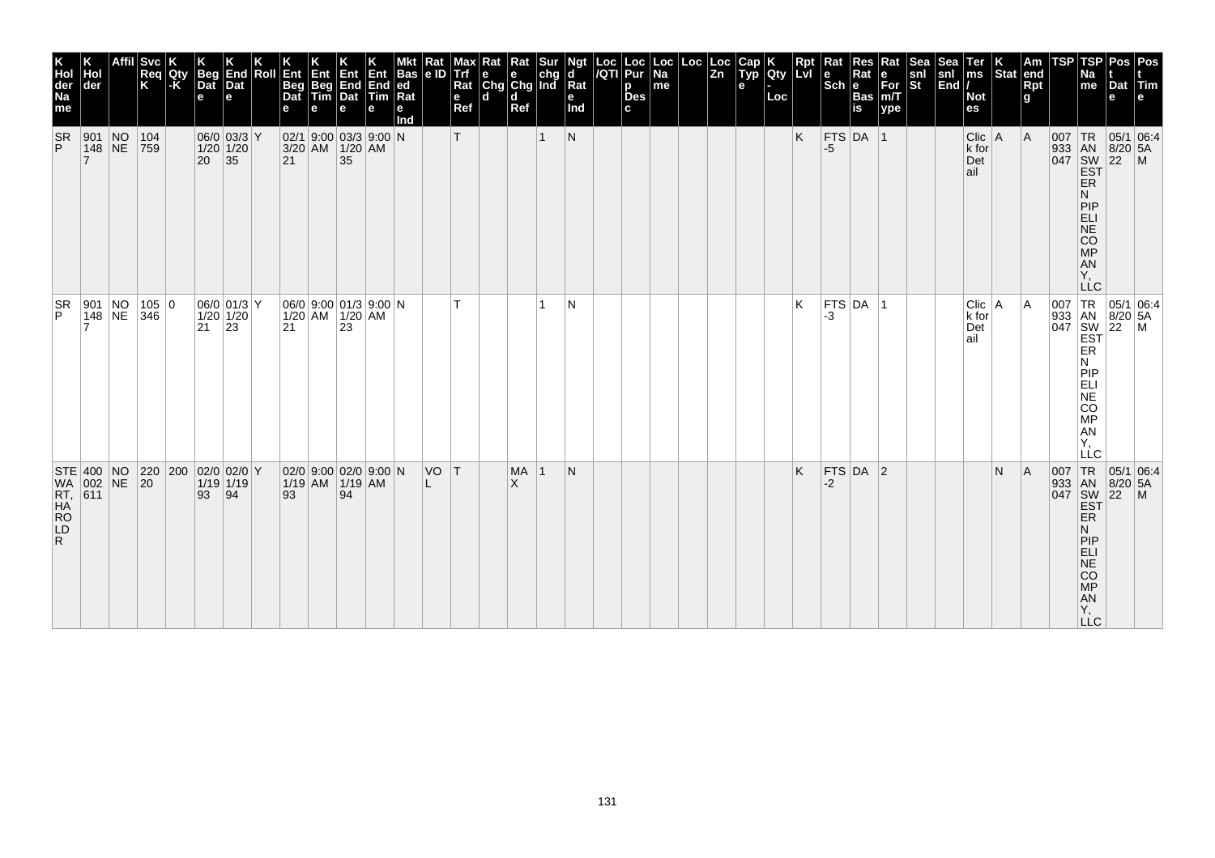| K Hol der Na me | K Hol der | Affil | Svc Req K | K Qty -K | K Beg Dat e | K End Dat e | K Roll | K Ent Beg Dat e | K Ent Beg Tim e | K Ent End Dat e | K Ent End Tim e | Mkt Bas ed Rat e Ind | Rat e ID | Max Trf Rat e Ref | Rat e Chg d | Rat e Chg d Ref | Sur chg Ind | Ngt d Rat e Ind | Loc /QTI | Loc Pur p Des c | Loc Na me | Loc | Loc Zn | Cap Typ e | K Qty - Loc | Rpt Lvl | Rat e Sch | Res Rat e Bas is | Rat e For m/T ype | Sea snl St | Sea snl End | Ter ms / Not es | K Stat | Am end Rpt g | TSP | TSP Na me | Pos t Dat e | Pos t Tim e |
|---|---|---|---|---|---|---|---|---|---|---|---|---|---|---|---|---|---|---|---|---|---|---|---|---|---|---|---|---|---|---|---|---|---|---|---|---|---|---|
| SR P | 901 148 7 | NO NE | 104 759 | | 06/0 1/20 20 | 03/3 1/20 35 | Y | 02/1 3/20 21 | 9:00 AM | 03/3 1/20 35 | 9:00 AM | N | | T | | | 1 | N | | | | | | | | K | FTS -5 | DA | 1 | | | Clic k for Det ail | A | A | 007 933 047 | TR AN SW EST ER N PIP ELI NE CO MP AN Y, LLC | 05/1 8/20 22 | 06:4 5A M |
| SR P | 901 148 7 | NO NE | 105 346 | 0 | 06/0 1/20 21 | 01/3 1/20 23 | Y | 06/0 1/20 21 | 9:00 AM | 01/3 1/20 23 | 9:00 AM | N | | T | | | 1 | N | | | | | | | | K | FTS -3 | DA | 1 | | | Clic k for Det ail | A | A | 007 933 047 | TR AN SW EST ER N PIP ELI NE CO MP AN Y, LLC | 05/1 8/20 22 | 06:4 5A M |
| STE WA RT, HA RO LD R | 400 002 611 | NO NE | 220 20 | 200 | 02/0 1/19 93 | 02/0 1/19 94 | Y | 02/0 1/19 93 | 9:00 AM | 02/0 1/19 94 | 9:00 AM | N | VO L | T | | MA X | 1 | N | | | | | | | | K | FTS -2 | DA | 2 | | | | N | A | 007 933 047 | TR AN SW EST ER N PIP ELI NE CO MP AN Y, LLC | 05/1 8/20 22 | 06:4 5A M |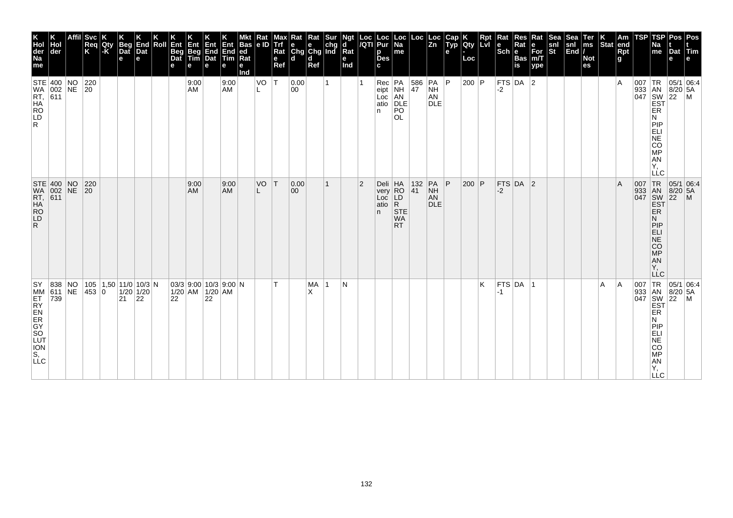| K Holder Name | K Holder | Affil | Svc Req K | K Qty-K | K Beg Date | K End Date | K Roll | K Ent Beg Date | K Ent Beg Time | K Ent End Date | K Ent End Time | Mkt Based Rate Ind | Rate ID | Max Trf Rate Ref | Rate Chgd | Rate Chgd Ref | Surchg Ind | Ngtd Rate Ind | Loc/QTI | Loc Purp Desc | Loc Name | Loc | Loc Zn | Cap Type | K Qty-Loc | Rpt Lvl | Rate Sch | Res Rate Basis | Rate Form/Type | Seasnl St | Seasnl End | Terms/Notes | K Stat | Amend Rptg | TSP | TSP Name | Post Date | Post Time |
|---|---|---|---|---|---|---|---|---|---|---|---|---|---|---|---|---|---|---|---|---|---|---|---|---|---|---|---|---|---|---|---|---|---|---|---|---|---|---|
| STEWART, HAROLD R | 400002611 | NONE | 22020 | | | | | | 9:00 AM | | 9:00 AM | | VOL | T | 0.0000 | | 1 | | 1 | Receipt Location | PANHANDLE POOL | 58647 | PANHANDLE | P | 200 | P | FTS-2 | DA | 2 | | | | | A | 007933047 | TRANSWESTERN PIPELINE COMPANY, LLC | 05/18/2022 | 06:45AM |
| STEWART, HAROLD R | 400002611 | NONE | 22020 | | | | | | 9:00 AM | | 9:00 AM | | VOL | T | 0.0000 | | 1 | | 2 | Delivery Location | HAROLD R STEWART | 13241 | PANHANDLE | P | 200 | P | FTS-2 | DA | 2 | | | | | A | 007933047 | TRANSWESTERN PIPELINE COMPANY, LLC | 05/18/2022 | 06:45AM |
| SYMMETRY ENERGY SOLUTIONS, LLC | 838611739 | NONE | 105453 | 1,500 | 11/01/2021 | 10/31/2022 | N | 03/31/2022 | 9:00 AM | 10/31/2022 | 9:00 AM | N | | T | | MAX | 1 | N | | | | | | | | K | FTS-1 | DA | 1 | | | | A | A | 007933047 | TRANSWESTERN PIPELINE COMPANY, LLC | 05/18/2022 | 06:45AM |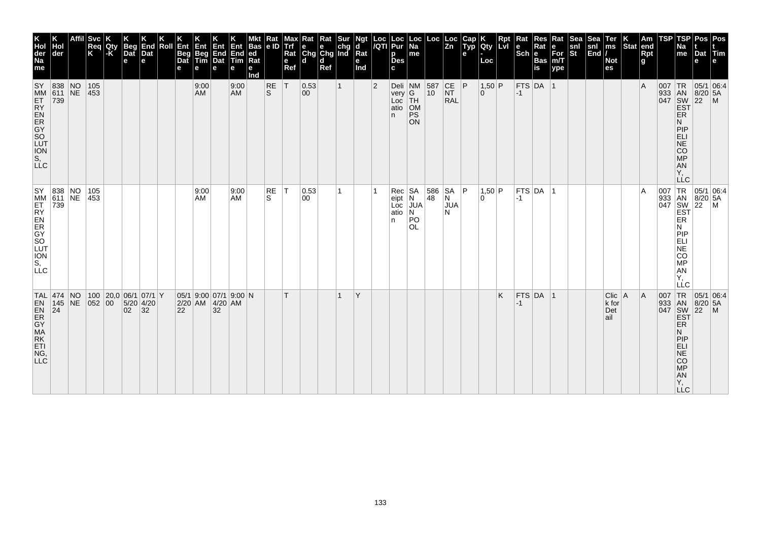| K Hol der Na me | K Hol der | Affil | Svc Req K | K Qty -K | K Beg Dat e | K End Dat e | K Roll | K Ent Beg Dat e | K Ent Beg Tim e | K Ent End Dat e | K Ent End Tim e | Mkt Bas ed Rat e Ind | Rat e ID | Max Trf Rat e Ref | Rat e Chg d | Rat e Chg d Ref | Sur chg Ind | Ngt d Rat e Ind | Loc /QTI | Loc Pur p Des c | Loc Na me | Loc | Loc Zn | Cap Typ e | K Qty - Loc | Rpt Lvl | Rat e Sch | Res Rat e Bas is | Rat e For m/T ype | Sea snl St | Sea snl End | Ter ms / Not es | K Stat | Am end Rpt g | TSP | TSP Na me | Pos t Dat e | Pos t Tim e |
|---|---|---|---|---|---|---|---|---|---|---|---|---|---|---|---|---|---|---|---|---|---|---|---|---|---|---|---|---|---|---|---|---|---|---|---|---|---|---|
| SYMMETRY ENERGY SOLUTIONS, LLC | 838611739 | NONE | 105453 | | | | | | 9:00 AM | | 9:00 AM | | RES | T | 0.5300 | | 1 | | 2 | Delivery Location | NG THOMPSON | 58710 | CENTRAL | P | 1,500 | P | FTS-1 | DA | 1 | | | | | A | 007933047 | TRANSWESTERN PIPELINE COMPANY, LLC | 05/18/2022 | 06:45AM |
| SYMMETRY ENERGY SOLUTIONS, LLC | 838611739 | NONE | 105453 | | | | | | 9:00 AM | | 9:00 AM | | RES | T | 0.5300 | | 1 | | 1 | Receipt Location | SAN JUAN POOL | 58648 | SAN JUAN | P | 1,500 | P | FTS-1 | DA | 1 | | | | | A | 007933047 | TRANSWESTERN PIPELINE COMPANY, LLC | 05/18/2022 | 06:45AM |
| TALEN ENERGY MARKETING, LLC | 47414524 | NONE | 100052 | 20,000 | 06/15/2002 | 07/14/2032 | Y | 05/12/2022 | 9:00 AM | 07/14/2032 | 9:00 AM | N | | T | | | 1 | Y | | | | | | | | K | FTS-1 | DA | 1 | | | Click for Detail | A | A | 007933047 | TRANSWESTERN PIPELINE COMPANY, LLC | 05/18/2022 | 06:45AM |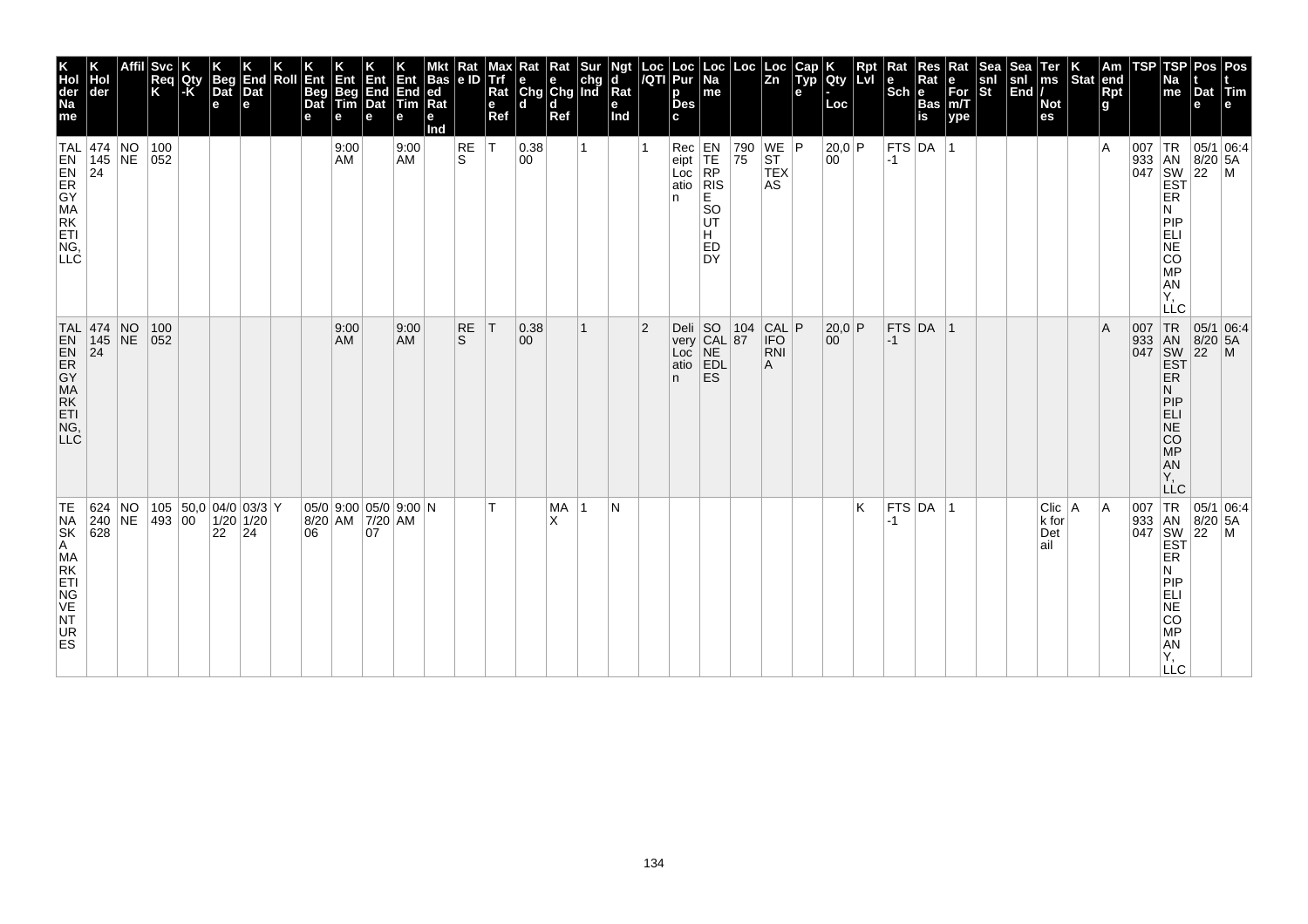| K Hol der Na me | K Hol der | Affil | Svc Req K | K Qty -K | K Beg Dat e | K End Dat e | K Roll | K Ent Beg Dat e | K Ent Beg Tim e | K Ent End Dat e | K Ent End Tim e | Mkt Bas ed Rat e Ind | Rat e ID | Max Trf Rat e Ref | Rat e Chg d | Rat e Chg d Ref | Sur chg Ind | Ngt d Rat e Ind | Loc /QTI | Loc Pur p Des c | Loc Na me | Loc | Loc Zn | Cap Typ e | K Qty - Loc | Rpt Lvl | Rat e Sch | Res Rat e Bas is | Rat e For m/T ype | Sea snl St | Sea snl End | Ter ms / Not es | K Stat | Am end Rpt g | TSP | TSP Na me | Pos t Dat e | Pos t Tim e |
|---|---|---|---|---|---|---|---|---|---|---|---|---|---|---|---|---|---|---|---|---|---|---|---|---|---|---|---|---|---|---|---|---|---|---|---|---|---|---|
| TALEN ENERGY MARKETING, LLC | 474145 24 | NONE | 100052 | | | | | | 9:00 AM | | 9:00 AM | | RES | T | 0.3800 | | 1 | | 1 | Receipt Location | ENTERPRISE SOUTH EDDY | 79075 | WEST TEXAS | P | 20,000 | P | FTS-1 | DA | 1 | | | | | A | 007933047 | TRANSWESTERN PIPELINE COMPANY, LLC | 05/18/2022 | 06:45AM |
| TALEN ENERGY MARKETING, LLC | 474145 24 | NONE | 100052 | | | | | | 9:00 AM | | 9:00 AM | | RES | T | 0.3800 | | 1 | | 2 | Delivery Location | SOCALNEEDLES | 10487 | CALIFORNIA | P | 20,000 | P | FTS-1 | DA | 1 | | | | | A | 007933047 | TRANSWESTERN PIPELINE COMPANY, LLC | 05/18/2022 | 06:45AM |
| TENASKA MARKETING VENTURES | 624240 628 | NONE | 105493 | 50,000 | 04/01/2022 | 03/31/2024 | Y | 05/08/2006 | 9:00 AM | 05/07/2007 | 9:00 AM | N | | T | | MAX | 1 | N | | | | | | | | K | FTS-1 | DA | 1 | | | Click for Detail | A | A | 007933047 | TRANSWESTERN PIPELINE COMPANY, LLC | 05/18/2022 | 06:45AM |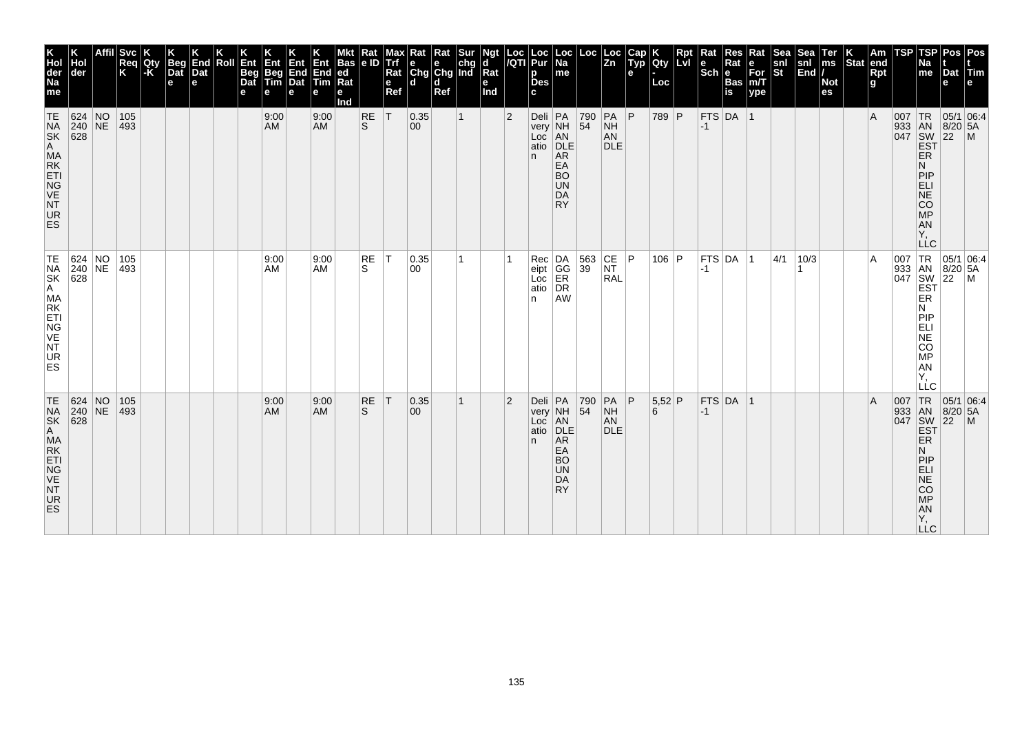| K Hol der Na me | K Hol der | Affil | Svc Req K | K Qty -K | K Beg Dat e | K End Dat e | K Roll | K Ent Beg Dat e | K Ent Beg Tim e | K Ent End Dat e | K Ent End Tim e | Mkt Bas ed Rat e Ind | Rat e ID | Max Trf Rat e Ref | Rat e Chg d | Rat e Chg d Ref | Sur chg Ind | Ngt d Rat e Ind | Loc /QTI | Loc Pur p Des c | Loc Na me | Loc | Loc Zn | Cap Typ e | K Qty - Loc | Rpt Lvl | Rat e Sch | Res Rat e Bas is | Rat e For m/T ype | Sea snl St | Sea snl End | Ter ms / Not es | K Stat | Am end Rpt g | TSP | TSP Na me | Pos t Dat e | Pos t Tim e |
|---|---|---|---|---|---|---|---|---|---|---|---|---|---|---|---|---|---|---|---|---|---|---|---|---|---|---|---|---|---|---|---|---|---|---|---|---|---|---|
| TENASKA MARKETING VENTURES | 624240628 | NONE | 105493 | | | | | | 9:00 AM | | 9:00 AM | | RES | T | 0.3500 | | 1 | | 2 | Delivery Location | PANHANDLE AREA BOUNDARY | 79054 | PANHANDLE | P | 789 | P | FTS-1 | DA | 1 | | | | | A | 007933047 | TRANSWESTERN PIPELINE COMPANY, LLC | 05/18/2022 | 06:45AM |
| TENASKA MARKETING VENTURES | 624240628 | NONE | 105493 | | | | | | 9:00 AM | | 9:00 AM | | RES | T | 0.3500 | | 1 | | 1 | Receipt Location | DAGGERDRAW | 56339 | CENTRAL | P | 106 | P | FTS-1 | DA | 1 | 4/1 | 10/31 | | | A | 007933047 | TRANSWESTERN PIPELINE COMPANY, LLC | 05/18/2022 | 06:45AM |
| TENASKA MARKETING VENTURES | 624240628 | NONE | 105493 | | | | | | 9:00 AM | | 9:00 AM | | RES | T | 0.3500 | | 1 | | 2 | Delivery Location | PANHANDLE AREA BOUNDARY | 79054 | PANHANDLE | P | 5,526 | P | FTS-1 | DA | 1 | | | | | A | 007933047 | TRANSWESTERN PIPELINE COMPANY, LLC | 05/18/2022 | 06:45AM |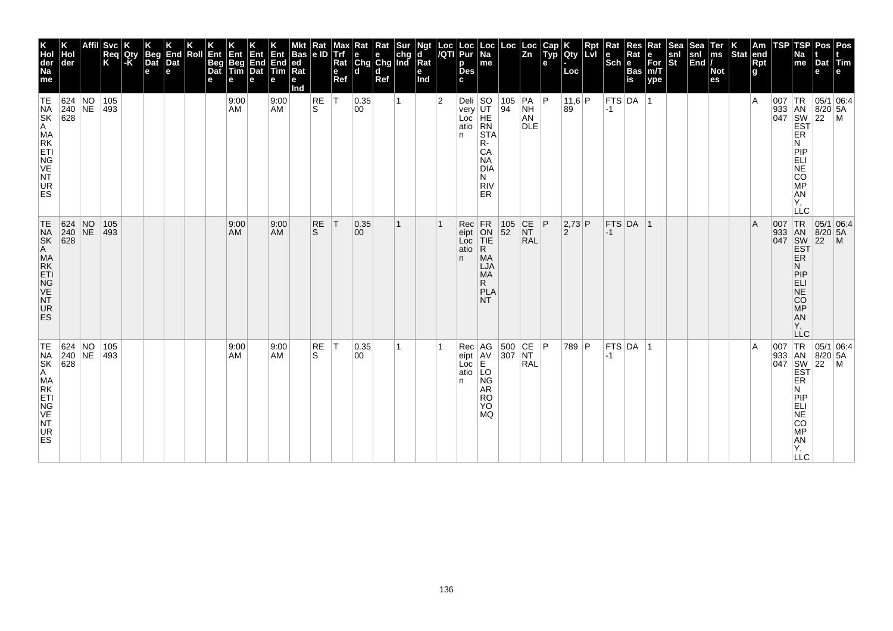| K Hol der Na me | K Hol der | Affil | Svc Req K | K Qty -K | K Beg Dat e | K End Dat e | K Roll | K Ent Beg Dat e | K Ent Beg Tim e | K Ent End Dat e | K Ent End Tim e | Mkt Bas ed Rat e Ind | Rat e ID | Max Trf Rat e Ref | Rat e Chg d | Rat e Chg d Ref | Sur chg Ind | Ngt d Rat e Ind | Loc /QTI | Loc Pur p Des c | Loc Na me | Loc | Loc Zn | Cap Typ e | K Qty - Loc | Rpt Lvl | Rat e Sch | Res Rat e Bas is | Rat e For m/T ype | Sea snl St | Sea snl End | Ter ms / Not es | K Stat | Am end Rpt g | TSP | TSP Na me | Pos t Dat e | Pos t Tim e |
|---|---|---|---|---|---|---|---|---|---|---|---|---|---|---|---|---|---|---|---|---|---|---|---|---|---|---|---|---|---|---|---|---|---|---|---|---|---|---|
| TENASKA MARKETING VENTURES | 624240628 | NONE | 105493 | | | | | | 9:00 AM | | 9:00 AM | | RES | T | 0.3500 | | 1 | | 2 | Delivery Location | SOUTHERN STAR-CANADIAN RIVER | 10594 | PANHANDLE | P | 11,689 | P | FTS-1 | DA | 1 | | | | | A | 007933047 | TRANSWESTERN PIPELINE COMPANY, LLC | 05/18/2022 | 06:45AM |
| TENASKA MARKETING VENTURES | 624240628 | NONE | 105493 | | | | | | 9:00 AM | | 9:00 AM | | RES | T | 0.3500 | | 1 | | 1 | Receipt Location | FRONTIER MALJAMAR PLANT | 10552 | CENTRAL | P | 2,732 | P | FTS-1 | DA | 1 | | | | | A | 007933047 | TRANSWESTERN PIPELINE COMPANY, LLC | 05/18/2022 | 06:45AM |
| TENASKA MARKETING VENTURES | 624240628 | NONE | 105493 | | | | | | 9:00 AM | | 9:00 AM | | RES | T | 0.3500 | | 1 | | 1 | Receipt Location | AGAVE LONGARROYOMQ | 500307 | CENTRAL | P | 789 | P | FTS-1 | DA | 1 | | | | | A | 007933047 | TRANSWESTERN PIPELINE COMPANY, LLC | 05/18/2022 | 06:45AM |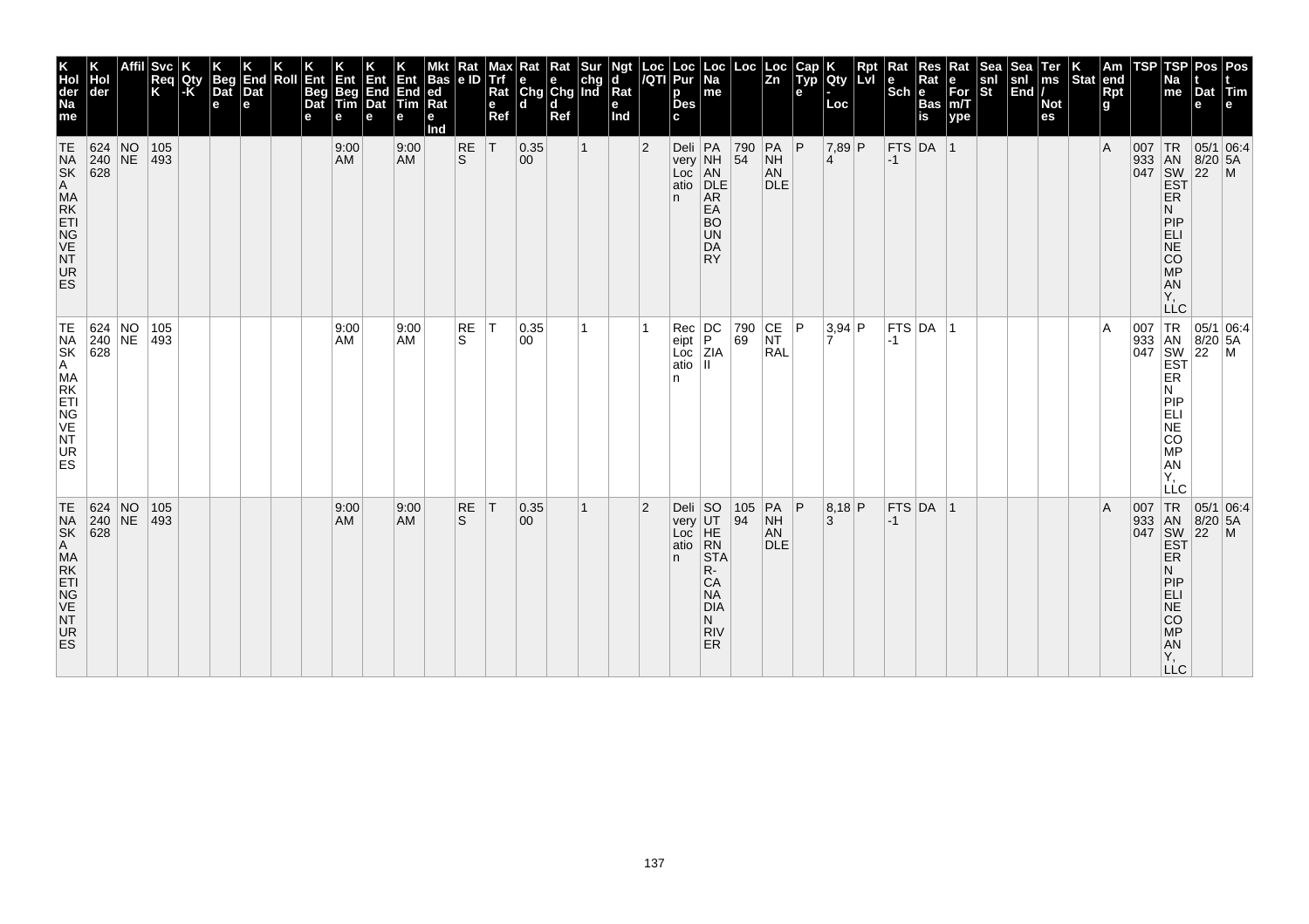| K Holder Name | K Holder | Affil | Svc Req K | K Qty -K | K Beg Date | K End Date | K Roll | K Ent Beg Date | K Ent Beg Time | K Ent End Date | K Ent End Time | Mkt Based Rate Ind | Rate ID | Max Trf Rate Ref | Rate Chgd | Rate Chgd Ref | Sur chg Ind | Ngtd Rate Ind | Loc /QTI | Loc Purp Desc | Loc Name | Loc | Loc Zn | Cap Type | K Qty - Loc | Rpt Lvl | Rate Sch | Res Rate Basis | Rate For m/Type | Seasnl St | Seasnl End | Terms / Notes | K Stat | Amend Rptg | TSP | TSP Name | Post Date | Post Time |
|---|---|---|---|---|---|---|---|---|---|---|---|---|---|---|---|---|---|---|---|---|---|---|---|---|---|---|---|---|---|---|---|---|---|---|---|---|---|---|
| TENASKA MARKETING VENTURES | 624240628 | NONE | 105493 | | | | | | 9:00 AM | | 9:00 AM | | RES | T | 0.3500 | | 1 | | 2 | Delivery Location | PANHANDLE ARE A BOUNDARY | 79054 | PANHANDLE | P | 7,894 | P | FTS-1 | DA | 1 | | | | | A | 007933047 | TRANSWESTERN PIPELINE COMPANY, LLC | 05/18/2022 | 06:45AM |
| TENASKA MARKETING VENTURES | 624240628 | NONE | 105493 | | | | | | 9:00 AM | | 9:00 AM | | RES | T | 0.3500 | | 1 | | 1 | Receipt Location | DCP ZIA II | 79069 | CENTRAL | P | 3,947 | P | FTS-1 | DA | 1 | | | | | A | 007933047 | TRANSWESTERN PIPELINE COMPANY, LLC | 05/18/2022 | 06:45AM |
| TENASKA MARKETING VENTURES | 624240628 | NONE | 105493 | | | | | | 9:00 AM | | 9:00 AM | | RES | T | 0.3500 | | 1 | | 2 | Delivery Location | SOUTHERN STAR-CANADIAN RIVER | 10594 | PANHANDLE | P | 8,183 | P | FTS-1 | DA | 1 | | | | | A | 007933047 | TRANSWESTERN PIPELINE COMPANY, LLC | 05/18/2022 | 06:45AM |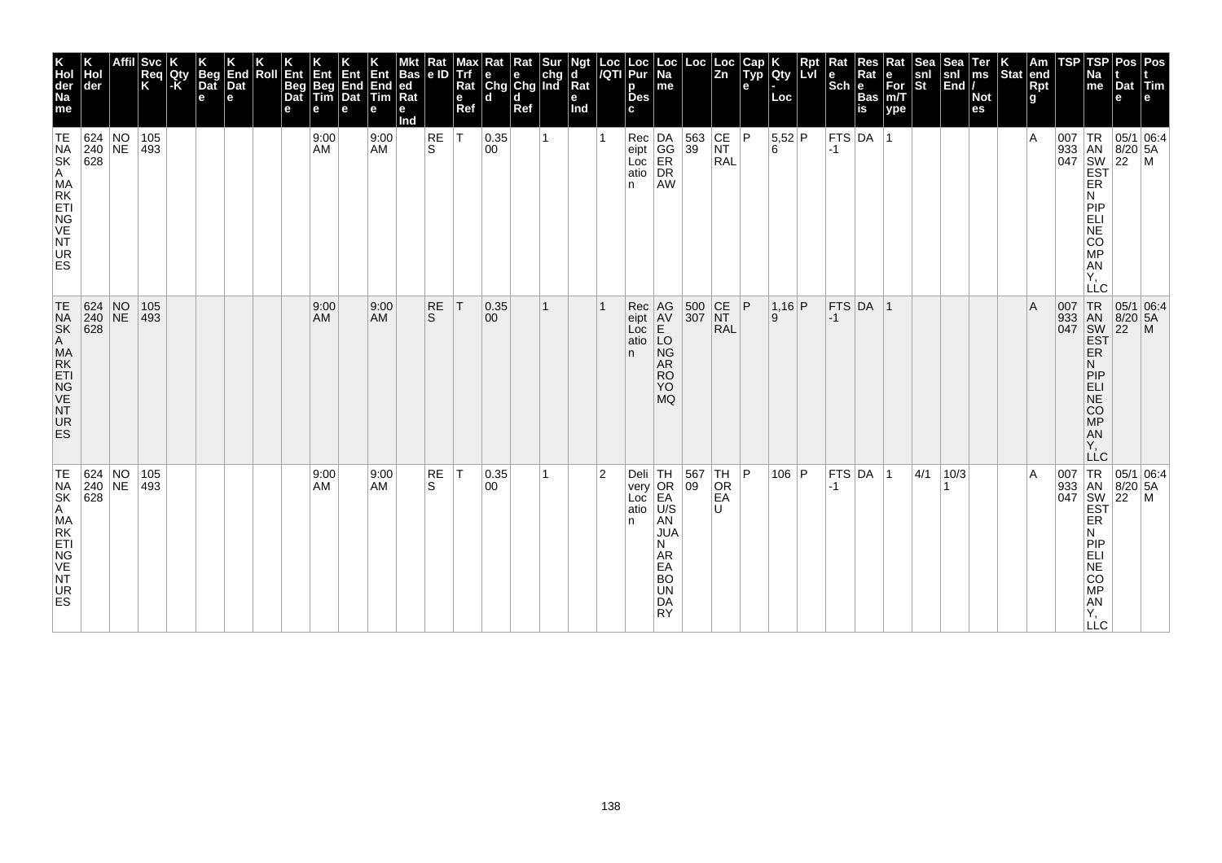| K Hol der Na me | K Hol der | Affil | Svc Req K | K Qty -K | K Beg Dat e | K End Dat e | K Roll | K Ent Beg Dat e | K Ent Beg Tim e | K Ent End Dat e | K Ent End Tim e | Mkt Bas ed Rat e Ind | Rat e ID | Max Trf Rat e Ref | Rat e Chg d | Rat e Chg d Ref | Sur chg Ind | Ngt d Rat e Ind | Loc /QTI | Loc Pur p Des c | Loc Na me | Loc | Loc Zn | Cap Typ e | K Qty - Loc | Rpt Lvl | Rat e Sch | Res Rat e Bas is | Rat e For m/T ype | Sea snl St | Sea snl End | Ter ms / Not es | K Stat | Am end Rpt g | TSP | TSP Na me | Pos t Dat e | Pos t Tim e |
|---|---|---|---|---|---|---|---|---|---|---|---|---|---|---|---|---|---|---|---|---|---|---|---|---|---|---|---|---|---|---|---|---|---|---|---|---|---|---|
| TENASKA MARKETING VENTURES | 624240628 | NONE | 105493 | | | | | | 9:00 AM | | 9:00 AM | | RES | T | 0.3500 | | 1 | | 1 | Receipt Location | DAGGER DRAW | 56339 | CENTRAL | P | 5,526 | P | FTS-1 | DA | 1 | | | | | A | 007933047 | TRANSWESTERN PIPELINE COMPANY, LLC | 05/18/2022 | 06:45AM |
| TENASKA MARKETING VENTURES | 624240628 | NONE | 105493 | | | | | | 9:00 AM | | 9:00 AM | | RES | T | 0.3500 | | 1 | | 1 | Receipt Location | AGAVE LONGARROYOMQ | 500307 | CENTRAL | P | 1,169 | P | FTS-1 | DA | 1 | | | | | A | 007933047 | TRANSWESTERN PIPELINE COMPANY, LLC | 05/18/2022 | 06:45AM |
| TENASKA MARKETING VENTURES | 624240628 | NONE | 105493 | | | | | | 9:00 AM | | 9:00 AM | | RES | T | 0.3500 | | 1 | | 2 | Delivery Location | THOREAU U/S AN JUAN AREA BOUNDARY | 56709 | THOREAU | P | 106 | P | FTS-1 | DA | 1 | 4/1 | 10/31 | | | A | 007933047 | TRANSWESTERN PIPELINE COMPANY, LLC | 05/18/2022 | 06:45AM |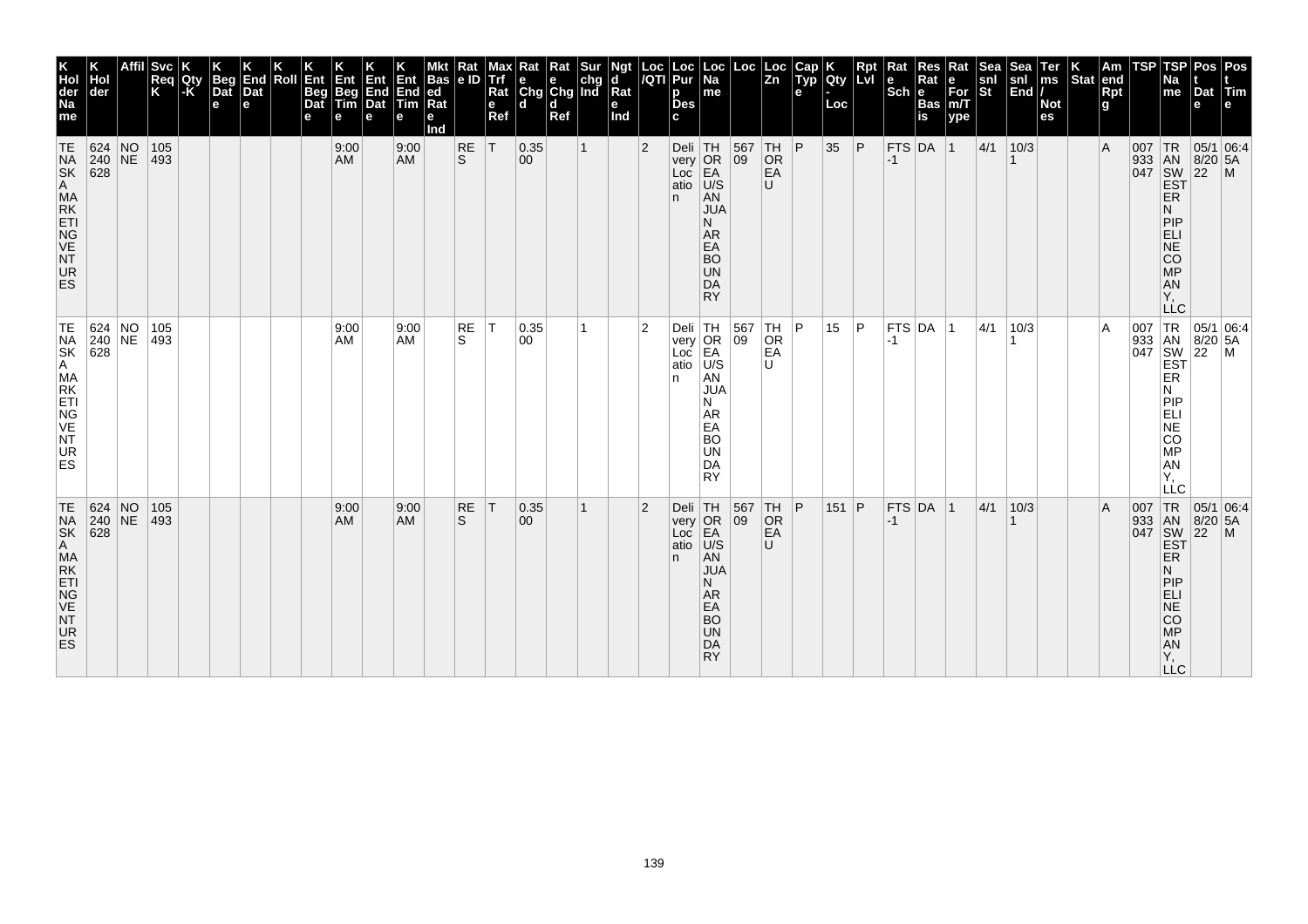| K Hol der Na me | K Hol der | Affil | Svc Req K | K Qty -K | K Beg Dat e | K End Dat e | K Roll | K Ent Beg Dat e | K Ent Beg Tim e | K Ent End Dat e | K Ent End Tim e | Mkt Bas ed Rat e Ind | Rat e ID | Max Trf Rat e Ref | Rat e Chg d | Rat e Chg d Ref | Sur chg Ind | Ngt d Rat e Ind | Loc /QTI | Loc Pur p Des c | Loc Na me | Loc | Loc Zn | Cap Typ e | K Qty - Loc | Rpt Lvl | Rat e Sch | Res Rat e Bas is | Rat e For m/T ype | Sea snl St | Sea snl End | Ter ms / Not es | K Stat | Am end Rpt g | TSP | TSP Na me | Pos t Dat e | Pos t Tim e |
|---|---|---|---|---|---|---|---|---|---|---|---|---|---|---|---|---|---|---|---|---|---|---|---|---|---|---|---|---|---|---|---|---|---|---|---|---|---|---|
| TENASKA MARKETING VENTURES | 624240628 | NONE | 105493 | | | | | | 9:00 AM | | 9:00 AM | | RES | T | 0.3500 | | 1 | | 2 | Delivery Location | THOREAU/SAN JUAN AREA BOUNDARY | 56709 | THOREAU | P | 35 | P | FTS-1 | DA | 1 | 4/1 | 10/31 | | | A | 007933047 | TRANSWESTERN PIPELINE COMPANY, LLC | 05/18/2022 | 06:45AM |
| TENASKA MARKETING VENTURES | 624240628 | NONE | 105493 | | | | | | 9:00 AM | | 9:00 AM | | RES | T | 0.3500 | | 1 | | 2 | Delivery Location | THOREAU/SAN JUAN AREA BOUNDARY | 56709 | THOREAU | P | 15 | P | FTS-1 | DA | 1 | 4/1 | 10/31 | | | A | 007933047 | TRANSWESTERN PIPELINE COMPANY, LLC | 05/18/2022 | 06:45AM |
| TENASKA MARKETING VENTURES | 624240628 | NONE | 105493 | | | | | | 9:00 AM | | 9:00 AM | | RES | T | 0.3500 | | 1 | | 2 | Delivery Location | THOREAU/SAN JUAN AREA BOUNDARY | 56709 | THOREAU | P | 151 | P | FTS-1 | DA | 1 | 4/1 | 10/31 | | | A | 007933047 | TRANSWESTERN PIPELINE COMPANY, LLC | 05/18/2022 | 06:45AM |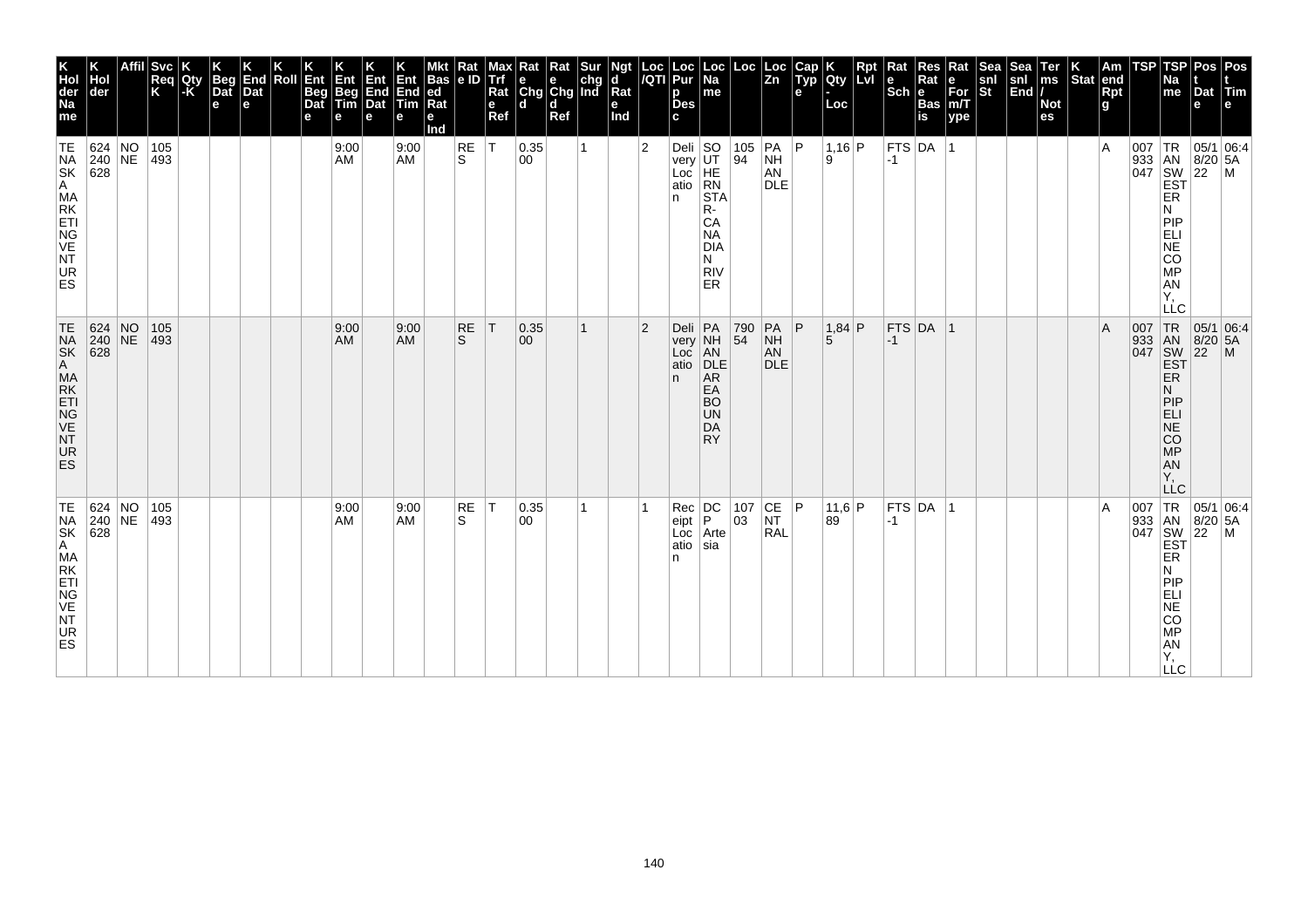| K Hol der Na me | K Hol der | Affil | Svc Req K | K Qty -K | K Beg Dat e | K End Dat e | K Roll | K Ent Beg Dat e | K Ent Beg Tim e | K Ent End Dat e | K Ent End Tim e | Mkt Bas ed Rat e Ind | Rat e ID | Max Trf Rat e Ref | Rat e Chg d | Rat e Chg d Ref | Sur chg Ind | Ngt d Rat e Ind | Loc /QTI | Loc Pur p Des c | Loc Na me | Loc | Loc Zn | Cap Typ e | K Qty - Loc | Rpt Lvl | Rat e Sch | Res Rat e Bas is | Rat e For m/T ype | Sea snl St | Sea snl End | Ter ms / Not es | K Stat | Am end Rpt g | TSP | TSP Na me | Pos t Dat e | Pos t Tim e |
|---|---|---|---|---|---|---|---|---|---|---|---|---|---|---|---|---|---|---|---|---|---|---|---|---|---|---|---|---|---|---|---|---|---|---|---|---|---|---|
| TENASKA MARKETING VENTURES | 624240628 | NONE | 105493 | | | | | | 9:00 AM | | 9:00 AM | | RES | T | 0.3500 | | 1 | | 2 | Delivery Location | SOUTHERN STAR-CANADIAN RIVER | 10594 | PANHANDLE | P | 1,169 | P | FTS-1 | DA | 1 | | | | | A | 007933047 | TRANSWESTERN PIPELINE COMPANY, LLC | 05/18/2022 | 06:45AM |
| TENASKA MARKETING VENTURES | 624240628 | NONE | 105493 | | | | | | 9:00 AM | | 9:00 AM | | RES | T | 0.3500 | | 1 | | 2 | Delivery Location | PANHANDLE AREA BOUNDARY | 79054 | PANHANDLE | P | 1,845 | P | FTS-1 | DA | 1 | | | | | A | 007933047 | TRANSWESTERN PIPELINE COMPANY, LLC | 05/18/2022 | 06:45AM |
| TENASKA MARKETING VENTURES | 624240628 | NONE | 105493 | | | | | | 9:00 AM | | 9:00 AM | | RES | T | 0.3500 | | 1 | | 1 | Receipt Location | DCP Artesia | 10703 | CENTRAL | P | 11,689 | P | FTS-1 | DA | 1 | | | | | A | 007933047 | TRANSWESTERN PIPELINE COMPANY, LLC | 05/18/2022 | 06:45AM |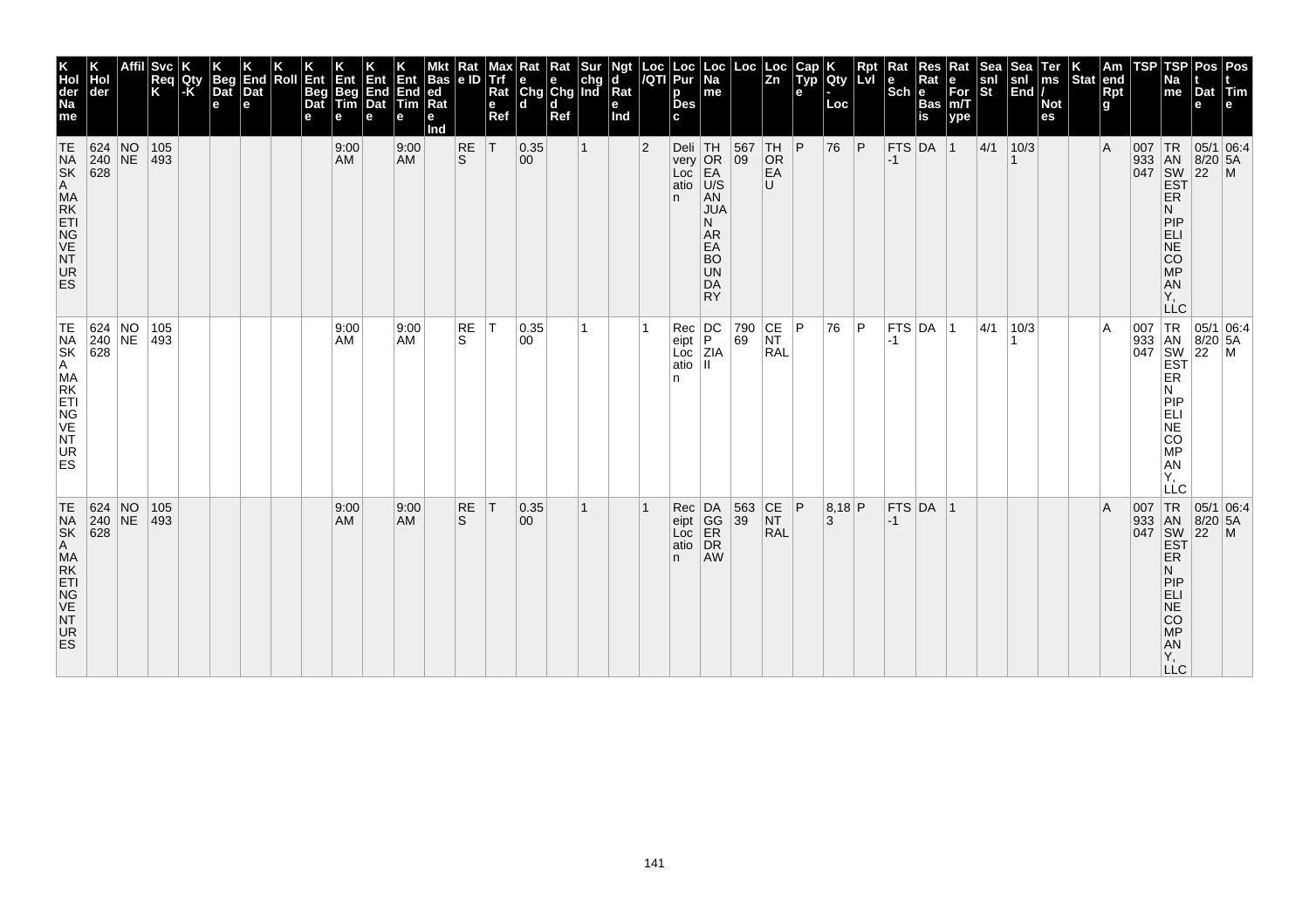| K Hol der Na me | K Hol der | Affil | Svc Req K | K Qty -K | K Beg Dat e | K End Dat e | K Roll | K Ent Beg Dat e | K Ent Beg Tim e | K Ent End Dat e | K Ent End Tim e | Mkt Bas ed Rat e Ind | Rat e ID | Max Trf Rat e Ref | Rat e Chg d | Rat e Chg d Ref | Sur chg Ind | Ngt d Rat e Ind | Loc /QTI | Loc Pur p Des c | Loc Na me | Loc | Loc Zn | Cap Typ e | K Qty - Loc | Rpt Lvl | Rat e Sch | Res Rat e Bas is | Rat e For m/T ype | Sea snl St | Sea snl End | Ter ms / Not es | K Stat | Am end Rpt g | TSP | TSP Na me | Pos t Dat e | Pos t Tim e |
|---|---|---|---|---|---|---|---|---|---|---|---|---|---|---|---|---|---|---|---|---|---|---|---|---|---|---|---|---|---|---|---|---|---|---|---|---|---|---|
| TENASKA MARKETING VENTURES | 624240628 | NONE | 105493 | | | | | | 9:00 AM | | 9:00 AM | | RES | T | 0.3500 | | 1 | | 2 | Delivery Location | THOREAU/SAN JUAN AREA BOUNDARY | 56709 | THOREAU | P | 76 | P | FTS-1 | DA | 1 | 4/1 | 10/31 | | | A | 007933047 | TRANSWESTERN PIPELINE COMPANY, LLC | 05/18/2022 | 06:45AM |
| TENASKA MARKETING VENTURES | 624240628 | NONE | 105493 | | | | | | 9:00 AM | | 9:00 AM | | RES | T | 0.3500 | | 1 | | 1 | Receipt Location | DCP ZIA II | 79069 | CENTRAL | P | 76 | P | FTS-1 | DA | 1 | 4/1 | 10/31 | | | A | 007933047 | TRANSWESTERN PIPELINE COMPANY, LLC | 05/18/2022 | 06:45AM |
| TENASKA MARKETING VENTURES | 624240628 | NONE | 105493 | | | | | | 9:00 AM | | 9:00 AM | | RES | T | 0.3500 | | 1 | | 1 | Receipt Location | DAGGER DRAW | 56339 | CENTRAL | P | 8,183 | P | FTS-1 | DA | 1 | | | | | A | 007933047 | TRANSWESTERN PIPELINE COMPANY, LLC | 05/18/2022 | 06:45AM |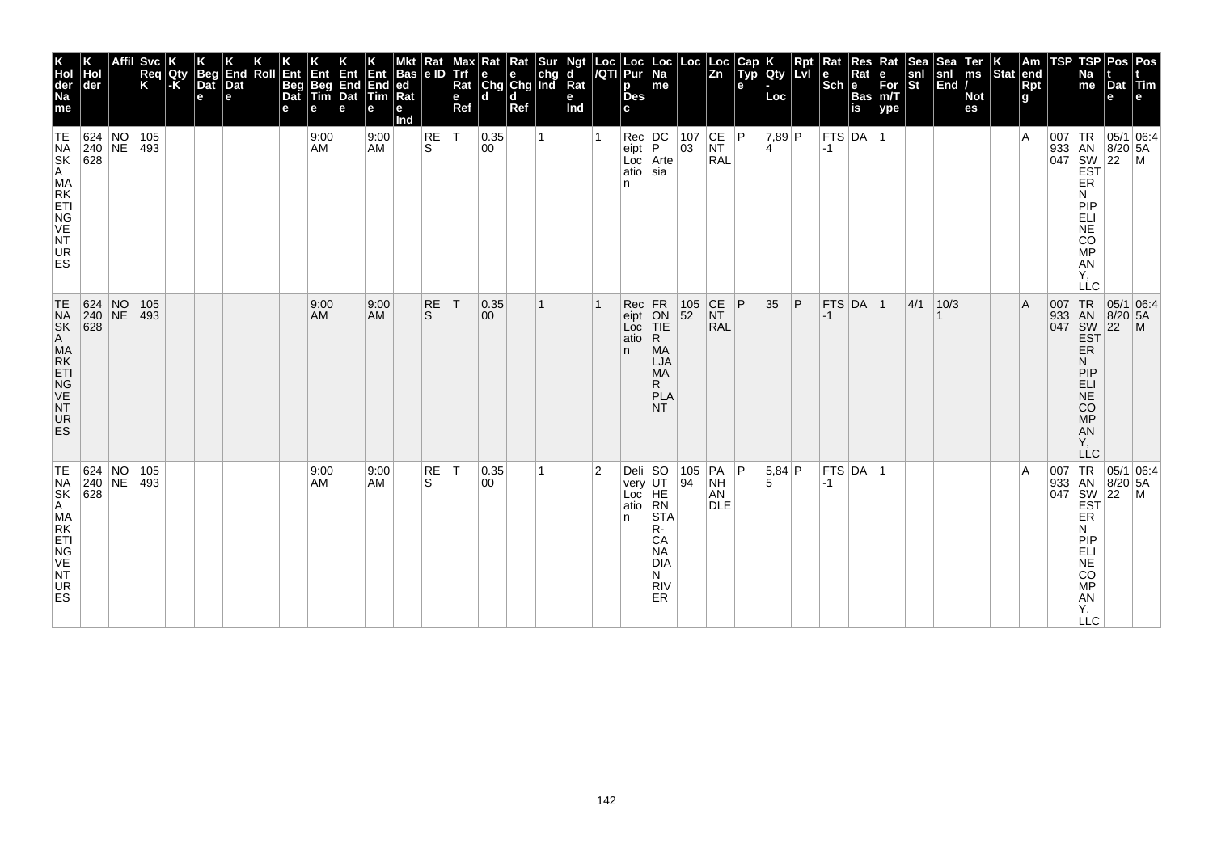| K Hol der Na me | K Hol der | Affil | Svc Req K | K Qty -K | K Beg Dat e | K End Dat e | K Roll | K Ent Beg Dat e | K Ent Beg Tim e | K Ent End Dat e | K Ent End Tim e | Mkt Bas ed Rat e Ind | Rat e ID | Max Trf Rat e Ref | Rat e Chg d | Rat e Chg d Ref | Sur chg Ind | Ngt d Rat e Ind | Loc /QTI | Loc Pur p Des c | Loc Na me | Loc | Loc Zn | Cap Typ e | K Qty - Loc | Rpt Lvl | Rat e Sch | Res Rat e Bas is | Rat e For m/T ype | Sea snl St | Sea snl End | Ter ms / Not es | K Stat | Am end Rpt g | TSP | TSP Na me | Pos t Dat e | Pos t Tim e |
|---|---|---|---|---|---|---|---|---|---|---|---|---|---|---|---|---|---|---|---|---|---|---|---|---|---|---|---|---|---|---|---|---|---|---|---|---|---|---|
| TENASKA MARKETING VENTURES | 624240628 | NONE | 105493 | | | | | | 9:00 AM | | 9:00 AM | | RES | T | 0.3500 | | 1 | | 1 | Receipt Location | DCP Artesia | 10703 | CENTRAL | P | 7,894 | P | FTS-1 | DA | 1 | | | | | A | 007933047 | TRANSWESTERN PIPELINE COMPANY, LLC | 05/18/2022 | 06:45AM |
| TENASKA MARKETING VENTURES | 624240628 | NONE | 105493 | | | | | | 9:00 AM | | 9:00 AM | | RES | T | 0.3500 | | 1 | | 1 | Receipt Location | FRONTIER MALJAMAR PLANT | 10552 | CENTRAL | P | 35 | P | FTS-1 | DA | 1 | 4/1 | 10/31 | | | A | 007933047 | TRANSWESTERN PIPELINE COMPANY, LLC | 05/18/2022 | 06:45AM |
| TENASKA MARKETING VENTURES | 624240628 | NONE | 105493 | | | | | | 9:00 AM | | 9:00 AM | | RES | T | 0.3500 | | 1 | | 2 | Delivery Location | SOUTHERN STAR-CANADIAN RIVER | 10594 | PANHANDLE | P | 5,845 | P | FTS-1 | DA | 1 | | | | | A | 007933047 | TRANSWESTERN PIPELINE COMPANY, LLC | 05/18/2022 | 06:45AM |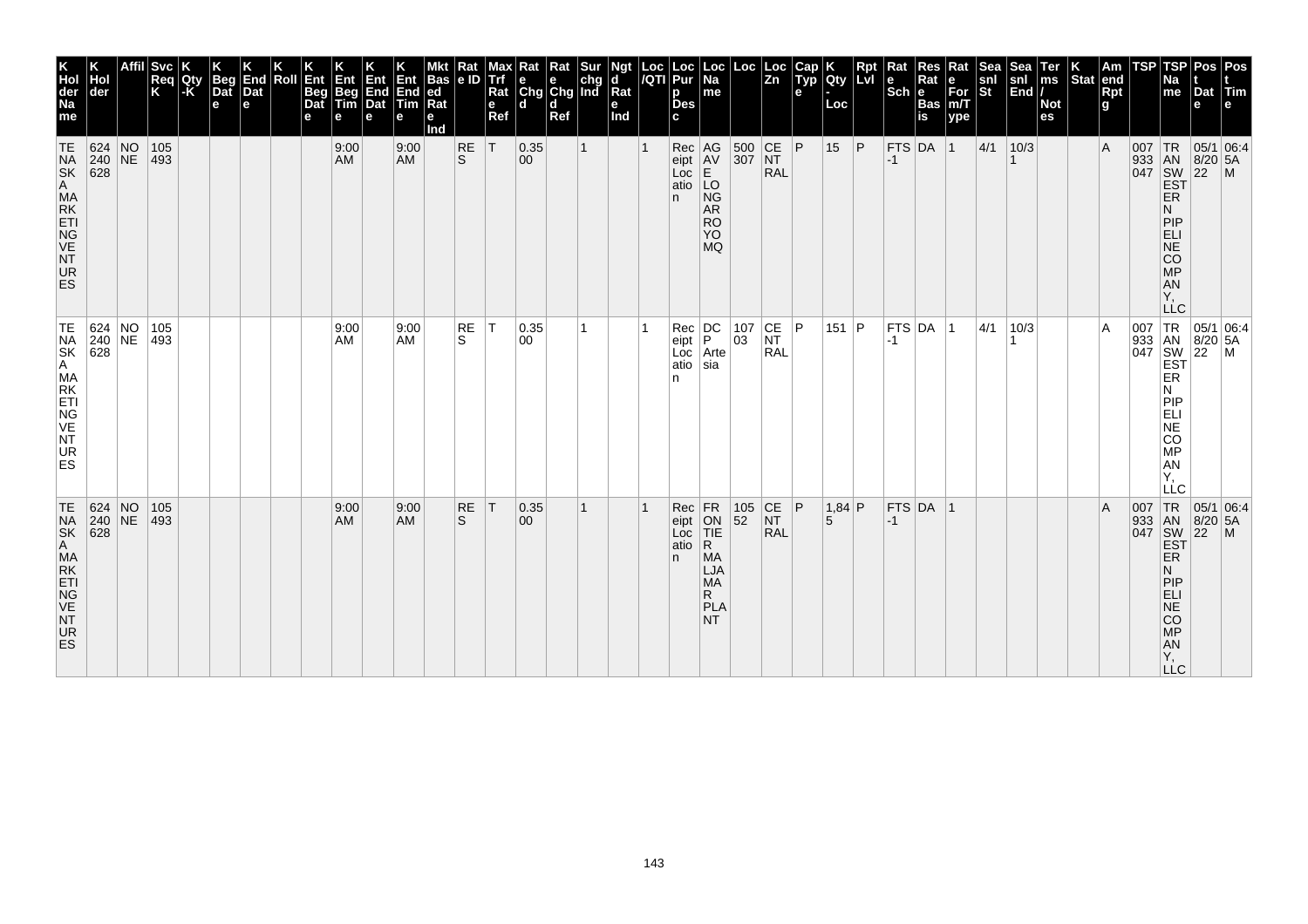| K Hol der Na me | K Hol der | Affil | Svc Req K | K Qty -K | K Beg Dat e | K End Dat e | K Roll | K Ent Beg Dat e | K Ent Beg Tim e | K Ent End Dat e | K Ent End Tim e | Mkt Bas ed Rat e Ind | Rat e ID | Max Trf Rat e Ref | Rat e Chg d | Rat e Chg d Ref | Sur chg Ind | Ngt d Rat e Ind | Loc /QTI | Loc Pur p Des c | Loc Na me | Loc | Loc Zn | Cap Typ e | K Qty - Loc | Rpt Lvl | Rat e Sch | Res Rat e Bas is | Rat e For m/T ype | Sea snl St | Sea snl End | Ter ms / Not es | K Stat | Am end Rpt g | TSP | TSP Na me | Pos t Dat e | Pos t Tim e |
|---|---|---|---|---|---|---|---|---|---|---|---|---|---|---|---|---|---|---|---|---|---|---|---|---|---|---|---|---|---|---|---|---|---|---|---|---|---|---|
| TENASKA MARKETING VENTURES | 624240628 | NONE | 105493 | | | | | | 9:00 AM | | 9:00 AM | | RES | T | 0.3500 | | 1 | | 1 | Receipt Location | AGAVE LONGARROYOMQ | 500307 | CENTRAL | P | 15 | P | FTS-1 | DA | 1 | 4/1 | 10/31 | | | A | 007933047 | TRANSWESTERN PIPELINE COMPANY, LLC | 05/18/2022 | 06:45AM |
| TENASKA MARKETING VENTURES | 624240628 | NONE | 105493 | | | | | | 9:00 AM | | 9:00 AM | | RES | T | 0.3500 | | 1 | | 1 | Receipt Location | DCP Artesia | 10703 | CENTRAL | P | 151 | P | FTS-1 | DA | 1 | 4/1 | 10/31 | | | A | 007933047 | TRANSWESTERN PIPELINE COMPANY, LLC | 05/18/2022 | 06:45AM |
| TENASKA MARKETING VENTURES | 624240628 | NONE | 105493 | | | | | | 9:00 AM | | 9:00 AM | | RES | T | 0.3500 | | 1 | | 1 | Receipt Location | FRONTIER MALJAMAR PLANT | 10552 | CENTRAL | P | 1,845 | P | FTS-1 | DA | 1 | | | | | A | 007933047 | TRANSWESTERN PIPELINE COMPANY, LLC | 05/18/2022 | 06:45AM |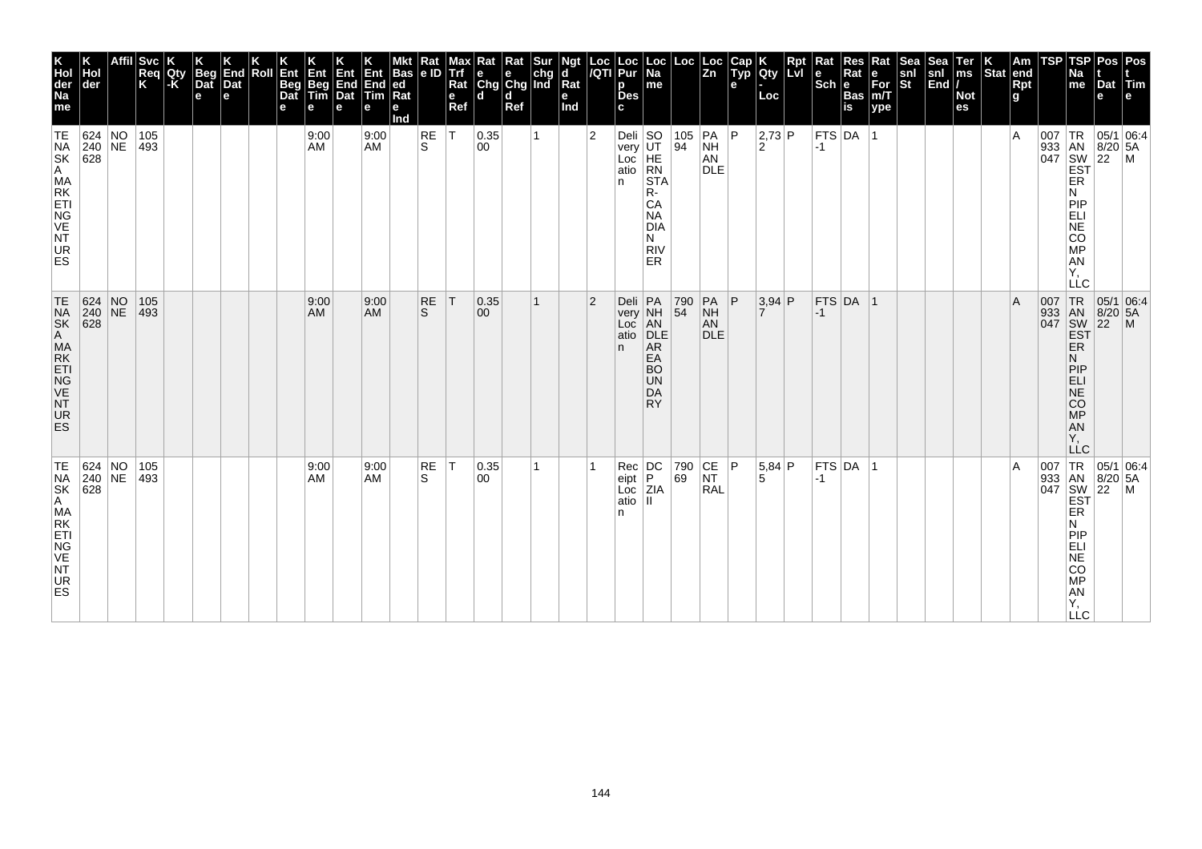| K Hol der Na me | K Hol der | Affil | Svc Req K | K Qty -K | K Beg Dat e | K End Dat e | K Roll | K Ent Beg Dat e | K Ent Beg Tim e | K Ent End Dat e | K Ent End Tim e | Mkt Bas ed Rat e Ind | Rat e ID | Max Trf Rat e Ref | Rat e Chg d | Rat e Chg d Ref | Sur chg Ind | Ngt d Rat e Ind | Loc /QTI | Loc Pur p Des c | Loc Na me | Loc | Loc Zn | Cap Typ e | K Qty - Loc | Rpt Lvl | Rat e Sch | Res Rat e Bas is | Rat e For m/T ype | Sea snl St | Sea snl End | Ter ms / Not es | K Stat | Am end Rpt g | TSP | TSP Na me | Pos t Dat e | Pos t Tim e |
|---|---|---|---|---|---|---|---|---|---|---|---|---|---|---|---|---|---|---|---|---|---|---|---|---|---|---|---|---|---|---|---|---|---|---|---|---|---|---|
| TENASKA MARKETING VENTURES | 624240628 | NONE | 105493 | | | | | | 9:00 AM | | 9:00 AM | | RES | T | 0.3500 | | 1 | | 2 | Delivery Location | SOUTHERN STAR-CANADIAN RIVER | 10594 | PANHANDLE | P | 2,732 | P | FTS-1 | DA | 1 | | | | | A | 007933047 | TRANSWESTERN PIPELINE COMPANY, LLC | 05/18/2022 | 06:45AM |
| TENASKA MARKETING VENTURES | 624240628 | NONE | 105493 | | | | | | 9:00 AM | | 9:00 AM | | RES | T | 0.3500 | | 1 | | 2 | Delivery Location | PANHANDLE AREA BOUNDARY | 79054 | PANHANDLE | P | 3,947 | P | FTS-1 | DA | 1 | | | | | A | 007933047 | TRANSWESTERN PIPELINE COMPANY, LLC | 05/18/2022 | 06:45AM |
| TENASKA MARKETING VENTURES | 624240628 | NONE | 105493 | | | | | | 9:00 AM | | 9:00 AM | | RES | T | 0.3500 | | 1 | | 1 | Receipt Location | DCP ZIA II | 79069 | CENTRAL | P | 5,845 | P | FTS-1 | DA | 1 | | | | | A | 007933047 | TRANSWESTERN PIPELINE COMPANY, LLC | 05/18/2022 | 06:45AM |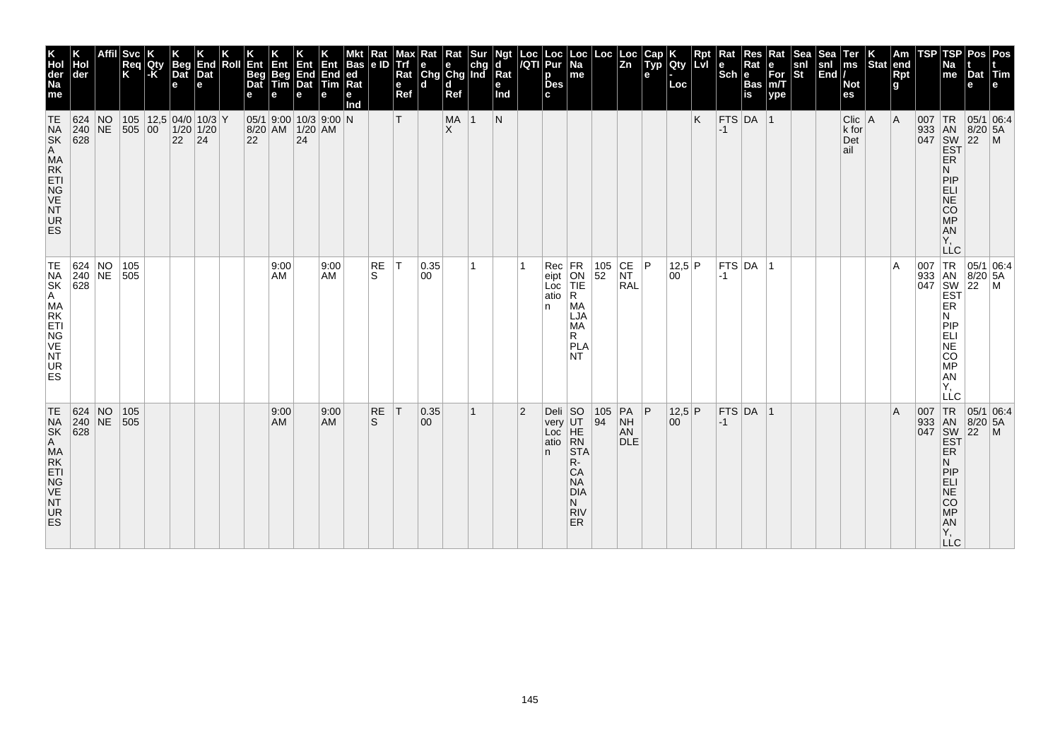| K Holder Name | K Holder | Affil | Svc Req K | K Qty-K | K Beg Date | K End Date | K Roll | K Ent Beg Date | K Ent Beg Time | K Ent End Date | K Ent End Time | Mkt Based Rate Ind | Rate ID | Max Trf Rate Ref | Rate Chgd | Rate Chgd Ref | Sur chg Ind | Ngtd Rate Ind | Loc/QTI | Loc Purp Desc | Loc Name | Loc | Loc Zn | Cap Type | K Qty-Loc | Rpt Lvl | Rate Sch | Res Rate Basis | Rate Form/Type | Seasnl St | Seasnl End | Terms/Notes | K Stat | Amend Rptg | TSP | TSP Name | Post Date | Post Time |
|---|---|---|---|---|---|---|---|---|---|---|---|---|---|---|---|---|---|---|---|---|---|---|---|---|---|---|---|---|---|---|---|---|---|---|---|---|---|---|
| TENASKA MARKETING VENTURES | 624240628 | NONE | 105505 | 12,500 | 04/01/2022 | 10/31/2024 | Y | 05/18/2022 | 9:00 AM | 10/31/2024 | 9:00 AM | N | | T | | MAX | 1 | N | | | | | | | | K | FTS-1 | DA | 1 | | | Click for Detail | A | A | 007933047 | TRANSWESTERN PIPELINE COMPANY, LLC | 05/18/2022 | 06:45AM |
| TENASKA MARKETING VENTURES | 624240628 | NONE | 105505 | | | | | | 9:00 AM | | 9:00 AM | | RES | T | 0.3500 | | 1 | | 1 | Receipt Location | FRONTIER MALJAMAR PLANT | 10552 | CENTRAL | P | 12,500 | P | FTS-1 | DA | 1 | | | | | A | 007933047 | TRANSWESTERN PIPELINE COMPANY, LLC | 05/18/2022 | 06:45AM |
| TENASKA MARKETING VENTURES | 624240628 | NONE | 105505 | | | | | | 9:00 AM | | 9:00 AM | | RES | T | 0.3500 | | 1 | | 2 | Delivery Location | SOUTHERN STAR-CANADIAN RIVER | 10594 | PANHANDLE | P | 12,500 | P | FTS-1 | DA | 1 | | | | | A | 007933047 | TRANSWESTERN PIPELINE COMPANY, LLC | 05/18/2022 | 06:45AM |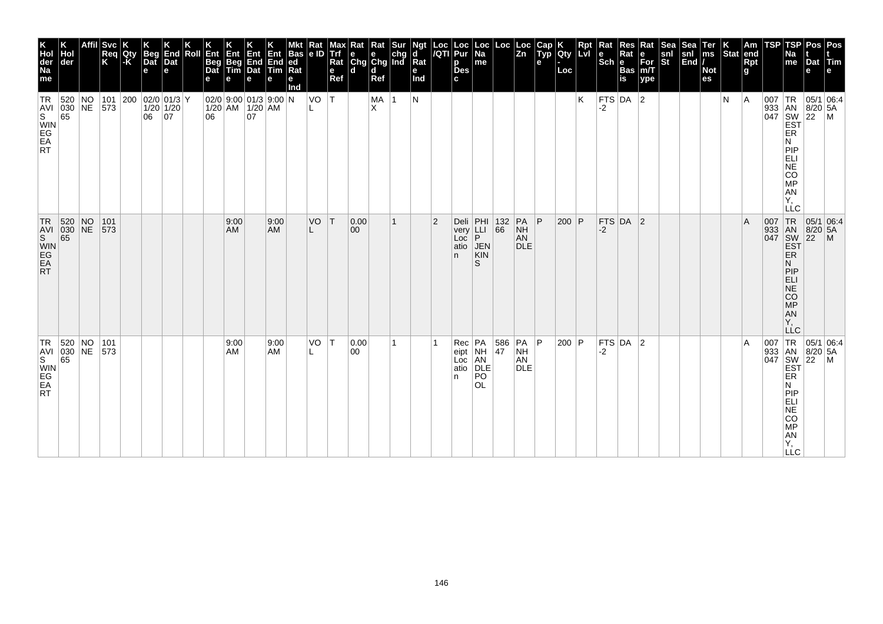| K Hol der Na me | K Hol der | Affil | Svc Req K | K Qty -K | K Beg Dat e | K End Dat e | K Roll | K Ent Beg Dat e | K Ent Beg Tim e | K Ent End Dat e | K Ent End Tim e | Mkt Bas ed Rat e Ind | Rat e ID | Max Trf Rat e Ref | Rat e Chg d | Rat e Chg d Ref | Sur chg Ind | Ngt d Rat e Ind | Loc /QTI | Loc Pur p Des c | Loc Na me | Loc | Loc Zn | Cap Typ e | K Qty - Loc | Rpt Lvl | Rat e Sch | Res Rat e Bas is | Rat e For m/T ype | Sea snl St | Sea snl End | Ter ms / Not es | K Stat | Am end Rpt g | TSP | TSP Na me | Pos t Dat e | Pos t Tim e |
|---|---|---|---|---|---|---|---|---|---|---|---|---|---|---|---|---|---|---|---|---|---|---|---|---|---|---|---|---|---|---|---|---|---|---|---|---|---|---|
| TRAVIS WINEGEART | 520030 65 | NONE | 101 573 | 200 | 02/01/20 06 | 01/31/20 07 | Y | 02/01/20 06 | 9:00 AM | 01/31/20 07 | 9:00 AM | N | VOL | T | | MAX | 1 | N | | | | | | | | K | FTS-2 | DA | 2 | | | | N | A | 007 933 047 | TRANSWESTERN PIPELINE COMPANY, LLC | 05/18/20 22 | 06:45A M |
| TRAVIS WINEGEART | 520030 65 | NONE | 101 573 | | | | | | 9:00 AM | | 9:00 AM | | VOL | T | 0.00 00 | | 1 | | 2 | Delivery Location | PHILLIP JENKINS | 132 66 | PANHANDLE | P | 200 | P | FTS-2 | DA | 2 | | | | | A | 007 933 047 | TRANSWESTERN PIPELINE COMPANY, LLC | 05/18/20 22 | 06:45A M |
| TRAVIS WINEGEART | 520030 65 | NONE | 101 573 | | | | | | 9:00 AM | | 9:00 AM | | VOL | T | 0.00 00 | | 1 | | 1 | Receipt Location | PANHANDLE POOL | 586 47 | PANHANDLE | P | 200 | P | FTS-2 | DA | 2 | | | | | A | 007 933 047 | TRANSWESTERN PIPELINE COMPANY, LLC | 05/18/20 22 | 06:45A M |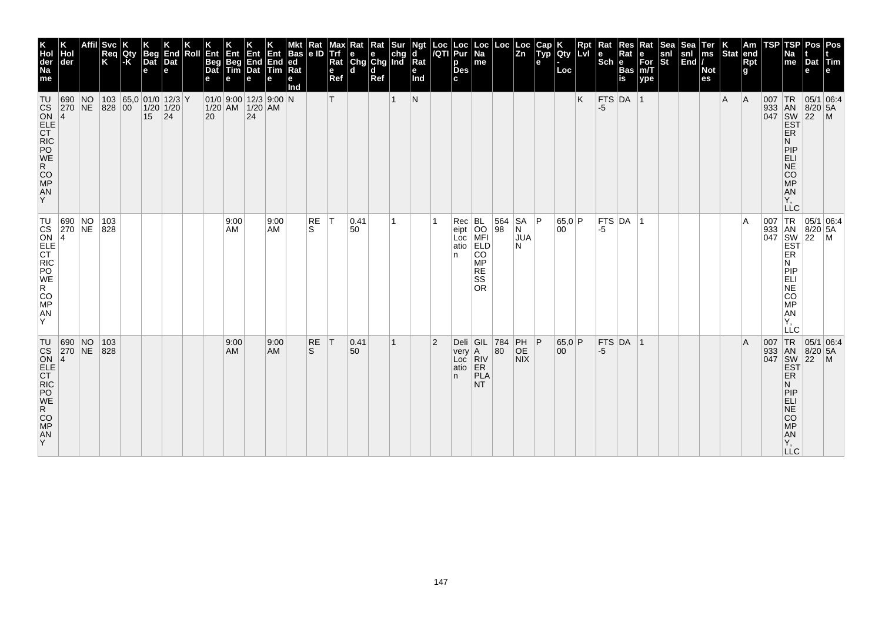| K Holder Name | K Holder | Affil | Svc Req K | K Qty-K | K Beg Date | K End Date | K Roll | K Ent Beg Date | K Ent Beg Time | K Ent End Date | K Ent End Time | Mkt Based Rate Ind | Rate ID | Max Trf Rate Ref | Rate Chgd | Rate Chgd Ref | Surchg Ind | Ngtd Rate Ind | Loc/QTI | Loc Purp Desc | Loc Name | Loc | Loc Zn | Cap Type | K Qty-Loc | Rpt Lvl | Rate Sch | Res Rate Basis | Rate For m/Type | Seasnl St | Seasnl End | Terms/Notes | K Stat | Amend Rptg | TSP | TSP Name | Post Date | Post Time |
|---|---|---|---|---|---|---|---|---|---|---|---|---|---|---|---|---|---|---|---|---|---|---|---|---|---|---|---|---|---|---|---|---|---|---|---|---|---|---|
| TUCSON ELECTRIC POWER COMPANY | 6902704 | NONE | 103828 | 65,000 | 01/01/2015 | 12/31/2024 | Y | 01/01/2020 | 9:00 AM | 12/31/2024 | 9:00 AM | N | | T | | | 1 | N | | | | | | | | K | FTS-5 | DA | 1 | | | | A | A | 007933047 | TRANSWESTERN PIPELINE COMPANY, LLC | 05/18/2022 | 06:45AM |
| TUCSON ELECTRIC POWER COMPANY | 6902704 | NONE | 103828 | | | | | | 9:00 AM | | 9:00 AM | | RES | T | 0.4150 | | 1 | | 1 | Receipt Location | BLOOMFIELD COMPRESSOR | 56498 | SAN JUAN | P | 65,000 | P | FTS-5 | DA | 1 | | | | | A | 007933047 | TRANSWESTERN PIPELINE COMPANY, LLC | 05/18/2022 | 06:45AM |
| TUCSON ELECTRIC POWER COMPANY | 6902704 | NONE | 103828 | | | | | | 9:00 AM | | 9:00 AM | | RES | T | 0.4150 | | 1 | | 2 | Delivery Location | GILA RIVER PLANT | 78480 | PHOENIX | P | 65,000 | P | FTS-5 | DA | 1 | | | | | A | 007933047 | TRANSWESTERN PIPELINE COMPANY, LLC | 05/18/2022 | 06:45AM |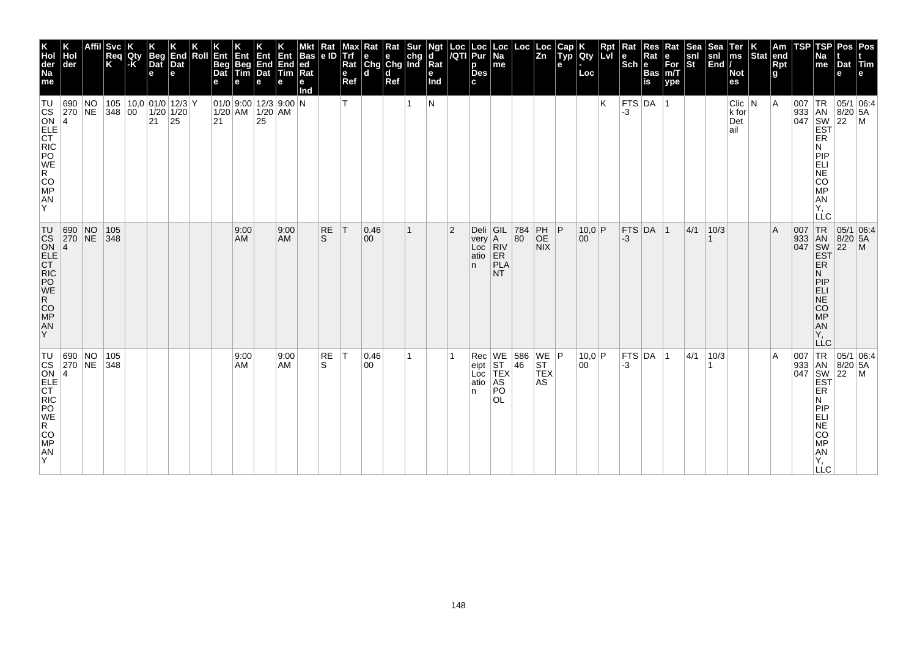| K Holder Name | K Holder | Affil | Svc Req K | K Qty -K | K Beg Date | K End Date | K Roll | K Ent Beg Date | K Ent Beg Time | K Ent End Date | K Ent End Time | Mkt Based Rate Ind | Rate ID | Max Trf Rate Ref | Rate Chgd | Rate Chgd Ref | Sur chg Ind | Ngtd Rate Ind | Loc /QTI | Loc Purp Desc | Loc Name | Loc | Loc Zn | Cap Type | K Qty - Loc | Rpt Lvl | Rate Sch | Res Rate Basis | Rate Form/Type | Seasnl St | Seasnl End | Terms / Notes | K Stat | Amend Rptg | TSP | TSP Name | Post Date | Post Time |
|---|---|---|---|---|---|---|---|---|---|---|---|---|---|---|---|---|---|---|---|---|---|---|---|---|---|---|---|---|---|---|---|---|---|---|---|---|---|---|
| TUCSON ELECTRIC POWER COMPANY | 6902704 | NONE | 105348 | 10,000 | 01/01/2021 | 12/31/2025 | Y | 01/01/2021 | 9:00 AM | 12/31/2025 | 9:00 AM | N | | T | | | 1 | N | | | | | | | | K | FTS-3 | DA | 1 | | | Click for Detail | N | A | 007933047 | TRANSWESTERN PIPELINE COMPANY, LLC | 05/18/2022 | 06:45AM |
| TUCSON ELECTRIC POWER COMPANY | 6902704 | NONE | 105348 | | | | | | 9:00 AM | | 9:00 AM | | RES | T | 0.4600 | | 1 | | 2 | Delivery Location | GILA RIVER PLANT | 78480 | PHOENIX | P | 10,000 | P | FTS-3 | DA | 1 | 4/1 | 10/31 | | | A | 007933047 | TRANSWESTERN PIPELINE COMPANY, LLC | 05/18/2022 | 06:45AM |
| TUCSON ELECTRIC POWER COMPANY | 6902704 | NONE | 105348 | | | | | | 9:00 AM | | 9:00 AM | | RES | T | 0.4600 | | 1 | | 1 | Receipt Location | WEST TEXAS POOL | 58646 | WEST TEXAS | P | 10,000 | P | FTS-3 | DA | 1 | 4/1 | 10/31 | | | A | 007933047 | TRANSWESTERN PIPELINE COMPANY, LLC | 05/18/2022 | 06:45AM |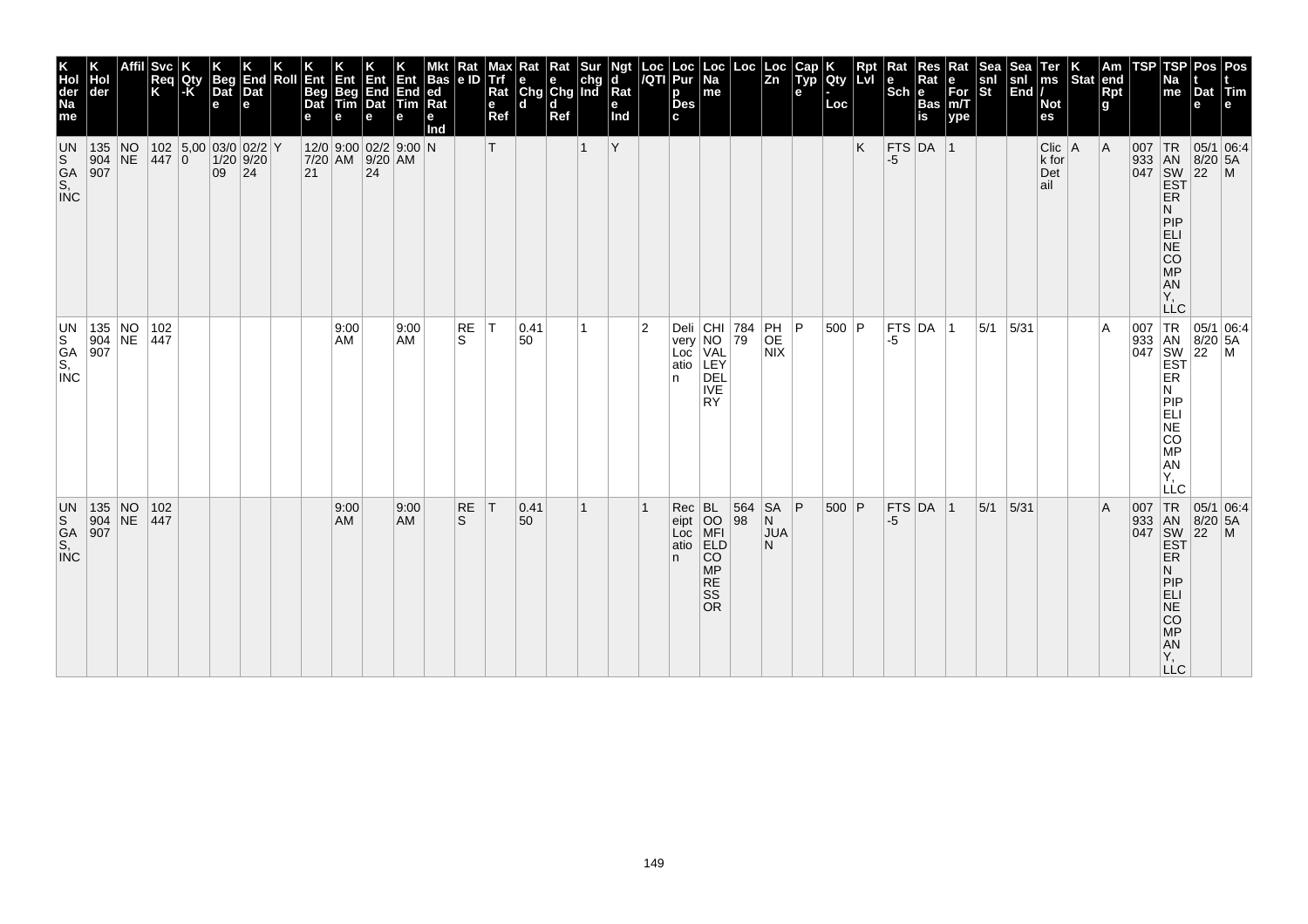| K Hol der Na me | K Hol der | Affil | Svc Req K | K Qty -K | K Beg Dat e | K End Dat e | K Roll | K Ent Beg Dat e | K Ent Beg Tim e | K Ent End Dat e | K Ent End Tim e | Mkt Bas ed Rat e Ind | Rat e ID | Max Trf Rat e Ref | Rat e Chg d | Rat e Chg d Ref | Sur chg Ind | Ngt d Rat e Ind | Loc /QTI | Loc Pur p Des c | Loc Na me | Loc | Loc Zn | Cap Typ e | K Qty - Loc | Rpt Lvl | Rat e Sch | Res Rat e Bas is | Rat e For m/T ype | Sea snl St | Sea snl End | Ter ms / Not es | K Stat | Am end Rpt g | TSP | TSP Na me | Pos t Dat e | Pos t Tim e |
|---|---|---|---|---|---|---|---|---|---|---|---|---|---|---|---|---|---|---|---|---|---|---|---|---|---|---|---|---|---|---|---|---|---|---|---|---|---|---|
| UNS GAS, INC | 135 904 907 | NONE | 102 447 | 5,000 | 03/01/2009 | 02/29/2024 | Y | 12/07/2021 | 9:00 AM | 02/29/2024 | 9:00 AM | N | | T | | | 1 | Y | | | | | | | | K | FTS-5 | DA | 1 | | | Click for Detail | A | A | 007 933 047 | TRANSWESTERN PIPELINE COMPANY, LLC | 05/18/2022 | 06:45AM |
| UNS GAS, INC | 135 904 907 | NONE | 102 447 | | | | | | 9:00 AM | | 9:00 AM | | RES | T | 0.4150 | | 1 | | 2 | Delivery Location | CHINO VALLEY DELIVERY | 78479 | PHOENIX | P | 500 | P | FTS-5 | DA | 1 | 5/1 | 5/31 | | | A | 007 933 047 | TRANSWESTERN PIPELINE COMPANY, LLC | 05/18/2022 | 06:45AM |
| UNS GAS, INC | 135 904 907 | NONE | 102 447 | | | | | | 9:00 AM | | 9:00 AM | | RES | T | 0.4150 | | 1 | | 1 | Receipt Location | BLOOMFIELD COMPRESSOR | 56498 | SAN JUAN | P | 500 | P | FTS-5 | DA | 1 | 5/1 | 5/31 | | | A | 007 933 047 | TRANSWESTERN PIPELINE COMPANY, LLC | 05/18/2022 | 06:45AM |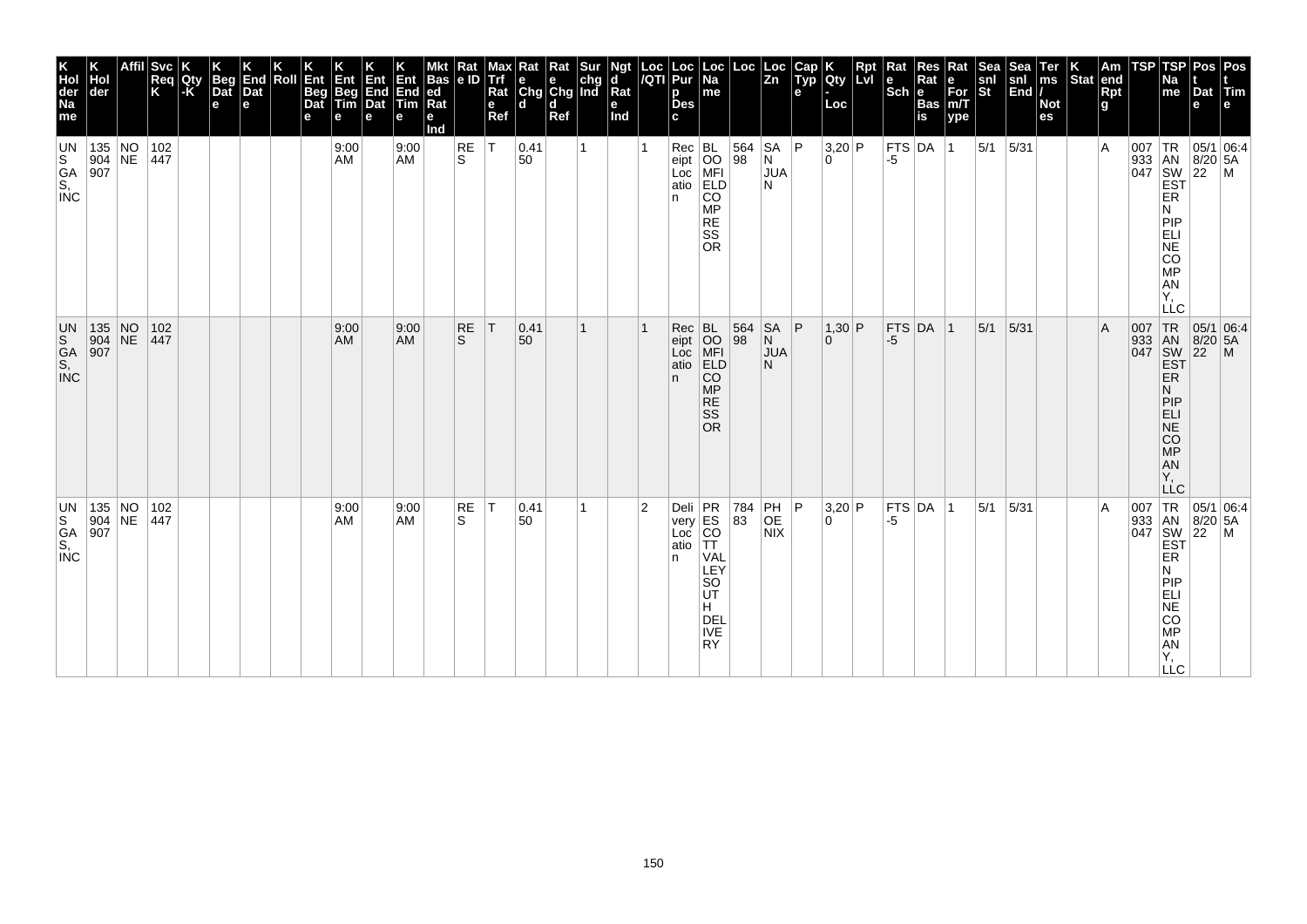| K Hol der Na me | K Hol der | Affil | Svc Req K | K Qty -K | K Beg Dat e | K End Dat e | K Roll | K Ent Beg Dat e | K Ent Beg Tim e | K Ent End Dat e | K Ent End Tim e | Mkt Bas ed Rat e Ind | Rat e ID | Max Trf Rat e Ref | Rat e Chg d | Rat e Chg d Ref | Sur chg Ind | Ngt d Rat e Ind | Loc /QTI | Loc Pur p Des c | Loc Na me | Loc | Loc Zn | Cap Typ e | K Qty - Loc | Rpt Lvl | Rat e Sch | Res Rat e Bas is | Rat e For m/T ype | Sea snl St | Sea snl End | Ter ms / Not es | K Stat | Am end Rpt g | TSP | TSP Na me | Pos t Dat e | Pos t Tim e |
|---|---|---|---|---|---|---|---|---|---|---|---|---|---|---|---|---|---|---|---|---|---|---|---|---|---|---|---|---|---|---|---|---|---|---|---|---|---|---|
| UNS GAS, INC | 135904907 | NONE | 102447 | | | | | | 9:00 AM | | 9:00 AM | | RES | T | 0.4150 | | 1 | | 1 | Receipt Location | BLOOMFIELD COMPRESSOR | 56498 | SAN JUAN | P | 3,200 | P | FTS-5 | DA | 1 | 5/1 | 5/31 | | | A | 007933047 | TRANSWESTERN PIPELINE COMPANY, LLC | 05/18/2022 | 06:45AM |
| UNS GAS, INC | 135904907 | NONE | 102447 | | | | | | 9:00 AM | | 9:00 AM | | RES | T | 0.4150 | | 1 | | 1 | Receipt Location | BLOOMFIELD COMPRESSOR | 56498 | SAN JUAN | P | 1,300 | P | FTS-5 | DA | 1 | 5/1 | 5/31 | | | A | 007933047 | TRANSWESTERN PIPELINE COMPANY, LLC | 05/18/2022 | 06:45AM |
| UNS GAS, INC | 135904907 | NONE | 102447 | | | | | | 9:00 AM | | 9:00 AM | | RES | T | 0.4150 | | 1 | | 2 | Delivery Location | PRESCOTT VALLEY SOUTH DELIVERY | 78483 | PHOENIX | P | 3,200 | P | FTS-5 | DA | 1 | 5/1 | 5/31 | | | A | 007933047 | TRANSWESTERN PIPELINE COMPANY, LLC | 05/18/2022 | 06:45AM |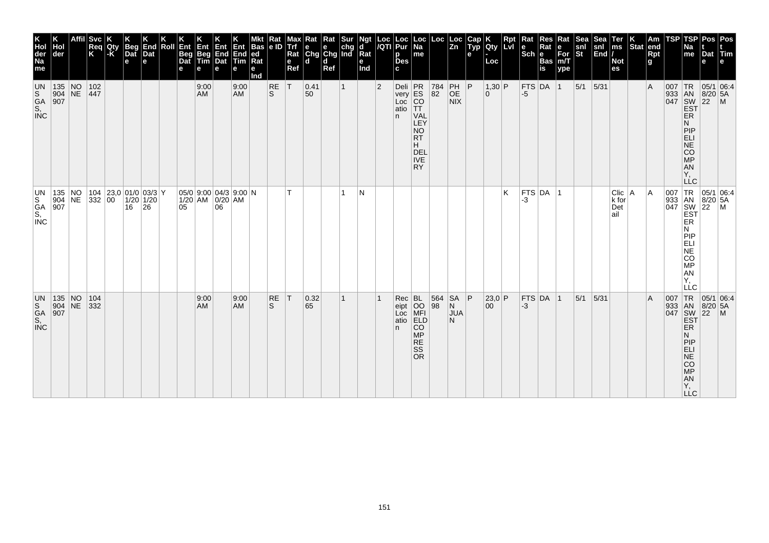| K Hol der Na me | K Hol der | Affil | Svc Req K | K Qty -K | K Beg Dat e | K End Dat e | K Roll | K Ent Beg Dat e | K Ent Beg Tim e | K Ent End Dat e | K Ent End Tim e | Mkt Bas ed Rat e Ind | Rat e ID | Max Trf Rat e Ref | Rat e Chg d | Rat e Chg d Ref | Sur chg Ind | Ngt d Rat e Ind | Loc /QTI | Loc Pur p Des c | Loc Na me | Loc | Loc Zn | Cap Typ e | K Qty - Loc | Rpt Lvl | Rat e Sch | Res Rat e Bas is | Rat e For m/T ype | Sea snl St | Sea snl End | Ter ms / Not es | K Stat | Am end Rpt g | TSP | TSP Na me | Pos t Dat e | Pos t Tim e |
|---|---|---|---|---|---|---|---|---|---|---|---|---|---|---|---|---|---|---|---|---|---|---|---|---|---|---|---|---|---|---|---|---|---|---|---|---|---|---|
| UNS GAS, INC | 135904907 | NONE | 102447 | | | | | | 9:00 AM | | 9:00 AM | | RES | T | 0.4150 | | 1 | | 2 | Delivery Location | PRESCOTT VALLEY NORTH DELIVERY | 78482 | PHOENIX | P | 1,300 | P | FTS-5 | DA | 1 | 5/1 | 5/31 | | | A | 007933047 | TRANSWESTERN PIPELINE COMPANY, LLC | 05/18/2022 | 06:45AM |
| UNS GAS, INC | 135904907 | NONE | 104332 | 23,000 | 01/01/2016 | 03/31/2026 | Y | 05/01/2005 | 9:00 AM | 04/30/2006 | 9:00 AM | N | | T | | | 1 | N | | | | | | | | K | FTS-3 | DA | 1 | | | Click for Detail | A | A | 007933047 | TRANSWESTERN PIPELINE COMPANY, LLC | 05/18/2022 | 06:45AM |
| UNS GAS, INC | 135904907 | NONE | 104332 | | | | | | 9:00 AM | | 9:00 AM | | RES | T | 0.3265 | | 1 | | 1 | Receipt Location | BLOOMFIELD COMPRESSOR | 56498 | SAN JUAN | P | 23,000 | P | FTS-3 | DA | 1 | 5/1 | 5/31 | | | A | 007933047 | TRANSWESTERN PIPELINE COMPANY, LLC | 05/18/2022 | 06:45AM |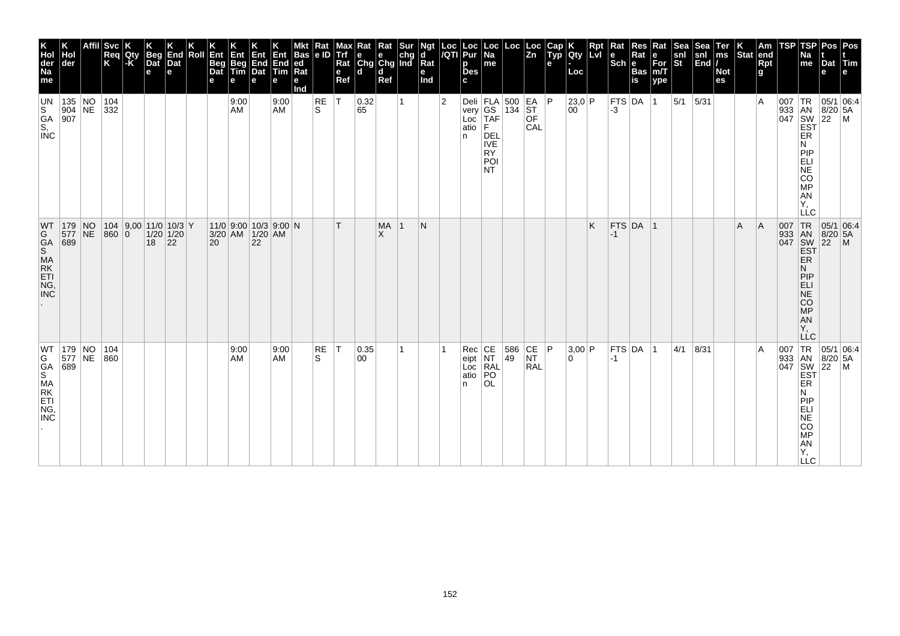| K Holder Name | K Holder | Affil | Svc Req K | K Qty-K | K Beg Date | K End Date | K Roll | K Ent Beg Date | K Ent Beg Time | K Ent End Date | K Ent End Time | Mkt Based Rate Ind | Rate ID | Max Trf Rate Ref | Rate Chgd | Rate Chgd Ref | Surchg Ind | Ngtd Rate Ind | Loc/QTI | Loc Purp Desc | Loc Name | Loc | Loc Zn | Cap Type | K Qty-Loc | Rpt Lvl | Rate Sch | Res Rate Basis | Rate Form/Type | Seasnl St | Seasnl End | Terms/Notes | K Stat | Amend Rpt | TSP | TSP Name | Post Date | Post Time |
|---|---|---|---|---|---|---|---|---|---|---|---|---|---|---|---|---|---|---|---|---|---|---|---|---|---|---|---|---|---|---|---|---|---|---|---|---|---|---|
| UNS GAS, INC | 135904907 | NONE | 104332 | | | | | | 9:00 AM | | 9:00 AM | | RES | T | 0.3265 | | 1 | | 2 | Delivery Location | FLA GS TAFF DELIVERY POINT | 500134 | EAST OF CAL | P | 23,000 | P | FTS-3 | DA | 1 | 5/1 | 5/31 | | | A | 007933047 | TRANSWESTERN PIPELINE COMPANY, LLC | 05/18/2022 | 06:45AM |
| WTG GAS MARKETING, INC. | 179577689 | NONE | 104860 | 9,000 | 11/01/2018 | 10/31/2022 | Y | 11/03/2020 | 9:00 AM | 10/31/2022 | 9:00 AM | N | | T | | MAX | 1 | N | | | | | | | | K | FTS-1 | DA | 1 | | | | A | A | 007933047 | TRANSWESTERN PIPELINE COMPANY, LLC | 05/18/2022 | 06:45AM |
| WTG GAS MARKETING, INC. | 179577689 | NONE | 104860 | | | | | | 9:00 AM | | 9:00 AM | | RES | T | 0.3500 | | 1 | | 1 | Receipt Location | CENTRAL POOL | 58649 | CENTRAL | P | 3,000 | P | FTS-1 | DA | 1 | 4/1 | 8/31 | | | A | 007933047 | TRANSWESTERN PIPELINE COMPANY, LLC | 05/18/2022 | 06:45AM |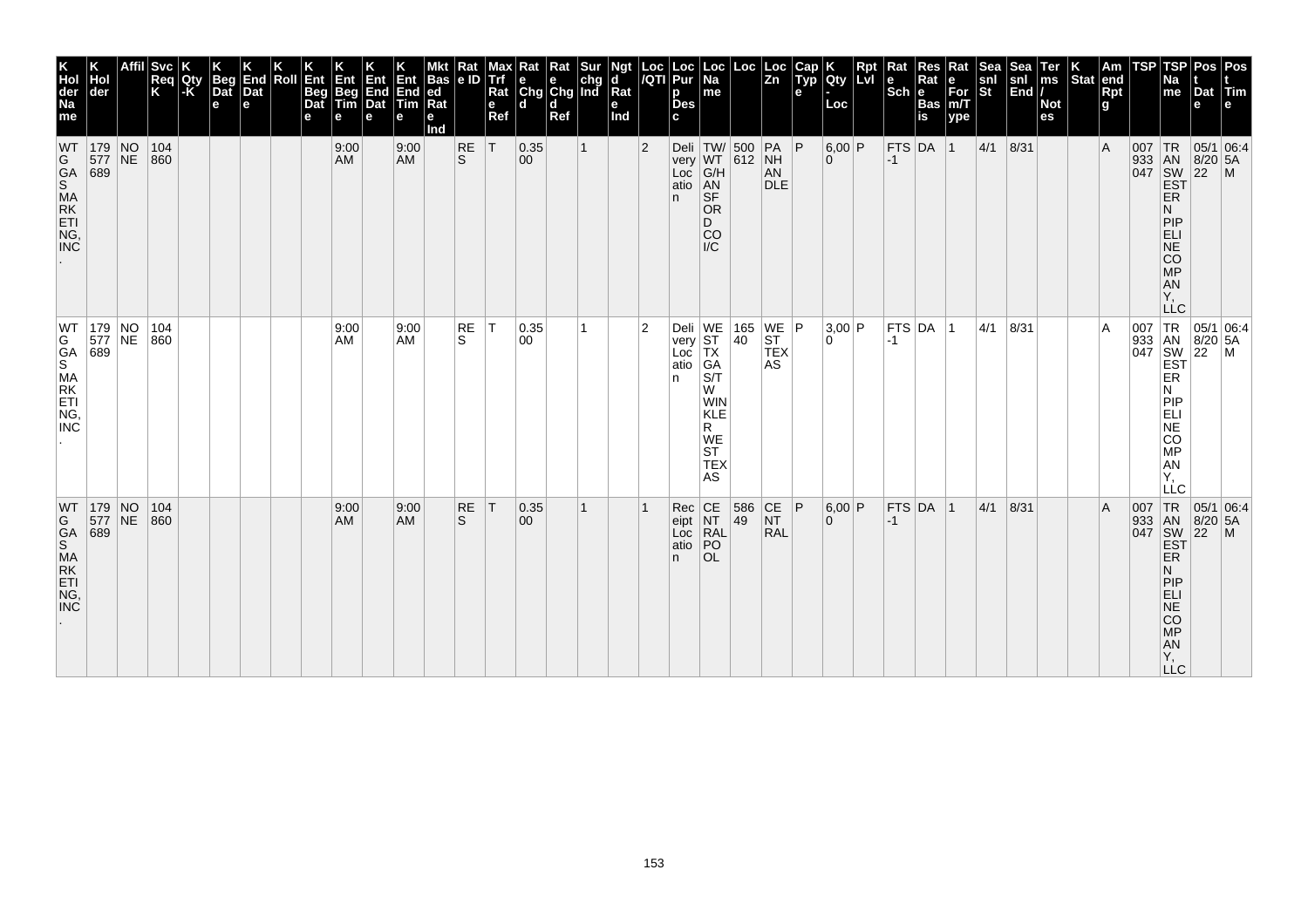| K Hol der Na me | K Hol der | Affil | Svc Req K | K Qty -K | K Beg Dat e | K End Dat e | K Roll | K Ent Beg Dat e | K Ent Beg Tim e | K Ent End Dat e | K Ent End Tim e | Mkt Bas ed Rat e Ind | Rat e ID | Max Trf Rat e Ref | Rat e Chg d | Rat e Chg d Ref | Sur chg Ind | Ngt d Rat e Ind | Loc /QTI | Loc Pur p Des c | Loc Na me | Loc | Loc Zn | Cap Typ e | K Qty - Loc | Rpt Lvl | Rat e Sch | Res Rat e Bas is | Rat e For m/T ype | Sea snl St | Sea snl End | Ter ms / Not es | K Stat | Am end Rpt g | TSP | TSP Na me | Pos t Dat e | Pos t Tim e |
|---|---|---|---|---|---|---|---|---|---|---|---|---|---|---|---|---|---|---|---|---|---|---|---|---|---|---|---|---|---|---|---|---|---|---|---|---|---|---|
| WTG GAS MARKETING, INC. | 179577689 | NONE | 104860 | | | | | | 9:00 AM | | 9:00 AM | | RES | T | 0.3500 | | 1 | | 2 | Delivery Location | TW/WT G/H AN SF ORD CO I/C | 500612 | PANHANDLE | P | 6,000 | P | FTS-1 | DA | 1 | 4/1 | 8/31 | | | A | 007933047 | TRANSWESTERN PIPELINE COMPANY, LLC | 05/18/2022 | 06:45AM |
| WTG GAS MARKETING, INC. | 179577689 | NONE | 104860 | | | | | | 9:00 AM | | 9:00 AM | | RES | T | 0.3500 | | 1 | | 2 | Delivery Location | WEST TX GAS/TW WINKLER WEST TEXAS | 16540 | WEST TEXAS | P | 3,000 | P | FTS-1 | DA | 1 | 4/1 | 8/31 | | | A | 007933047 | TRANSWESTERN PIPELINE COMPANY, LLC | 05/18/2022 | 06:45AM |
| WTG GAS MARKETING, INC. | 179577689 | NONE | 104860 | | | | | | 9:00 AM | | 9:00 AM | | RES | T | 0.3500 | | 1 | | 1 | Receipt Location | CENTRAL POOL | 58649 | CENTRAL | P | 6,000 | P | FTS-1 | DA | 1 | 4/1 | 8/31 | | | A | 007933047 | TRANSWESTERN PIPELINE COMPANY, LLC | 05/18/2022 | 06:45AM |